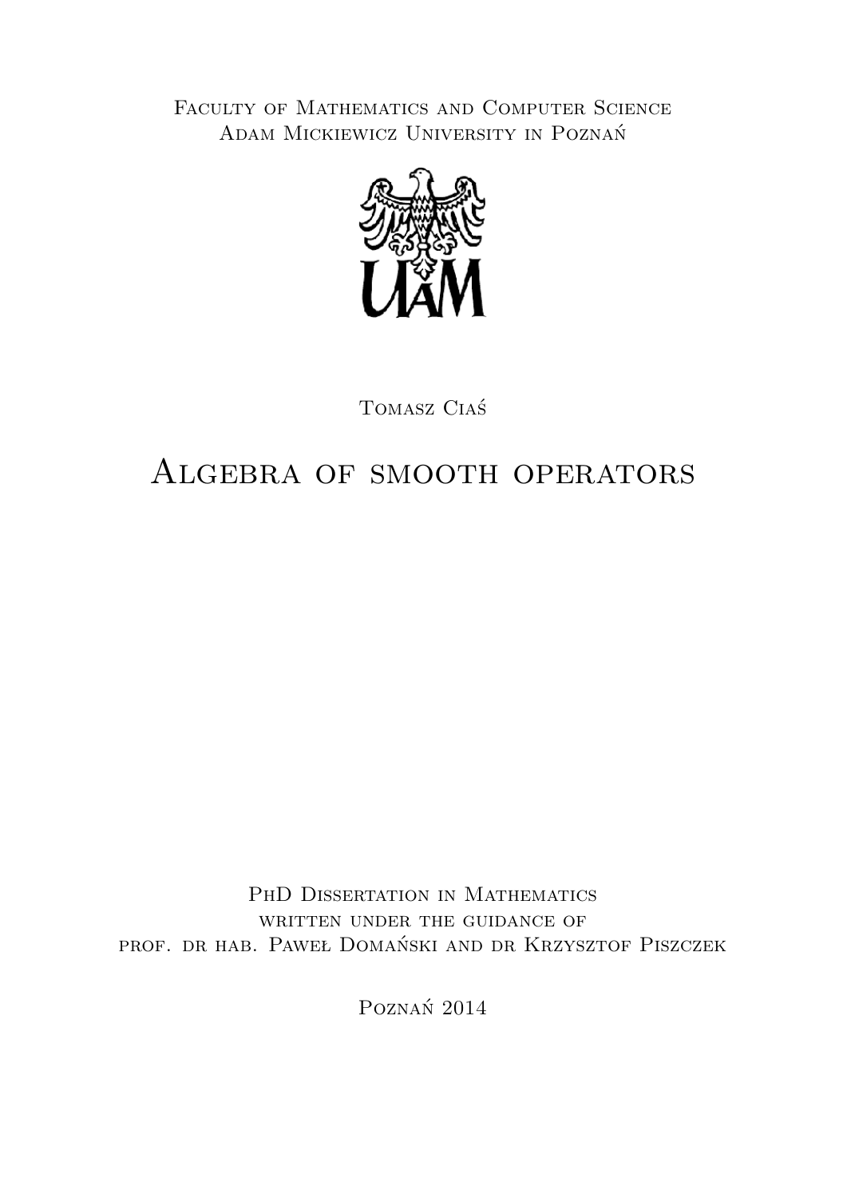Faculty of Mathematics and Computer Science
Adam Mickiewicz University in Poznań

Tomasz Ciaś

# Algebra of smooth operators

PhD Dissertation in Mathematics
written under the guidance of
prof. dr hab. Paweł Domański and dr Krzysztof Piszczek

Poznań 2014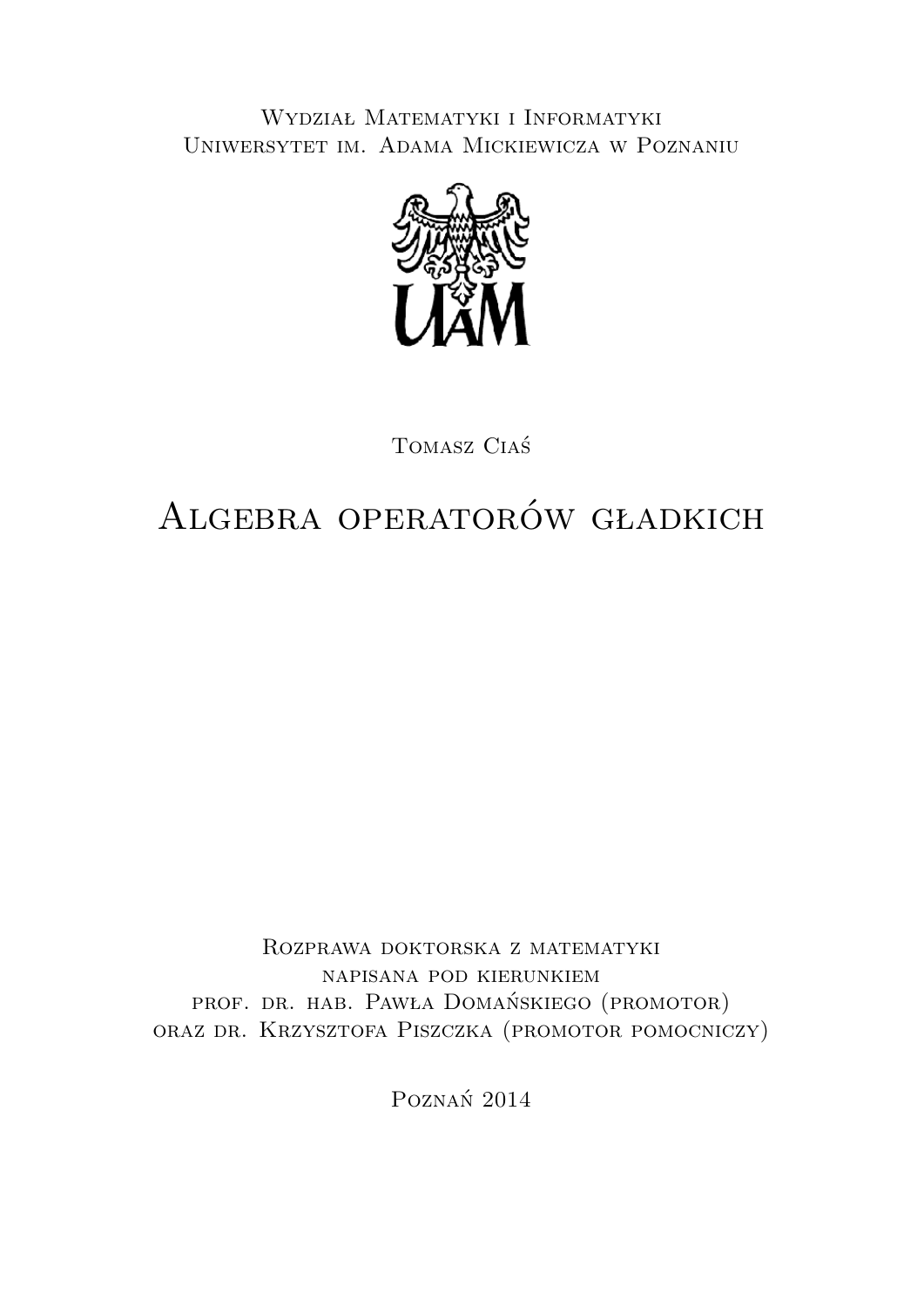Wydział Matematyki i Informatyki
Uniwersytet im. Adama Mickiewicza w Poznaniu

Tomasz Ciaś

# Algebra operatorów gładkich

Rozprawa doktorska z matematyki
napisana pod kierunkiem
prof. dr. hab. Pawła Domańskiego (promotor)
oraz dr. Krzysztofa Piszczka (promotor pomocniczy)

Poznań 2014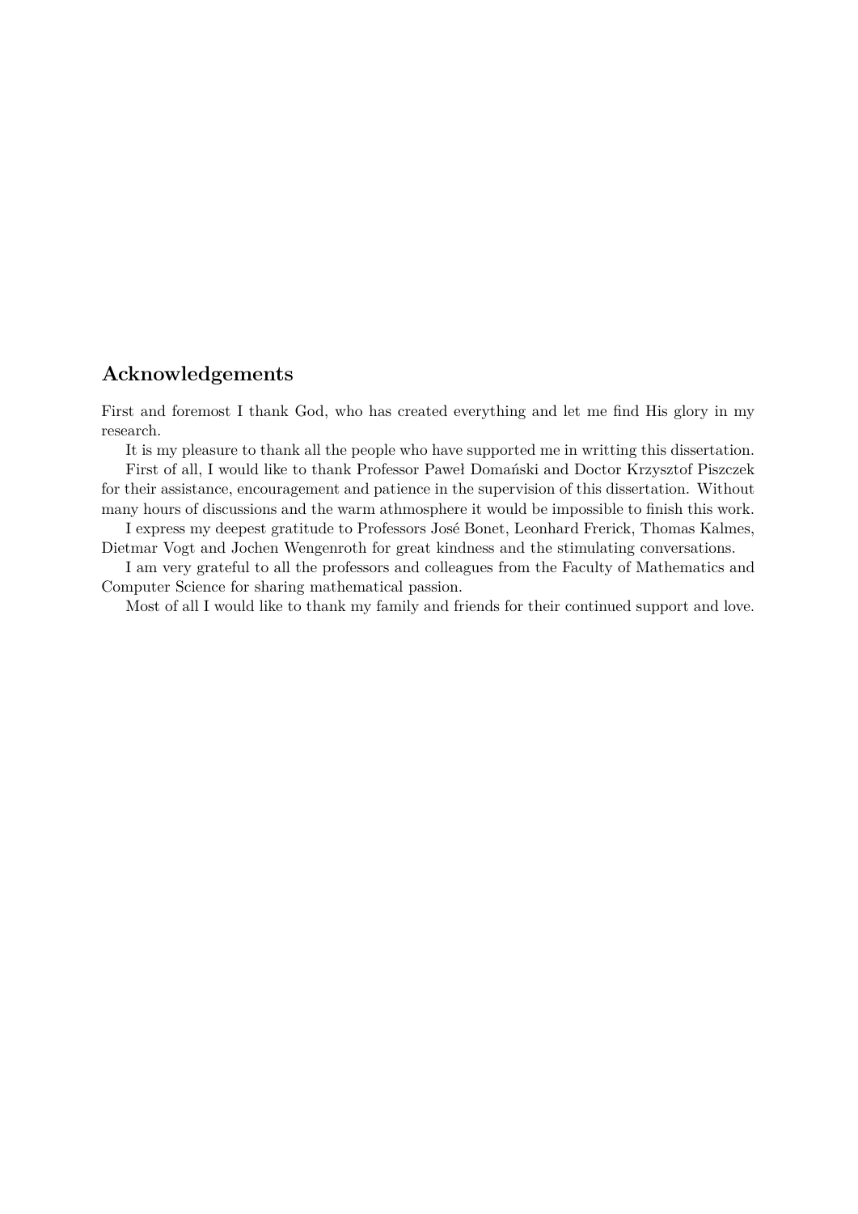## Acknowledgements

First and foremost I thank God, who has created everything and let me find His glory in my research.

It is my pleasure to thank all the people who have supported me in writting this dissertation.

First of all, I would like to thank Professor Paweł Domański and Doctor Krzysztof Piszczek for their assistance, encouragement and patience in the supervision of this dissertation. Without many hours of discussions and the warm athmosphere it would be impossible to finish this work.

I express my deepest gratitude to Professors José Bonet, Leonhard Frerick, Thomas Kalmes, Dietmar Vogt and Jochen Wengenroth for great kindness and the stimulating conversations.

I am very grateful to all the professors and colleagues from the Faculty of Mathematics and Computer Science for sharing mathematical passion.

Most of all I would like to thank my family and friends for their continued support and love.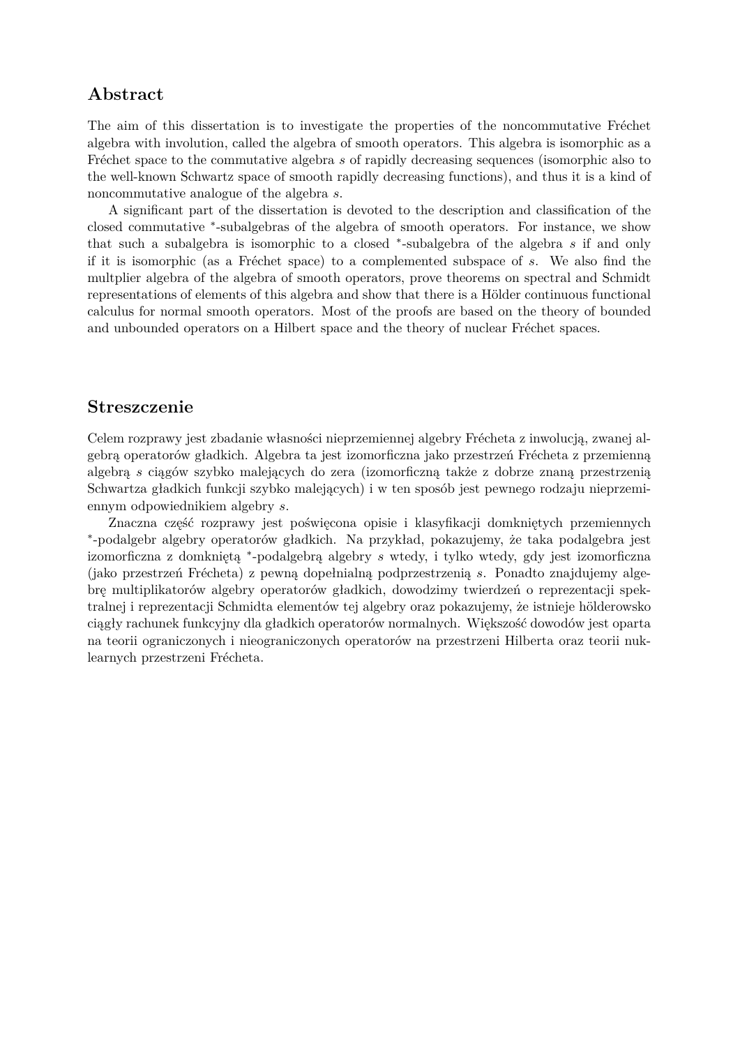## Abstract

The aim of this dissertation is to investigate the properties of the noncommutative Fréchet algebra with involution, called the algebra of smooth operators. This algebra is isomorphic as a Fréchet space to the commutative algebra $s$ of rapidly decreasing sequences (isomorphic also to the well-known Schwartz space of smooth rapidly decreasing functions), and thus it is a kind of noncommutative analogue of the algebra $s$.

A significant part of the dissertation is devoted to the description and classification of the closed commutative $^*$-subalgebras of the algebra of smooth operators. For instance, we show that such a subalgebra is isomorphic to a closed $^*$-subalgebra of the algebra $s$ if and only if it is isomorphic (as a Fréchet space) to a complemented subspace of $s$. We also find the multplier algebra of the algebra of smooth operators, prove theorems on spectral and Schmidt representations of elements of this algebra and show that there is a Hölder continuous functional calculus for normal smooth operators. Most of the proofs are based on the theory of bounded and unbounded operators on a Hilbert space and the theory of nuclear Fréchet spaces.

## Streszczenie

Celem rozprawy jest zbadanie własności nieprzemiennej algebry Frécheta z inwolucją, zwanej algebrą operatorów gładkich. Algebra ta jest izomorficzna jako przestrzeń Frécheta z przemienną algebrą $s$ ciągów szybko malejących do zera (izomorficzną także z dobrze znaną przestrzenią Schwartza gładkich funkcji szybko malejących) i w ten sposób jest pewnego rodzaju nieprzemiennym odpowiednikiem algebry $s$.

Znaczna część rozprawy jest poświęcona opisie i klasyfikacji domkniętych przemiennych $^*$-podalgebr algebry operatorów gładkich. Na przykład, pokazujemy, że taka podalgebra jest izomorficzna z domkniętą $^*$-podalgebrą algebry $s$ wtedy, i tylko wtedy, gdy jest izomorficzna (jako przestrzeń Frécheta) z pewną dopełnialną podprzestrzenią $s$. Ponadto znajdujemy algebrę multiplikatorów algebry operatorów gładkich, dowodzimy twierdzeń o reprezentacji spektralnej i reprezentacji Schmidta elementów tej algebry oraz pokazujemy, że istnieje hölderowsko ciągły rachunek funkcyjny dla gładkich operatorów normalnych. Większość dowodów jest oparta na teorii ograniczonych i nieograniczonych operatorów na przestrzeni Hilberta oraz teorii nuklearnych przestrzeni Frécheta.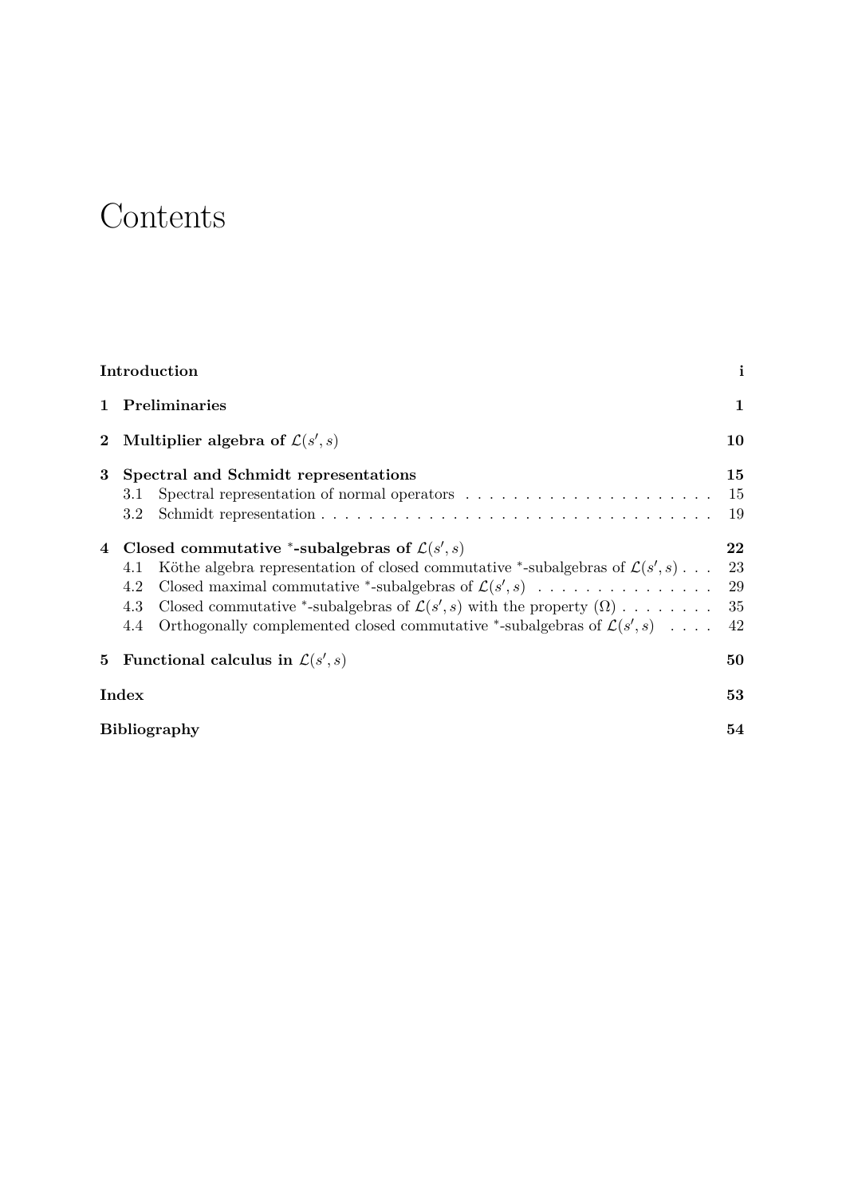# Contents

- **Introduction** — i
- **1 Preliminaries** — 1
- **2 Multiplier algebra of $\mathcal{L}(s', s)$** — 10
- **3 Spectral and Schmidt representations** — 15
  - 3.1 Spectral representation of normal operators — 15
  - 3.2 Schmidt representation — 19
- **4 Closed commutative $^*$-subalgebras of $\mathcal{L}(s', s)$** — 22
  - 4.1 Köthe algebra representation of closed commutative $^*$-subalgebras of $\mathcal{L}(s', s)$ — 23
  - 4.2 Closed maximal commutative $^*$-subalgebras of $\mathcal{L}(s', s)$ — 29
  - 4.3 Closed commutative $^*$-subalgebras of $\mathcal{L}(s', s)$ with the property $(\Omega)$ — 35
  - 4.4 Orthogonally complemented closed commutative $^*$-subalgebras of $\mathcal{L}(s', s)$ — 42
- **5 Functional calculus in $\mathcal{L}(s', s)$** — 50
- **Index** — 53
- **Bibliography** — 54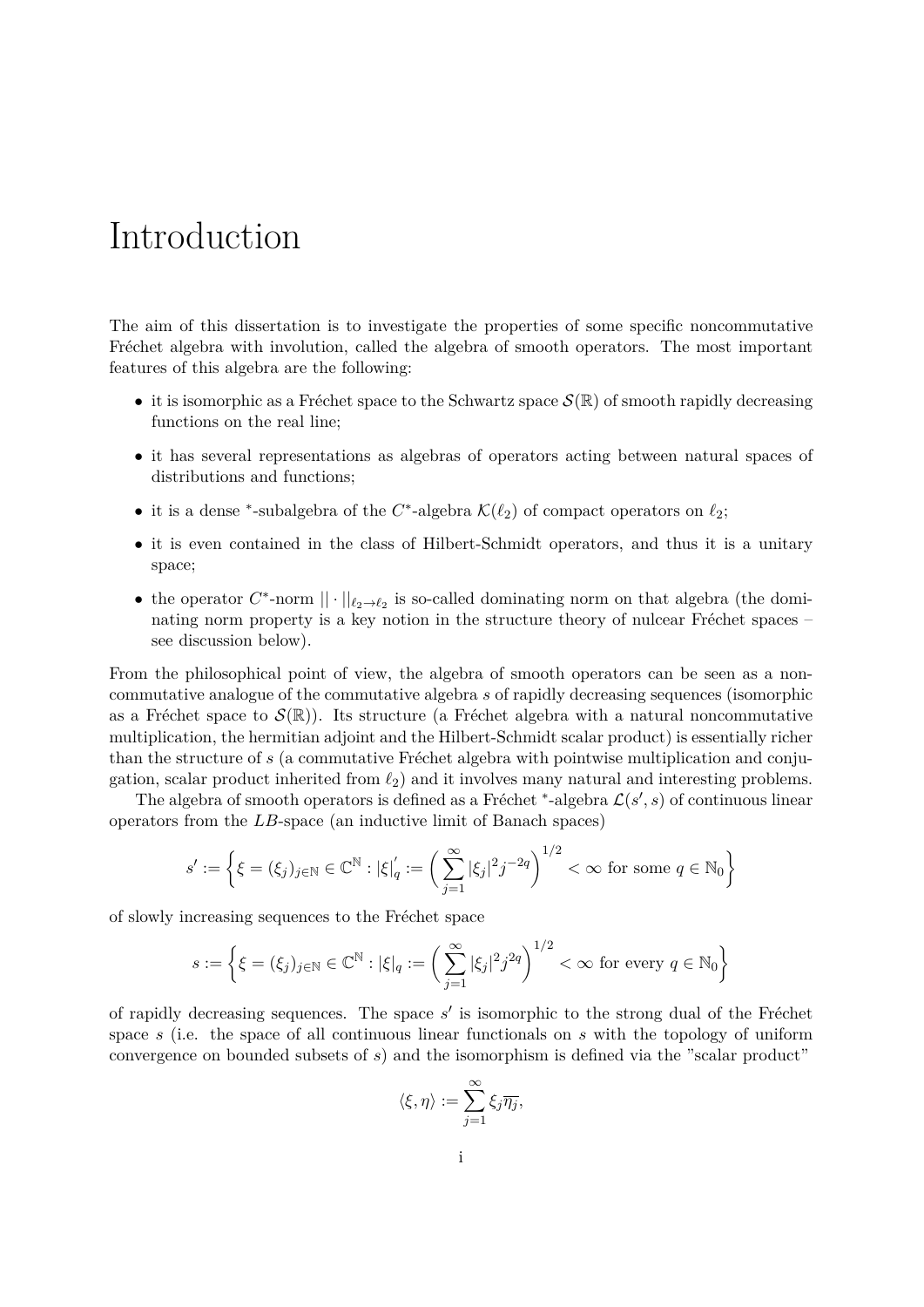# Introduction

The aim of this dissertation is to investigate the properties of some specific noncommutative Fréchet algebra with involution, called the algebra of smooth operators. The most important features of this algebra are the following:

- it is isomorphic as a Fréchet space to the Schwartz space $\mathcal{S}(\mathbb{R})$ of smooth rapidly decreasing functions on the real line;
- it has several representations as algebras of operators acting between natural spaces of distributions and functions;
- it is a dense $^*$-subalgebra of the $C^*$-algebra $\mathcal{K}(\ell_2)$ of compact operators on $\ell_2$;
- it is even contained in the class of Hilbert-Schmidt operators, and thus it is a unitary space;
- the operator $C^*$-norm $||\cdot||_{\ell_2\to\ell_2}$ is so-called dominating norm on that algebra (the dominating norm property is a key notion in the structure theory of nulcear Fréchet spaces – see discussion below).

From the philosophical point of view, the algebra of smooth operators can be seen as a noncommutative analogue of the commutative algebra $s$ of rapidly decreasing sequences (isomorphic as a Fréchet space to $\mathcal{S}(\mathbb{R})$). Its structure (a Fréchet algebra with a natural noncommutative multiplication, the hermitian adjoint and the Hilbert-Schmidt scalar product) is essentially richer than the structure of $s$ (a commutative Fréchet algebra with pointwise multiplication and conjugation, scalar product inherited from $\ell_2$) and it involves many natural and interesting problems.

The algebra of smooth operators is defined as a Fréchet $^*$-algebra $\mathcal{L}(s', s)$ of continuous linear operators from the $LB$-space (an inductive limit of Banach spaces)

$$s' := \left\{\xi = (\xi_j)_{j\in\mathbb{N}} \in \mathbb{C}^{\mathbb{N}} : |\xi|_q' := \bigg(\sum_{j=1}^{\infty}|\xi_j|^2 j^{-2q}\bigg)^{1/2} < \infty \text{ for some } q\in\mathbb{N}_0\right\}$$

of slowly increasing sequences to the Fréchet space

$$s := \left\{\xi = (\xi_j)_{j\in\mathbb{N}} \in \mathbb{C}^{\mathbb{N}} : |\xi|_q := \bigg(\sum_{j=1}^{\infty}|\xi_j|^2 j^{2q}\bigg)^{1/2} < \infty \text{ for every } q\in\mathbb{N}_0\right\}$$

of rapidly decreasing sequences. The space $s'$ is isomorphic to the strong dual of the Fréchet space $s$ (i.e. the space of all continuous linear functionals on $s$ with the topology of uniform convergence on bounded subsets of $s$) and the isomorphism is defined via the "scalar product"

$$\langle\xi,\eta\rangle := \sum_{j=1}^{\infty}\xi_j\overline{\eta_j},$$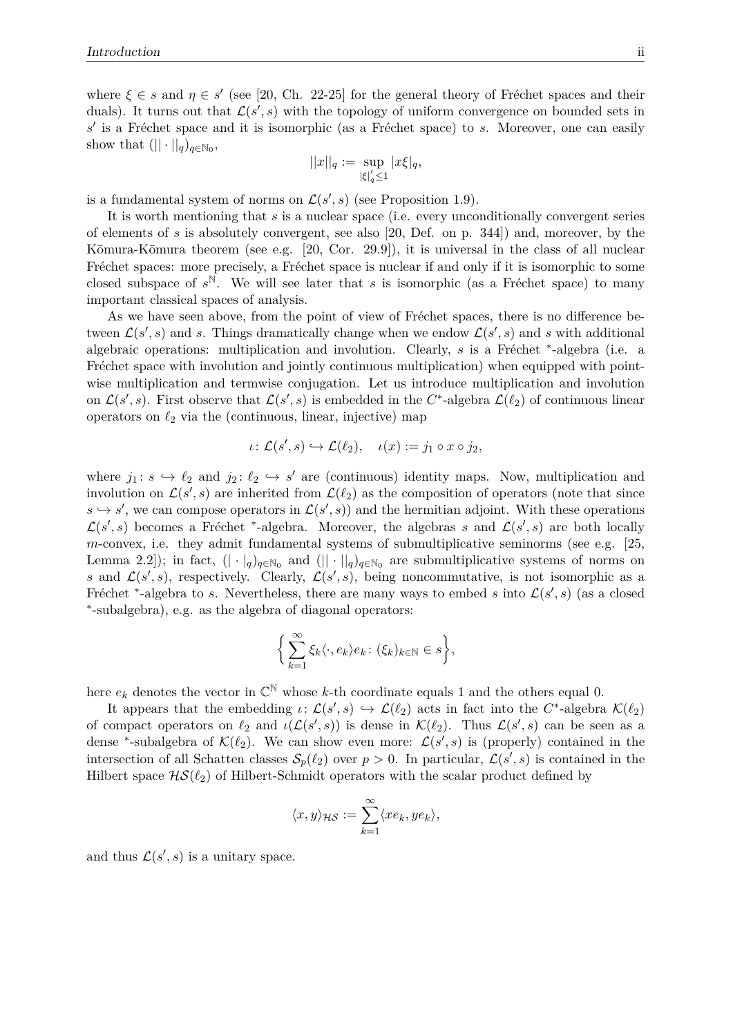where $\xi \in s$ and $\eta \in s'$ (see [20, Ch. 22-25] for the general theory of Fréchet spaces and their duals). It turns out that $\mathcal{L}(s', s)$ with the topology of uniform convergence on bounded sets in $s'$ is a Fréchet space and it is isomorphic (as a Fréchet space) to $s$. Moreover, one can easily show that $(||\cdot||_q)_{q\in\mathbb{N}_0}$,

$$||x||_q := \sup_{|\xi|'_q \leq 1} |x\xi|_q,$$

is a fundamental system of norms on $\mathcal{L}(s', s)$ (see Proposition 1.9).

It is worth mentioning that $s$ is a nuclear space (i.e. every unconditionally convergent series of elements of $s$ is absolutely convergent, see also [20, Def. on p. 344]) and, moreover, by the Kōmura-Kōmura theorem (see e.g. [20, Cor. 29.9]), it is universal in the class of all nuclear Fréchet spaces: more precisely, a Fréchet space is nuclear if and only if it is isomorphic to some closed subspace of $s^{\mathbb{N}}$. We will see later that $s$ is isomorphic (as a Fréchet space) to many important classical spaces of analysis.

As we have seen above, from the point of view of Fréchet spaces, there is no difference between $\mathcal{L}(s', s)$ and $s$. Things dramatically change when we endow $\mathcal{L}(s', s)$ and $s$ with additional algebraic operations: multiplication and involution. Clearly, $s$ is a Fréchet $^*$-algebra (i.e. a Fréchet space with involution and jointly continuous multiplication) when equipped with pointwise multiplication and termwise conjugation. Let us introduce multiplication and involution on $\mathcal{L}(s', s)$. First observe that $\mathcal{L}(s', s)$ is embedded in the $C^*$-algebra $\mathcal{L}(\ell_2)$ of continuous linear operators on $\ell_2$ via the (continuous, linear, injective) map

$$\iota\colon \mathcal{L}(s', s) \hookrightarrow \mathcal{L}(\ell_2), \quad \iota(x) := j_1 \circ x \circ j_2,$$

where $j_1\colon s \hookrightarrow \ell_2$ and $j_2\colon \ell_2 \hookrightarrow s'$ are (continuous) identity maps. Now, multiplication and involution on $\mathcal{L}(s', s)$ are inherited from $\mathcal{L}(\ell_2)$ as the composition of operators (note that since $s \hookrightarrow s'$, we can compose operators in $\mathcal{L}(s', s)$) and the hermitian adjoint. With these operations $\mathcal{L}(s', s)$ becomes a Fréchet $^*$-algebra. Moreover, the algebras $s$ and $\mathcal{L}(s', s)$ are both locally $m$-convex, i.e. they admit fundamental systems of submultiplicative seminorms (see e.g. [25, Lemma 2.2]); in fact, $(|\cdot|_q)_{q\in\mathbb{N}_0}$ and $(||\cdot||_q)_{q\in\mathbb{N}_0}$ are submultiplicative systems of norms on $s$ and $\mathcal{L}(s', s)$, respectively. Clearly, $\mathcal{L}(s', s)$, being noncommutative, is not isomorphic as a Fréchet $^*$-algebra to $s$. Nevertheless, there are many ways to embed $s$ into $\mathcal{L}(s', s)$ (as a closed $^*$-subalgebra), e.g. as the algebra of diagonal operators:

$$\bigg\{ \sum_{k=1}^{\infty} \xi_k \langle \cdot, e_k \rangle e_k \colon (\xi_k)_{k\in\mathbb{N}} \in s \bigg\},$$

here $e_k$ denotes the vector in $\mathbb{C}^{\mathbb{N}}$ whose $k$-th coordinate equals 1 and the others equal 0.

It appears that the embedding $\iota\colon \mathcal{L}(s', s) \hookrightarrow \mathcal{L}(\ell_2)$ acts in fact into the $C^*$-algebra $\mathcal{K}(\ell_2)$ of compact operators on $\ell_2$ and $\iota(\mathcal{L}(s', s))$ is dense in $\mathcal{K}(\ell_2)$. Thus $\mathcal{L}(s', s)$ can be seen as a dense $^*$-subalgebra of $\mathcal{K}(\ell_2)$. We can show even more: $\mathcal{L}(s', s)$ is (properly) contained in the intersection of all Schatten classes $\mathcal{S}_p(\ell_2)$ over $p > 0$. In particular, $\mathcal{L}(s', s)$ is contained in the Hilbert space $\mathcal{HS}(\ell_2)$ of Hilbert-Schmidt operators with the scalar product defined by

$$\langle x, y \rangle_{\mathcal{HS}} := \sum_{k=1}^{\infty} \langle xe_k, ye_k \rangle,$$

and thus $\mathcal{L}(s', s)$ is a unitary space.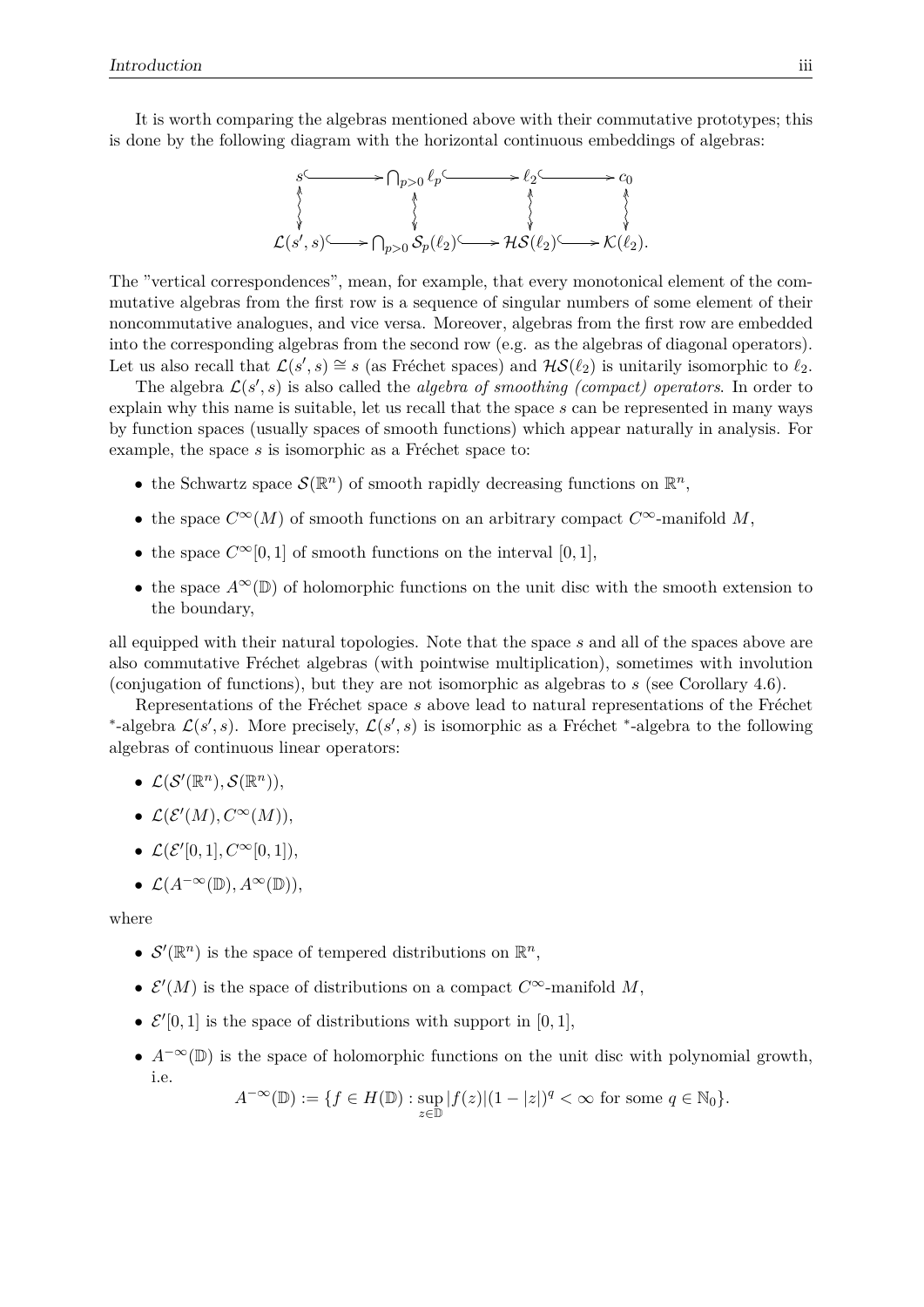It is worth comparing the algebras mentioned above with their commutative prototypes; this is done by the following diagram with the horizontal continuous embeddings of algebras:

$$
\begin{array}{ccccccc}
s & \hookrightarrow & \bigcap_{p>0} \ell_p & \hookrightarrow & \ell_2 & \hookrightarrow & c_0 \\
\updownarrow & & \updownarrow & & \updownarrow & & \updownarrow \\
\mathcal{L}(s', s) & \hookrightarrow & \bigcap_{p>0} \mathcal{S}_p(\ell_2) & \hookrightarrow & \mathcal{HS}(\ell_2) & \hookrightarrow & \mathcal{K}(\ell_2).
\end{array}
$$

The "vertical correspondences", mean, for example, that every monotonical element of the commutative algebras from the first row is a sequence of singular numbers of some element of their noncommutative analogues, and vice versa. Moreover, algebras from the first row are embedded into the corresponding algebras from the second row (e.g. as the algebras of diagonal operators). Let us also recall that $\mathcal{L}(s', s) \cong s$ (as Fréchet spaces) and $\mathcal{HS}(\ell_2)$ is unitarily isomorphic to $\ell_2$.

The algebra $\mathcal{L}(s', s)$ is also called the *algebra of smoothing (compact) operators*. In order to explain why this name is suitable, let us recall that the space $s$ can be represented in many ways by function spaces (usually spaces of smooth functions) which appear naturally in analysis. For example, the space $s$ is isomorphic as a Fréchet space to:

- the Schwartz space $\mathcal{S}(\mathbb{R}^n)$ of smooth rapidly decreasing functions on $\mathbb{R}^n$,
- the space $C^\infty(M)$ of smooth functions on an arbitrary compact $C^\infty$-manifold $M$,
- the space $C^\infty[0, 1]$ of smooth functions on the interval $[0, 1]$,
- the space $A^\infty(\mathbb{D})$ of holomorphic functions on the unit disc with the smooth extension to the boundary,

all equipped with their natural topologies. Note that the space $s$ and all of the spaces above are also commutative Fréchet algebras (with pointwise multiplication), sometimes with involution (conjugation of functions), but they are not isomorphic as algebras to $s$ (see Corollary 4.6).

Representations of the Fréchet space $s$ above lead to natural representations of the Fréchet $^*$-algebra $\mathcal{L}(s', s)$. More precisely, $\mathcal{L}(s', s)$ is isomorphic as a Fréchet $^*$-algebra to the following algebras of continuous linear operators:

- $\mathcal{L}(\mathcal{S}'(\mathbb{R}^n), \mathcal{S}(\mathbb{R}^n))$,
- $\mathcal{L}(\mathcal{E}'(M), C^\infty(M))$,
- $\mathcal{L}(\mathcal{E}'[0, 1], C^\infty[0, 1])$,
- $\mathcal{L}(A^{-\infty}(\mathbb{D}), A^\infty(\mathbb{D}))$,

where

- $\mathcal{S}'(\mathbb{R}^n)$ is the space of tempered distributions on $\mathbb{R}^n$,
- $\mathcal{E}'(M)$ is the space of distributions on a compact $C^\infty$-manifold $M$,
- $\mathcal{E}'[0, 1]$ is the space of distributions with support in $[0, 1]$,
- $A^{-\infty}(\mathbb{D})$ is the space of holomorphic functions on the unit disc with polynomial growth, i.e.

$$A^{-\infty}(\mathbb{D}) := \{f \in H(\mathbb{D}) : \sup_{z \in \mathbb{D}} |f(z)|(1 - |z|)^q < \infty \text{ for some } q \in \mathbb{N}_0\}.$$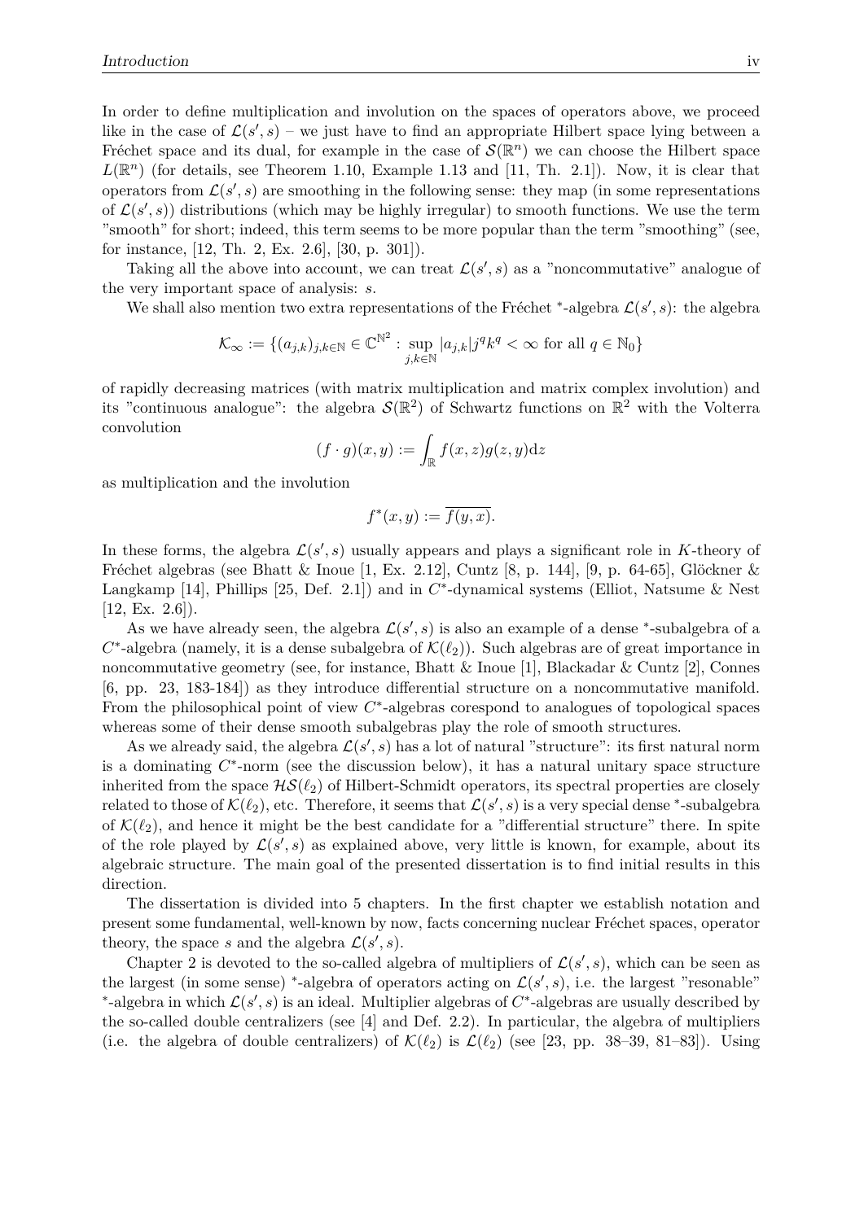In order to define multiplication and involution on the spaces of operators above, we proceed like in the case of $\mathcal{L}(s', s)$ – we just have to find an appropriate Hilbert space lying between a Fréchet space and its dual, for example in the case of $\mathcal{S}(\mathbb{R}^n)$ we can choose the Hilbert space $L(\mathbb{R}^n)$ (for details, see Theorem 1.10, Example 1.13 and [11, Th. 2.1]). Now, it is clear that operators from $\mathcal{L}(s', s)$ are smoothing in the following sense: they map (in some representations of $\mathcal{L}(s', s)$) distributions (which may be highly irregular) to smooth functions. We use the term "smooth" for short; indeed, this term seems to be more popular than the term "smoothing" (see, for instance, [12, Th. 2, Ex. 2.6], [30, p. 301]).

Taking all the above into account, we can treat $\mathcal{L}(s', s)$ as a "noncommutative" analogue of the very important space of analysis: $s$.

We shall also mention two extra representations of the Fréchet $^*$-algebra $\mathcal{L}(s', s)$: the algebra

$$\mathcal{K}_\infty := \{(a_{j,k})_{j,k\in\mathbb{N}} \in \mathbb{C}^{\mathbb{N}^2} : \sup_{j,k\in\mathbb{N}} |a_{j,k}| j^q k^q < \infty \text{ for all } q \in \mathbb{N}_0\}$$

of rapidly decreasing matrices (with matrix multiplication and matrix complex involution) and its "continuous analogue": the algebra $\mathcal{S}(\mathbb{R}^2)$ of Schwartz functions on $\mathbb{R}^2$ with the Volterra convolution

$$(f \cdot g)(x, y) := \int_{\mathbb{R}} f(x, z) g(z, y) \mathrm{d}z$$

as multiplication and the involution

$$f^*(x, y) := \overline{f(y, x)}.$$

In these forms, the algebra $\mathcal{L}(s', s)$ usually appears and plays a significant role in $K$-theory of Fréchet algebras (see Bhatt & Inoue [1, Ex. 2.12], Cuntz [8, p. 144], [9, p. 64-65], Glöckner & Langkamp [14], Phillips [25, Def. 2.1]) and in $C^*$-dynamical systems (Elliot, Natsume & Nest [12, Ex. 2.6]).

As we have already seen, the algebra $\mathcal{L}(s', s)$ is also an example of a dense $^*$-subalgebra of a $C^*$-algebra (namely, it is a dense subalgebra of $\mathcal{K}(\ell_2)$). Such algebras are of great importance in noncommutative geometry (see, for instance, Bhatt & Inoue [1], Blackadar & Cuntz [2], Connes [6, pp. 23, 183-184]) as they introduce differential structure on a noncommutative manifold. From the philosophical point of view $C^*$-algebras corespond to analogues of topological spaces whereas some of their dense smooth subalgebras play the role of smooth structures.

As we already said, the algebra $\mathcal{L}(s', s)$ has a lot of natural "structure": its first natural norm is a dominating $C^*$-norm (see the discussion below), it has a natural unitary space structure inherited from the space $\mathcal{HS}(\ell_2)$ of Hilbert-Schmidt operators, its spectral properties are closely related to those of $\mathcal{K}(\ell_2)$, etc. Therefore, it seems that $\mathcal{L}(s', s)$ is a very special dense $^*$-subalgebra of $\mathcal{K}(\ell_2)$, and hence it might be the best candidate for a "differential structure" there. In spite of the role played by $\mathcal{L}(s', s)$ as explained above, very little is known, for example, about its algebraic structure. The main goal of the presented dissertation is to find initial results in this direction.

The dissertation is divided into 5 chapters. In the first chapter we establish notation and present some fundamental, well-known by now, facts concerning nuclear Fréchet spaces, operator theory, the space $s$ and the algebra $\mathcal{L}(s', s)$.

Chapter 2 is devoted to the so-called algebra of multipliers of $\mathcal{L}(s', s)$, which can be seen as the largest (in some sense) $^*$-algebra of operators acting on $\mathcal{L}(s', s)$, i.e. the largest "resonable" $^*$-algebra in which $\mathcal{L}(s', s)$ is an ideal. Multiplier algebras of $C^*$-algebras are usually described by the so-called double centralizers (see [4] and Def. 2.2). In particular, the algebra of multipliers (i.e. the algebra of double centralizers) of $\mathcal{K}(\ell_2)$ is $\mathcal{L}(\ell_2)$ (see [23, pp. 38–39, 81–83]). Using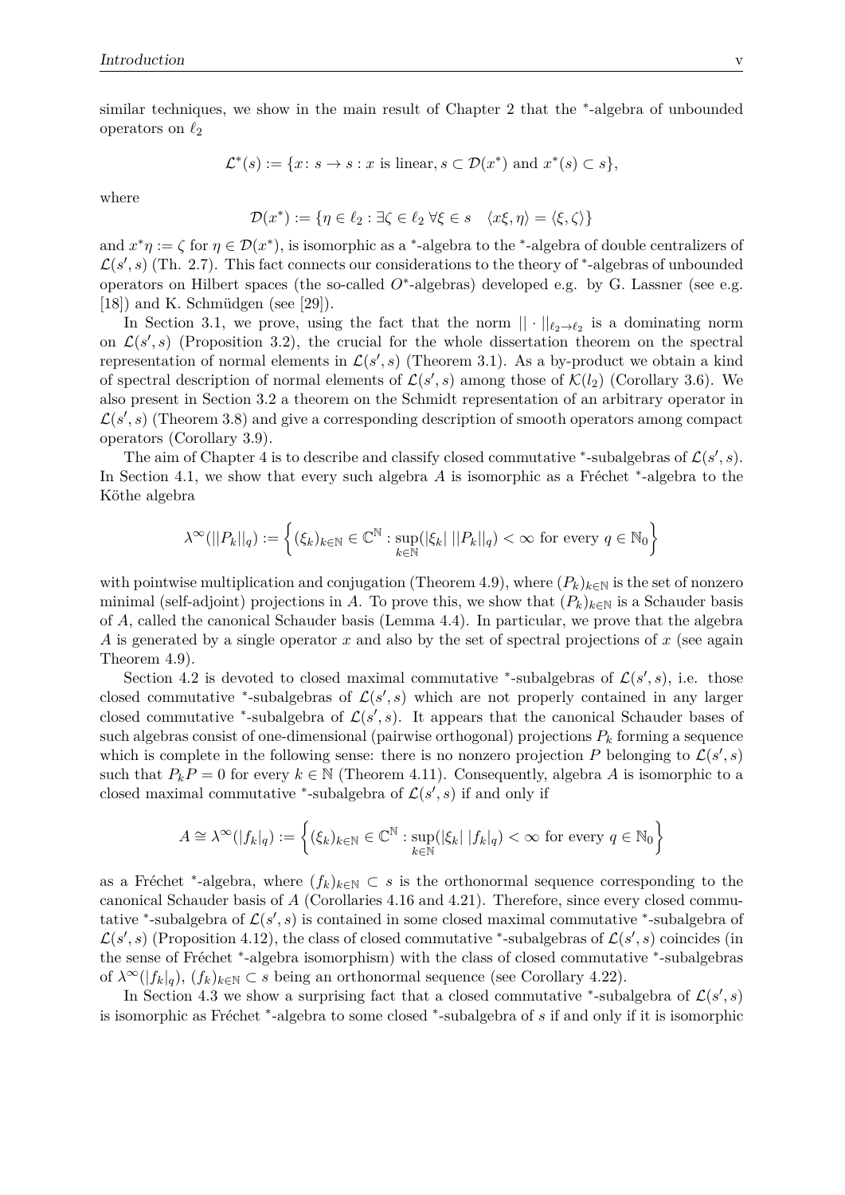similar techniques, we show in the main result of Chapter 2 that the $^*$-algebra of unbounded operators on $\ell_2$

$$\mathcal{L}^*(s) := \{x\colon s \to s : x \text{ is linear}, s \subset \mathcal{D}(x^*) \text{ and } x^*(s) \subset s\},$$

where

$$\mathcal{D}(x^*) := \{\eta \in \ell_2 : \exists \zeta \in \ell_2 \; \forall \xi \in s \quad \langle x\xi, \eta\rangle = \langle \xi, \zeta\rangle\}$$

and $x^*\eta := \zeta$ for $\eta \in \mathcal{D}(x^*)$, is isomorphic as a $^*$-algebra to the $^*$-algebra of double centralizers of $\mathcal{L}(s', s)$ (Th. 2.7). This fact connects our considerations to the theory of $^*$-algebras of unbounded operators on Hilbert spaces (the so-called $O^*$-algebras) developed e.g. by G. Lassner (see e.g. [18]) and K. Schmüdgen (see [29]).

In Section 3.1, we prove, using the fact that the norm $||\cdot||_{\ell_2 \to \ell_2}$ is a dominating norm on $\mathcal{L}(s', s)$ (Proposition 3.2), the crucial for the whole dissertation theorem on the spectral representation of normal elements in $\mathcal{L}(s', s)$ (Theorem 3.1). As a by-product we obtain a kind of spectral description of normal elements of $\mathcal{L}(s', s)$ among those of $\mathcal{K}(l_2)$ (Corollary 3.6). We also present in Section 3.2 a theorem on the Schmidt representation of an arbitrary operator in $\mathcal{L}(s', s)$ (Theorem 3.8) and give a corresponding description of smooth operators among compact operators (Corollary 3.9).

The aim of Chapter 4 is to describe and classify closed commutative $^*$-subalgebras of $\mathcal{L}(s', s)$. In Section 4.1, we show that every such algebra $A$ is isomorphic as a Fréchet $^*$-algebra to the Köthe algebra

$$\lambda^\infty(||P_k||_q) := \left\{(\xi_k)_{k\in\mathbb{N}} \in \mathbb{C}^\mathbb{N} : \sup_{k\in\mathbb{N}}(|\xi_k| \, ||P_k||_q) < \infty \text{ for every } q \in \mathbb{N}_0\right\}$$

with pointwise multiplication and conjugation (Theorem 4.9), where $(P_k)_{k\in\mathbb{N}}$ is the set of nonzero minimal (self-adjoint) projections in $A$. To prove this, we show that $(P_k)_{k\in\mathbb{N}}$ is a Schauder basis of $A$, called the canonical Schauder basis (Lemma 4.4). In particular, we prove that the algebra $A$ is generated by a single operator $x$ and also by the set of spectral projections of $x$ (see again Theorem 4.9).

Section 4.2 is devoted to closed maximal commutative $^*$-subalgebras of $\mathcal{L}(s', s)$, i.e. those closed commutative $^*$-subalgebras of $\mathcal{L}(s', s)$ which are not properly contained in any larger closed commutative $^*$-subalgebra of $\mathcal{L}(s', s)$. It appears that the canonical Schauder bases of such algebras consist of one-dimensional (pairwise orthogonal) projections $P_k$ forming a sequence which is complete in the following sense: there is no nonzero projection $P$ belonging to $\mathcal{L}(s', s)$ such that $P_kP = 0$ for every $k \in \mathbb{N}$ (Theorem 4.11). Consequently, algebra $A$ is isomorphic to a closed maximal commutative $^*$-subalgebra of $\mathcal{L}(s', s)$ if and only if

$$A \cong \lambda^\infty(|f_k|_q) := \left\{(\xi_k)_{k\in\mathbb{N}} \in \mathbb{C}^\mathbb{N} : \sup_{k\in\mathbb{N}}(|\xi_k| \; |f_k|_q) < \infty \text{ for every } q \in \mathbb{N}_0\right\}$$

as a Fréchet $^*$-algebra, where $(f_k)_{k\in\mathbb{N}} \subset s$ is the orthonormal sequence corresponding to the canonical Schauder basis of $A$ (Corollaries 4.16 and 4.21). Therefore, since every closed commutative $^*$-subalgebra of $\mathcal{L}(s', s)$ is contained in some closed maximal commutative $^*$-subalgebra of $\mathcal{L}(s', s)$ (Proposition 4.12), the class of closed commutative $^*$-subalgebras of $\mathcal{L}(s', s)$ coincides (in the sense of Fréchet $^*$-algebra isomorphism) with the class of closed commutative $^*$-subalgebras of $\lambda^\infty(|f_k|_q)$, $(f_k)_{k\in\mathbb{N}} \subset s$ being an orthonormal sequence (see Corollary 4.22).

In Section 4.3 we show a surprising fact that a closed commutative $^*$-subalgebra of $\mathcal{L}(s', s)$ is isomorphic as Fréchet $^*$-algebra to some closed $^*$-subalgebra of $s$ if and only if it is isomorphic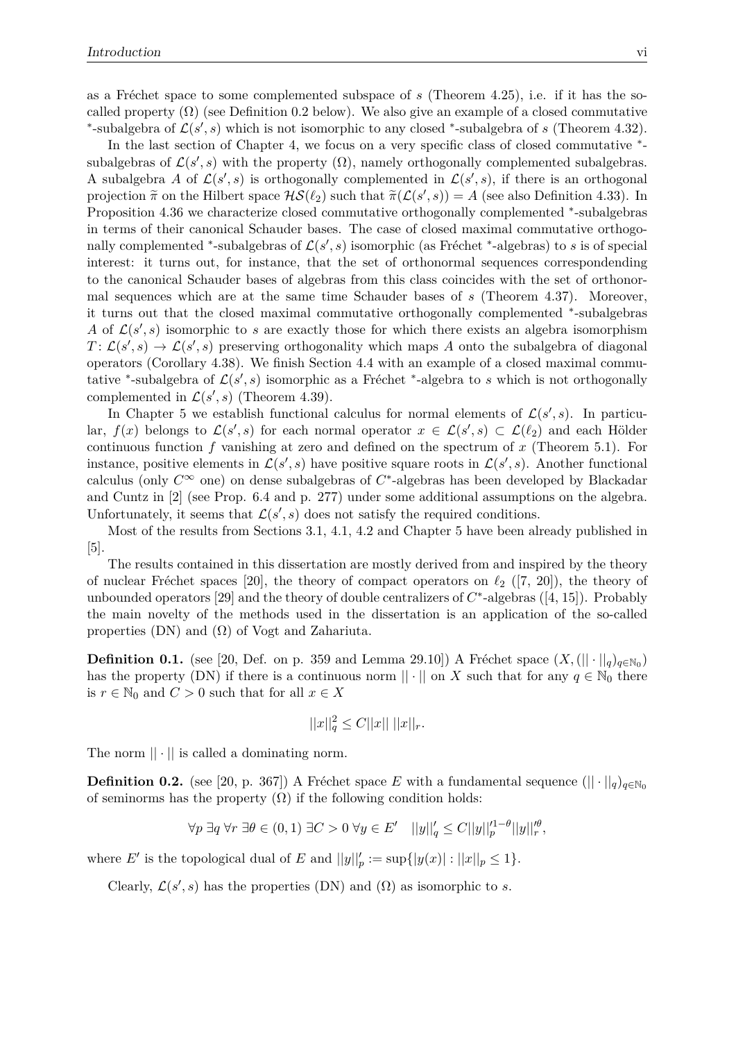as a Fréchet space to some complemented subspace of $s$ (Theorem 4.25), i.e. if it has the so-called property $(\Omega)$ (see Definition 0.2 below). We also give an example of a closed commutative $^*$-subalgebra of $\mathcal{L}(s', s)$ which is not isomorphic to any closed $^*$-subalgebra of $s$ (Theorem 4.32).

In the last section of Chapter 4, we focus on a very specific class of closed commutative $^*$-subalgebras of $\mathcal{L}(s', s)$ with the property $(\Omega)$, namely orthogonally complemented subalgebras. A subalgebra $A$ of $\mathcal{L}(s', s)$ is orthogonally complemented in $\mathcal{L}(s', s)$, if there is an orthogonal projection $\widetilde{\pi}$ on the Hilbert space $\mathcal{HS}(\ell_2)$ such that $\widetilde{\pi}(\mathcal{L}(s', s)) = A$ (see also Definition 4.33). In Proposition 4.36 we characterize closed commutative orthogonally complemented $^*$-subalgebras in terms of their canonical Schauder bases. The case of closed maximal commutative orthogonally complemented $^*$-subalgebras of $\mathcal{L}(s', s)$ isomorphic (as Fréchet $^*$-algebras) to $s$ is of special interest: it turns out, for instance, that the set of orthonormal sequences correspondending to the canonical Schauder bases of algebras from this class coincides with the set of orthonormal sequences which are at the same time Schauder bases of $s$ (Theorem 4.37). Moreover, it turns out that the closed maximal commutative orthogonally complemented $^*$-subalgebras $A$ of $\mathcal{L}(s', s)$ isomorphic to $s$ are exactly those for which there exists an algebra isomorphism $T\colon \mathcal{L}(s', s) \to \mathcal{L}(s', s)$ preserving orthogonality which maps $A$ onto the subalgebra of diagonal operators (Corollary 4.38). We finish Section 4.4 with an example of a closed maximal commutative $^*$-subalgebra of $\mathcal{L}(s', s)$ isomorphic as a Fréchet $^*$-algebra to $s$ which is not orthogonally complemented in $\mathcal{L}(s', s)$ (Theorem 4.39).

In Chapter 5 we establish functional calculus for normal elements of $\mathcal{L}(s', s)$. In particular, $f(x)$ belongs to $\mathcal{L}(s', s)$ for each normal operator $x \in \mathcal{L}(s', s) \subset \mathcal{L}(\ell_2)$ and each Hölder continuous function $f$ vanishing at zero and defined on the spectrum of $x$ (Theorem 5.1). For instance, positive elements in $\mathcal{L}(s', s)$ have positive square roots in $\mathcal{L}(s', s)$. Another functional calculus (only $C^\infty$ one) on dense subalgebras of $C^*$-algebras has been developed by Blackadar and Cuntz in [2] (see Prop. 6.4 and p. 277) under some additional assumptions on the algebra. Unfortunately, it seems that $\mathcal{L}(s', s)$ does not satisfy the required conditions.

Most of the results from Sections 3.1, 4.1, 4.2 and Chapter 5 have been already published in [5].

The results contained in this dissertation are mostly derived from and inspired by the theory of nuclear Fréchet spaces [20], the theory of compact operators on $\ell_2$ ([7, 20]), the theory of unbounded operators [29] and the theory of double centralizers of $C^*$-algebras ([4, 15]). Probably the main novelty of the methods used in the dissertation is an application of the so-called properties (DN) and $(\Omega)$ of Vogt and Zahariuta.

**Definition 0.1.** (see [20, Def. on p. 359 and Lemma 29.10]) A Fréchet space $(X, (||\cdot||_q)_{q\in\mathbb{N}_0})$ has the property (DN) if there is a continuous norm $||\cdot||$ on $X$ such that for any $q \in \mathbb{N}_0$ there is $r \in \mathbb{N}_0$ and $C > 0$ such that for all $x \in X$

$$||x||_q^2 \leq C||x||\,||x||_r.$$

The norm $||\cdot||$ is called a dominating norm.

**Definition 0.2.** (see [20, p. 367]) A Fréchet space $E$ with a fundamental sequence $(||\cdot||_q)_{q\in\mathbb{N}_0}$ of seminorms has the property $(\Omega)$ if the following condition holds:

$$\forall p\ \exists q\ \forall r\ \exists \theta \in (0,1)\ \exists C > 0\ \forall y \in E' \quad ||y||'_q \leq C||y||'^{1-\theta}_p ||y||'^{\theta}_r,$$

where $E'$ is the topological dual of $E$ and $||y||'_p := \sup\{|y(x)| : ||x||_p \leq 1\}$.

Clearly, $\mathcal{L}(s', s)$ has the properties (DN) and $(\Omega)$ as isomorphic to $s$.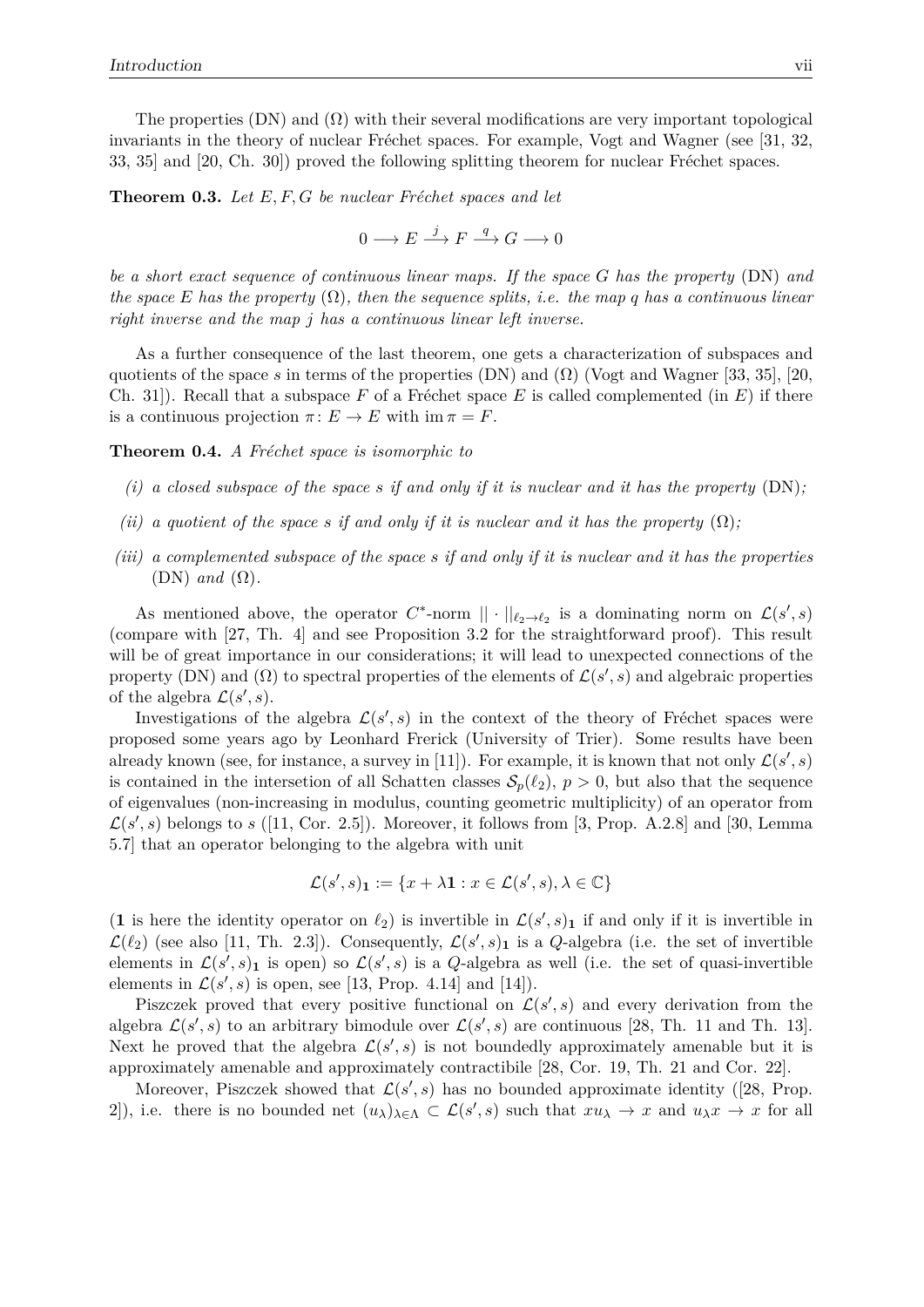The properties (DN) and ($\Omega$) with their several modifications are very important topological invariants in the theory of nuclear Fréchet spaces. For example, Vogt and Wagner (see [31, 32, 33, 35] and [20, Ch. 30]) proved the following splitting theorem for nuclear Fréchet spaces.

**Theorem 0.3.** *Let $E, F, G$ be nuclear Fréchet spaces and let*

$$0 \longrightarrow E \xrightarrow{j} F \xrightarrow{q} G \longrightarrow 0$$

*be a short exact sequence of continuous linear maps. If the space $G$ has the property* (DN) *and the space $E$ has the property ($\Omega$), then the sequence splits, i.e. the map $q$ has a continuous linear right inverse and the map $j$ has a continuous linear left inverse.*

As a further consequence of the last theorem, one gets a characterization of subspaces and quotients of the space $s$ in terms of the properties (DN) and ($\Omega$) (Vogt and Wagner [33, 35], [20, Ch. 31]). Recall that a subspace $F$ of a Fréchet space $E$ is called complemented (in $E$) if there is a continuous projection $\pi \colon E \to E$ with $\operatorname{im} \pi = F$.

**Theorem 0.4.** *A Fréchet space is isomorphic to*

*(i) a closed subspace of the space $s$ if and only if it is nuclear and it has the property* (DN)*;*

*(ii) a quotient of the space $s$ if and only if it is nuclear and it has the property ($\Omega$);*

*(iii) a complemented subspace of the space $s$ if and only if it is nuclear and it has the properties* (DN) *and* ($\Omega$).

As mentioned above, the operator $C^*$-norm $|| \cdot ||_{\ell_2 \to \ell_2}$ is a dominating norm on $\mathcal{L}(s', s)$ (compare with [27, Th. 4] and see Proposition 3.2 for the straightforward proof). This result will be of great importance in our considerations; it will lead to unexpected connections of the property (DN) and ($\Omega$) to spectral properties of the elements of $\mathcal{L}(s', s)$ and algebraic properties of the algebra $\mathcal{L}(s', s)$.

Investigations of the algebra $\mathcal{L}(s', s)$ in the context of the theory of Fréchet spaces were proposed some years ago by Leonhard Frerick (University of Trier). Some results have been already known (see, for instance, a survey in [11]). For example, it is known that not only $\mathcal{L}(s', s)$ is contained in the intersetion of all Schatten classes $\mathcal{S}_p(\ell_2)$, $p > 0$, but also that the sequence of eigenvalues (non-increasing in modulus, counting geometric multiplicity) of an operator from $\mathcal{L}(s', s)$ belongs to $s$ ([11, Cor. 2.5]). Moreover, it follows from [3, Prop. A.2.8] and [30, Lemma 5.7] that an operator belonging to the algebra with unit

$$\mathcal{L}(s', s)_{\mathbf{1}} := \{x + \lambda \mathbf{1} : x \in \mathcal{L}(s', s), \lambda \in \mathbb{C}\}$$

($\mathbf{1}$ is here the identity operator on $\ell_2$) is invertible in $\mathcal{L}(s', s)_{\mathbf{1}}$ if and only if it is invertible in $\mathcal{L}(\ell_2)$ (see also [11, Th. 2.3]). Consequently, $\mathcal{L}(s', s)_{\mathbf{1}}$ is a $Q$-algebra (i.e. the set of invertible elements in $\mathcal{L}(s', s)_{\mathbf{1}}$ is open) so $\mathcal{L}(s', s)$ is a $Q$-algebra as well (i.e. the set of quasi-invertible elements in $\mathcal{L}(s', s)$ is open, see [13, Prop. 4.14] and [14]).

Piszczek proved that every positive functional on $\mathcal{L}(s', s)$ and every derivation from the algebra $\mathcal{L}(s', s)$ to an arbitrary bimodule over $\mathcal{L}(s', s)$ are continuous [28, Th. 11 and Th. 13]. Next he proved that the algebra $\mathcal{L}(s', s)$ is not boundedly approximately amenable but it is approximately amenable and approximately contractibile [28, Cor. 19, Th. 21 and Cor. 22].

Moreover, Piszczek showed that $\mathcal{L}(s', s)$ has no bounded approximate identity ([28, Prop. 2]), i.e. there is no bounded net $(u_\lambda)_{\lambda \in \Lambda} \subset \mathcal{L}(s', s)$ such that $xu_\lambda \to x$ and $u_\lambda x \to x$ for all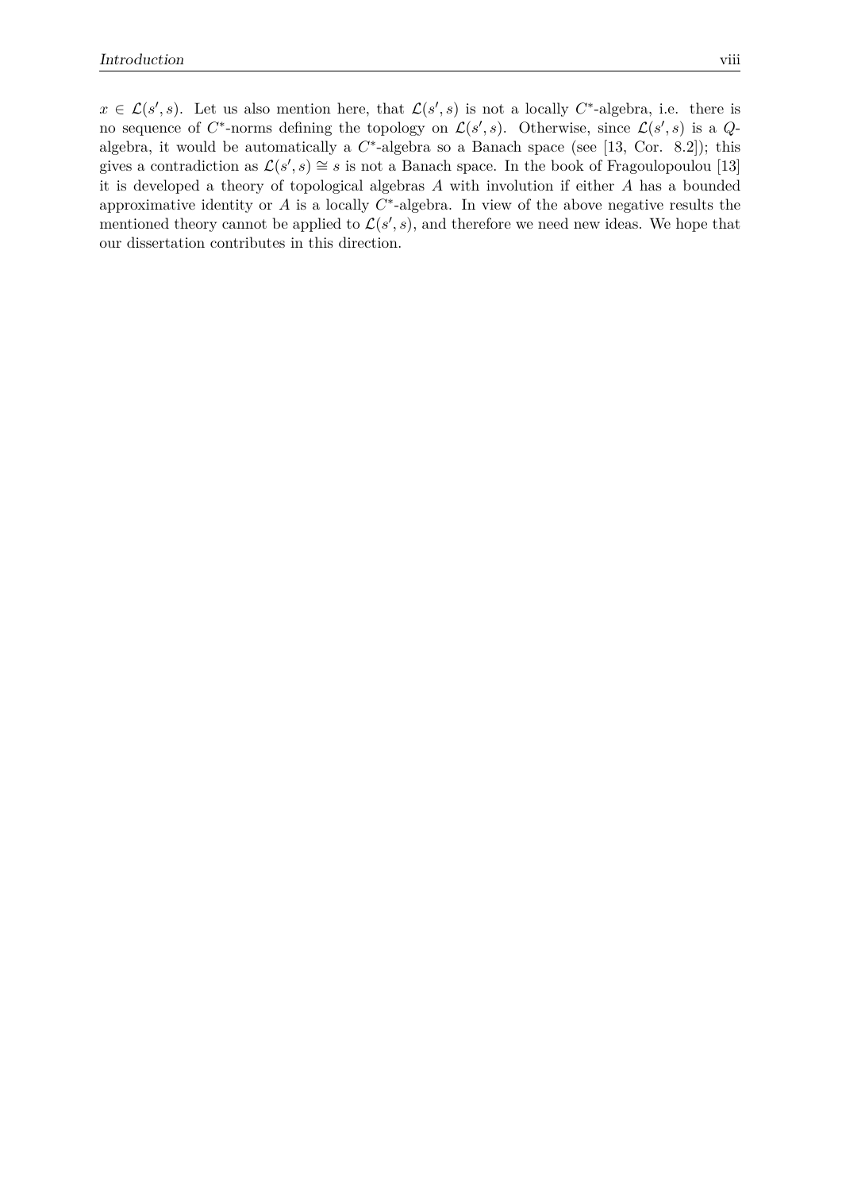$x \in \mathcal{L}(s', s)$. Let us also mention here, that $\mathcal{L}(s', s)$ is not a locally $C^*$-algebra, i.e. there is no sequence of $C^*$-norms defining the topology on $\mathcal{L}(s', s)$. Otherwise, since $\mathcal{L}(s', s)$ is a $Q$-algebra, it would be automatically a $C^*$-algebra so a Banach space (see [13, Cor. 8.2]); this gives a contradiction as $\mathcal{L}(s', s) \cong s$ is not a Banach space. In the book of Fragoulopoulou [13] it is developed a theory of topological algebras $A$ with involution if either $A$ has a bounded approximative identity or $A$ is a locally $C^*$-algebra. In view of the above negative results the mentioned theory cannot be applied to $\mathcal{L}(s', s)$, and therefore we need new ideas. We hope that our dissertation contributes in this direction.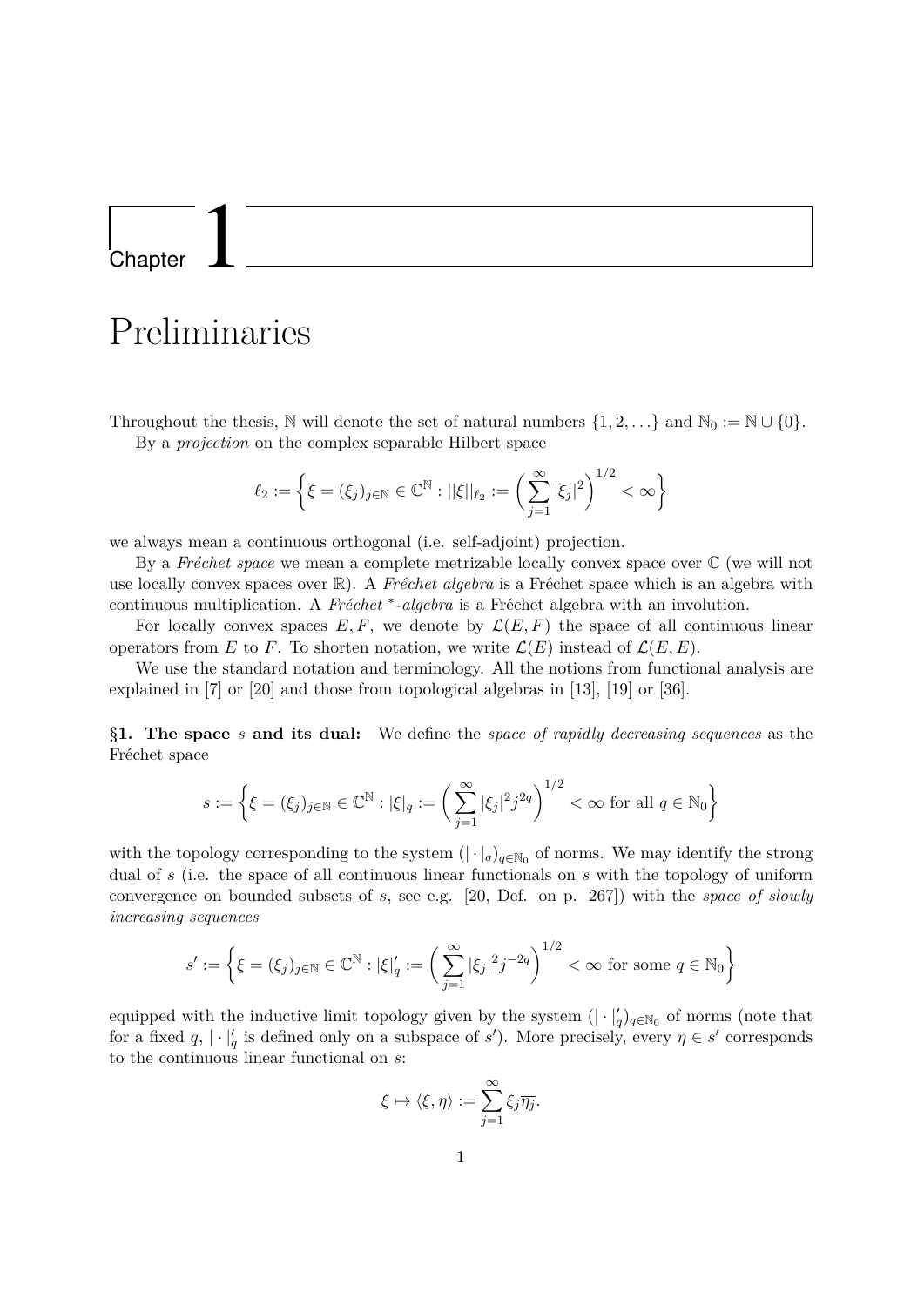# Chapter 1

# Preliminaries

Throughout the thesis, $\mathbb{N}$ will denote the set of natural numbers $\{1, 2, \ldots\}$ and $\mathbb{N}_0 := \mathbb{N} \cup \{0\}$.

By a *projection* on the complex separable Hilbert space

$$\ell_2 := \left\{ \xi = (\xi_j)_{j\in\mathbb{N}} \in \mathbb{C}^{\mathbb{N}} : ||\xi||_{\ell_2} := \left( \sum_{j=1}^{\infty} |\xi_j|^2 \right)^{1/2} < \infty \right\}$$

we always mean a continuous orthogonal (i.e. self-adjoint) projection.

By a *Fréchet space* we mean a complete metrizable locally convex space over $\mathbb{C}$ (we will not use locally convex spaces over $\mathbb{R}$). A *Fréchet algebra* is a Fréchet space which is an algebra with continuous multiplication. A *Fréchet $^*$-algebra* is a Fréchet algebra with an involution.

For locally convex spaces $E, F$, we denote by $\mathcal{L}(E, F)$ the space of all continuous linear operators from $E$ to $F$. To shorten notation, we write $\mathcal{L}(E)$ instead of $\mathcal{L}(E, E)$.

We use the standard notation and terminology. All the notions from functional analysis are explained in [7] or [20] and those from topological algebras in [13], [19] or [36].

**§1. The space $s$ and its dual:** We define the *space of rapidly decreasing sequences* as the Fréchet space

$$s := \left\{ \xi = (\xi_j)_{j\in\mathbb{N}} \in \mathbb{C}^{\mathbb{N}} : |\xi|_q := \left( \sum_{j=1}^{\infty} |\xi_j|^2 j^{2q} \right)^{1/2} < \infty \text{ for all } q \in \mathbb{N}_0 \right\}$$

with the topology corresponding to the system $(|\cdot|_q)_{q\in\mathbb{N}_0}$ of norms. We may identify the strong dual of $s$ (i.e. the space of all continuous linear functionals on $s$ with the topology of uniform convergence on bounded subsets of $s$, see e.g. [20, Def. on p. 267]) with the *space of slowly increasing sequences*

$$s' := \left\{ \xi = (\xi_j)_{j\in\mathbb{N}} \in \mathbb{C}^{\mathbb{N}} : |\xi|'_q := \left( \sum_{j=1}^{\infty} |\xi_j|^2 j^{-2q} \right)^{1/2} < \infty \text{ for some } q \in \mathbb{N}_0 \right\}$$

equipped with the inductive limit topology given by the system $(|\cdot|'_q)_{q\in\mathbb{N}_0}$ of norms (note that for a fixed $q$, $|\cdot|'_q$ is defined only on a subspace of $s'$). More precisely, every $\eta \in s'$ corresponds to the continuous linear functional on $s$:

$$\xi \mapsto \langle \xi, \eta \rangle := \sum_{j=1}^{\infty} \xi_j \overline{\eta_j}.$$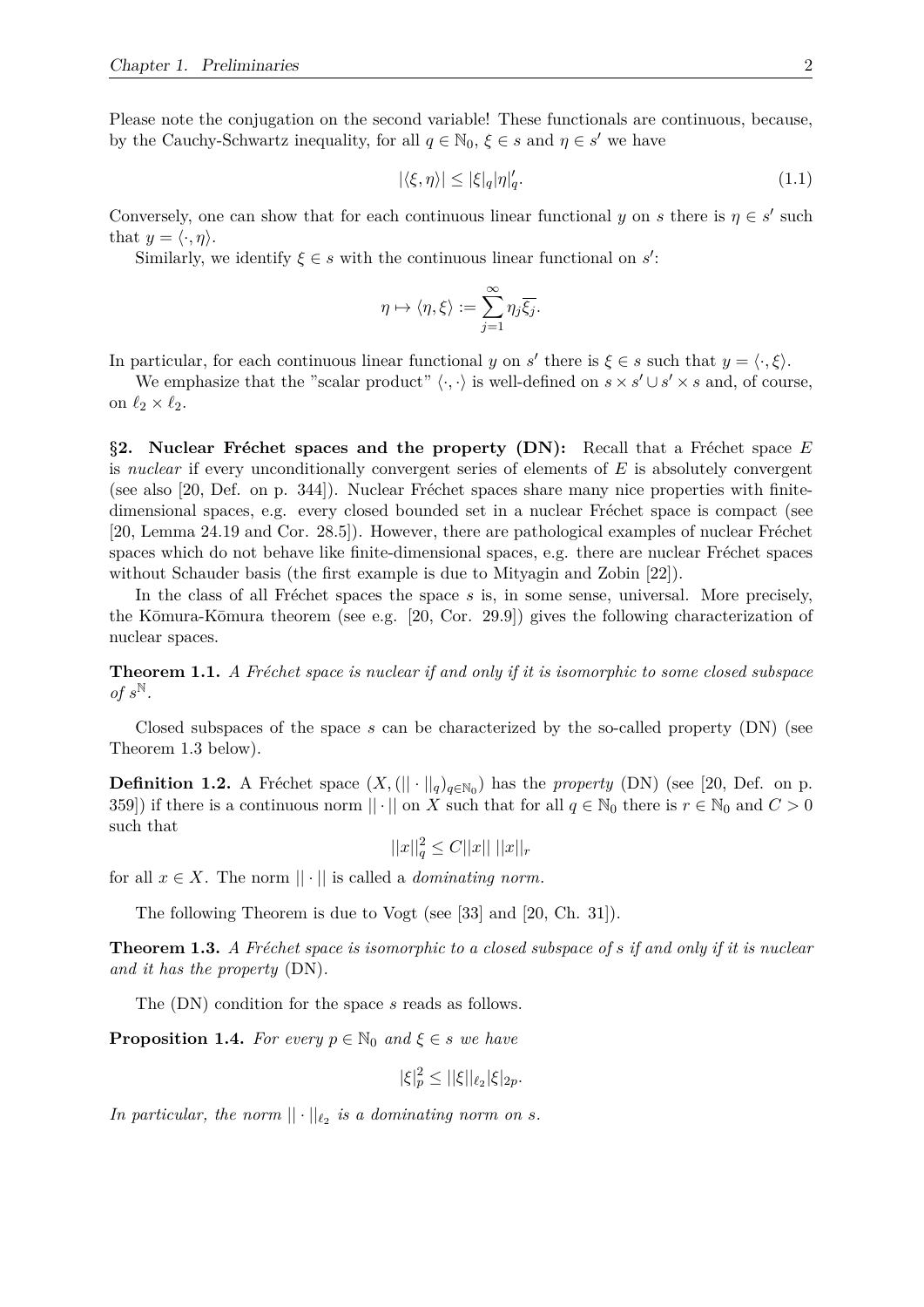Please note the conjugation on the second variable! These functionals are continuous, because, by the Cauchy-Schwartz inequality, for all $q \in \mathbb{N}_0$, $\xi \in s$ and $\eta \in s'$ we have

$$|\langle \xi, \eta \rangle| \leq |\xi|_q |\eta|'_q. \tag{1.1}$$

Conversely, one can show that for each continuous linear functional $y$ on $s$ there is $\eta \in s'$ such that $y = \langle \cdot, \eta \rangle$.

Similarly, we identify $\xi \in s$ with the continuous linear functional on $s'$:

$$\eta \mapsto \langle \eta, \xi \rangle := \sum_{j=1}^{\infty} \eta_j \overline{\xi_j}.$$

In particular, for each continuous linear functional $y$ on $s'$ there is $\xi \in s$ such that $y = \langle \cdot, \xi \rangle$.

We emphasize that the "scalar product" $\langle \cdot, \cdot \rangle$ is well-defined on $s \times s' \cup s' \times s$ and, of course, on $\ell_2 \times \ell_2$.

**§2. Nuclear Fréchet spaces and the property (DN):** Recall that a Fréchet space $E$ is *nuclear* if every unconditionally convergent series of elements of $E$ is absolutely convergent (see also [20, Def. on p. 344]). Nuclear Fréchet spaces share many nice properties with finite-dimensional spaces, e.g. every closed bounded set in a nuclear Fréchet space is compact (see [20, Lemma 24.19 and Cor. 28.5]). However, there are pathological examples of nuclear Fréchet spaces which do not behave like finite-dimensional spaces, e.g. there are nuclear Fréchet spaces without Schauder basis (the first example is due to Mityagin and Zobin [22]).

In the class of all Fréchet spaces the space $s$ is, in some sense, universal. More precisely, the Kōmura-Kōmura theorem (see e.g. [20, Cor. 29.9]) gives the following characterization of nuclear spaces.

**Theorem 1.1.** *A Fréchet space is nuclear if and only if it is isomorphic to some closed subspace of $s^{\mathbb{N}}$.*

Closed subspaces of the space $s$ can be characterized by the so-called property (DN) (see Theorem 1.3 below).

**Definition 1.2.** A Fréchet space $(X, (||\cdot||_q)_{q \in \mathbb{N}_0})$ has the *property* (DN) (see [20, Def. on p. 359]) if there is a continuous norm $||\cdot||$ on $X$ such that for all $q \in \mathbb{N}_0$ there is $r \in \mathbb{N}_0$ and $C > 0$ such that

$$||x||_q^2 \leq C ||x|| \, ||x||_r$$

for all $x \in X$. The norm $||\cdot||$ is called a *dominating norm*.

The following Theorem is due to Vogt (see [33] and [20, Ch. 31]).

**Theorem 1.3.** *A Fréchet space is isomorphic to a closed subspace of $s$ if and only if it is nuclear and it has the property* (DN).

The (DN) condition for the space $s$ reads as follows.

**Proposition 1.4.** *For every $p \in \mathbb{N}_0$ and $\xi \in s$ we have*

$$|\xi|_p^2 \leq ||\xi||_{\ell_2} |\xi|_{2p}.$$

*In particular, the norm $||\cdot||_{\ell_2}$ is a dominating norm on $s$.*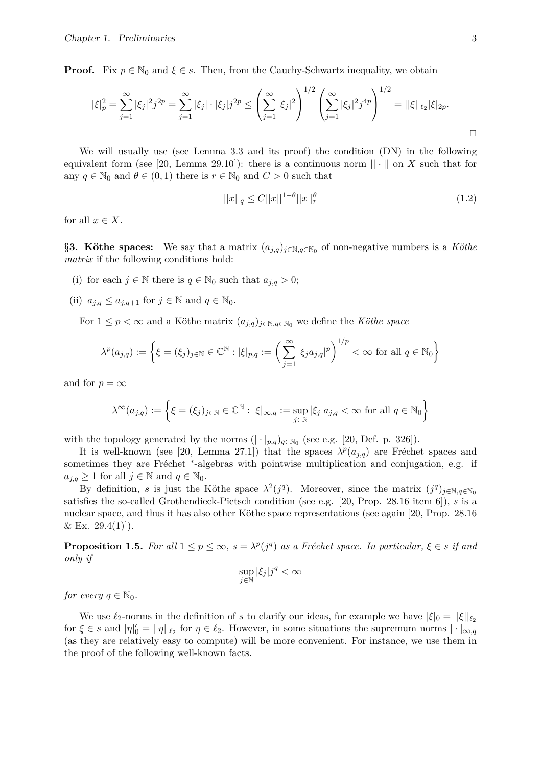**Proof.** Fix $p \in \mathbb{N}_0$ and $\xi \in s$. Then, from the Cauchy-Schwartz inequality, we obtain

$$|\xi|_p^2 = \sum_{j=1}^{\infty} |\xi_j|^2 j^{2p} = \sum_{j=1}^{\infty} |\xi_j| \cdot |\xi_j| j^{2p} \leq \left( \sum_{j=1}^{\infty} |\xi_j|^2 \right)^{1/2} \left( \sum_{j=1}^{\infty} |\xi_j|^2 j^{4p} \right)^{1/2} = ||\xi||_{\ell_2} |\xi|_{2p}.$$

□

We will usually use (see Lemma 3.3 and its proof) the condition (DN) in the following equivalent form (see [20, Lemma 29.10]): there is a continuous norm $||\cdot||$ on $X$ such that for any $q \in \mathbb{N}_0$ and $\theta \in (0,1)$ there is $r \in \mathbb{N}_0$ and $C > 0$ such that

$$||x||_q \leq C ||x||^{1-\theta} ||x||_r^{\theta} \tag{1.2}$$

for all $x \in X$.

**§3. Köthe spaces:** We say that a matrix $(a_{j,q})_{j \in \mathbb{N}, q \in \mathbb{N}_0}$ of non-negative numbers is a *Köthe matrix* if the following conditions hold:

(i) for each $j \in \mathbb{N}$ there is $q \in \mathbb{N}_0$ such that $a_{j,q} > 0$;

(ii) $a_{j,q} \leq a_{j,q+1}$ for $j \in \mathbb{N}$ and $q \in \mathbb{N}_0$.

For $1 \leq p < \infty$ and a Köthe matrix $(a_{j,q})_{j \in \mathbb{N}, q \in \mathbb{N}_0}$ we define the *Köthe space*

$$\lambda^p(a_{j,q}) := \left\{ \xi = (\xi_j)_{j \in \mathbb{N}} \in \mathbb{C}^{\mathbb{N}} : |\xi|_{p,q} := \left( \sum_{j=1}^{\infty} |\xi_j a_{j,q}|^p \right)^{1/p} < \infty \text{ for all } q \in \mathbb{N}_0 \right\}$$

and for $p = \infty$

$$\lambda^\infty(a_{j,q}) := \left\{ \xi = (\xi_j)_{j \in \mathbb{N}} \in \mathbb{C}^{\mathbb{N}} : |\xi|_{\infty,q} := \sup_{j \in \mathbb{N}} |\xi_j| a_{j,q} < \infty \text{ for all } q \in \mathbb{N}_0 \right\}$$

with the topology generated by the norms $(|\cdot|_{p,q})_{q \in \mathbb{N}_0}$ (see e.g. [20, Def. p. 326]).

It is well-known (see [20, Lemma 27.1]) that the spaces $\lambda^p(a_{j,q})$ are Fréchet spaces and sometimes they are Fréchet $^*$-algebras with pointwise multiplication and conjugation, e.g. if $a_{j,q} \geq 1$ for all $j \in \mathbb{N}$ and $q \in \mathbb{N}_0$.

By definition, $s$ is just the Köthe space $\lambda^2(j^q)$. Moreover, since the matrix $(j^q)_{j \in \mathbb{N}, q \in \mathbb{N}_0}$ satisfies the so-called Grothendieck-Pietsch condition (see e.g. [20, Prop. 28.16 item 6]), $s$ is a nuclear space, and thus it has also other Köthe space representations (see again [20, Prop. 28.16 & Ex. 29.4(1)]).

**Proposition 1.5.** *For all $1 \leq p \leq \infty$, $s = \lambda^p(j^q)$ as a Fréchet space. In particular, $\xi \in s$ if and only if*

$$\sup_{j \in \mathbb{N}} |\xi_j| j^q < \infty$$

*for every $q \in \mathbb{N}_0$.*

We use $\ell_2$-norms in the definition of $s$ to clarify our ideas, for example we have $|\xi|_0 = ||\xi||_{\ell_2}$ for $\xi \in s$ and $|\eta|_0' = ||\eta||_{\ell_2}$ for $\eta \in \ell_2$. However, in some situations the supremum norms $|\cdot|_{\infty,q}$ (as they are relatively easy to compute) will be more convenient. For instance, we use them in the proof of the following well-known facts.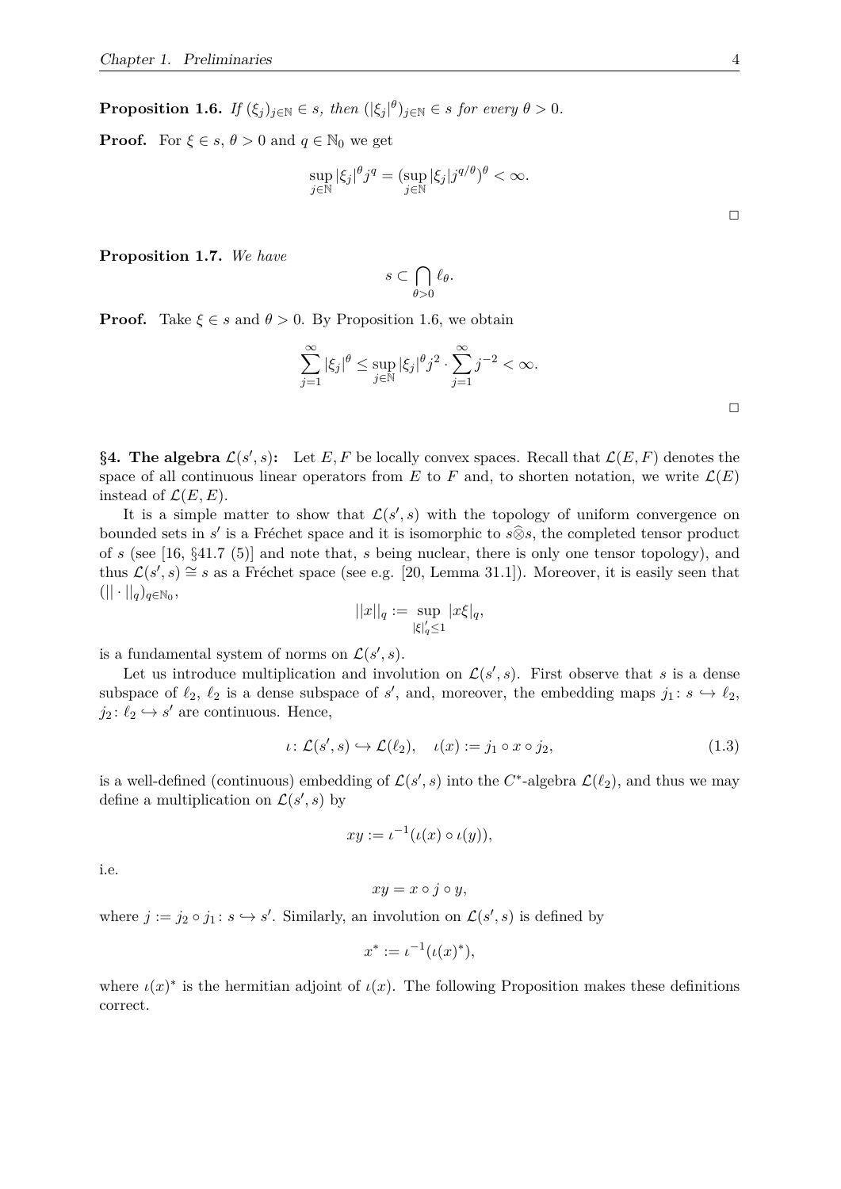**Proposition 1.6.** *If $(\xi_j)_{j\in\mathbb{N}} \in s$, then $(|\xi_j|^\theta)_{j\in\mathbb{N}} \in s$ for every $\theta > 0$.*

**Proof.** For $\xi \in s$, $\theta > 0$ and $q \in \mathbb{N}_0$ we get

$$\sup_{j\in\mathbb{N}} |\xi_j|^\theta j^q = (\sup_{j\in\mathbb{N}} |\xi_j| j^{q/\theta})^\theta < \infty.$$

□

**Proposition 1.7.** *We have*

$$s \subset \bigcap_{\theta>0} \ell_\theta.$$

**Proof.** Take $\xi \in s$ and $\theta > 0$. By Proposition 1.6, we obtain

$$\sum_{j=1}^{\infty} |\xi_j|^\theta \leq \sup_{j\in\mathbb{N}} |\xi_j|^\theta j^2 \cdot \sum_{j=1}^{\infty} j^{-2} < \infty.$$

□

**§4. The algebra $\mathcal{L}(s', s)$:** Let $E, F$ be locally convex spaces. Recall that $\mathcal{L}(E, F)$ denotes the space of all continuous linear operators from $E$ to $F$ and, to shorten notation, we write $\mathcal{L}(E)$ instead of $\mathcal{L}(E, E)$.

It is a simple matter to show that $\mathcal{L}(s', s)$ with the topology of uniform convergence on bounded sets in $s'$ is a Fréchet space and it is isomorphic to $s\widehat{\otimes}s$, the completed tensor product of $s$ (see [16, §41.7 (5)] and note that, $s$ being nuclear, there is only one tensor topology), and thus $\mathcal{L}(s', s) \cong s$ as a Fréchet space (see e.g. [20, Lemma 31.1]). Moreover, it is easily seen that $(||\cdot||_q)_{q\in\mathbb{N}_0}$,

$$||x||_q := \sup_{|\xi|'_q \leq 1} |x\xi|_q,$$

is a fundamental system of norms on $\mathcal{L}(s', s)$.

Let us introduce multiplication and involution on $\mathcal{L}(s', s)$. First observe that $s$ is a dense subspace of $\ell_2$, $\ell_2$ is a dense subspace of $s'$, and, moreover, the embedding maps $j_1 \colon s \hookrightarrow \ell_2$, $j_2 \colon \ell_2 \hookrightarrow s'$ are continuous. Hence,

$$\iota \colon \mathcal{L}(s', s) \hookrightarrow \mathcal{L}(\ell_2), \quad \iota(x) := j_1 \circ x \circ j_2, \tag{1.3}$$

is a well-defined (continuous) embedding of $\mathcal{L}(s', s)$ into the $C^*$-algebra $\mathcal{L}(\ell_2)$, and thus we may define a multiplication on $\mathcal{L}(s', s)$ by

$$xy := \iota^{-1}(\iota(x) \circ \iota(y)),$$

i.e.

$$xy = x \circ j \circ y,$$

where $j := j_2 \circ j_1 \colon s \hookrightarrow s'$. Similarly, an involution on $\mathcal{L}(s', s)$ is defined by

$$x^* := \iota^{-1}(\iota(x)^*),$$

where $\iota(x)^*$ is the hermitian adjoint of $\iota(x)$. The following Proposition makes these definitions correct.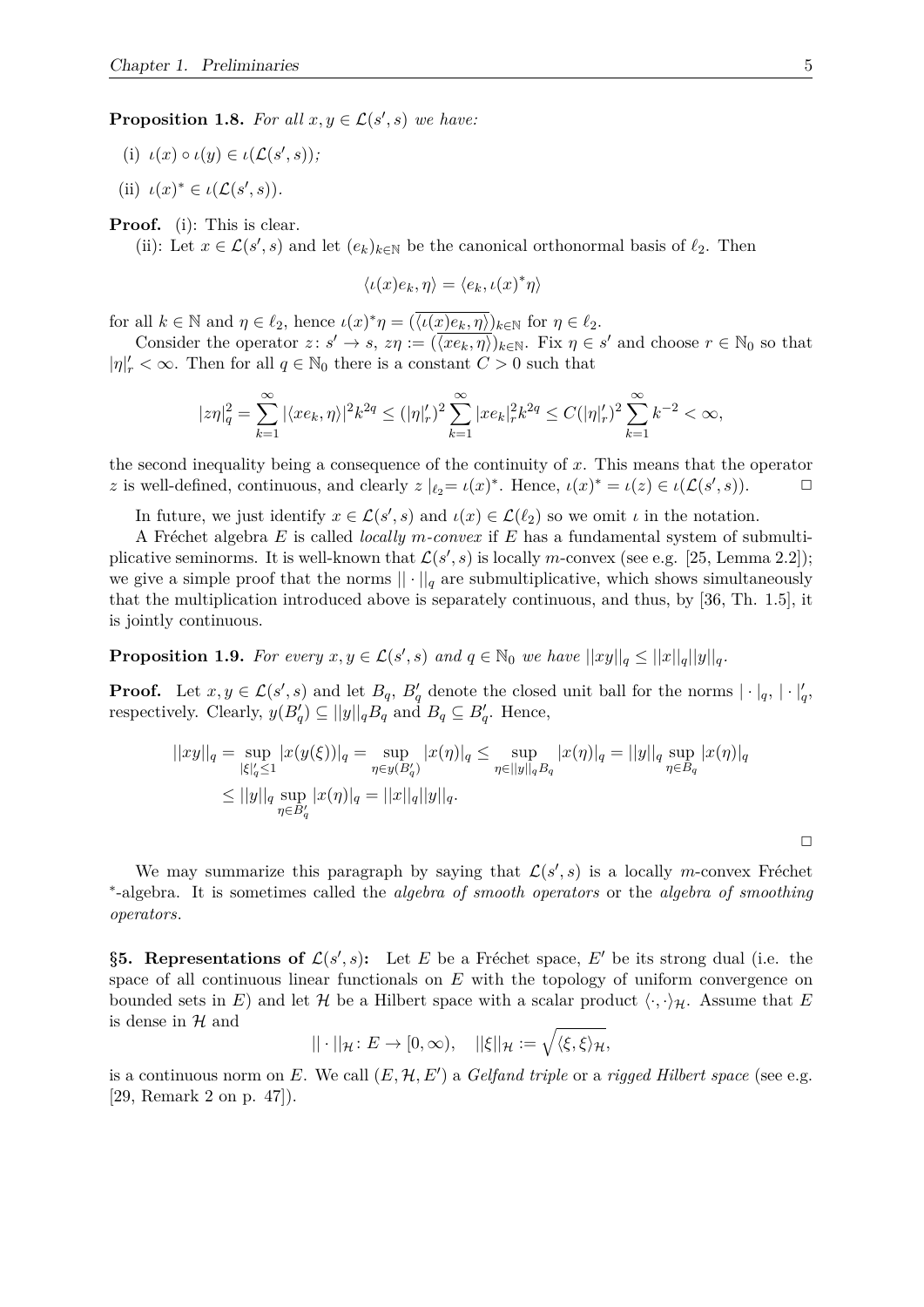**Proposition 1.8.** *For all $x, y \in \mathcal{L}(s', s)$ we have:*

(i) $\iota(x) \circ \iota(y) \in \iota(\mathcal{L}(s', s))$;

(ii) $\iota(x)^* \in \iota(\mathcal{L}(s', s))$.

**Proof.** (i): This is clear.

(ii): Let $x \in \mathcal{L}(s', s)$ and let $(e_k)_{k\in\mathbb{N}}$ be the canonical orthonormal basis of $\ell_2$. Then

$$\langle \iota(x)e_k, \eta\rangle = \langle e_k, \iota(x)^*\eta\rangle$$

for all $k \in \mathbb{N}$ and $\eta \in \ell_2$, hence $\iota(x)^*\eta = (\overline{\langle \iota(x)e_k, \eta\rangle})_{k\in\mathbb{N}}$ for $\eta \in \ell_2$.

Consider the operator $z\colon s' \to s$, $z\eta := (\overline{\langle xe_k, \eta\rangle})_{k\in\mathbb{N}}$. Fix $\eta \in s'$ and choose $r \in \mathbb{N}_0$ so that $|\eta|'_r < \infty$. Then for all $q \in \mathbb{N}_0$ there is a constant $C > 0$ such that

$$|z\eta|_q^2 = \sum_{k=1}^{\infty} |\langle xe_k, \eta\rangle|^2 k^{2q} \le (|\eta|'_r)^2 \sum_{k=1}^{\infty} |xe_k|_r^2 k^{2q} \le C(|\eta|'_r)^2 \sum_{k=1}^{\infty} k^{-2} < \infty,$$

the second inequality being a consequence of the continuity of $x$. This means that the operator $z$ is well-defined, continuous, and clearly $z\,|_{\ell_2} = \iota(x)^*$. Hence, $\iota(x)^* = \iota(z) \in \iota(\mathcal{L}(s', s))$. $\square$

In future, we just identify $x \in \mathcal{L}(s', s)$ and $\iota(x) \in \mathcal{L}(\ell_2)$ so we omit $\iota$ in the notation.

A Fréchet algebra $E$ is called *locally m-convex* if $E$ has a fundamental system of submultiplicative seminorms. It is well-known that $\mathcal{L}(s', s)$ is locally $m$-convex (see e.g. [25, Lemma 2.2]); we give a simple proof that the norms $||\cdot||_q$ are submultiplicative, which shows simultaneously that the multiplication introduced above is separately continuous, and thus, by [36, Th. 1.5], it is jointly continuous.

**Proposition 1.9.** *For every $x, y \in \mathcal{L}(s', s)$ and $q \in \mathbb{N}_0$ we have $||xy||_q \le ||x||_q ||y||_q$.*

**Proof.** Let $x, y \in \mathcal{L}(s', s)$ and let $B_q$, $B'_q$ denote the closed unit ball for the norms $|\cdot|_q$, $|\cdot|'_q$, respectively. Clearly, $y(B'_q) \subseteq ||y||_q B_q$ and $B_q \subseteq B'_q$. Hence,

$$\begin{aligned}
||xy||_q &= \sup_{|\xi|'_q \le 1} |x(y(\xi))|_q = \sup_{\eta\in y(B'_q)} |x(\eta)|_q \le \sup_{\eta\in ||y||_q B_q} |x(\eta)|_q = ||y||_q \sup_{\eta\in B_q} |x(\eta)|_q \\
&\le ||y||_q \sup_{\eta\in B'_q} |x(\eta)|_q = ||x||_q ||y||_q.
\end{aligned}$$

$\square$

We may summarize this paragraph by saying that $\mathcal{L}(s', s)$ is a locally $m$-convex Fréchet $^*$-algebra. It is sometimes called the *algebra of smooth operators* or the *algebra of smoothing operators*.

**§5. Representations of $\mathcal{L}(s', s)$:** Let $E$ be a Fréchet space, $E'$ be its strong dual (i.e. the space of all continuous linear functionals on $E$ with the topology of uniform convergence on bounded sets in $E$) and let $\mathcal{H}$ be a Hilbert space with a scalar product $\langle\cdot,\cdot\rangle_{\mathcal{H}}$. Assume that $E$ is dense in $\mathcal{H}$ and

$$||\cdot||_{\mathcal{H}}\colon E \to [0, \infty), \quad ||\xi||_{\mathcal{H}} := \sqrt{\langle \xi, \xi\rangle_{\mathcal{H}}},$$

is a continuous norm on $E$. We call $(E, \mathcal{H}, E')$ a *Gelfand triple* or a *rigged Hilbert space* (see e.g. [29, Remark 2 on p. 47]).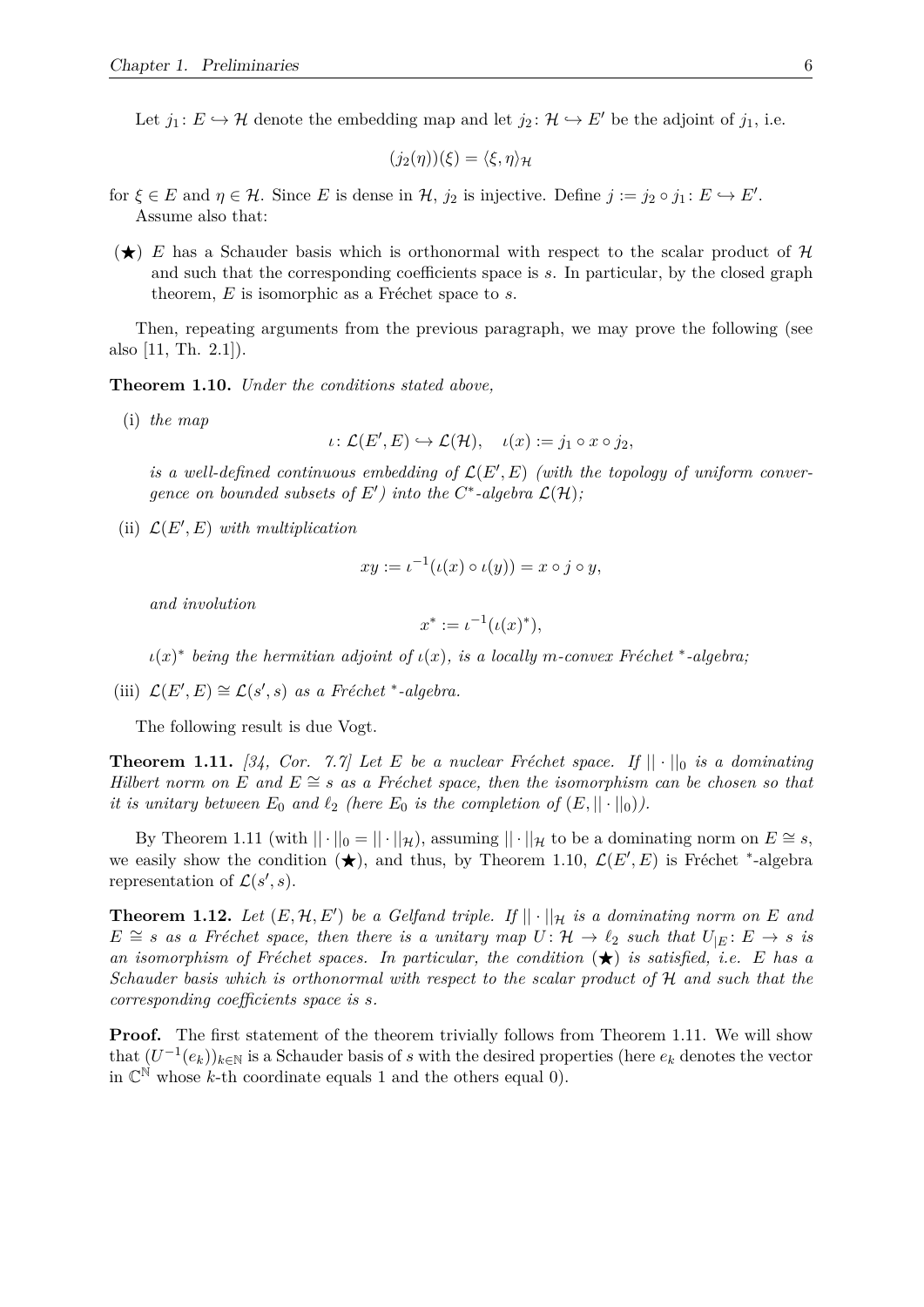Let $j_1\colon E \hookrightarrow \mathcal{H}$ denote the embedding map and let $j_2\colon \mathcal{H} \hookrightarrow E'$ be the adjoint of $j_1$, i.e.

$$(j_2(\eta))(\xi) = \langle \xi, \eta \rangle_{\mathcal{H}}$$

for $\xi \in E$ and $\eta \in \mathcal{H}$. Since $E$ is dense in $\mathcal{H}$, $j_2$ is injective. Define $j := j_2 \circ j_1\colon E \hookrightarrow E'$. Assume also that:

($\bigstar$) $E$ has a Schauder basis which is orthonormal with respect to the scalar product of $\mathcal{H}$ and such that the corresponding coefficients space is $s$. In particular, by the closed graph theorem, $E$ is isomorphic as a Fréchet space to $s$.

Then, repeating arguments from the previous paragraph, we may prove the following (see also [11, Th. 2.1]).

**Theorem 1.10.** *Under the conditions stated above,*

(i) *the map*

$$\iota\colon \mathcal{L}(E', E) \hookrightarrow \mathcal{L}(\mathcal{H}), \quad \iota(x) := j_1 \circ x \circ j_2,$$

*is a well-defined continuous embedding of $\mathcal{L}(E', E)$ (with the topology of uniform convergence on bounded subsets of $E'$) into the $C^*$-algebra $\mathcal{L}(\mathcal{H})$;*

(ii) *$\mathcal{L}(E', E)$ with multiplication*

$$xy := \iota^{-1}(\iota(x) \circ \iota(y)) = x \circ j \circ y,$$

*and involution*

$$x^* := \iota^{-1}(\iota(x)^*),$$

*$\iota(x)^*$ being the hermitian adjoint of $\iota(x)$, is a locally m-convex Fréchet $^*$-algebra;*

(iii) *$\mathcal{L}(E', E) \cong \mathcal{L}(s', s)$ as a Fréchet $^*$-algebra.*

The following result is due Vogt.

**Theorem 1.11.** *[34, Cor. 7.7] Let $E$ be a nuclear Fréchet space. If $||\cdot||_0$ is a dominating Hilbert norm on $E$ and $E \cong s$ as a Fréchet space, then the isomorphism can be chosen so that it is unitary between $E_0$ and $\ell_2$ (here $E_0$ is the completion of $(E, ||\cdot||_0)$).*

By Theorem 1.11 (with $||\cdot||_0 = ||\cdot||_{\mathcal{H}}$), assuming $||\cdot||_{\mathcal{H}}$ to be a dominating norm on $E \cong s$, we easily show the condition ($\bigstar$), and thus, by Theorem 1.10, $\mathcal{L}(E', E)$ is Fréchet $^*$-algebra representation of $\mathcal{L}(s', s)$.

**Theorem 1.12.** *Let $(E, \mathcal{H}, E')$ be a Gelfand triple. If $||\cdot||_{\mathcal{H}}$ is a dominating norm on $E$ and $E \cong s$ as a Fréchet space, then there is a unitary map $U\colon \mathcal{H} \to \ell_2$ such that $U_{|E}\colon E \to s$ is an isomorphism of Fréchet spaces. In particular, the condition ($\bigstar$) is satisfied, i.e. $E$ has a Schauder basis which is orthonormal with respect to the scalar product of $\mathcal{H}$ and such that the corresponding coefficients space is $s$.*

**Proof.** The first statement of the theorem trivially follows from Theorem 1.11. We will show that $(U^{-1}(e_k))_{k\in\mathbb{N}}$ is a Schauder basis of $s$ with the desired properties (here $e_k$ denotes the vector in $\mathbb{C}^{\mathbb{N}}$ whose $k$-th coordinate equals 1 and the others equal 0).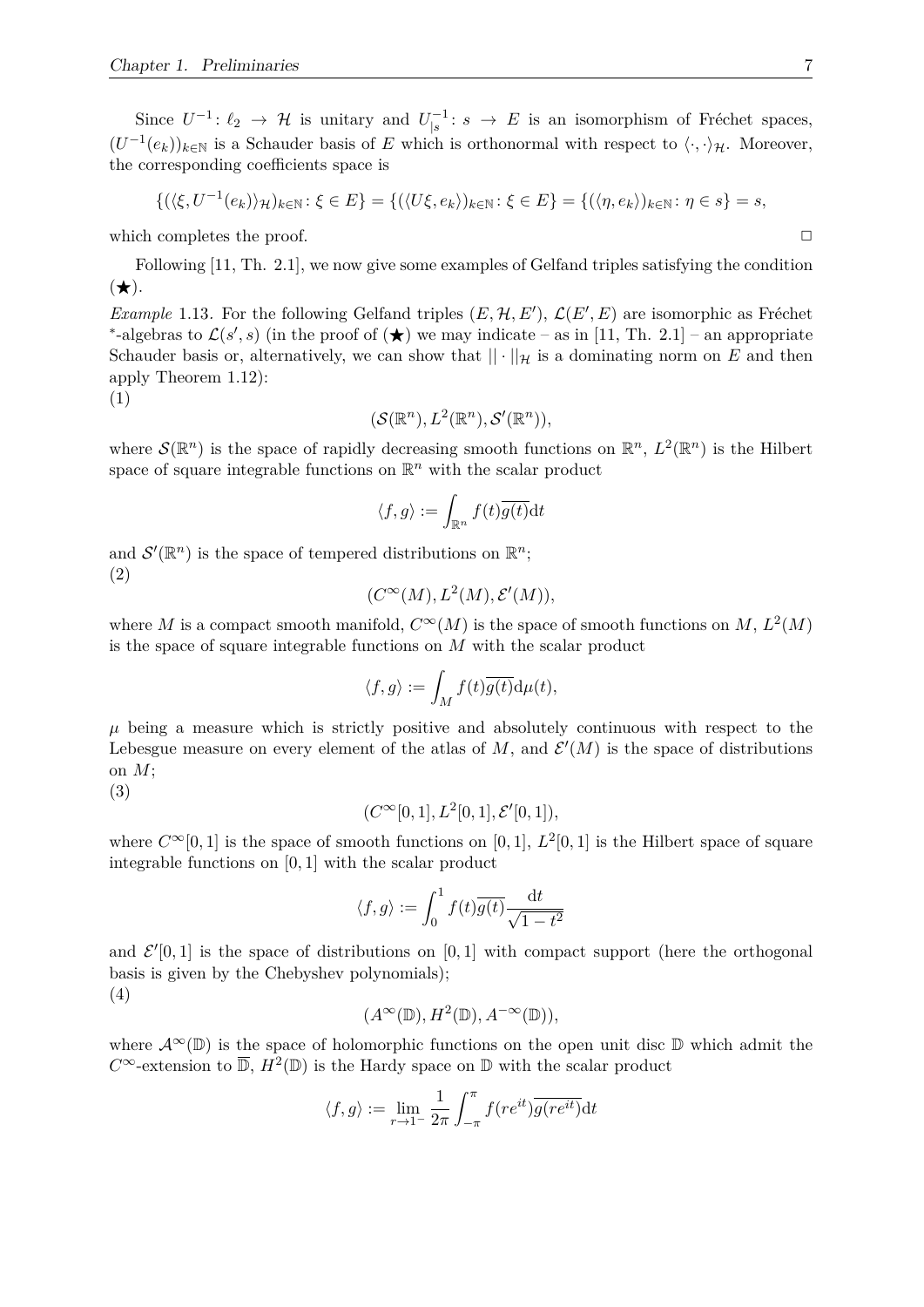Since $U^{-1}\colon \ell_2 \to \mathcal{H}$ is unitary and $U^{-1}_{|s}\colon s \to E$ is an isomorphism of Fréchet spaces, $(U^{-1}(e_k))_{k\in\mathbb{N}}$ is a Schauder basis of $E$ which is orthonormal with respect to $\langle\cdot,\cdot\rangle_{\mathcal{H}}$. Moreover, the corresponding coefficients space is

$$\{(\langle \xi, U^{-1}(e_k)\rangle_{\mathcal{H}})_{k\in\mathbb{N}}\colon \xi\in E\} = \{(\langle U\xi, e_k\rangle)_{k\in\mathbb{N}}\colon \xi\in E\} = \{(\langle \eta, e_k\rangle)_{k\in\mathbb{N}}\colon \eta\in s\} = s,$$

which completes the proof. $\square$

Following [11, Th. 2.1], we now give some examples of Gelfand triples satisfying the condition $(\bigstar)$.

*Example* 1.13. For the following Gelfand triples $(E, \mathcal{H}, E')$, $\mathcal{L}(E', E)$ are isomorphic as Fréchet $^*$-algebras to $\mathcal{L}(s', s)$ (in the proof of $(\bigstar)$ we may indicate – as in [11, Th. 2.1] – an appropriate Schauder basis or, alternatively, we can show that $||\cdot||_{\mathcal{H}}$ is a dominating norm on $E$ and then apply Theorem 1.12):

(1)

$$(\mathcal{S}(\mathbb{R}^n), L^2(\mathbb{R}^n), \mathcal{S}'(\mathbb{R}^n)),$$

where $\mathcal{S}(\mathbb{R}^n)$ is the space of rapidly decreasing smooth functions on $\mathbb{R}^n$, $L^2(\mathbb{R}^n)$ is the Hilbert space of square integrable functions on $\mathbb{R}^n$ with the scalar product

$$\langle f, g\rangle := \int_{\mathbb{R}^n} f(t)\overline{g(t)}\mathrm{d}t$$

and $\mathcal{S}'(\mathbb{R}^n)$ is the space of tempered distributions on $\mathbb{R}^n$;

(2)

$$(C^\infty(M), L^2(M), \mathcal{E}'(M)),$$

where $M$ is a compact smooth manifold, $C^\infty(M)$ is the space of smooth functions on $M$, $L^2(M)$ is the space of square integrable functions on $M$ with the scalar product

$$\langle f, g\rangle := \int_M f(t)\overline{g(t)}\mathrm{d}\mu(t),$$

$\mu$ being a measure which is strictly positive and absolutely continuous with respect to the Lebesgue measure on every element of the atlas of $M$, and $\mathcal{E}'(M)$ is the space of distributions on $M$;

(3)

$$(C^\infty[0,1], L^2[0,1], \mathcal{E}'[0,1]),$$

where $C^\infty[0,1]$ is the space of smooth functions on $[0,1]$, $L^2[0,1]$ is the Hilbert space of square integrable functions on $[0,1]$ with the scalar product

$$\langle f, g\rangle := \int_0^1 f(t)\overline{g(t)}\frac{\mathrm{d}t}{\sqrt{1-t^2}}$$

and $\mathcal{E}'[0,1]$ is the space of distributions on $[0,1]$ with compact support (here the orthogonal basis is given by the Chebyshev polynomials);

(4)

$$(A^\infty(\mathbb{D}), H^2(\mathbb{D}), A^{-\infty}(\mathbb{D})),$$

where $\mathcal{A}^\infty(\mathbb{D})$ is the space of holomorphic functions on the open unit disc $\mathbb{D}$ which admit the $C^\infty$-extension to $\overline{\mathbb{D}}$, $H^2(\mathbb{D})$ is the Hardy space on $\mathbb{D}$ with the scalar product

$$\langle f, g\rangle := \lim_{r\to 1^-}\frac{1}{2\pi}\int_{-\pi}^{\pi} f(re^{it})\overline{g(re^{it})}\mathrm{d}t$$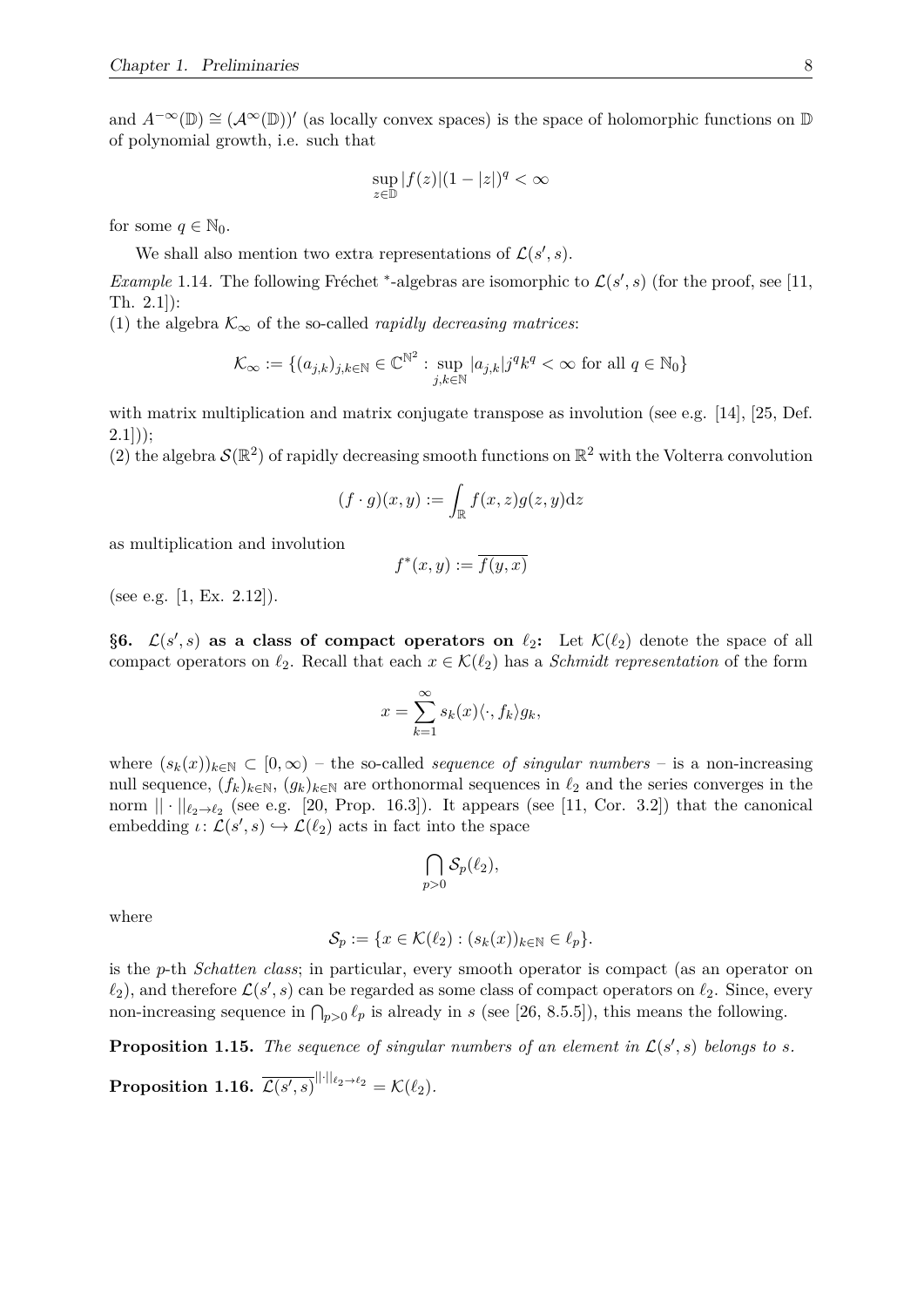and $A^{-\infty}(\mathbb{D}) \cong (\mathcal{A}^\infty(\mathbb{D}))'$ (as locally convex spaces) is the space of holomorphic functions on $\mathbb{D}$ of polynomial growth, i.e. such that

$$\sup_{z\in\mathbb{D}} |f(z)|(1-|z|)^q < \infty$$

for some $q \in \mathbb{N}_0$.

We shall also mention two extra representations of $\mathcal{L}(s', s)$.

*Example* 1.14. The following Fréchet $^*$-algebras are isomorphic to $\mathcal{L}(s', s)$ (for the proof, see [11, Th. 2.1]):
(1) the algebra $\mathcal{K}_\infty$ of the so-called *rapidly decreasing matrices*:

$$\mathcal{K}_\infty := \{(a_{j,k})_{j,k\in\mathbb{N}} \in \mathbb{C}^{\mathbb{N}^2} : \sup_{j,k\in\mathbb{N}} |a_{j,k}| j^q k^q < \infty \text{ for all } q \in \mathbb{N}_0\}$$

with matrix multiplication and matrix conjugate transpose as involution (see e.g. [14], [25, Def. 2.1]));
(2) the algebra $\mathcal{S}(\mathbb{R}^2)$ of rapidly decreasing smooth functions on $\mathbb{R}^2$ with the Volterra convolution

$$(f \cdot g)(x, y) := \int_{\mathbb{R}} f(x, z) g(z, y) \mathrm{d}z$$

as multiplication and involution

$$f^*(x, y) := \overline{f(y, x)}$$

(see e.g. [1, Ex. 2.12]).

**§6. $\mathcal{L}(s', s)$ as a class of compact operators on $\ell_2$:** Let $\mathcal{K}(\ell_2)$ denote the space of all compact operators on $\ell_2$. Recall that each $x \in \mathcal{K}(\ell_2)$ has a *Schmidt representation* of the form

$$x = \sum_{k=1}^\infty s_k(x)\langle \cdot, f_k\rangle g_k,$$

where $(s_k(x))_{k\in\mathbb{N}} \subset [0, \infty)$ – the so-called *sequence of singular numbers* – is a non-increasing null sequence, $(f_k)_{k\in\mathbb{N}}$, $(g_k)_{k\in\mathbb{N}}$ are orthonormal sequences in $\ell_2$ and the series converges in the norm $||\cdot||_{\ell_2\to\ell_2}$ (see e.g. [20, Prop. 16.3]). It appears (see [11, Cor. 3.2]) that the canonical embedding $\iota \colon \mathcal{L}(s', s) \hookrightarrow \mathcal{L}(\ell_2)$ acts in fact into the space

$$\bigcap_{p>0} \mathcal{S}_p(\ell_2),$$

where

$$\mathcal{S}_p := \{x \in \mathcal{K}(\ell_2) : (s_k(x))_{k\in\mathbb{N}} \in \ell_p\}.$$

is the $p$-th *Schatten class*; in particular, every smooth operator is compact (as an operator on $\ell_2$), and therefore $\mathcal{L}(s', s)$ can be regarded as some class of compact operators on $\ell_2$. Since, every non-increasing sequence in $\bigcap_{p>0} \ell_p$ is already in $s$ (see [26, 8.5.5]), this means the following.

**Proposition 1.15.** *The sequence of singular numbers of an element in $\mathcal{L}(s', s)$ belongs to $s$.*

**Proposition 1.16.** $\overline{\mathcal{L}(s', s)}^{||\cdot||_{\ell_2\to\ell_2}} = \mathcal{K}(\ell_2)$.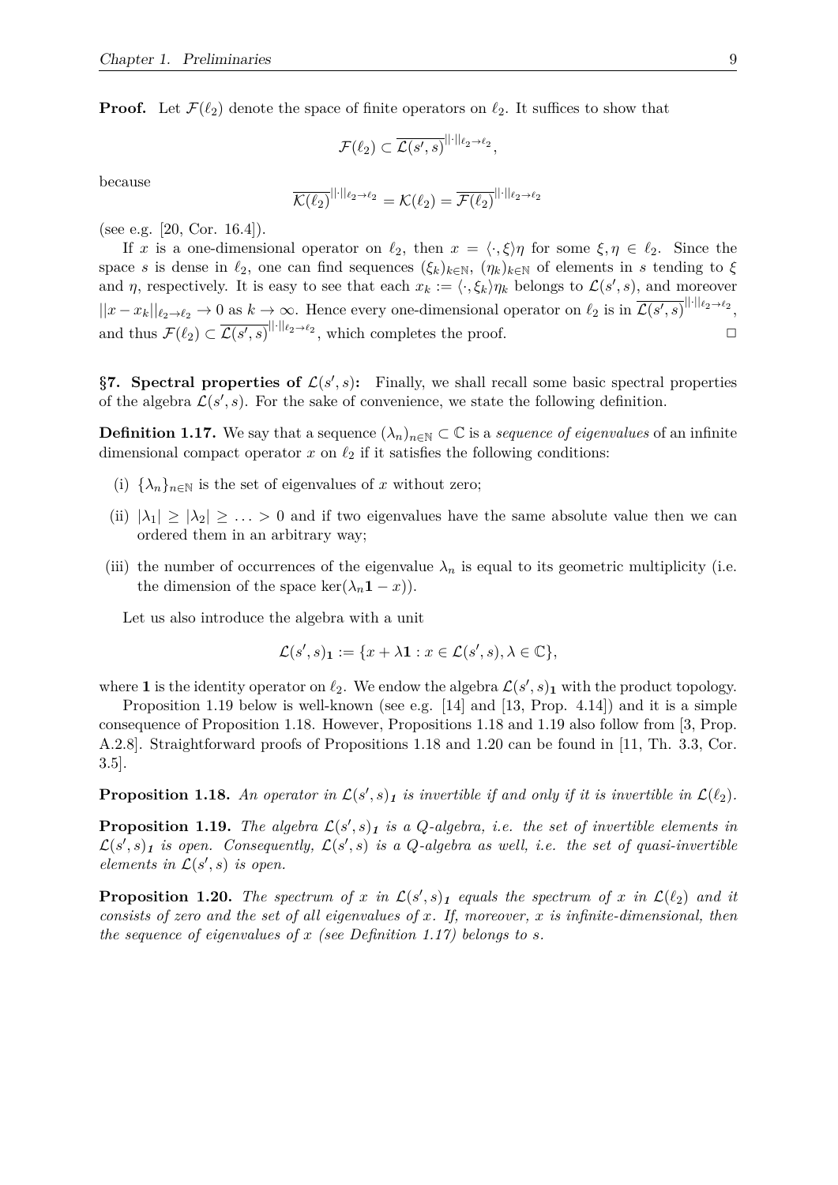**Proof.** Let $\mathcal{F}(\ell_2)$ denote the space of finite operators on $\ell_2$. It suffices to show that

$$\mathcal{F}(\ell_2) \subset \overline{\mathcal{L}(s',s)}^{||\cdot||_{\ell_2\to\ell_2}},$$

because

$$\overline{\mathcal{K}(\ell_2)}^{||\cdot||_{\ell_2\to\ell_2}} = \mathcal{K}(\ell_2) = \overline{\mathcal{F}(\ell_2)}^{||\cdot||_{\ell_2\to\ell_2}}$$

(see e.g. [20, Cor. 16.4]).

If $x$ is a one-dimensional operator on $\ell_2$, then $x = \langle\cdot,\xi\rangle\eta$ for some $\xi,\eta \in \ell_2$. Since the space $s$ is dense in $\ell_2$, one can find sequences $(\xi_k)_{k\in\mathbb{N}}$, $(\eta_k)_{k\in\mathbb{N}}$ of elements in $s$ tending to $\xi$ and $\eta$, respectively. It is easy to see that each $x_k := \langle\cdot,\xi_k\rangle\eta_k$ belongs to $\mathcal{L}(s',s)$, and moreover $||x - x_k||_{\ell_2\to\ell_2} \to 0$ as $k \to \infty$. Hence every one-dimensional operator on $\ell_2$ is in $\overline{\mathcal{L}(s',s)}^{||\cdot||_{\ell_2\to\ell_2}}$, and thus $\mathcal{F}(\ell_2) \subset \overline{\mathcal{L}(s',s)}^{||\cdot||_{\ell_2\to\ell_2}}$, which completes the proof. □

**§7. Spectral properties of $\mathcal{L}(s',s)$:** Finally, we shall recall some basic spectral properties of the algebra $\mathcal{L}(s',s)$. For the sake of convenience, we state the following definition.

**Definition 1.17.** We say that a sequence $(\lambda_n)_{n\in\mathbb{N}} \subset \mathbb{C}$ is a *sequence of eigenvalues* of an infinite dimensional compact operator $x$ on $\ell_2$ if it satisfies the following conditions:

(i) $\{\lambda_n\}_{n\in\mathbb{N}}$ is the set of eigenvalues of $x$ without zero;

(ii) $|\lambda_1| \geq |\lambda_2| \geq \ldots > 0$ and if two eigenvalues have the same absolute value then we can ordered them in an arbitrary way;

(iii) the number of occurrences of the eigenvalue $\lambda_n$ is equal to its geometric multiplicity (i.e. the dimension of the space $\ker(\lambda_n\mathbf{1} - x)$).

Let us also introduce the algebra with a unit

$$\mathcal{L}(s',s)_{\mathbf{1}} := \{x + \lambda\mathbf{1} : x \in \mathcal{L}(s',s), \lambda \in \mathbb{C}\},$$

where $\mathbf{1}$ is the identity operator on $\ell_2$. We endow the algebra $\mathcal{L}(s',s)_{\mathbf{1}}$ with the product topology.

Proposition 1.19 below is well-known (see e.g. [14] and [13, Prop. 4.14]) and it is a simple consequence of Proposition 1.18. However, Propositions 1.18 and 1.19 also follow from [3, Prop. A.2.8]. Straightforward proofs of Propositions 1.18 and 1.20 can be found in [11, Th. 3.3, Cor. 3.5].

**Proposition 1.18.** *An operator in $\mathcal{L}(s',s)_{\mathbf{1}}$ is invertible if and only if it is invertible in $\mathcal{L}(\ell_2)$.*

**Proposition 1.19.** *The algebra $\mathcal{L}(s',s)_{\mathbf{1}}$ is a Q-algebra, i.e. the set of invertible elements in $\mathcal{L}(s',s)_{\mathbf{1}}$ is open. Consequently, $\mathcal{L}(s',s)$ is a Q-algebra as well, i.e. the set of quasi-invertible elements in $\mathcal{L}(s',s)$ is open.*

**Proposition 1.20.** *The spectrum of $x$ in $\mathcal{L}(s',s)_{\mathbf{1}}$ equals the spectrum of $x$ in $\mathcal{L}(\ell_2)$ and it consists of zero and the set of all eigenvalues of $x$. If, moreover, $x$ is infinite-dimensional, then the sequence of eigenvalues of $x$ (see Definition 1.17) belongs to $s$.*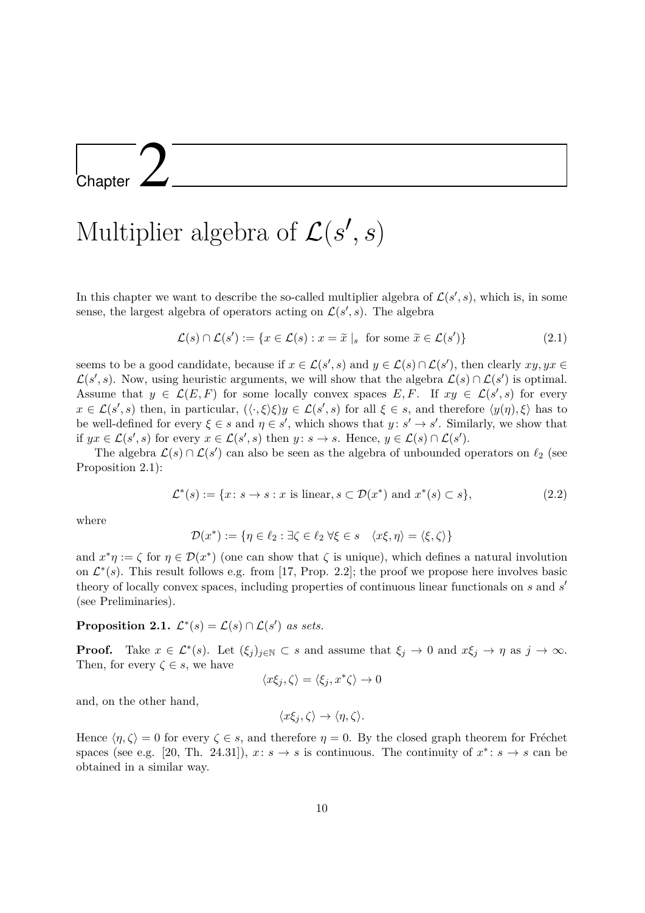# Chapter 2

# Multiplier algebra of $\mathcal{L}(s', s)$

In this chapter we want to describe the so-called multiplier algebra of $\mathcal{L}(s', s)$, which is, in some sense, the largest algebra of operators acting on $\mathcal{L}(s', s)$. The algebra

$$\mathcal{L}(s) \cap \mathcal{L}(s') := \{x \in \mathcal{L}(s) : x = \widetilde{x} \mid_s \text{ for some } \widetilde{x} \in \mathcal{L}(s')\} \tag{2.1}$$

seems to be a good candidate, because if $x \in \mathcal{L}(s', s)$ and $y \in \mathcal{L}(s) \cap \mathcal{L}(s')$, then clearly $xy, yx \in \mathcal{L}(s', s)$. Now, using heuristic arguments, we will show that the algebra $\mathcal{L}(s) \cap \mathcal{L}(s')$ is optimal. Assume that $y \in \mathcal{L}(E, F)$ for some locally convex spaces $E, F$. If $xy \in \mathcal{L}(s', s)$ for every $x \in \mathcal{L}(s', s)$ then, in particular, $(\langle \cdot, \xi \rangle \xi)y \in \mathcal{L}(s', s)$ for all $\xi \in s$, and therefore $\langle y(\eta), \xi \rangle$ has to be well-defined for every $\xi \in s$ and $\eta \in s'$, which shows that $y \colon s' \to s'$. Similarly, we show that if $yx \in \mathcal{L}(s', s)$ for every $x \in \mathcal{L}(s', s)$ then $y \colon s \to s$. Hence, $y \in \mathcal{L}(s) \cap \mathcal{L}(s')$.

The algebra $\mathcal{L}(s) \cap \mathcal{L}(s')$ can also be seen as the algebra of unbounded operators on $\ell_2$ (see Proposition 2.1):

$$\mathcal{L}^*(s) := \{x \colon s \to s : x \text{ is linear}, s \subset \mathcal{D}(x^*) \text{ and } x^*(s) \subset s\}, \tag{2.2}$$

where

$$\mathcal{D}(x^*) := \{\eta \in \ell_2 : \exists \zeta \in \ell_2 \ \forall \xi \in s \quad \langle x\xi, \eta \rangle = \langle \xi, \zeta \rangle\}$$

and $x^*\eta := \zeta$ for $\eta \in \mathcal{D}(x^*)$ (one can show that $\zeta$ is unique), which defines a natural involution on $\mathcal{L}^*(s)$. This result follows e.g. from [17, Prop. 2.2]; the proof we propose here involves basic theory of locally convex spaces, including properties of continuous linear functionals on $s$ and $s'$ (see Preliminaries).

**Proposition 2.1.** *$\mathcal{L}^*(s) = \mathcal{L}(s) \cap \mathcal{L}(s')$ as sets.*

**Proof.** Take $x \in \mathcal{L}^*(s)$. Let $(\xi_j)_{j \in \mathbb{N}} \subset s$ and assume that $\xi_j \to 0$ and $x\xi_j \to \eta$ as $j \to \infty$. Then, for every $\zeta \in s$, we have

$$\langle x\xi_j, \zeta \rangle = \langle \xi_j, x^*\zeta \rangle \to 0$$

and, on the other hand,

$$\langle x\xi_j, \zeta \rangle \to \langle \eta, \zeta \rangle.$$

Hence $\langle \eta, \zeta \rangle = 0$ for every $\zeta \in s$, and therefore $\eta = 0$. By the closed graph theorem for Fréchet spaces (see e.g. [20, Th. 24.31]), $x \colon s \to s$ is continuous. The continuity of $x^* \colon s \to s$ can be obtained in a similar way.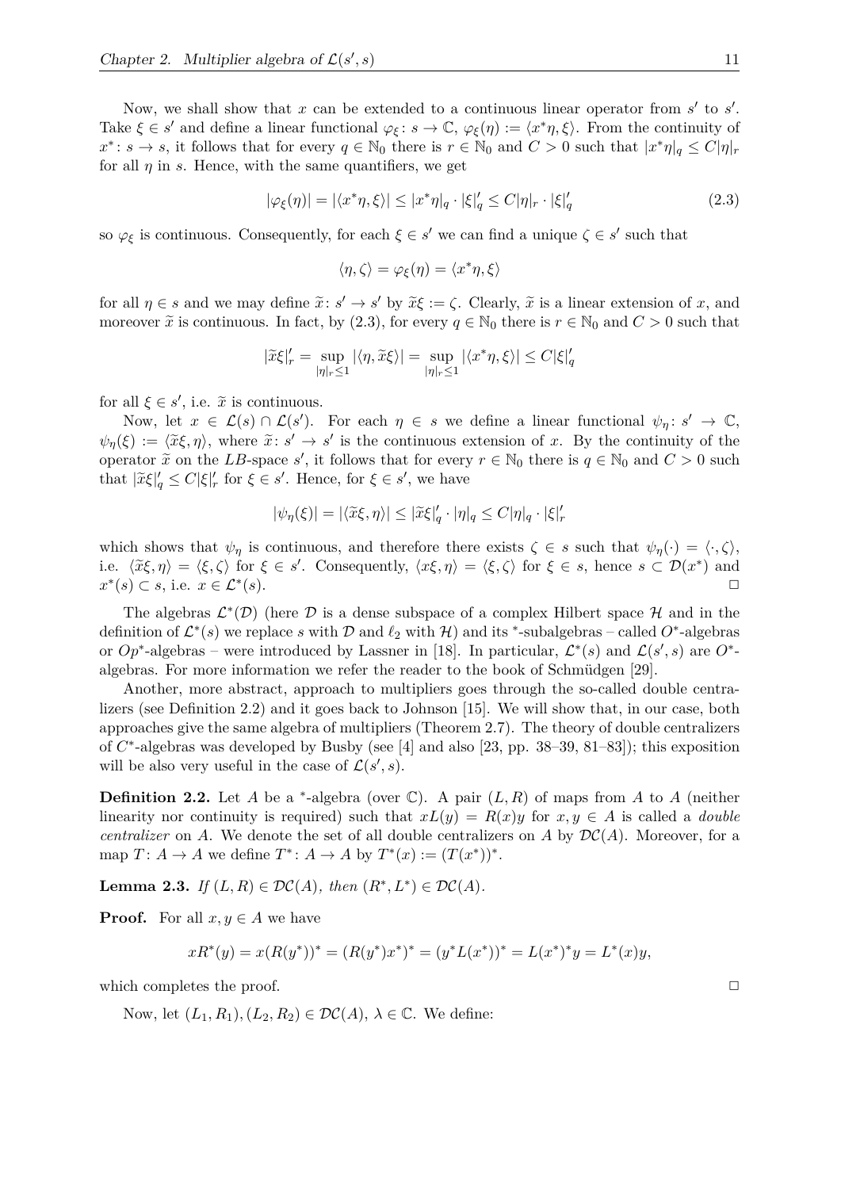Now, we shall show that $x$ can be extended to a continuous linear operator from $s'$ to $s'$. Take $\xi \in s'$ and define a linear functional $\varphi_\xi \colon s \to \mathbb{C}$, $\varphi_\xi(\eta) := \langle x^*\eta, \xi\rangle$. From the continuity of $x^* \colon s \to s$, it follows that for every $q \in \mathbb{N}_0$ there is $r \in \mathbb{N}_0$ and $C > 0$ such that $|x^*\eta|_q \leq C|\eta|_r$ for all $\eta$ in $s$. Hence, with the same quantifiers, we get

$$|\varphi_\xi(\eta)| = |\langle x^*\eta, \xi\rangle| \leq |x^*\eta|_q \cdot |\xi|'_q \leq C|\eta|_r \cdot |\xi|'_q \tag{2.3}$$

so $\varphi_\xi$ is continuous. Consequently, for each $\xi \in s'$ we can find a unique $\zeta \in s'$ such that

$$\langle \eta, \zeta\rangle = \varphi_\xi(\eta) = \langle x^*\eta, \xi\rangle$$

for all $\eta \in s$ and we may define $\widetilde{x} \colon s' \to s'$ by $\widetilde{x}\xi := \zeta$. Clearly, $\widetilde{x}$ is a linear extension of $x$, and moreover $\widetilde{x}$ is continuous. In fact, by (2.3), for every $q \in \mathbb{N}_0$ there is $r \in \mathbb{N}_0$ and $C > 0$ such that

$$|\widetilde{x}\xi|'_r = \sup_{|\eta|_r \leq 1} |\langle \eta, \widetilde{x}\xi\rangle| = \sup_{|\eta|_r \leq 1} |\langle x^*\eta, \xi\rangle| \leq C|\xi|'_q$$

for all $\xi \in s'$, i.e. $\widetilde{x}$ is continuous.

Now, let $x \in \mathcal{L}(s) \cap \mathcal{L}(s')$. For each $\eta \in s$ we define a linear functional $\psi_\eta \colon s' \to \mathbb{C}$, $\psi_\eta(\xi) := \langle \widetilde{x}\xi, \eta\rangle$, where $\widetilde{x} \colon s' \to s'$ is the continuous extension of $x$. By the continuity of the operator $\widetilde{x}$ on the $LB$-space $s'$, it follows that for every $r \in \mathbb{N}_0$ there is $q \in \mathbb{N}_0$ and $C > 0$ such that $|\widetilde{x}\xi|'_q \leq C|\xi|'_r$ for $\xi \in s'$. Hence, for $\xi \in s'$, we have

$$|\psi_\eta(\xi)| = |\langle \widetilde{x}\xi, \eta\rangle| \leq |\widetilde{x}\xi|'_q \cdot |\eta|_q \leq C|\eta|_q \cdot |\xi|'_r$$

which shows that $\psi_\eta$ is continuous, and therefore there exists $\zeta \in s$ such that $\psi_\eta(\cdot) = \langle \cdot, \zeta\rangle$, i.e. $\langle \widetilde{x}\xi, \eta\rangle = \langle \xi, \zeta\rangle$ for $\xi \in s'$. Consequently, $\langle x\xi, \eta\rangle = \langle \xi, \zeta\rangle$ for $\xi \in s$, hence $s \subset \mathcal{D}(x^*)$ and $x^*(s) \subset s$, i.e. $x \in \mathcal{L}^*(s)$. □

The algebras $\mathcal{L}^*(\mathcal{D})$ (here $\mathcal{D}$ is a dense subspace of a complex Hilbert space $\mathcal{H}$ and in the definition of $\mathcal{L}^*(s)$ we replace $s$ with $\mathcal{D}$ and $\ell_2$ with $\mathcal{H}$) and its $^*$-subalgebras – called $O^*$-algebras or $Op^*$-algebras – were introduced by Lassner in [18]. In particular, $\mathcal{L}^*(s)$ and $\mathcal{L}(s', s)$ are $O^*$-algebras. For more information we refer the reader to the book of Schmüdgen [29].

Another, more abstract, approach to multipliers goes through the so-called double centralizers (see Definition 2.2) and it goes back to Johnson [15]. We will show that, in our case, both approaches give the same algebra of multipliers (Theorem 2.7). The theory of double centralizers of $C^*$-algebras was developed by Busby (see [4] and also [23, pp. 38–39, 81–83]); this exposition will be also very useful in the case of $\mathcal{L}(s', s)$.

**Definition 2.2.** Let $A$ be a $^*$-algebra (over $\mathbb{C}$). A pair $(L, R)$ of maps from $A$ to $A$ (neither linearity nor continuity is required) such that $xL(y) = R(x)y$ for $x, y \in A$ is called a *double centralizer* on $A$. We denote the set of all double centralizers on $A$ by $\mathcal{DC}(A)$. Moreover, for a map $T \colon A \to A$ we define $T^* \colon A \to A$ by $T^*(x) := (T(x^*))^*$.

**Lemma 2.3.** *If $(L, R) \in \mathcal{DC}(A)$, then $(R^*, L^*) \in \mathcal{DC}(A)$.*

**Proof.** For all $x, y \in A$ we have

$$xR^*(y) = x(R(y^*))^* = (R(y^*)x^*)^* = (y^*L(x^*))^* = L(x^*)^*y = L^*(x)y,$$

which completes the proof. □

Now, let $(L_1, R_1), (L_2, R_2) \in \mathcal{DC}(A)$, $\lambda \in \mathbb{C}$. We define: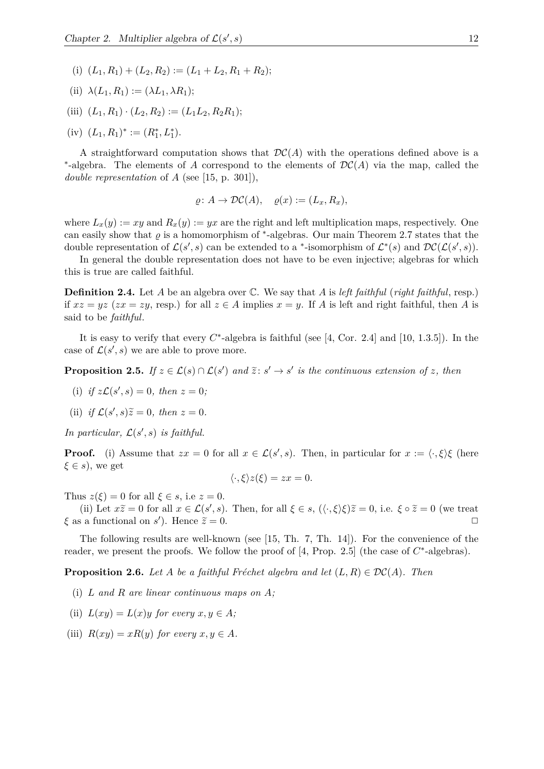(i) $(L_1, R_1) + (L_2, R_2) := (L_1 + L_2, R_1 + R_2)$;

(ii) $\lambda(L_1, R_1) := (\lambda L_1, \lambda R_1)$;

(iii) $(L_1, R_1) \cdot (L_2, R_2) := (L_1 L_2, R_2 R_1)$;

(iv) $(L_1, R_1)^* := (R_1^*, L_1^*)$.

A straightforward computation shows that $\mathcal{DC}(A)$ with the operations defined above is a $^*$-algebra. The elements of $A$ correspond to the elements of $\mathcal{DC}(A)$ via the map, called the *double representation* of $A$ (see [15, p. 301]),

$$\varrho\colon A \to \mathcal{DC}(A), \quad \varrho(x) := (L_x, R_x),$$

where $L_x(y) := xy$ and $R_x(y) := yx$ are the right and left multiplication maps, respectively. One can easily show that $\varrho$ is a homomorphism of $^*$-algebras. Our main Theorem 2.7 states that the double representation of $\mathcal{L}(s', s)$ can be extended to a $^*$-isomorphism of $\mathcal{L}^*(s)$ and $\mathcal{DC}(\mathcal{L}(s', s))$.

In general the double representation does not have to be even injective; algebras for which this is true are called faithful.

**Definition 2.4.** Let $A$ be an algebra over $\mathbb{C}$. We say that $A$ is *left faithful* (*right faithful*, resp.) if $xz = yz$ ($zx = zy$, resp.) for all $z \in A$ implies $x = y$. If $A$ is left and right faithful, then $A$ is said to be *faithful*.

It is easy to verify that every $C^*$-algebra is faithful (see [4, Cor. 2.4] and [10, 1.3.5]). In the case of $\mathcal{L}(s', s)$ we are able to prove more.

**Proposition 2.5.** *If $z \in \mathcal{L}(s) \cap \mathcal{L}(s')$ and $\widetilde{z}\colon s' \to s'$ is the continuous extension of $z$, then*

(i) *if $z\mathcal{L}(s', s) = 0$, then $z = 0$;*

(ii) *if $\mathcal{L}(s', s)\widetilde{z} = 0$, then $z = 0$.*

*In particular, $\mathcal{L}(s', s)$ is faithful.*

**Proof.** (i) Assume that $zx = 0$ for all $x \in \mathcal{L}(s', s)$. Then, in particular for $x := \langle \cdot, \xi \rangle \xi$ (here $\xi \in s$), we get

$$\langle \cdot, \xi \rangle z(\xi) = zx = 0.$$

Thus $z(\xi) = 0$ for all $\xi \in s$, i.e $z = 0$.

(ii) Let $x\widetilde{z} = 0$ for all $x \in \mathcal{L}(s', s)$. Then, for all $\xi \in s$, $(\langle \cdot, \xi \rangle \xi)\widetilde{z} = 0$, i.e. $\xi \circ \widetilde{z} = 0$ (we treat $\xi$ as a functional on $s'$). Hence $\widetilde{z} = 0$. $\square$

The following results are well-known (see [15, Th. 7, Th. 14]). For the convenience of the reader, we present the proofs. We follow the proof of [4, Prop. 2.5] (the case of $C^*$-algebras).

**Proposition 2.6.** *Let $A$ be a faithful Fréchet algebra and let $(L, R) \in \mathcal{DC}(A)$. Then*

(i) *$L$ and $R$ are linear continuous maps on $A$;*

(ii) *$L(xy) = L(x)y$ for every $x, y \in A$;*

(iii) *$R(xy) = xR(y)$ for every $x, y \in A$.*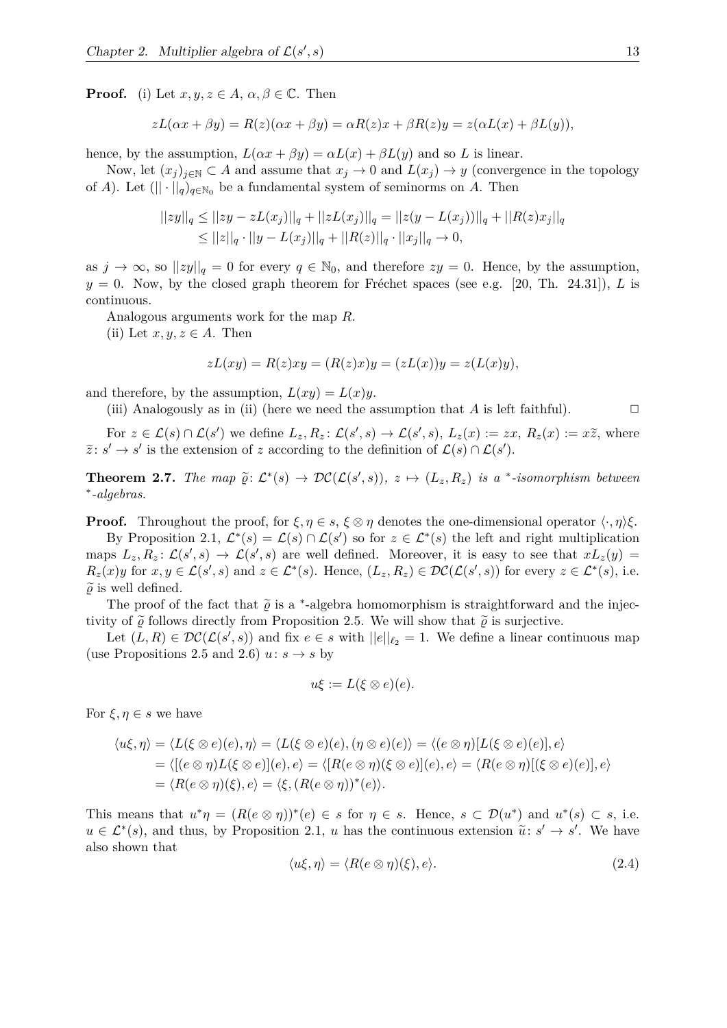**Proof.** (i) Let $x, y, z \in A$, $\alpha, \beta \in \mathbb{C}$. Then

$$zL(\alpha x + \beta y) = R(z)(\alpha x + \beta y) = \alpha R(z)x + \beta R(z)y = z(\alpha L(x) + \beta L(y)),$$

hence, by the assumption, $L(\alpha x + \beta y) = \alpha L(x) + \beta L(y)$ and so $L$ is linear.

Now, let $(x_j)_{j\in\mathbb{N}} \subset A$ and assume that $x_j \to 0$ and $L(x_j) \to y$ (convergence in the topology of $A$). Let $(||\cdot||_q)_{q\in\mathbb{N}_0}$ be a fundamental system of seminorms on $A$. Then

$$\begin{aligned}||zy||_q &\leq ||zy - zL(x_j)||_q + ||zL(x_j)||_q = ||z(y - L(x_j))||_q + ||R(z)x_j||_q \\ &\leq ||z||_q \cdot ||y - L(x_j)||_q + ||R(z)||_q \cdot ||x_j||_q \to 0,\end{aligned}$$

as $j \to \infty$, so $||zy||_q = 0$ for every $q \in \mathbb{N}_0$, and therefore $zy = 0$. Hence, by the assumption, $y = 0$. Now, by the closed graph theorem for Fréchet spaces (see e.g. [20, Th. 24.31]), $L$ is continuous.

Analogous arguments work for the map $R$.

(ii) Let $x, y, z \in A$. Then

$$zL(xy) = R(z)xy = (R(z)x)y = (zL(x))y = z(L(x)y),$$

and therefore, by the assumption, $L(xy) = L(x)y$.

(iii) Analogously as in (ii) (here we need the assumption that $A$ is left faithful). □

For $z \in \mathcal{L}(s) \cap \mathcal{L}(s')$ we define $L_z, R_z \colon \mathcal{L}(s', s) \to \mathcal{L}(s', s)$, $L_z(x) := zx$, $R_z(x) := x\widetilde{z}$, where $\widetilde{z} \colon s' \to s'$ is the extension of $z$ according to the definition of $\mathcal{L}(s) \cap \mathcal{L}(s')$.

**Theorem 2.7.** *The map $\widetilde{\varrho} \colon \mathcal{L}^*(s) \to \mathcal{DC}(\mathcal{L}(s', s))$, $z \mapsto (L_z, R_z)$ is a $^*$-isomorphism between $^*$-algebras.*

**Proof.** Throughout the proof, for $\xi, \eta \in s$, $\xi \otimes \eta$ denotes the one-dimensional operator $\langle \cdot, \eta \rangle \xi$.

By Proposition 2.1, $\mathcal{L}^*(s) = \mathcal{L}(s) \cap \mathcal{L}(s')$ so for $z \in \mathcal{L}^*(s)$ the left and right multiplication maps $L_z, R_z \colon \mathcal{L}(s', s) \to \mathcal{L}(s', s)$ are well defined. Moreover, it is easy to see that $xL_z(y) = R_z(x)y$ for $x, y \in \mathcal{L}(s', s)$ and $z \in \mathcal{L}^*(s)$. Hence, $(L_z, R_z) \in \mathcal{DC}(\mathcal{L}(s', s))$ for every $z \in \mathcal{L}^*(s)$, i.e. $\widetilde{\varrho}$ is well defined.

The proof of the fact that $\widetilde{\varrho}$ is a $^*$-algebra homomorphism is straightforward and the injectivity of $\widetilde{\varrho}$ follows directly from Proposition 2.5. We will show that $\widetilde{\varrho}$ is surjective.

Let $(L, R) \in \mathcal{DC}(\mathcal{L}(s', s))$ and fix $e \in s$ with $||e||_{\ell_2} = 1$. We define a linear continuous map (use Propositions 2.5 and 2.6) $u \colon s \to s$ by

$$u\xi := L(\xi \otimes e)(e).$$

For $\xi, \eta \in s$ we have

$$\begin{aligned}\langle u\xi, \eta \rangle &= \langle L(\xi \otimes e)(e), \eta \rangle = \langle L(\xi \otimes e)(e), (\eta \otimes e)(e) \rangle = \langle (e \otimes \eta)[L(\xi \otimes e)(e)], e \rangle \\ &= \langle [(e \otimes \eta)L(\xi \otimes e)](e), e \rangle = \langle [R(e \otimes \eta)(\xi \otimes e)](e), e \rangle = \langle R(e \otimes \eta)[(\xi \otimes e)(e)], e \rangle \\ &= \langle R(e \otimes \eta)(\xi), e \rangle = \langle \xi, (R(e \otimes \eta))^*(e) \rangle.\end{aligned}$$

This means that $u^*\eta = (R(e \otimes \eta))^*(e) \in s$ for $\eta \in s$. Hence, $s \subset \mathcal{D}(u^*)$ and $u^*(s) \subset s$, i.e. $u \in \mathcal{L}^*(s)$, and thus, by Proposition 2.1, $u$ has the continuous extension $\widetilde{u} \colon s' \to s'$. We have also shown that

$$\langle u\xi, \eta \rangle = \langle R(e \otimes \eta)(\xi), e \rangle. \tag{2.4}$$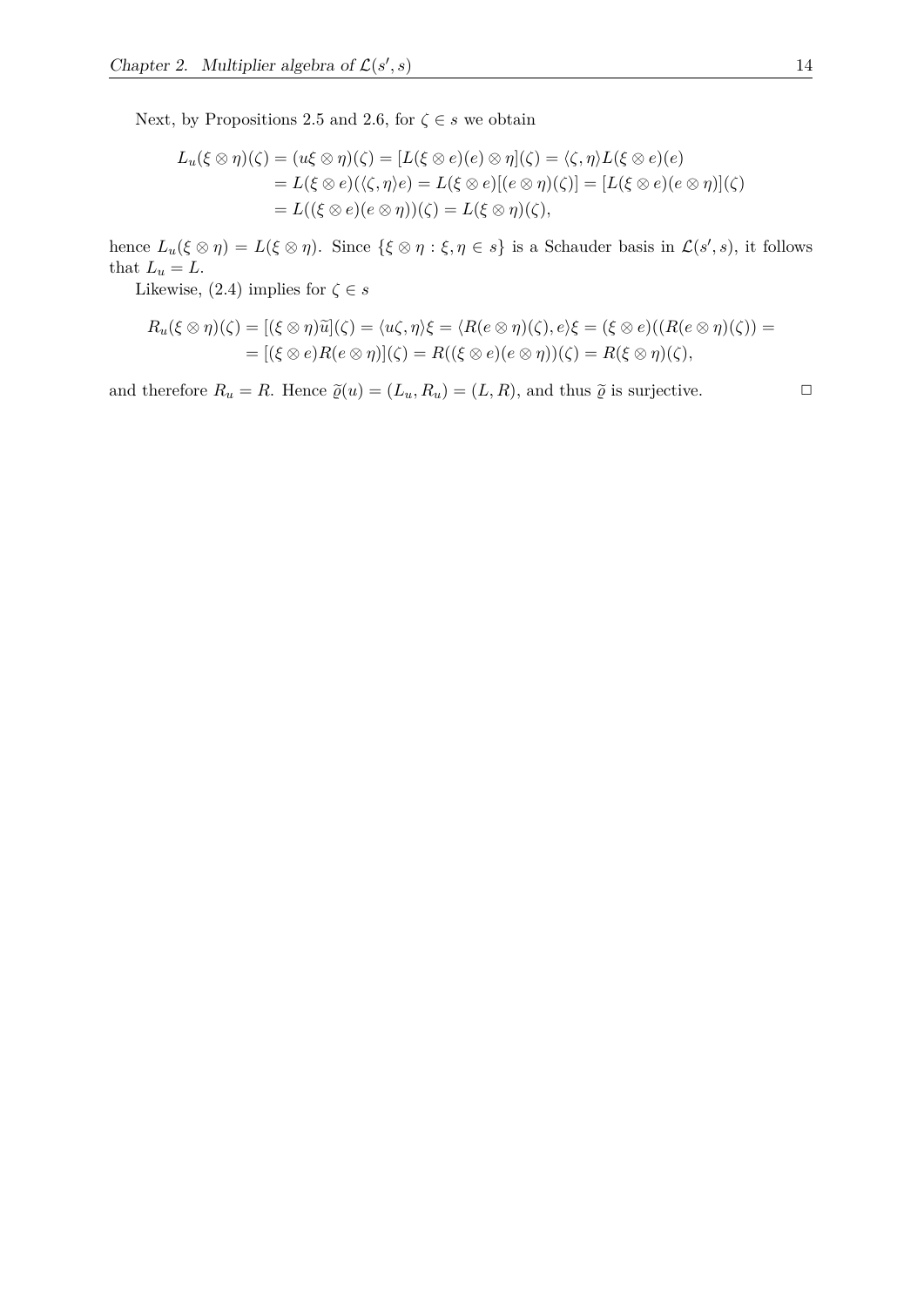Next, by Propositions 2.5 and 2.6, for $\zeta \in s$ we obtain

$$
\begin{aligned}
L_u(\xi \otimes \eta)(\zeta) &= (u\xi \otimes \eta)(\zeta) = [L(\xi \otimes e)(e) \otimes \eta](\zeta) = \langle \zeta, \eta \rangle L(\xi \otimes e)(e) \\
&= L(\xi \otimes e)(\langle \zeta, \eta \rangle e) = L(\xi \otimes e)[(e \otimes \eta)(\zeta)] = [L(\xi \otimes e)(e \otimes \eta)](\zeta) \\
&= L((\xi \otimes e)(e \otimes \eta))(\zeta) = L(\xi \otimes \eta)(\zeta),
\end{aligned}
$$

hence $L_u(\xi \otimes \eta) = L(\xi \otimes \eta)$. Since $\{\xi \otimes \eta : \xi, \eta \in s\}$ is a Schauder basis in $\mathcal{L}(s', s)$, it follows that $L_u = L$.

Likewise, (2.4) implies for $\zeta \in s$

$$
\begin{aligned}
R_u(\xi \otimes \eta)(\zeta) &= [(\xi \otimes \eta)\widetilde{u}](\zeta) = \langle u\zeta, \eta \rangle \xi = \langle R(e \otimes \eta)(\zeta), e \rangle \xi = (\xi \otimes e)((R(e \otimes \eta)(\zeta)) = \\
&= [(\xi \otimes e)R(e \otimes \eta)](\zeta) = R((\xi \otimes e)(e \otimes \eta))(\zeta) = R(\xi \otimes \eta)(\zeta),
\end{aligned}
$$

and therefore $R_u = R$. Hence $\widetilde{\varrho}(u) = (L_u, R_u) = (L, R)$, and thus $\widetilde{\varrho}$ is surjective. $\square$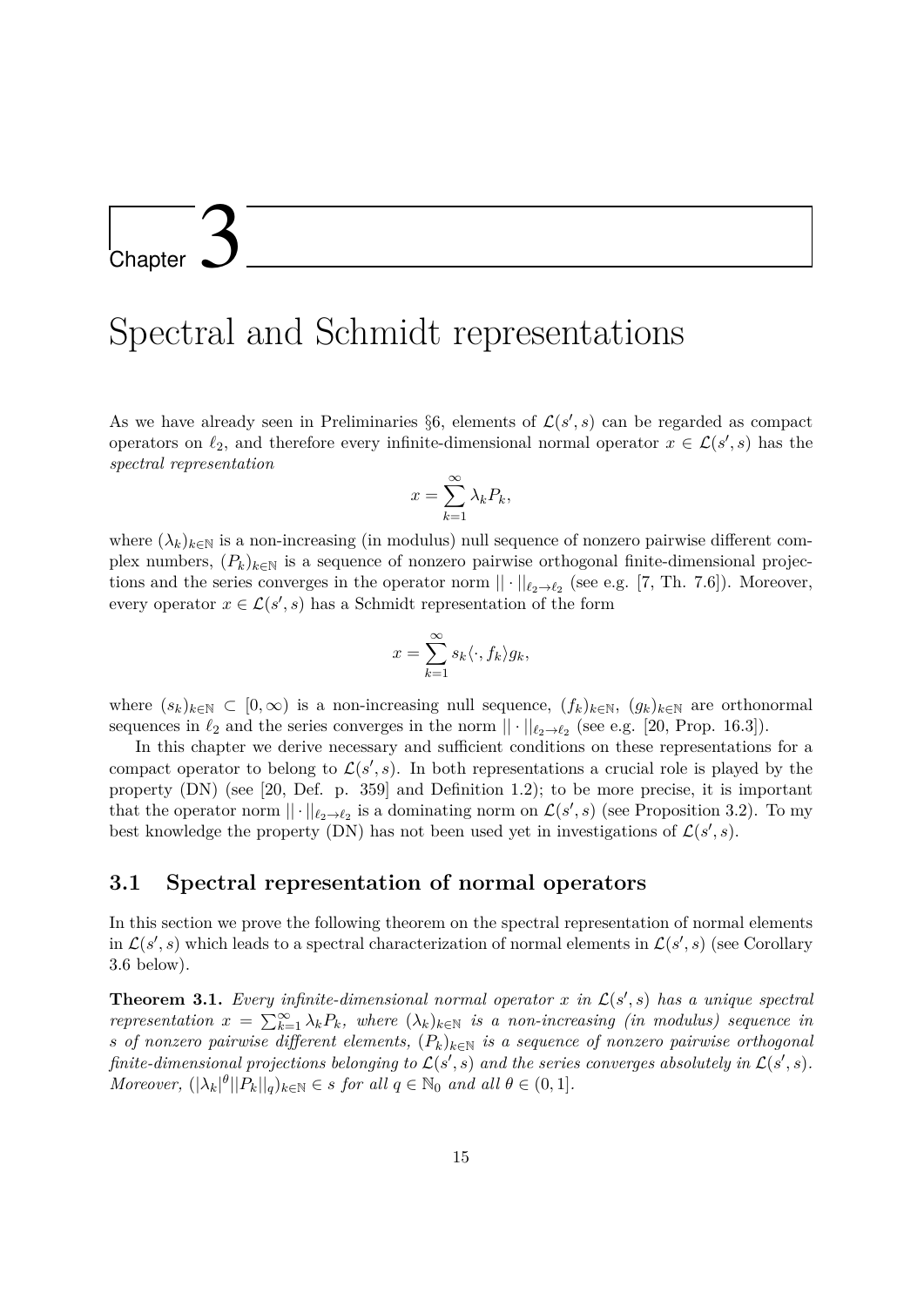# Chapter 3

# Spectral and Schmidt representations

As we have already seen in Preliminaries §6, elements of $\mathcal{L}(s', s)$ can be regarded as compact operators on $\ell_2$, and therefore every infinite-dimensional normal operator $x \in \mathcal{L}(s', s)$ has the *spectral representation*

$$x = \sum_{k=1}^{\infty} \lambda_k P_k,$$

where $(\lambda_k)_{k\in\mathbb{N}}$ is a non-increasing (in modulus) null sequence of nonzero pairwise different complex numbers, $(P_k)_{k\in\mathbb{N}}$ is a sequence of nonzero pairwise orthogonal finite-dimensional projections and the series converges in the operator norm $||\cdot||_{\ell_2\to\ell_2}$ (see e.g. [7, Th. 7.6]). Moreover, every operator $x \in \mathcal{L}(s', s)$ has a Schmidt representation of the form

$$x = \sum_{k=1}^{\infty} s_k \langle \cdot, f_k \rangle g_k,$$

where $(s_k)_{k\in\mathbb{N}} \subset [0, \infty)$ is a non-increasing null sequence, $(f_k)_{k\in\mathbb{N}}$, $(g_k)_{k\in\mathbb{N}}$ are orthonormal sequences in $\ell_2$ and the series converges in the norm $||\cdot||_{\ell_2\to\ell_2}$ (see e.g. [20, Prop. 16.3]).

In this chapter we derive necessary and sufficient conditions on these representations for a compact operator to belong to $\mathcal{L}(s', s)$. In both representations a crucial role is played by the property (DN) (see [20, Def. p. 359] and Definition 1.2); to be more precise, it is important that the operator norm $||\cdot||_{\ell_2\to\ell_2}$ is a dominating norm on $\mathcal{L}(s', s)$ (see Proposition 3.2). To my best knowledge the property (DN) has not been used yet in investigations of $\mathcal{L}(s', s)$.

## 3.1 Spectral representation of normal operators

In this section we prove the following theorem on the spectral representation of normal elements in $\mathcal{L}(s', s)$ which leads to a spectral characterization of normal elements in $\mathcal{L}(s', s)$ (see Corollary 3.6 below).

**Theorem 3.1.** *Every infinite-dimensional normal operator $x$ in $\mathcal{L}(s', s)$ has a unique spectral representation $x = \sum_{k=1}^{\infty} \lambda_k P_k$, where $(\lambda_k)_{k\in\mathbb{N}}$ is a non-increasing (in modulus) sequence in $s$ of nonzero pairwise different elements, $(P_k)_{k\in\mathbb{N}}$ is a sequence of nonzero pairwise orthogonal finite-dimensional projections belonging to $\mathcal{L}(s', s)$ and the series converges absolutely in $\mathcal{L}(s', s)$. Moreover, $(|\lambda_k|^{\theta}||P_k||_q)_{k\in\mathbb{N}} \in s$ for all $q \in \mathbb{N}_0$ and all $\theta \in (0, 1]$.*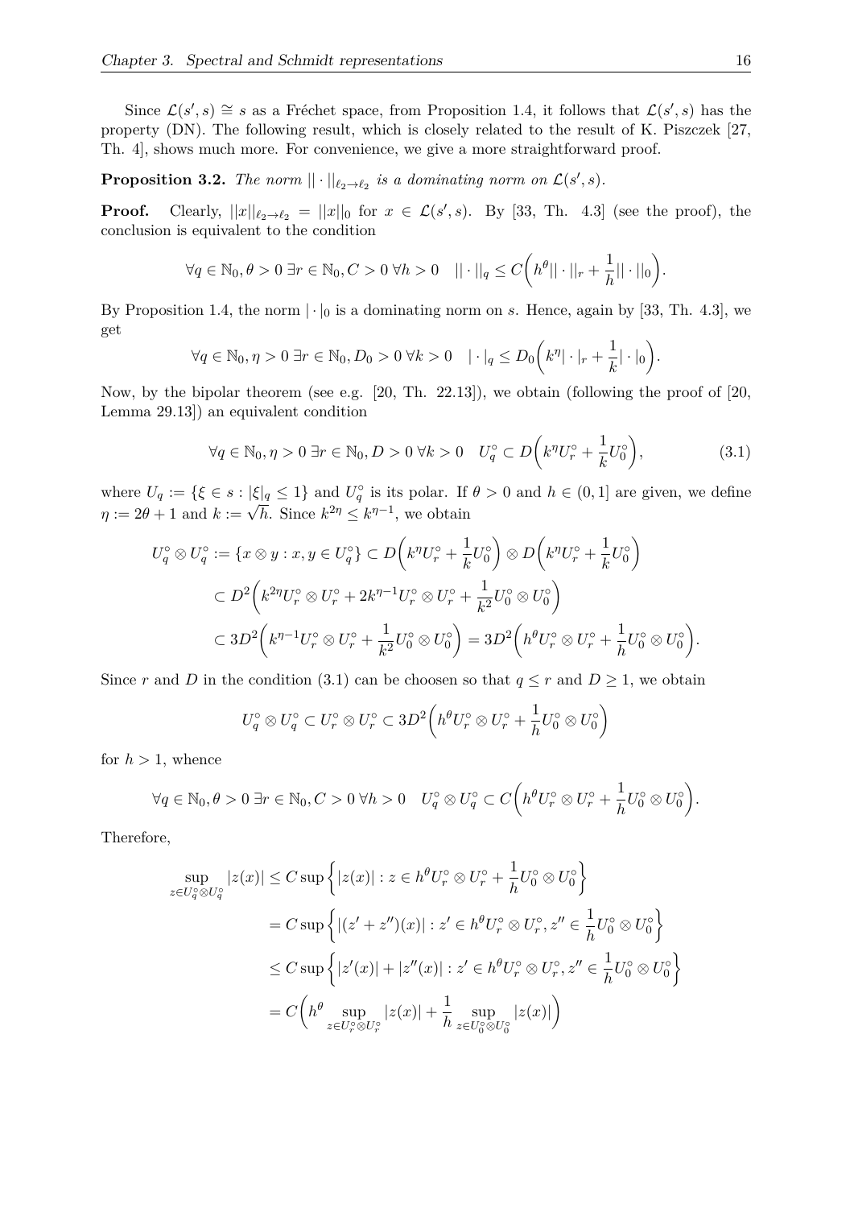Since $\mathcal{L}(s', s) \cong s$ as a Fréchet space, from Proposition 1.4, it follows that $\mathcal{L}(s', s)$ has the property (DN). The following result, which is closely related to the result of K. Piszczek [27, Th. 4], shows much more. For convenience, we give a more straightforward proof.

**Proposition 3.2.** *The norm $||\cdot||_{\ell_2\to\ell_2}$ is a dominating norm on $\mathcal{L}(s', s)$.*

**Proof.** Clearly, $||x||_{\ell_2\to\ell_2} = ||x||_0$ for $x \in \mathcal{L}(s', s)$. By [33, Th. 4.3] (see the proof), the conclusion is equivalent to the condition

$$\forall q \in \mathbb{N}_0, \theta > 0 \;\exists r \in \mathbb{N}_0, C > 0 \;\forall h > 0 \quad ||\cdot||_q \leq C\bigg(h^\theta ||\cdot||_r + \frac{1}{h}||\cdot||_0\bigg).$$

By Proposition 1.4, the norm $|\cdot|_0$ is a dominating norm on $s$. Hence, again by [33, Th. 4.3], we get

$$\forall q \in \mathbb{N}_0, \eta > 0 \;\exists r \in \mathbb{N}_0, D_0 > 0 \;\forall k > 0 \quad |\cdot|_q \leq D_0\bigg(k^\eta |\cdot|_r + \frac{1}{k}|\cdot|_0\bigg).$$

Now, by the bipolar theorem (see e.g. [20, Th. 22.13]), we obtain (following the proof of [20, Lemma 29.13]) an equivalent condition

$$\forall q \in \mathbb{N}_0, \eta > 0 \;\exists r \in \mathbb{N}_0, D > 0 \;\forall k > 0 \quad U_q^\circ \subset D\bigg(k^\eta U_r^\circ + \frac{1}{k}U_0^\circ\bigg), \tag{3.1}$$

where $U_q := \{\xi \in s : |\xi|_q \leq 1\}$ and $U_q^\circ$ is its polar. If $\theta > 0$ and $h \in (0,1]$ are given, we define $\eta := 2\theta + 1$ and $k := \sqrt{h}$. Since $k^{2\eta} \leq k^{\eta-1}$, we obtain

$$\begin{aligned}
U_q^\circ \otimes U_q^\circ := \{x \otimes y : x, y \in U_q^\circ\} &\subset D\bigg(k^\eta U_r^\circ + \frac{1}{k}U_0^\circ\bigg) \otimes D\bigg(k^\eta U_r^\circ + \frac{1}{k}U_0^\circ\bigg) \\
&\subset D^2\bigg(k^{2\eta} U_r^\circ \otimes U_r^\circ + 2k^{\eta-1} U_r^\circ \otimes U_r^\circ + \frac{1}{k^2}U_0^\circ \otimes U_0^\circ\bigg) \\
&\subset 3D^2\bigg(k^{\eta-1} U_r^\circ \otimes U_r^\circ + \frac{1}{k^2}U_0^\circ \otimes U_0^\circ\bigg) = 3D^2\bigg(h^\theta U_r^\circ \otimes U_r^\circ + \frac{1}{h}U_0^\circ \otimes U_0^\circ\bigg).
\end{aligned}$$

Since $r$ and $D$ in the condition (3.1) can be choosen so that $q \leq r$ and $D \geq 1$, we obtain

$$U_q^\circ \otimes U_q^\circ \subset U_r^\circ \otimes U_r^\circ \subset 3D^2\bigg(h^\theta U_r^\circ \otimes U_r^\circ + \frac{1}{h}U_0^\circ \otimes U_0^\circ\bigg)$$

for $h > 1$, whence

$$\forall q \in \mathbb{N}_0, \theta > 0 \;\exists r \in \mathbb{N}_0, C > 0 \;\forall h > 0 \quad U_q^\circ \otimes U_q^\circ \subset C\bigg(h^\theta U_r^\circ \otimes U_r^\circ + \frac{1}{h}U_0^\circ \otimes U_0^\circ\bigg).$$

Therefore,

$$\begin{aligned}
\sup_{z \in U_q^\circ \otimes U_q^\circ} |z(x)| &\leq C \sup\bigg\{|z(x)| : z \in h^\theta U_r^\circ \otimes U_r^\circ + \frac{1}{h}U_0^\circ \otimes U_0^\circ\bigg\} \\
&= C \sup\bigg\{|(z' + z'')(x)| : z' \in h^\theta U_r^\circ \otimes U_r^\circ, z'' \in \frac{1}{h}U_0^\circ \otimes U_0^\circ\bigg\} \\
&\leq C \sup\bigg\{|z'(x)| + |z''(x)| : z' \in h^\theta U_r^\circ \otimes U_r^\circ, z'' \in \frac{1}{h}U_0^\circ \otimes U_0^\circ\bigg\} \\
&= C\bigg(h^\theta \sup_{z \in U_r^\circ \otimes U_r^\circ} |z(x)| + \frac{1}{h}\sup_{z \in U_0^\circ \otimes U_0^\circ} |z(x)|\bigg)
\end{aligned}$$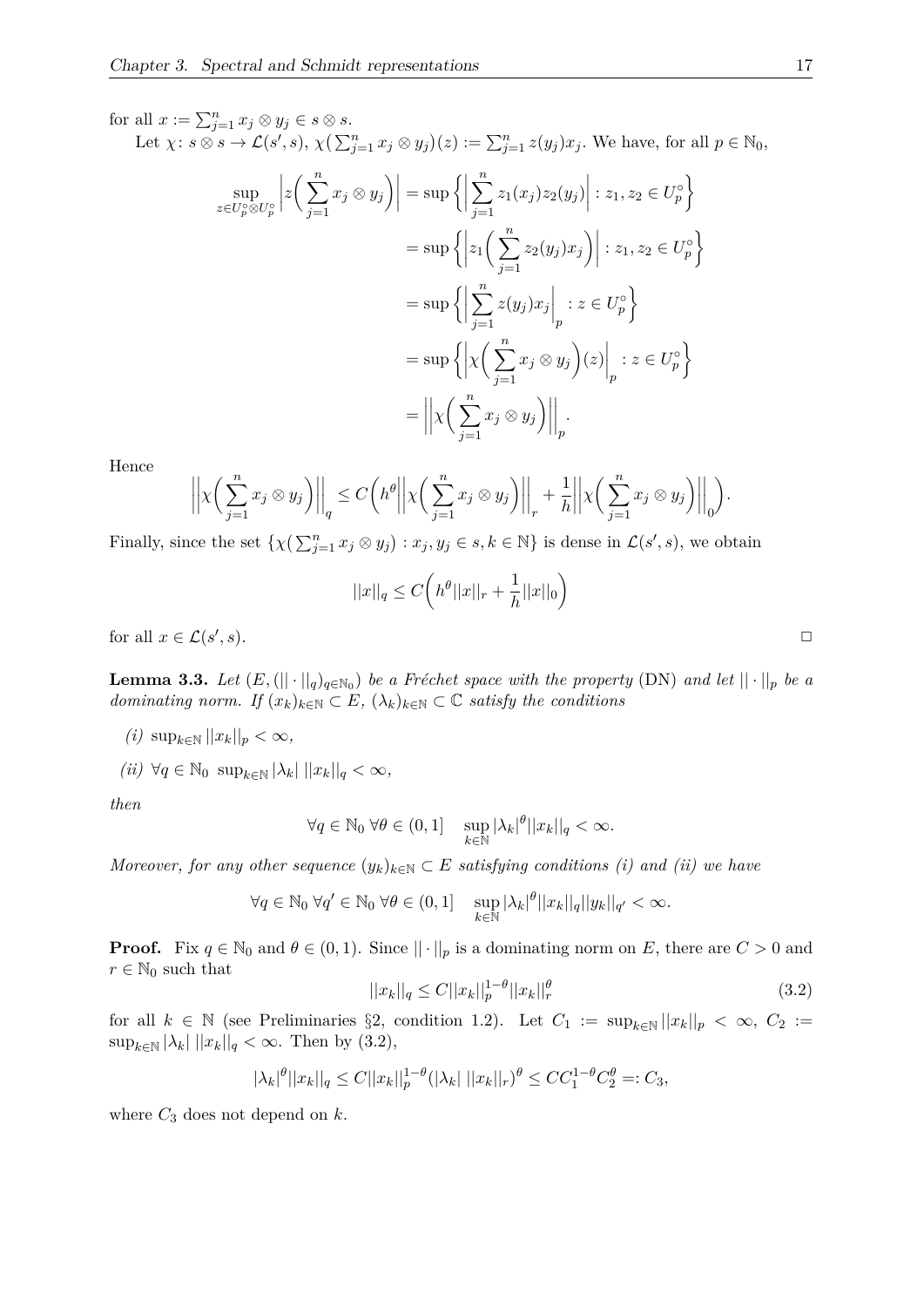for all $x := \sum_{j=1}^n x_j \otimes y_j \in s \otimes s$.

Let $\chi \colon s \otimes s \to \mathcal{L}(s', s)$, $\chi(\sum_{j=1}^n x_j \otimes y_j)(z) := \sum_{j=1}^n z(y_j)x_j$. We have, for all $p \in \mathbb{N}_0$,

$$\begin{aligned}
\sup_{z \in U_p^\circ \otimes U_p^\circ} \left| z\Big( \sum_{j=1}^n x_j \otimes y_j \Big) \right| &= \sup \left\{ \left| \sum_{j=1}^n z_1(x_j) z_2(y_j) \right| : z_1, z_2 \in U_p^\circ \right\} \\
&= \sup \left\{ \left| z_1\Big( \sum_{j=1}^n z_2(y_j) x_j \Big) \right| : z_1, z_2 \in U_p^\circ \right\} \\
&= \sup \left\{ \left| \sum_{j=1}^n z(y_j) x_j \right|_p : z \in U_p^\circ \right\} \\
&= \sup \left\{ \left| \chi\Big( \sum_{j=1}^n x_j \otimes y_j \Big)(z) \right|_p : z \in U_p^\circ \right\} \\
&= \left|\left| \chi\Big( \sum_{j=1}^n x_j \otimes y_j \Big) \right|\right|_p .
\end{aligned}$$

Hence

$$\left|\left| \chi\Big( \sum_{j=1}^n x_j \otimes y_j \Big) \right|\right|_q \leq C\Big( h^\theta \left|\left| \chi\Big( \sum_{j=1}^n x_j \otimes y_j \Big) \right|\right|_r + \frac{1}{h} \left|\left| \chi\Big( \sum_{j=1}^n x_j \otimes y_j \Big) \right|\right|_0 \Big).$$

Finally, since the set $\{\chi(\sum_{j=1}^n x_j \otimes y_j) : x_j, y_j \in s, k \in \mathbb{N}\}$ is dense in $\mathcal{L}(s', s)$, we obtain

$$||x||_q \leq C\Big( h^\theta ||x||_r + \frac{1}{h} ||x||_0 \Big)$$

for all $x \in \mathcal{L}(s', s)$. □

**Lemma 3.3.** *Let $(E, (||\cdot||_q)_{q \in \mathbb{N}_0})$ be a Fréchet space with the property* (DN) *and let $||\cdot||_p$ be a dominating norm. If $(x_k)_{k \in \mathbb{N}} \subset E$, $(\lambda_k)_{k \in \mathbb{N}} \subset \mathbb{C}$ satisfy the conditions*

*(i)* $\sup_{k \in \mathbb{N}} ||x_k||_p < \infty$,

*(ii)* $\forall q \in \mathbb{N}_0 \ \sup_{k \in \mathbb{N}} |\lambda_k| \, ||x_k||_q < \infty$,

*then*

$$\forall q \in \mathbb{N}_0 \ \forall \theta \in (0,1] \quad \sup_{k \in \mathbb{N}} |\lambda_k|^\theta ||x_k||_q < \infty.$$

*Moreover, for any other sequence $(y_k)_{k \in \mathbb{N}} \subset E$ satisfying conditions (i) and (ii) we have*

$$\forall q \in \mathbb{N}_0 \ \forall q' \in \mathbb{N}_0 \ \forall \theta \in (0,1] \quad \sup_{k \in \mathbb{N}} |\lambda_k|^\theta ||x_k||_q ||y_k||_{q'} < \infty.$$

**Proof.** Fix $q \in \mathbb{N}_0$ and $\theta \in (0,1)$. Since $||\cdot||_p$ is a dominating norm on $E$, there are $C > 0$ and $r \in \mathbb{N}_0$ such that

$$||x_k||_q \leq C ||x_k||_p^{1-\theta} ||x_k||_r^\theta \tag{3.2}$$

for all $k \in \mathbb{N}$ (see Preliminaries §2, condition 1.2). Let $C_1 := \sup_{k \in \mathbb{N}} ||x_k||_p < \infty$, $C_2 := \sup_{k \in \mathbb{N}} |\lambda_k| \, ||x_k||_q < \infty$. Then by (3.2),

$$|\lambda_k|^\theta ||x_k||_q \leq C ||x_k||_p^{1-\theta} (|\lambda_k| \, ||x_k||_r)^\theta \leq C C_1^{1-\theta} C_2^\theta =: C_3,$$

where $C_3$ does not depend on $k$.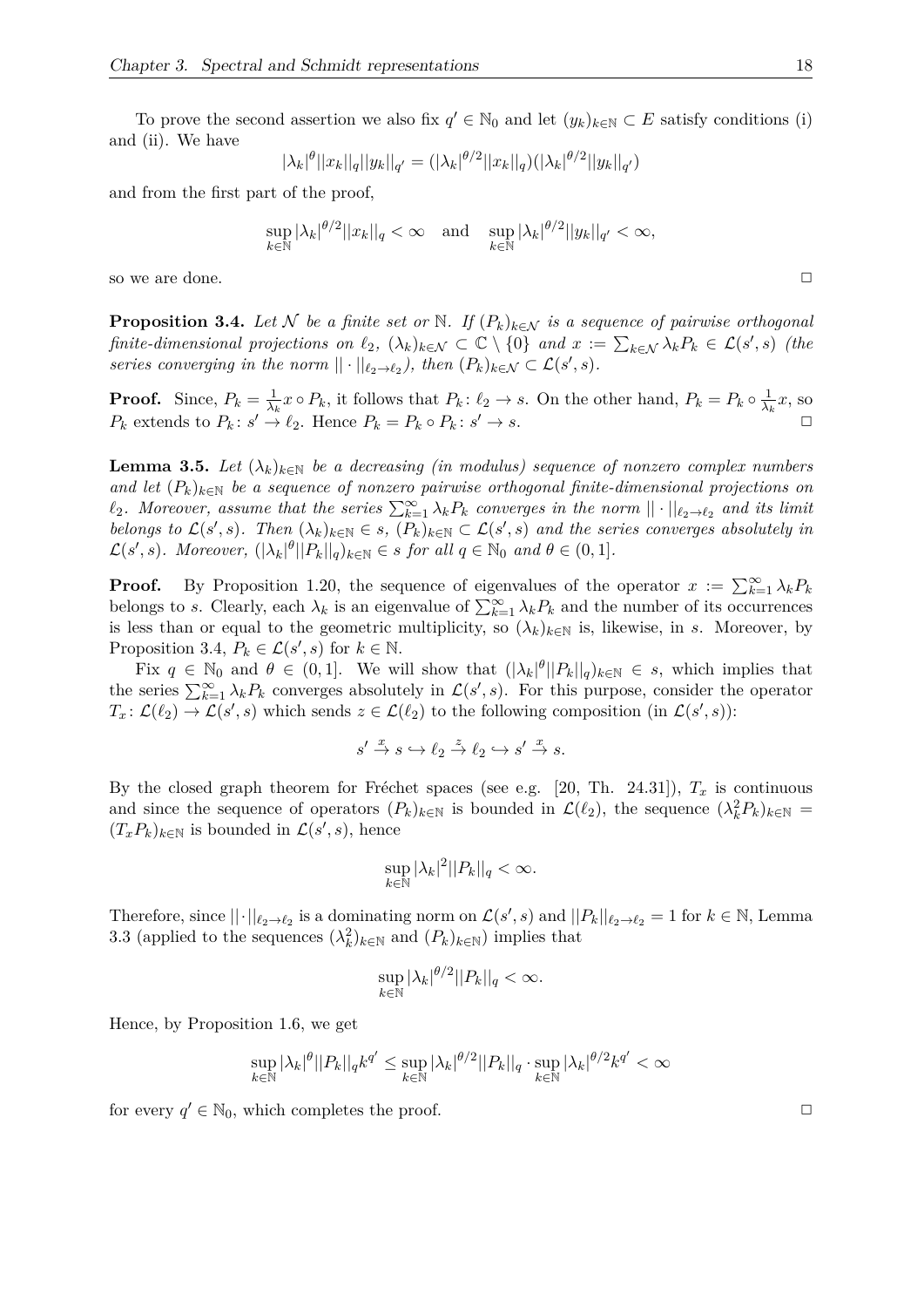To prove the second assertion we also fix $q' \in \mathbb{N}_0$ and let $(y_k)_{k\in\mathbb{N}} \subset E$ satisfy conditions (i) and (ii). We have

$$|\lambda_k|^\theta ||x_k||_q ||y_k||_{q'} = (|\lambda_k|^{\theta/2}||x_k||_q)(|\lambda_k|^{\theta/2}||y_k||_{q'})$$

and from the first part of the proof,

$$\sup_{k\in\mathbb{N}} |\lambda_k|^{\theta/2}||x_k||_q < \infty \quad \text{and} \quad \sup_{k\in\mathbb{N}} |\lambda_k|^{\theta/2}||y_k||_{q'} < \infty,$$

so we are done. □

**Proposition 3.4.** *Let $\mathcal{N}$ be a finite set or $\mathbb{N}$. If $(P_k)_{k\in\mathcal{N}}$ is a sequence of pairwise orthogonal finite-dimensional projections on $\ell_2$, $(\lambda_k)_{k\in\mathcal{N}} \subset \mathbb{C}\setminus\{0\}$ and $x := \sum_{k\in\mathcal{N}} \lambda_k P_k \in \mathcal{L}(s', s)$ (the series converging in the norm $||\cdot||_{\ell_2\to\ell_2}$), then $(P_k)_{k\in\mathcal{N}} \subset \mathcal{L}(s', s)$.*

**Proof.** Since, $P_k = \frac{1}{\lambda_k} x \circ P_k$, it follows that $P_k \colon \ell_2 \to s$. On the other hand, $P_k = P_k \circ \frac{1}{\lambda_k} x$, so $P_k$ extends to $P_k \colon s' \to \ell_2$. Hence $P_k = P_k \circ P_k \colon s' \to s$. □

**Lemma 3.5.** *Let $(\lambda_k)_{k\in\mathbb{N}}$ be a decreasing (in modulus) sequence of nonzero complex numbers and let $(P_k)_{k\in\mathbb{N}}$ be a sequence of nonzero pairwise orthogonal finite-dimensional projections on $\ell_2$. Moreover, assume that the series $\sum_{k=1}^\infty \lambda_k P_k$ converges in the norm $||\cdot||_{\ell_2\to\ell_2}$ and its limit belongs to $\mathcal{L}(s', s)$. Then $(\lambda_k)_{k\in\mathbb{N}} \in s$, $(P_k)_{k\in\mathbb{N}} \subset \mathcal{L}(s', s)$ and the series converges absolutely in $\mathcal{L}(s', s)$. Moreover, $(|\lambda_k|^\theta ||P_k||_q)_{k\in\mathbb{N}} \in s$ for all $q \in \mathbb{N}_0$ and $\theta \in (0, 1]$.*

**Proof.** By Proposition 1.20, the sequence of eigenvalues of the operator $x := \sum_{k=1}^\infty \lambda_k P_k$ belongs to $s$. Clearly, each $\lambda_k$ is an eigenvalue of $\sum_{k=1}^\infty \lambda_k P_k$ and the number of its occurrences is less than or equal to the geometric multiplicity, so $(\lambda_k)_{k\in\mathbb{N}}$ is, likewise, in $s$. Moreover, by Proposition 3.4, $P_k \in \mathcal{L}(s', s)$ for $k \in \mathbb{N}$.

Fix $q \in \mathbb{N}_0$ and $\theta \in (0, 1]$. We will show that $(|\lambda_k|^\theta ||P_k||_q)_{k\in\mathbb{N}} \in s$, which implies that the series $\sum_{k=1}^\infty \lambda_k P_k$ converges absolutely in $\mathcal{L}(s', s)$. For this purpose, consider the operator $T_x \colon \mathcal{L}(\ell_2) \to \mathcal{L}(s', s)$ which sends $z \in \mathcal{L}(\ell_2)$ to the following composition (in $\mathcal{L}(s', s)$):

$$s' \xrightarrow{x} s \hookrightarrow \ell_2 \xrightarrow{z} \ell_2 \hookrightarrow s' \xrightarrow{x} s.$$

By the closed graph theorem for Fréchet spaces (see e.g. [20, Th. 24.31]), $T_x$ is continuous and since the sequence of operators $(P_k)_{k\in\mathbb{N}}$ is bounded in $\mathcal{L}(\ell_2)$, the sequence $(\lambda_k^2 P_k)_{k\in\mathbb{N}} = (T_x P_k)_{k\in\mathbb{N}}$ is bounded in $\mathcal{L}(s', s)$, hence

$$\sup_{k\in\mathbb{N}} |\lambda_k|^2 ||P_k||_q < \infty.$$

Therefore, since $||\cdot||_{\ell_2\to\ell_2}$ is a dominating norm on $\mathcal{L}(s', s)$ and $||P_k||_{\ell_2\to\ell_2} = 1$ for $k \in \mathbb{N}$, Lemma 3.3 (applied to the sequences $(\lambda_k^2)_{k\in\mathbb{N}}$ and $(P_k)_{k\in\mathbb{N}}$) implies that

$$\sup_{k\in\mathbb{N}} |\lambda_k|^{\theta/2} ||P_k||_q < \infty.$$

Hence, by Proposition 1.6, we get

$$\sup_{k\in\mathbb{N}} |\lambda_k|^\theta ||P_k||_q k^{q'} \le \sup_{k\in\mathbb{N}} |\lambda_k|^{\theta/2} ||P_k||_q \cdot \sup_{k\in\mathbb{N}} |\lambda_k|^{\theta/2} k^{q'} < \infty$$

for every $q' \in \mathbb{N}_0$, which completes the proof. □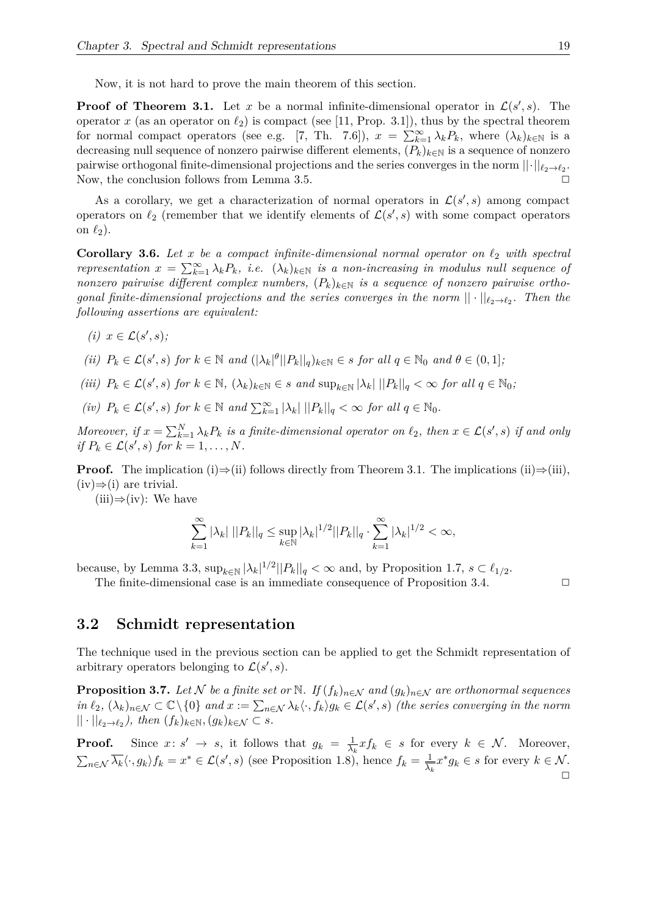Now, it is not hard to prove the main theorem of this section.

**Proof of Theorem 3.1.** Let $x$ be a normal infinite-dimensional operator in $\mathcal{L}(s', s)$. The operator $x$ (as an operator on $\ell_2$) is compact (see [11, Prop. 3.1]), thus by the spectral theorem for normal compact operators (see e.g. [7, Th. 7.6]), $x = \sum_{k=1}^{\infty} \lambda_k P_k$, where $(\lambda_k)_{k\in\mathbb{N}}$ is a decreasing null sequence of nonzero pairwise different elements, $(P_k)_{k\in\mathbb{N}}$ is a sequence of nonzero pairwise orthogonal finite-dimensional projections and the series converges in the norm $||\cdot||_{\ell_2\to\ell_2}$. Now, the conclusion follows from Lemma 3.5. $\square$

As a corollary, we get a characterization of normal operators in $\mathcal{L}(s', s)$ among compact operators on $\ell_2$ (remember that we identify elements of $\mathcal{L}(s', s)$ with some compact operators on $\ell_2$).

**Corollary 3.6.** *Let $x$ be a compact infinite-dimensional normal operator on $\ell_2$ with spectral representation $x = \sum_{k=1}^{\infty} \lambda_k P_k$, i.e. $(\lambda_k)_{k\in\mathbb{N}}$ is a non-increasing in modulus null sequence of nonzero pairwise different complex numbers, $(P_k)_{k\in\mathbb{N}}$ is a sequence of nonzero pairwise orthogonal finite-dimensional projections and the series converges in the norm $||\cdot||_{\ell_2\to\ell_2}$. Then the following assertions are equivalent:*

*(i) $x \in \mathcal{L}(s', s)$;*

*(ii) $P_k \in \mathcal{L}(s', s)$ for $k \in \mathbb{N}$ and $(|\lambda_k|^{\theta}||P_k||_q)_{k\in\mathbb{N}} \in s$ for all $q \in \mathbb{N}_0$ and $\theta \in (0, 1]$;*

*(iii) $P_k \in \mathcal{L}(s', s)$ for $k \in \mathbb{N}$, $(\lambda_k)_{k\in\mathbb{N}} \in s$ and $\sup_{k\in\mathbb{N}} |\lambda_k|\, ||P_k||_q < \infty$ for all $q \in \mathbb{N}_0$;*

*(iv) $P_k \in \mathcal{L}(s', s)$ for $k \in \mathbb{N}$ and $\sum_{k=1}^{\infty} |\lambda_k|\, ||P_k||_q < \infty$ for all $q \in \mathbb{N}_0$.*

*Moreover, if $x = \sum_{k=1}^{N} \lambda_k P_k$ is a finite-dimensional operator on $\ell_2$, then $x \in \mathcal{L}(s', s)$ if and only if $P_k \in \mathcal{L}(s', s)$ for $k = 1, \ldots, N$.*

**Proof.** The implication (i)⇒(ii) follows directly from Theorem 3.1. The implications (ii)⇒(iii), (iv)⇒(i) are trivial.

(iii)⇒(iv): We have

$$\sum_{k=1}^{\infty} |\lambda_k|\, ||P_k||_q \le \sup_{k\in\mathbb{N}} |\lambda_k|^{1/2} ||P_k||_q \cdot \sum_{k=1}^{\infty} |\lambda_k|^{1/2} < \infty,$$

because, by Lemma 3.3, $\sup_{k\in\mathbb{N}} |\lambda_k|^{1/2}||P_k||_q < \infty$ and, by Proposition 1.7, $s \subset \ell_{1/2}$.

The finite-dimensional case is an immediate consequence of Proposition 3.4. $\square$

## 3.2 Schmidt representation

The technique used in the previous section can be applied to get the Schmidt representation of arbitrary operators belonging to $\mathcal{L}(s', s)$.

**Proposition 3.7.** *Let $\mathcal{N}$ be a finite set or $\mathbb{N}$. If $(f_k)_{n\in\mathcal{N}}$ and $(g_k)_{n\in\mathcal{N}}$ are orthonormal sequences in $\ell_2$, $(\lambda_k)_{n\in\mathcal{N}} \subset \mathbb{C}\setminus\{0\}$ and $x := \sum_{n\in\mathcal{N}} \lambda_k \langle \cdot, f_k\rangle g_k \in \mathcal{L}(s', s)$ (the series converging in the norm $||\cdot||_{\ell_2\to\ell_2}$), then $(f_k)_{k\in\mathbb{N}}, (g_k)_{k\in\mathcal{N}} \subset s$.*

**Proof.** Since $x\colon s' \to s$, it follows that $g_k = \frac{1}{\lambda_k} x f_k \in s$ for every $k \in \mathcal{N}$. Moreover, $\sum_{n\in\mathcal{N}} \overline{\lambda_k} \langle \cdot, g_k\rangle f_k = x^* \in \mathcal{L}(s', s)$ (see Proposition 1.8), hence $f_k = \frac{1}{\overline{\lambda_k}} x^* g_k \in s$ for every $k \in \mathcal{N}$. $\square$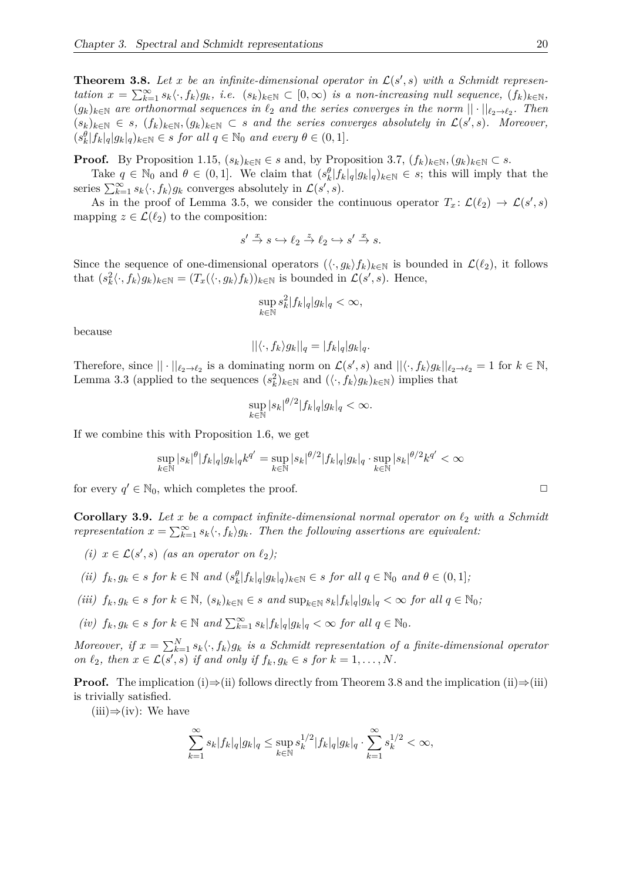**Theorem 3.8.** *Let $x$ be an infinite-dimensional operator in $\mathcal{L}(s',s)$ with a Schmidt representation $x = \sum_{k=1}^{\infty} s_k \langle \cdot, f_k \rangle g_k$, i.e. $(s_k)_{k\in\mathbb{N}} \subset [0,\infty)$ is a non-increasing null sequence, $(f_k)_{k\in\mathbb{N}}$, $(g_k)_{k\in\mathbb{N}}$ are orthonormal sequences in $\ell_2$ and the series converges in the norm $||\cdot||_{\ell_2\to\ell_2}$. Then $(s_k)_{k\in\mathbb{N}} \in s$, $(f_k)_{k\in\mathbb{N}}, (g_k)_{k\in\mathbb{N}} \subset s$ and the series converges absolutely in $\mathcal{L}(s',s)$. Moreover, $(s_k^\theta |f_k|_q |g_k|_q)_{k\in\mathbb{N}} \in s$ for all $q \in \mathbb{N}_0$ and every $\theta \in (0,1]$.*

**Proof.** By Proposition 1.15, $(s_k)_{k\in\mathbb{N}} \in s$ and, by Proposition 3.7, $(f_k)_{k\in\mathbb{N}}, (g_k)_{k\in\mathbb{N}} \subset s$.

Take $q \in \mathbb{N}_0$ and $\theta \in (0,1]$. We claim that $(s_k^\theta |f_k|_q |g_k|_q)_{k\in\mathbb{N}} \in s$; this will imply that the series $\sum_{k=1}^{\infty} s_k \langle \cdot, f_k \rangle g_k$ converges absolutely in $\mathcal{L}(s',s)$.

As in the proof of Lemma 3.5, we consider the continuous operator $T_x \colon \mathcal{L}(\ell_2) \to \mathcal{L}(s',s)$ mapping $z \in \mathcal{L}(\ell_2)$ to the composition:

$$s' \xrightarrow{x} s \hookrightarrow \ell_2 \xrightarrow{z} \ell_2 \hookrightarrow s' \xrightarrow{x} s.$$

Since the sequence of one-dimensional operators $(\langle \cdot, g_k \rangle f_k)_{k\in\mathbb{N}}$ is bounded in $\mathcal{L}(\ell_2)$, it follows that $(s_k^2 \langle \cdot, f_k \rangle g_k)_{k\in\mathbb{N}} = (T_x(\langle \cdot, g_k \rangle f_k))_{k\in\mathbb{N}}$ is bounded in $\mathcal{L}(s',s)$. Hence,

$$\sup_{k\in\mathbb{N}} s_k^2 |f_k|_q |g_k|_q < \infty,$$

because

$$||\langle \cdot, f_k \rangle g_k||_q = |f_k|_q |g_k|_q.$$

Therefore, since $||\cdot||_{\ell_2\to\ell_2}$ is a dominating norm on $\mathcal{L}(s',s)$ and $||\langle \cdot, f_k \rangle g_k||_{\ell_2\to\ell_2} = 1$ for $k \in \mathbb{N}$, Lemma 3.3 (applied to the sequences $(s_k^2)_{k\in\mathbb{N}}$ and $(\langle \cdot, f_k \rangle g_k)_{k\in\mathbb{N}}$) implies that

$$\sup_{k\in\mathbb{N}} |s_k|^{\theta/2} |f_k|_q |g_k|_q < \infty.$$

If we combine this with Proposition 1.6, we get

$$\sup_{k\in\mathbb{N}} |s_k|^\theta |f_k|_q |g_k|_q k^{q'} = \sup_{k\in\mathbb{N}} |s_k|^{\theta/2} |f_k|_q |g_k|_q \cdot \sup_{k\in\mathbb{N}} |s_k|^{\theta/2} k^{q'} < \infty$$

for every $q' \in \mathbb{N}_0$, which completes the proof. $\square$

**Corollary 3.9.** *Let $x$ be a compact infinite-dimensional normal operator on $\ell_2$ with a Schmidt representation $x = \sum_{k=1}^{\infty} s_k \langle \cdot, f_k \rangle g_k$. Then the following assertions are equivalent:*

*(i) $x \in \mathcal{L}(s',s)$ (as an operator on $\ell_2$);*

*(ii) $f_k, g_k \in s$ for $k \in \mathbb{N}$ and $(s_k^\theta |f_k|_q |g_k|_q)_{k\in\mathbb{N}} \in s$ for all $q \in \mathbb{N}_0$ and $\theta \in (0,1]$;*

*(iii) $f_k, g_k \in s$ for $k \in \mathbb{N}$, $(s_k)_{k\in\mathbb{N}} \in s$ and $\sup_{k\in\mathbb{N}} s_k |f_k|_q |g_k|_q < \infty$ for all $q \in \mathbb{N}_0$;*

*(iv) $f_k, g_k \in s$ for $k \in \mathbb{N}$ and $\sum_{k=1}^{\infty} s_k |f_k|_q |g_k|_q < \infty$ for all $q \in \mathbb{N}_0$.*

*Moreover, if $x = \sum_{k=1}^{N} s_k \langle \cdot, f_k \rangle g_k$ is a Schmidt representation of a finite-dimensional operator on $\ell_2$, then $x \in \mathcal{L}(s',s)$ if and only if $f_k, g_k \in s$ for $k = 1, \ldots, N$.*

**Proof.** The implication (i)⇒(ii) follows directly from Theorem 3.8 and the implication (ii)⇒(iii) is trivially satisfied.

(iii)⇒(iv): We have

$$\sum_{k=1}^{\infty} s_k |f_k|_q |g_k|_q \le \sup_{k\in\mathbb{N}} s_k^{1/2} |f_k|_q |g_k|_q \cdot \sum_{k=1}^{\infty} s_k^{1/2} < \infty,$$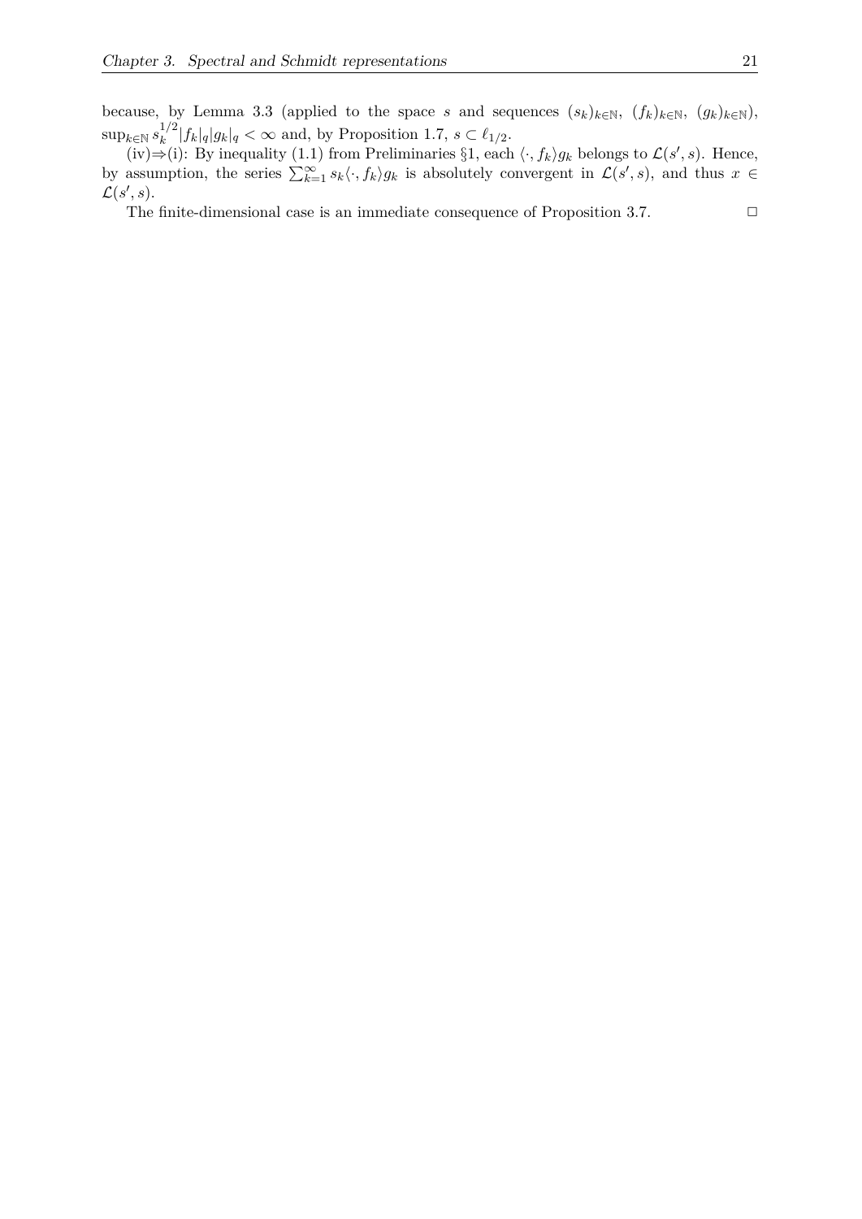because, by Lemma 3.3 (applied to the space $s$ and sequences $(s_k)_{k\in\mathbb{N}}$, $(f_k)_{k\in\mathbb{N}}$, $(g_k)_{k\in\mathbb{N}}$), $\sup_{k\in\mathbb{N}} s_k^{1/2}|f_k|_q|g_k|_q < \infty$ and, by Proposition 1.7, $s \subset \ell_{1/2}$.

(iv)⇒(i): By inequality (1.1) from Preliminaries §1, each $\langle\cdot, f_k\rangle g_k$ belongs to $\mathcal{L}(s', s)$. Hence, by assumption, the series $\sum_{k=1}^{\infty} s_k\langle\cdot, f_k\rangle g_k$ is absolutely convergent in $\mathcal{L}(s', s)$, and thus $x \in \mathcal{L}(s', s)$.

The finite-dimensional case is an immediate consequence of Proposition 3.7. □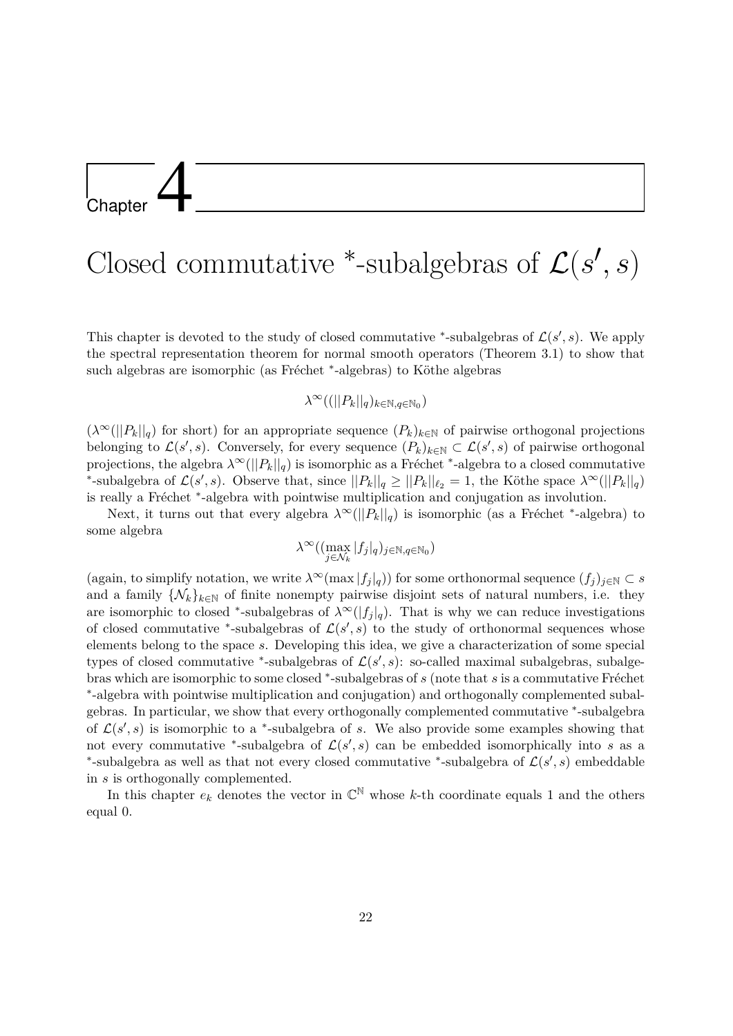# Chapter 4

# Closed commutative $^*$-subalgebras of $\mathcal{L}(s', s)$

This chapter is devoted to the study of closed commutative $^*$-subalgebras of $\mathcal{L}(s', s)$. We apply the spectral representation theorem for normal smooth operators (Theorem 3.1) to show that such algebras are isomorphic (as Fréchet $^*$-algebras) to Köthe algebras

$$\lambda^\infty((||P_k||_q)_{k\in\mathbb{N},q\in\mathbb{N}_0})$$

($\lambda^\infty(||P_k||_q)$ for short) for an appropriate sequence $(P_k)_{k\in\mathbb{N}}$ of pairwise orthogonal projections belonging to $\mathcal{L}(s', s)$. Conversely, for every sequence $(P_k)_{k\in\mathbb{N}} \subset \mathcal{L}(s', s)$ of pairwise orthogonal projections, the algebra $\lambda^\infty(||P_k||_q)$ is isomorphic as a Fréchet $^*$-algebra to a closed commutative $^*$-subalgebra of $\mathcal{L}(s', s)$. Observe that, since $||P_k||_q \geq ||P_k||_{\ell_2} = 1$, the Köthe space $\lambda^\infty(||P_k||_q)$ is really a Fréchet $^*$-algebra with pointwise multiplication and conjugation as involution.

Next, it turns out that every algebra $\lambda^\infty(||P_k||_q)$ is isomorphic (as a Fréchet $^*$-algebra) to some algebra

$$\lambda^\infty((\max_{j\in\mathcal{N}_k} |f_j|_q)_{j\in\mathbb{N},q\in\mathbb{N}_0})$$

(again, to simplify notation, we write $\lambda^\infty(\max |f_j|_q)$) for some orthonormal sequence $(f_j)_{j\in\mathbb{N}} \subset s$ and a family $\{\mathcal{N}_k\}_{k\in\mathbb{N}}$ of finite nonempty pairwise disjoint sets of natural numbers, i.e. they are isomorphic to closed $^*$-subalgebras of $\lambda^\infty(|f_j|_q)$. That is why we can reduce investigations of closed commutative $^*$-subalgebras of $\mathcal{L}(s', s)$ to the study of orthonormal sequences whose elements belong to the space $s$. Developing this idea, we give a characterization of some special types of closed commutative $^*$-subalgebras of $\mathcal{L}(s', s)$: so-called maximal subalgebras, subalgebras which are isomorphic to some closed $^*$-subalgebras of $s$ (note that $s$ is a commutative Fréchet $^*$-algebra with pointwise multiplication and conjugation) and orthogonally complemented subalgebras. In particular, we show that every orthogonally complemented commutative $^*$-subalgebra of $\mathcal{L}(s', s)$ is isomorphic to a $^*$-subalgebra of $s$. We also provide some examples showing that not every commutative $^*$-subalgebra of $\mathcal{L}(s', s)$ can be embedded isomorphically into $s$ as a $^*$-subalgebra as well as that not every closed commutative $^*$-subalgebra of $\mathcal{L}(s', s)$ embeddable in $s$ is orthogonally complemented.

In this chapter $e_k$ denotes the vector in $\mathbb{C}^\mathbb{N}$ whose $k$-th coordinate equals 1 and the others equal 0.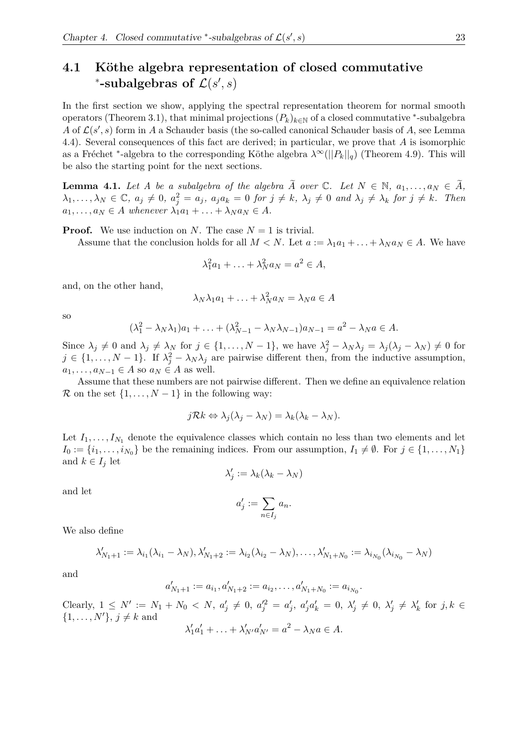## 4.1 Köthe algebra representation of closed commutative $^*$-subalgebras of $\mathcal{L}(s', s)$

In the first section we show, applying the spectral representation theorem for normal smooth operators (Theorem 3.1), that minimal projections $(P_k)_{k\in\mathbb{N}}$ of a closed commutative $^*$-subalgebra $A$ of $\mathcal{L}(s', s)$ form in $A$ a Schauder basis (the so-called canonical Schauder basis of $A$, see Lemma 4.4). Several consequences of this fact are derived; in particular, we prove that $A$ is isomorphic as a Fréchet $^*$-algebra to the corresponding Köthe algebra $\lambda^\infty(||P_k||_q)$ (Theorem 4.9). This will be also the starting point for the next sections.

**Lemma 4.1.** *Let $A$ be a subalgebra of the algebra $\widetilde{A}$ over $\mathbb{C}$. Let $N \in \mathbb{N}$, $a_1, \ldots, a_N \in \widetilde{A}$, $\lambda_1, \ldots, \lambda_N \in \mathbb{C}$, $a_j \neq 0$, $a_j^2 = a_j$, $a_j a_k = 0$ for $j \neq k$, $\lambda_j \neq 0$ and $\lambda_j \neq \lambda_k$ for $j \neq k$. Then $a_1, \ldots, a_N \in A$ whenever $\lambda_1 a_1 + \ldots + \lambda_N a_N \in A$.*

**Proof.** We use induction on $N$. The case $N = 1$ is trivial.

Assume that the conclusion holds for all $M < N$. Let $a := \lambda_1 a_1 + \ldots + \lambda_N a_N \in A$. We have

$$\lambda_1^2 a_1 + \ldots + \lambda_N^2 a_N = a^2 \in A,$$

and, on the other hand,

$$\lambda_N \lambda_1 a_1 + \ldots + \lambda_N^2 a_N = \lambda_N a \in A$$

so

$$(\lambda_1^2 - \lambda_N \lambda_1) a_1 + \ldots + (\lambda_{N-1}^2 - \lambda_N \lambda_{N-1}) a_{N-1} = a^2 - \lambda_N a \in A.$$

Since $\lambda_j \neq 0$ and $\lambda_j \neq \lambda_N$ for $j \in \{1, \ldots, N-1\}$, we have $\lambda_j^2 - \lambda_N \lambda_j = \lambda_j(\lambda_j - \lambda_N) \neq 0$ for $j \in \{1, \ldots, N-1\}$. If $\lambda_j^2 - \lambda_N \lambda_j$ are pairwise different then, from the inductive assumption, $a_1, \ldots, a_{N-1} \in A$ so $a_N \in A$ as well.

Assume that these numbers are not pairwise different. Then we define an equivalence relation $\mathcal{R}$ on the set $\{1, \ldots, N-1\}$ in the following way:

$$j \mathcal{R} k \Leftrightarrow \lambda_j(\lambda_j - \lambda_N) = \lambda_k(\lambda_k - \lambda_N).$$

Let $I_1, \ldots, I_{N_1}$ denote the equivalence classes which contain no less than two elements and let $I_0 := \{i_1, \ldots, i_{N_0}\}$ be the remaining indices. From our assumption, $I_1 \neq \emptyset$. For $j \in \{1, \ldots, N_1\}$ and $k \in I_j$ let

$$\lambda_j' := \lambda_k(\lambda_k - \lambda_N)$$

and let

$$a_j' := \sum_{n \in I_j} a_n.$$

We also define

$$\lambda'_{N_1+1} := \lambda_{i_1}(\lambda_{i_1} - \lambda_N), \lambda'_{N_1+2} := \lambda_{i_2}(\lambda_{i_2} - \lambda_N), \ldots, \lambda'_{N_1+N_0} := \lambda_{i_{N_0}}(\lambda_{i_{N_0}} - \lambda_N)$$

and

$$a'_{N_1+1} := a_{i_1}, a'_{N_1+2} := a_{i_2}, \ldots, a'_{N_1+N_0} := a_{i_{N_0}}.$$

Clearly, $1 \leq N' := N_1 + N_0 < N$, $a_j' \neq 0$, $a_j'^2 = a_j'$, $a_j' a_k' = 0$, $\lambda_j' \neq 0$, $\lambda_j' \neq \lambda_k'$ for $j, k \in \{1, \ldots, N'\}$, $j \neq k$ and

$$\lambda_1' a_1' + \ldots + \lambda_{N'}' a_{N'}' = a^2 - \lambda_N a \in A.$$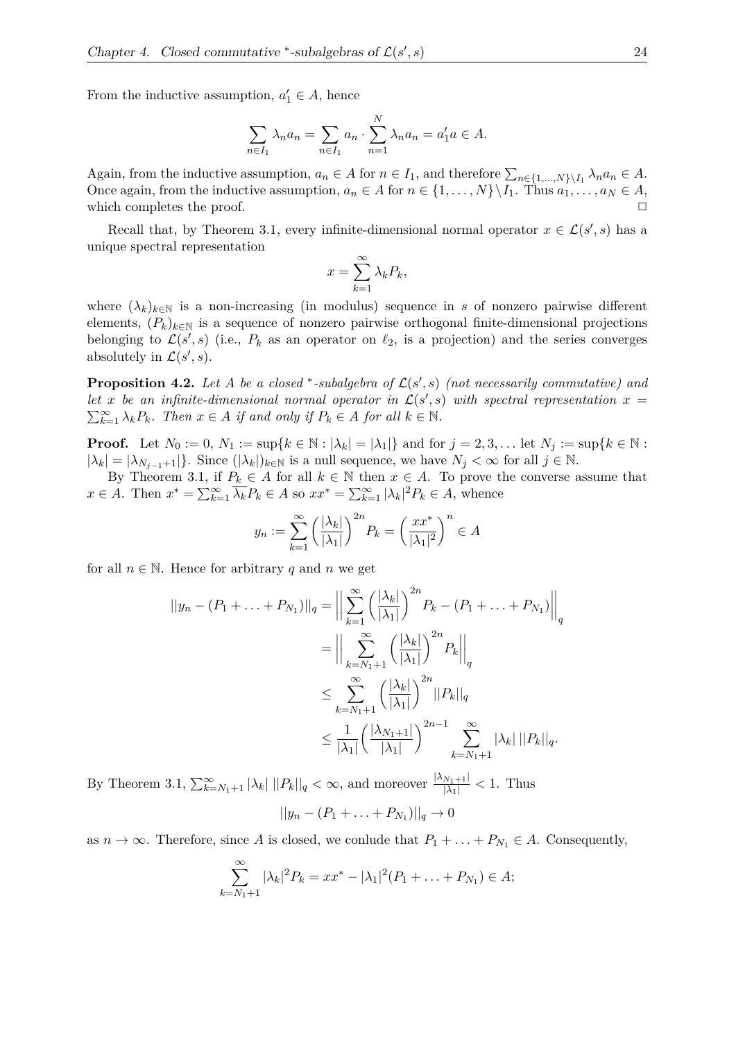From the inductive assumption, $a_1' \in A$, hence

$$\sum_{n\in I_1} \lambda_n a_n = \sum_{n\in I_1} a_n \cdot \sum_{n=1}^{N} \lambda_n a_n = a_1' a \in A.$$

Again, from the inductive assumption, $a_n \in A$ for $n \in I_1$, and therefore $\sum_{n\in\{1,\ldots,N\}\setminus I_1} \lambda_n a_n \in A$. Once again, from the inductive assumption, $a_n \in A$ for $n \in \{1,\ldots,N\}\setminus I_1$. Thus $a_1,\ldots,a_N \in A$, which completes the proof. □

Recall that, by Theorem 3.1, every infinite-dimensional normal operator $x \in \mathcal{L}(s', s)$ has a unique spectral representation

$$x = \sum_{k=1}^{\infty} \lambda_k P_k,$$

where $(\lambda_k)_{k\in\mathbb{N}}$ is a non-increasing (in modulus) sequence in $s$ of nonzero pairwise different elements, $(P_k)_{k\in\mathbb{N}}$ is a sequence of nonzero pairwise orthogonal finite-dimensional projections belonging to $\mathcal{L}(s', s)$ (i.e., $P_k$ as an operator on $\ell_2$, is a projection) and the series converges absolutely in $\mathcal{L}(s', s)$.

**Proposition 4.2.** *Let $A$ be a closed $^*$-subalgebra of $\mathcal{L}(s', s)$ (not necessarily commutative) and let $x$ be an infinite-dimensional normal operator in $\mathcal{L}(s', s)$ with spectral representation $x = \sum_{k=1}^{\infty} \lambda_k P_k$. Then $x \in A$ if and only if $P_k \in A$ for all $k \in \mathbb{N}$.*

**Proof.** Let $N_0 := 0$, $N_1 := \sup\{k \in \mathbb{N} : |\lambda_k| = |\lambda_1|\}$ and for $j = 2, 3, \ldots$ let $N_j := \sup\{k \in \mathbb{N} : |\lambda_k| = |\lambda_{N_{j-1}+1}|\}$. Since $(|\lambda_k|)_{k\in\mathbb{N}}$ is a null sequence, we have $N_j < \infty$ for all $j \in \mathbb{N}$.

By Theorem 3.1, if $P_k \in A$ for all $k \in \mathbb{N}$ then $x \in A$. To prove the converse assume that $x \in A$. Then $x^* = \sum_{k=1}^{\infty} \overline{\lambda_k} P_k \in A$ so $xx^* = \sum_{k=1}^{\infty} |\lambda_k|^2 P_k \in A$, whence

$$y_n := \sum_{k=1}^{\infty} \Big(\frac{|\lambda_k|}{|\lambda_1|}\Big)^{2n} P_k = \Big(\frac{xx^*}{|\lambda_1|^2}\Big)^n \in A$$

for all $n \in \mathbb{N}$. Hence for arbitrary $q$ and $n$ we get

$$\begin{aligned}
||y_n - (P_1 + \ldots + P_{N_1})||_q &= \Big|\Big| \sum_{k=1}^{\infty} \Big(\frac{|\lambda_k|}{|\lambda_1|}\Big)^{2n} P_k - (P_1 + \ldots + P_{N_1}) \Big|\Big|_q \\
&= \Big|\Big| \sum_{k=N_1+1}^{\infty} \Big(\frac{|\lambda_k|}{|\lambda_1|}\Big)^{2n} P_k \Big|\Big|_q \\
&\le \sum_{k=N_1+1}^{\infty} \Big(\frac{|\lambda_k|}{|\lambda_1|}\Big)^{2n} ||P_k||_q \\
&\le \frac{1}{|\lambda_1|} \Big(\frac{|\lambda_{N_1+1}|}{|\lambda_1|}\Big)^{2n-1} \sum_{k=N_1+1}^{\infty} |\lambda_k| \, ||P_k||_q.
\end{aligned}$$

By Theorem 3.1, $\sum_{k=N_1+1}^{\infty} |\lambda_k| \, ||P_k||_q < \infty$, and moreover $\frac{|\lambda_{N_1+1}|}{|\lambda_1|} < 1$. Thus

$$||y_n - (P_1 + \ldots + P_{N_1})||_q \to 0$$

as $n \to \infty$. Therefore, since $A$ is closed, we conlude that $P_1 + \ldots + P_{N_1} \in A$. Consequently,

$$\sum_{k=N_1+1}^{\infty} |\lambda_k|^2 P_k = xx^* - |\lambda_1|^2 (P_1 + \ldots + P_{N_1}) \in A;$$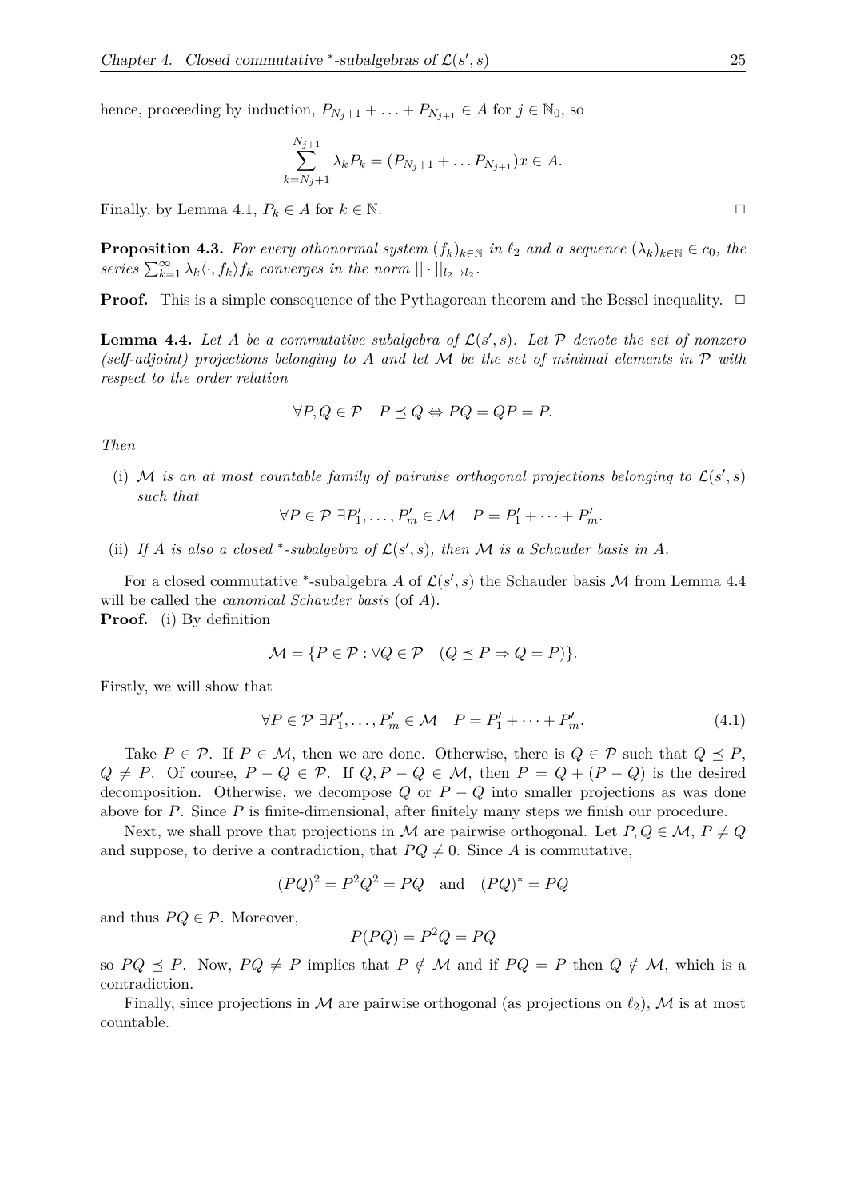hence, proceeding by induction, $P_{N_j+1} + \ldots + P_{N_{j+1}} \in A$ for $j \in \mathbb{N}_0$, so

$$\sum_{k=N_j+1}^{N_{j+1}} \lambda_k P_k = (P_{N_j+1} + \ldots P_{N_{j+1}})x \in A.$$

Finally, by Lemma 4.1, $P_k \in A$ for $k \in \mathbb{N}$. □

**Proposition 4.3.** *For every othonormal system $(f_k)_{k\in\mathbb{N}}$ in $\ell_2$ and a sequence $(\lambda_k)_{k\in\mathbb{N}} \in c_0$, the series $\sum_{k=1}^{\infty} \lambda_k \langle \cdot, f_k \rangle f_k$ converges in the norm $||\cdot||_{l_2 \to l_2}$.*

**Proof.** This is a simple consequence of the Pythagorean theorem and the Bessel inequality. □

**Lemma 4.4.** *Let $A$ be a commutative subalgebra of $\mathcal{L}(s', s)$. Let $\mathcal{P}$ denote the set of nonzero (self-adjoint) projections belonging to $A$ and let $\mathcal{M}$ be the set of minimal elements in $\mathcal{P}$ with respect to the order relation*

$$\forall P, Q \in \mathcal{P} \quad P \preceq Q \Leftrightarrow PQ = QP = P.$$

*Then*

(i) *$\mathcal{M}$ is an at most countable family of pairwise orthogonal projections belonging to $\mathcal{L}(s', s)$ such that*
$$\forall P \in \mathcal{P} \ \exists P'_1, \ldots, P'_m \in \mathcal{M} \quad P = P'_1 + \cdots + P'_m.$$

(ii) *If $A$ is also a closed ${}^*$-subalgebra of $\mathcal{L}(s', s)$, then $\mathcal{M}$ is a Schauder basis in $A$.*

For a closed commutative ${}^*$-subalgebra $A$ of $\mathcal{L}(s', s)$ the Schauder basis $\mathcal{M}$ from Lemma 4.4 will be called the *canonical Schauder basis* (of $A$).

**Proof.** (i) By definition

$$\mathcal{M} = \{P \in \mathcal{P} : \forall Q \in \mathcal{P} \quad (Q \preceq P \Rightarrow Q = P)\}.$$

Firstly, we will show that

$$\forall P \in \mathcal{P} \ \exists P'_1, \ldots, P'_m \in \mathcal{M} \quad P = P'_1 + \cdots + P'_m. \tag{4.1}$$

Take $P \in \mathcal{P}$. If $P \in \mathcal{M}$, then we are done. Otherwise, there is $Q \in \mathcal{P}$ such that $Q \preceq P$, $Q \neq P$. Of course, $P - Q \in \mathcal{P}$. If $Q, P - Q \in \mathcal{M}$, then $P = Q + (P - Q)$ is the desired decomposition. Otherwise, we decompose $Q$ or $P - Q$ into smaller projections as was done above for $P$. Since $P$ is finite-dimensional, after finitely many steps we finish our procedure.

Next, we shall prove that projections in $\mathcal{M}$ are pairwise orthogonal. Let $P, Q \in \mathcal{M}$, $P \neq Q$ and suppose, to derive a contradiction, that $PQ \neq 0$. Since $A$ is commutative,

$$(PQ)^2 = P^2Q^2 = PQ \quad \text{and} \quad (PQ)^* = PQ$$

and thus $PQ \in \mathcal{P}$. Moreover,

$$P(PQ) = P^2Q = PQ$$

so $PQ \preceq P$. Now, $PQ \neq P$ implies that $P \notin \mathcal{M}$ and if $PQ = P$ then $Q \notin \mathcal{M}$, which is a contradiction.

Finally, since projections in $\mathcal{M}$ are pairwise orthogonal (as projections on $\ell_2$), $\mathcal{M}$ is at most countable.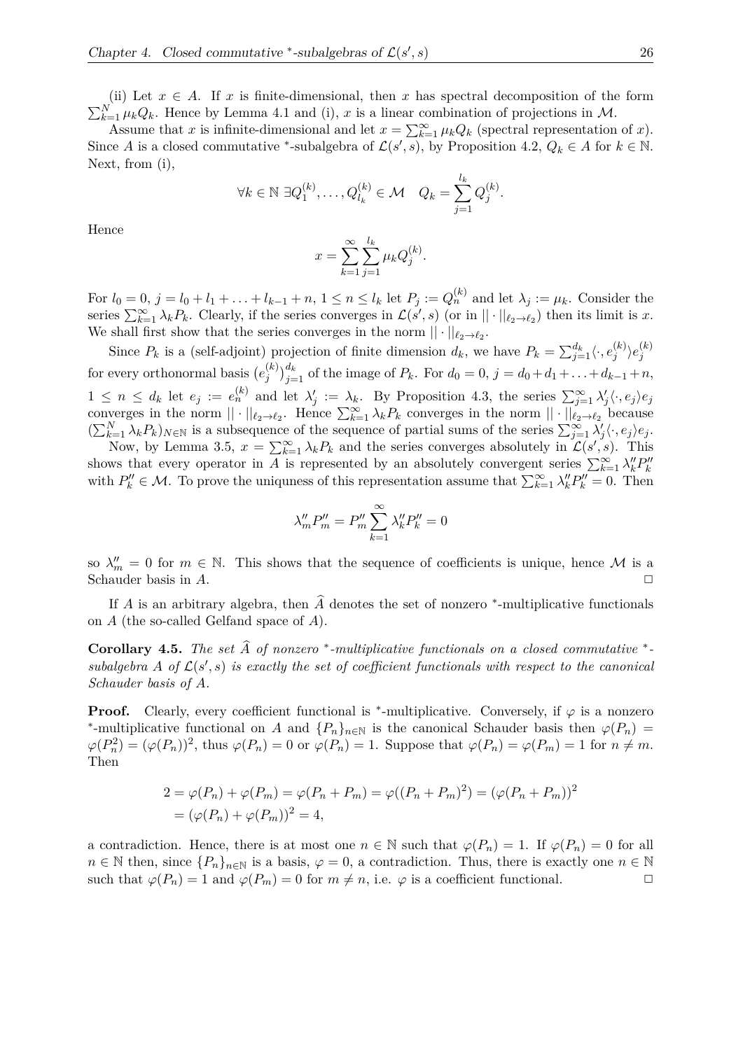(ii) Let $x \in A$. If $x$ is finite-dimensional, then $x$ has spectral decomposition of the form $\sum_{k=1}^{N} \mu_k Q_k$. Hence by Lemma 4.1 and (i), $x$ is a linear combination of projections in $\mathcal{M}$.

Assume that $x$ is infinite-dimensional and let $x = \sum_{k=1}^{\infty} \mu_k Q_k$ (spectral representation of $x$). Since $A$ is a closed commutative $^*$-subalgebra of $\mathcal{L}(s', s)$, by Proposition 4.2, $Q_k \in A$ for $k \in \mathbb{N}$. Next, from (i),

$$\forall k \in \mathbb{N} \ \exists Q_1^{(k)}, \ldots, Q_{l_k}^{(k)} \in \mathcal{M} \quad Q_k = \sum_{j=1}^{l_k} Q_j^{(k)}.$$

Hence

$$x = \sum_{k=1}^{\infty} \sum_{j=1}^{l_k} \mu_k Q_j^{(k)}.$$

For $l_0 = 0$, $j = l_0 + l_1 + \ldots + l_{k-1} + n$, $1 \leq n \leq l_k$ let $P_j := Q_n^{(k)}$ and let $\lambda_j := \mu_k$. Consider the series $\sum_{k=1}^{\infty} \lambda_k P_k$. Clearly, if the series converges in $\mathcal{L}(s', s)$ (or in $||\cdot||_{\ell_2 \to \ell_2}$) then its limit is $x$. We shall first show that the series converges in the norm $||\cdot||_{\ell_2 \to \ell_2}$.

Since $P_k$ is a (self-adjoint) projection of finite dimension $d_k$, we have $P_k = \sum_{j=1}^{d_k} \langle \cdot, e_j^{(k)} \rangle e_j^{(k)}$ for every orthonormal basis $(e_j^{(k)})_{j=1}^{d_k}$ of the image of $P_k$. For $d_0 = 0$, $j = d_0 + d_1 + \ldots + d_{k-1} + n$, $1 \leq n \leq d_k$ let $e_j := e_n^{(k)}$ and let $\lambda'_j := \lambda_k$. By Proposition 4.3, the series $\sum_{j=1}^{\infty} \lambda'_j \langle \cdot, e_j \rangle e_j$ converges in the norm $||\cdot||_{\ell_2 \to \ell_2}$. Hence $\sum_{k=1}^{\infty} \lambda_k P_k$ converges in the norm $||\cdot||_{\ell_2 \to \ell_2}$ because $(\sum_{k=1}^{N} \lambda_k P_k)_{N \in \mathbb{N}}$ is a subsequence of the sequence of partial sums of the series $\sum_{j=1}^{\infty} \lambda'_j \langle \cdot, e_j \rangle e_j$.

Now, by Lemma 3.5, $x = \sum_{k=1}^{\infty} \lambda_k P_k$ and the series converges absolutely in $\mathcal{L}(s', s)$. This shows that every operator in $A$ is represented by an absolutely convergent series $\sum_{k=1}^{\infty} \lambda''_k P''_k$ with $P''_k \in \mathcal{M}$. To prove the uniquness of this representation assume that $\sum_{k=1}^{\infty} \lambda''_k P''_k = 0$. Then

$$\lambda''_m P''_m = P''_m \sum_{k=1}^{\infty} \lambda''_k P''_k = 0$$

so $\lambda''_m = 0$ for $m \in \mathbb{N}$. This shows that the sequence of coefficients is unique, hence $\mathcal{M}$ is a Schauder basis in $A$. □

If $A$ is an arbitrary algebra, then $\widehat{A}$ denotes the set of nonzero $^*$-multiplicative functionals on $A$ (the so-called Gelfand space of $A$).

**Corollary 4.5.** *The set $\widehat{A}$ of nonzero $^*$-multiplicative functionals on a closed commutative $^*$-subalgebra $A$ of $\mathcal{L}(s', s)$ is exactly the set of coefficient functionals with respect to the canonical Schauder basis of $A$.*

**Proof.** Clearly, every coefficient functional is $^*$-multiplicative. Conversely, if $\varphi$ is a nonzero $^*$-multiplicative functional on $A$ and $\{P_n\}_{n \in \mathbb{N}}$ is the canonical Schauder basis then $\varphi(P_n) = \varphi(P_n^2) = (\varphi(P_n))^2$, thus $\varphi(P_n) = 0$ or $\varphi(P_n) = 1$. Suppose that $\varphi(P_n) = \varphi(P_m) = 1$ for $n \neq m$. Then

$$\begin{aligned}
2 &= \varphi(P_n) + \varphi(P_m) = \varphi(P_n + P_m) = \varphi((P_n + P_m)^2) = (\varphi(P_n + P_m))^2 \\
&= (\varphi(P_n) + \varphi(P_m))^2 = 4,
\end{aligned}$$

a contradiction. Hence, there is at most one $n \in \mathbb{N}$ such that $\varphi(P_n) = 1$. If $\varphi(P_n) = 0$ for all $n \in \mathbb{N}$ then, since $\{P_n\}_{n \in \mathbb{N}}$ is a basis, $\varphi = 0$, a contradiction. Thus, there is exactly one $n \in \mathbb{N}$ such that $\varphi(P_n) = 1$ and $\varphi(P_m) = 0$ for $m \neq n$, i.e. $\varphi$ is a coefficient functional. □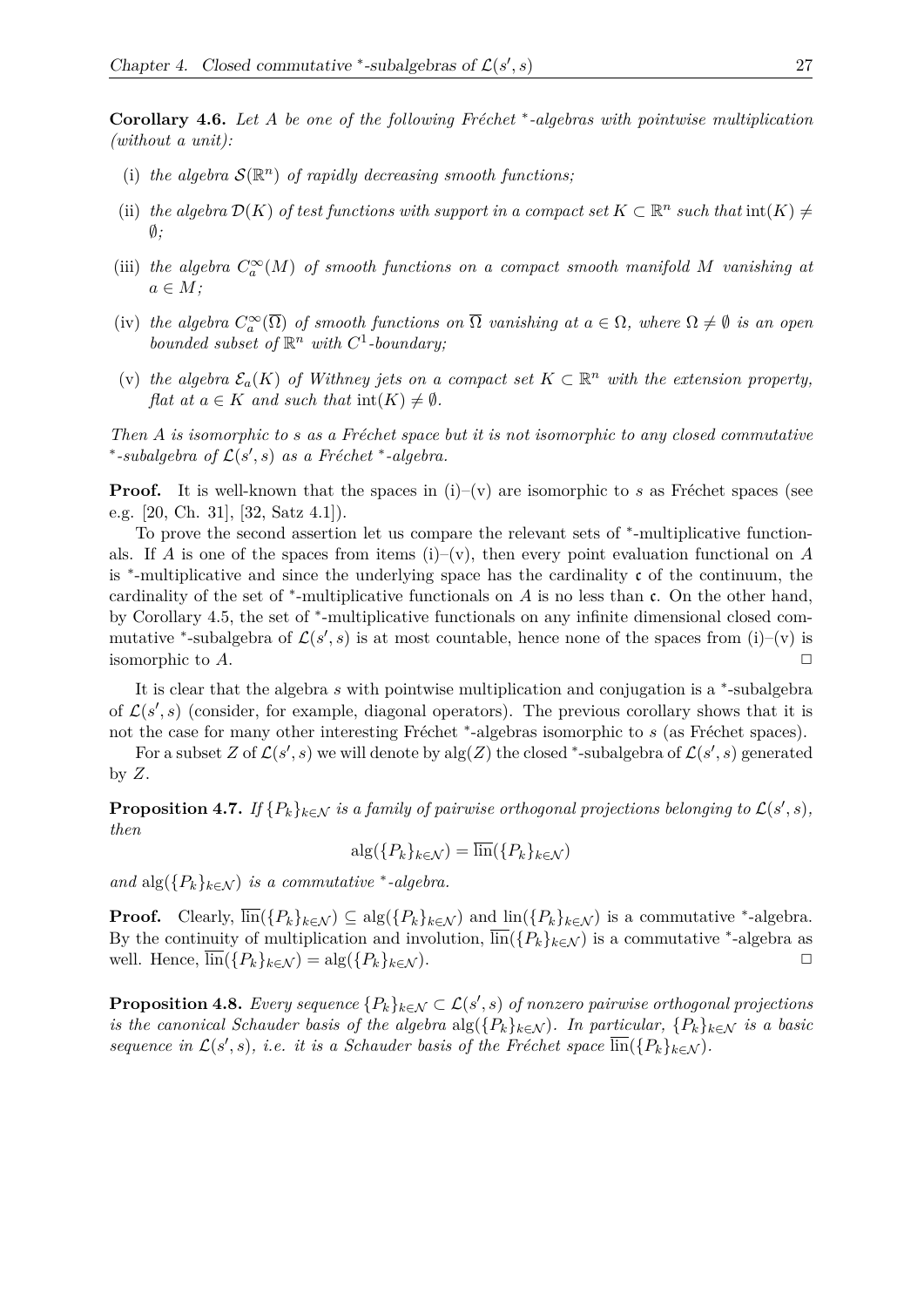**Corollary 4.6.** *Let $A$ be one of the following Fréchet $^*$-algebras with pointwise multiplication (without a unit):*

(i) *the algebra $\mathcal{S}(\mathbb{R}^n)$ of rapidly decreasing smooth functions;*

(ii) *the algebra $\mathcal{D}(K)$ of test functions with support in a compact set $K \subset \mathbb{R}^n$ such that $\operatorname{int}(K) \neq \emptyset$;*

(iii) *the algebra $C_a^\infty(M)$ of smooth functions on a compact smooth manifold $M$ vanishing at $a \in M$;*

(iv) *the algebra $C_a^\infty(\overline{\Omega})$ of smooth functions on $\overline{\Omega}$ vanishing at $a \in \Omega$, where $\Omega \neq \emptyset$ is an open bounded subset of $\mathbb{R}^n$ with $C^1$-boundary;*

(v) *the algebra $\mathcal{E}_a(K)$ of Withney jets on a compact set $K \subset \mathbb{R}^n$ with the extension property, flat at $a \in K$ and such that $\operatorname{int}(K) \neq \emptyset$.*

*Then $A$ is isomorphic to $s$ as a Fréchet space but it is not isomorphic to any closed commutative $^*$-subalgebra of $\mathcal{L}(s', s)$ as a Fréchet $^*$-algebra.*

**Proof.** It is well-known that the spaces in (i)–(v) are isomorphic to $s$ as Fréchet spaces (see e.g. [20, Ch. 31], [32, Satz 4.1]).

To prove the second assertion let us compare the relevant sets of $^*$-multiplicative functionals. If $A$ is one of the spaces from items (i)–(v), then every point evaluation functional on $A$ is $^*$-multiplicative and since the underlying space has the cardinality $\mathfrak{c}$ of the continuum, the cardinality of the set of $^*$-multiplicative functionals on $A$ is no less than $\mathfrak{c}$. On the other hand, by Corollary 4.5, the set of $^*$-multiplicative functionals on any infinite dimensional closed commutative $^*$-subalgebra of $\mathcal{L}(s', s)$ is at most countable, hence none of the spaces from (i)–(v) is isomorphic to $A$. $\square$

It is clear that the algebra $s$ with pointwise multiplication and conjugation is a $^*$-subalgebra of $\mathcal{L}(s', s)$ (consider, for example, diagonal operators). The previous corollary shows that it is not the case for many other interesting Fréchet $^*$-algebras isomorphic to $s$ (as Fréchet spaces).

For a subset $Z$ of $\mathcal{L}(s', s)$ we will denote by $\operatorname{alg}(Z)$ the closed $^*$-subalgebra of $\mathcal{L}(s', s)$ generated by $Z$.

**Proposition 4.7.** *If $\{P_k\}_{k \in \mathcal{N}}$ is a family of pairwise orthogonal projections belonging to $\mathcal{L}(s', s)$, then*

$$\operatorname{alg}(\{P_k\}_{k \in \mathcal{N}}) = \overline{\operatorname{lin}}(\{P_k\}_{k \in \mathcal{N}})$$

*and $\operatorname{alg}(\{P_k\}_{k \in \mathcal{N}})$ is a commutative $^*$-algebra.*

**Proof.** Clearly, $\overline{\operatorname{lin}}(\{P_k\}_{k \in \mathcal{N}}) \subseteq \operatorname{alg}(\{P_k\}_{k \in \mathcal{N}})$ and $\operatorname{lin}(\{P_k\}_{k \in \mathcal{N}})$ is a commutative $^*$-algebra. By the continuity of multiplication and involution, $\overline{\operatorname{lin}}(\{P_k\}_{k \in \mathcal{N}})$ is a commutative $^*$-algebra as well. Hence, $\overline{\operatorname{lin}}(\{P_k\}_{k \in \mathcal{N}}) = \operatorname{alg}(\{P_k\}_{k \in \mathcal{N}})$. $\square$

**Proposition 4.8.** *Every sequence $\{P_k\}_{k \in \mathcal{N}} \subset \mathcal{L}(s', s)$ of nonzero pairwise orthogonal projections is the canonical Schauder basis of the algebra $\operatorname{alg}(\{P_k\}_{k \in \mathcal{N}})$. In particular, $\{P_k\}_{k \in \mathcal{N}}$ is a basic sequence in $\mathcal{L}(s', s)$, i.e. it is a Schauder basis of the Fréchet space $\overline{\operatorname{lin}}(\{P_k\}_{k \in \mathcal{N}})$.*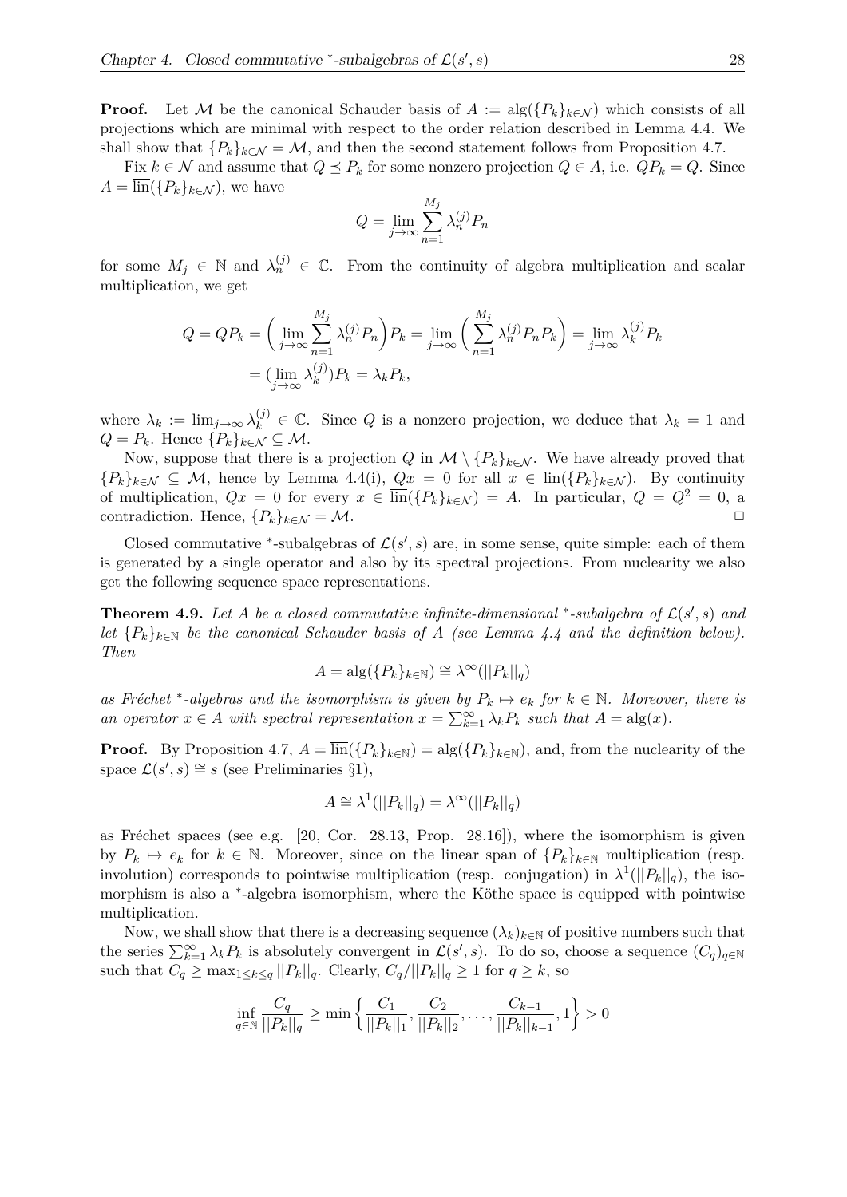**Proof.** Let $\mathcal{M}$ be the canonical Schauder basis of $A := \operatorname{alg}(\{P_k\}_{k\in\mathcal{N}})$ which consists of all projections which are minimal with respect to the order relation described in Lemma 4.4. We shall show that $\{P_k\}_{k\in\mathcal{N}} = \mathcal{M}$, and then the second statement follows from Proposition 4.7.

Fix $k \in \mathcal{N}$ and assume that $Q \preceq P_k$ for some nonzero projection $Q \in A$, i.e. $QP_k = Q$. Since $A = \overline{\operatorname{lin}}(\{P_k\}_{k\in\mathcal{N}})$, we have

$$Q = \lim_{j\to\infty} \sum_{n=1}^{M_j} \lambda_n^{(j)} P_n$$

for some $M_j \in \mathbb{N}$ and $\lambda_n^{(j)} \in \mathbb{C}$. From the continuity of algebra multiplication and scalar multiplication, we get

$$\begin{aligned} Q = QP_k &= \Big(\lim_{j\to\infty} \sum_{n=1}^{M_j} \lambda_n^{(j)} P_n\Big) P_k = \lim_{j\to\infty} \Big(\sum_{n=1}^{M_j} \lambda_n^{(j)} P_n P_k\Big) = \lim_{j\to\infty} \lambda_k^{(j)} P_k \\ &= (\lim_{j\to\infty} \lambda_k^{(j)}) P_k = \lambda_k P_k, \end{aligned}$$

where $\lambda_k := \lim_{j\to\infty} \lambda_k^{(j)} \in \mathbb{C}$. Since $Q$ is a nonzero projection, we deduce that $\lambda_k = 1$ and $Q = P_k$. Hence $\{P_k\}_{k\in\mathcal{N}} \subseteq \mathcal{M}$.

Now, suppose that there is a projection $Q$ in $\mathcal{M} \setminus \{P_k\}_{k\in\mathcal{N}}$. We have already proved that $\{P_k\}_{k\in\mathcal{N}} \subseteq \mathcal{M}$, hence by Lemma 4.4(i), $Qx = 0$ for all $x \in \operatorname{lin}(\{P_k\}_{k\in\mathcal{N}})$. By continuity of multiplication, $Qx = 0$ for every $x \in \overline{\operatorname{lin}}(\{P_k\}_{k\in\mathcal{N}}) = A$. In particular, $Q = Q^2 = 0$, a contradiction. Hence, $\{P_k\}_{k\in\mathcal{N}} = \mathcal{M}$. □

Closed commutative $^*$-subalgebras of $\mathcal{L}(s', s)$ are, in some sense, quite simple: each of them is generated by a single operator and also by its spectral projections. From nuclearity we also get the following sequence space representations.

**Theorem 4.9.** *Let $A$ be a closed commutative infinite-dimensional $^*$-subalgebra of $\mathcal{L}(s', s)$ and let $\{P_k\}_{k\in\mathbb{N}}$ be the canonical Schauder basis of $A$ (see Lemma 4.4 and the definition below). Then*

$$A = \operatorname{alg}(\{P_k\}_{k\in\mathbb{N}}) \cong \lambda^\infty(||P_k||_q)$$

*as Fréchet $^*$-algebras and the isomorphism is given by $P_k \mapsto e_k$ for $k \in \mathbb{N}$. Moreover, there is an operator $x \in A$ with spectral representation $x = \sum_{k=1}^\infty \lambda_k P_k$ such that $A = \operatorname{alg}(x)$.*

**Proof.** By Proposition 4.7, $A = \overline{\operatorname{lin}}(\{P_k\}_{k\in\mathbb{N}}) = \operatorname{alg}(\{P_k\}_{k\in\mathbb{N}})$, and, from the nuclearity of the space $\mathcal{L}(s', s) \cong s$ (see Preliminaries §1),

$$A \cong \lambda^1(||P_k||_q) = \lambda^\infty(||P_k||_q)$$

as Fréchet spaces (see e.g. [20, Cor. 28.13, Prop. 28.16]), where the isomorphism is given by $P_k \mapsto e_k$ for $k \in \mathbb{N}$. Moreover, since on the linear span of $\{P_k\}_{k\in\mathbb{N}}$ multiplication (resp. involution) corresponds to pointwise multiplication (resp. conjugation) in $\lambda^1(||P_k||_q)$, the isomorphism is also a $^*$-algebra isomorphism, where the Köthe space is equipped with pointwise multiplication.

Now, we shall show that there is a decreasing sequence $(\lambda_k)_{k\in\mathbb{N}}$ of positive numbers such that the series $\sum_{k=1}^\infty \lambda_k P_k$ is absolutely convergent in $\mathcal{L}(s', s)$. To do so, choose a sequence $(C_q)_{q\in\mathbb{N}}$ such that $C_q \geq \max_{1\leq k\leq q} ||P_k||_q$. Clearly, $C_q/||P_k||_q \geq 1$ for $q \geq k$, so

$$\inf_{q\in\mathbb{N}} \frac{C_q}{||P_k||_q} \geq \min\Big\{\frac{C_1}{||P_k||_1}, \frac{C_2}{||P_k||_2}, \ldots, \frac{C_{k-1}}{||P_k||_{k-1}}, 1\Big\} > 0$$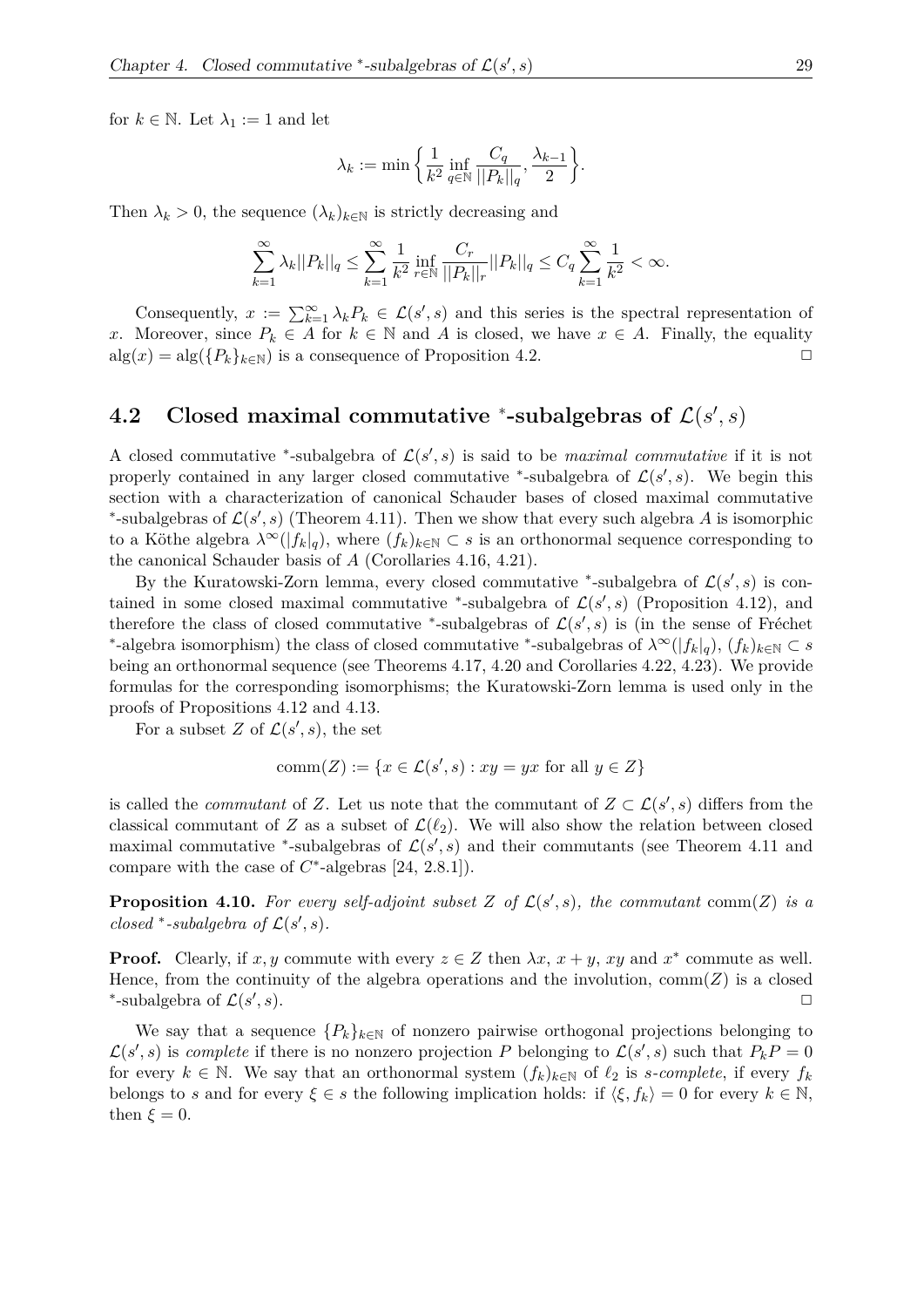for $k \in \mathbb{N}$. Let $\lambda_1 := 1$ and let

$$\lambda_k := \min\Big\{\frac{1}{k^2}\inf_{q\in\mathbb{N}}\frac{C_q}{||P_k||_q}, \frac{\lambda_{k-1}}{2}\Big\}.$$

Then $\lambda_k > 0$, the sequence $(\lambda_k)_{k\in\mathbb{N}}$ is strictly decreasing and

$$\sum_{k=1}^{\infty}\lambda_k||P_k||_q \leq \sum_{k=1}^{\infty}\frac{1}{k^2}\inf_{r\in\mathbb{N}}\frac{C_r}{||P_k||_r}||P_k||_q \leq C_q\sum_{k=1}^{\infty}\frac{1}{k^2} < \infty.$$

Consequently, $x := \sum_{k=1}^{\infty}\lambda_k P_k \in \mathcal{L}(s', s)$ and this series is the spectral representation of $x$. Moreover, since $P_k \in A$ for $k \in \mathbb{N}$ and $A$ is closed, we have $x \in A$. Finally, the equality $\operatorname{alg}(x) = \operatorname{alg}(\{P_k\}_{k\in\mathbb{N}})$ is a consequence of Proposition 4.2. $\square$

## 4.2 Closed maximal commutative $^*$-subalgebras of $\mathcal{L}(s', s)$

A closed commutative $^*$-subalgebra of $\mathcal{L}(s', s)$ is said to be *maximal commutative* if it is not properly contained in any larger closed commutative $^*$-subalgebra of $\mathcal{L}(s', s)$. We begin this section with a characterization of canonical Schauder bases of closed maximal commutative $^*$-subalgebras of $\mathcal{L}(s', s)$ (Theorem 4.11). Then we show that every such algebra $A$ is isomorphic to a Köthe algebra $\lambda^\infty(|f_k|_q)$, where $(f_k)_{k\in\mathbb{N}} \subset s$ is an orthonormal sequence corresponding to the canonical Schauder basis of $A$ (Corollaries 4.16, 4.21).

By the Kuratowski-Zorn lemma, every closed commutative $^*$-subalgebra of $\mathcal{L}(s', s)$ is contained in some closed maximal commutative $^*$-subalgebra of $\mathcal{L}(s', s)$ (Proposition 4.12), and therefore the class of closed commutative $^*$-subalgebras of $\mathcal{L}(s', s)$ is (in the sense of Fréchet $^*$-algebra isomorphism) the class of closed commutative $^*$-subalgebras of $\lambda^\infty(|f_k|_q)$, $(f_k)_{k\in\mathbb{N}} \subset s$ being an orthonormal sequence (see Theorems 4.17, 4.20 and Corollaries 4.22, 4.23). We provide formulas for the corresponding isomorphisms; the Kuratowski-Zorn lemma is used only in the proofs of Propositions 4.12 and 4.13.

For a subset $Z$ of $\mathcal{L}(s', s)$, the set

$$\operatorname{comm}(Z) := \{x \in \mathcal{L}(s', s) : xy = yx \text{ for all } y \in Z\}$$

is called the *commutant* of $Z$. Let us note that the commutant of $Z \subset \mathcal{L}(s', s)$ differs from the classical commutant of $Z$ as a subset of $\mathcal{L}(\ell_2)$. We will also show the relation between closed maximal commutative $^*$-subalgebras of $\mathcal{L}(s', s)$ and their commutants (see Theorem 4.11 and compare with the case of $C^*$-algebras [24, 2.8.1]).

**Proposition 4.10.** *For every self-adjoint subset $Z$ of $\mathcal{L}(s', s)$, the commutant $\operatorname{comm}(Z)$ is a closed $^*$-subalgebra of $\mathcal{L}(s', s)$.*

**Proof.** Clearly, if $x, y$ commute with every $z \in Z$ then $\lambda x$, $x + y$, $xy$ and $x^*$ commute as well. Hence, from the continuity of the algebra operations and the involution, $\operatorname{comm}(Z)$ is a closed $^*$-subalgebra of $\mathcal{L}(s', s)$. $\square$

We say that a sequence $\{P_k\}_{k\in\mathbb{N}}$ of nonzero pairwise orthogonal projections belonging to $\mathcal{L}(s', s)$ is *complete* if there is no nonzero projection $P$ belonging to $\mathcal{L}(s', s)$ such that $P_k P = 0$ for every $k \in \mathbb{N}$. We say that an orthonormal system $(f_k)_{k\in\mathbb{N}}$ of $\ell_2$ is *s-complete*, if every $f_k$ belongs to $s$ and for every $\xi \in s$ the following implication holds: if $\langle\xi, f_k\rangle = 0$ for every $k \in \mathbb{N}$, then $\xi = 0$.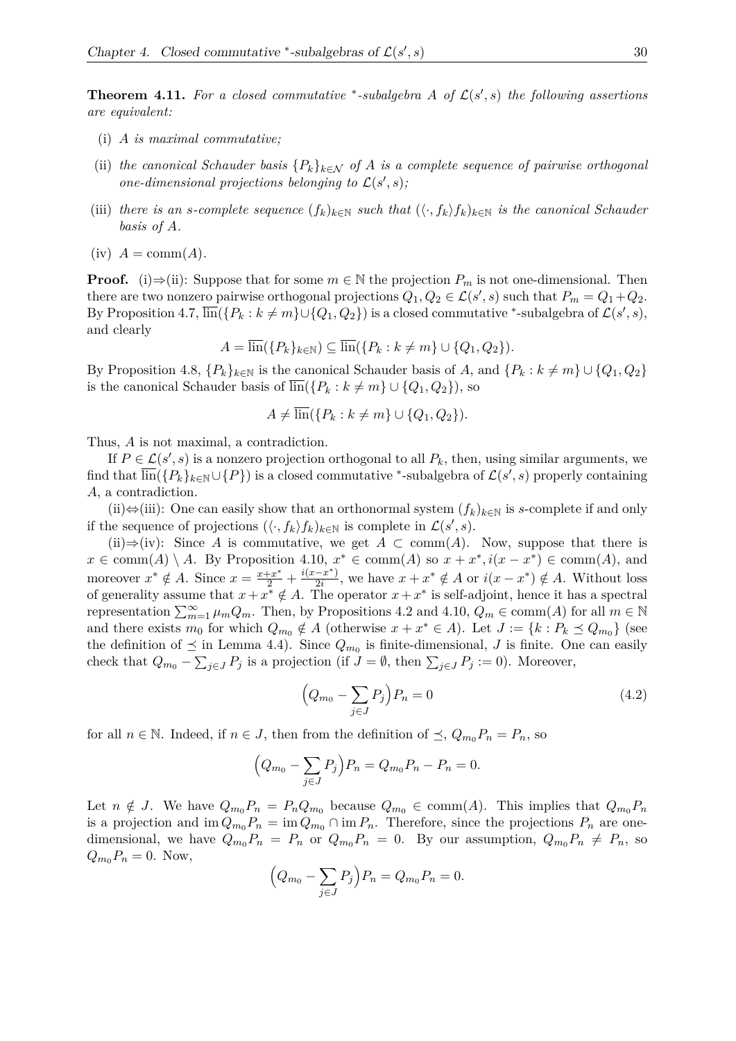**Theorem 4.11.** *For a closed commutative* $^*$*-subalgebra* $A$ *of* $\mathcal{L}(s', s)$ *the following assertions are equivalent:*

(i) *$A$ is maximal commutative;*

(ii) *the canonical Schauder basis $\{P_k\}_{k\in\mathcal{N}}$ of $A$ is a complete sequence of pairwise orthogonal one-dimensional projections belonging to $\mathcal{L}(s', s)$;*

(iii) *there is an $s$-complete sequence $(f_k)_{k\in\mathbb{N}}$ such that $(\langle\cdot, f_k\rangle f_k)_{k\in\mathbb{N}}$ is the canonical Schauder basis of $A$.*

(iv) *$A = \operatorname{comm}(A)$.*

**Proof.** (i)⇒(ii): Suppose that for some $m \in \mathbb{N}$ the projection $P_m$ is not one-dimensional. Then there are two nonzero pairwise orthogonal projections $Q_1, Q_2 \in \mathcal{L}(s', s)$ such that $P_m = Q_1 + Q_2$. By Proposition 4.7, $\overline{\operatorname{lin}}(\{P_k : k \neq m\} \cup \{Q_1, Q_2\})$ is a closed commutative $^*$-subalgebra of $\mathcal{L}(s', s)$, and clearly

$$A = \overline{\operatorname{lin}}(\{P_k\}_{k\in\mathbb{N}}) \subseteq \overline{\operatorname{lin}}(\{P_k : k \neq m\} \cup \{Q_1, Q_2\}).$$

By Proposition 4.8, $\{P_k\}_{k\in\mathbb{N}}$ is the canonical Schauder basis of $A$, and $\{P_k : k \neq m\} \cup \{Q_1, Q_2\}$ is the canonical Schauder basis of $\overline{\operatorname{lin}}(\{P_k : k \neq m\} \cup \{Q_1, Q_2\})$, so

$$A \neq \overline{\operatorname{lin}}(\{P_k : k \neq m\} \cup \{Q_1, Q_2\}).$$

Thus, $A$ is not maximal, a contradiction.

If $P \in \mathcal{L}(s', s)$ is a nonzero projection orthogonal to all $P_k$, then, using similar arguments, we find that $\overline{\operatorname{lin}}(\{P_k\}_{k\in\mathbb{N}} \cup \{P\})$ is a closed commutative $^*$-subalgebra of $\mathcal{L}(s', s)$ properly containing $A$, a contradiction.

(ii)⇔(iii): One can easily show that an orthonormal system $(f_k)_{k\in\mathbb{N}}$ is $s$-complete if and only if the sequence of projections $(\langle\cdot, f_k\rangle f_k)_{k\in\mathbb{N}}$ is complete in $\mathcal{L}(s', s)$.

(ii)⇒(iv): Since $A$ is commutative, we get $A \subset \operatorname{comm}(A)$. Now, suppose that there is $x \in \operatorname{comm}(A) \setminus A$. By Proposition 4.10, $x^* \in \operatorname{comm}(A)$ so $x + x^*, i(x - x^*) \in \operatorname{comm}(A)$, and moreover $x^* \notin A$. Since $x = \frac{x+x^*}{2} + \frac{i(x-x^*)}{2i}$, we have $x + x^* \notin A$ or $i(x - x^*) \notin A$. Without loss of generality assume that $x + x^* \notin A$. The operator $x + x^*$ is self-adjoint, hence it has a spectral representation $\sum_{m=1}^{\infty} \mu_m Q_m$. Then, by Propositions 4.2 and 4.10, $Q_m \in \operatorname{comm}(A)$ for all $m \in \mathbb{N}$ and there exists $m_0$ for which $Q_{m_0} \notin A$ (otherwise $x + x^* \in A$). Let $J := \{k : P_k \preceq Q_{m_0}\}$ (see the definition of $\preceq$ in Lemma 4.4). Since $Q_{m_0}$ is finite-dimensional, $J$ is finite. One can easily check that $Q_{m_0} - \sum_{j\in J} P_j$ is a projection (if $J = \emptyset$, then $\sum_{j\in J} P_j := 0$). Moreover,

$$\Big(Q_{m_0} - \sum_{j\in J} P_j\Big) P_n = 0 \tag{4.2}$$

for all $n \in \mathbb{N}$. Indeed, if $n \in J$, then from the definition of $\preceq$, $Q_{m_0} P_n = P_n$, so

$$\Big(Q_{m_0} - \sum_{j\in J} P_j\Big) P_n = Q_{m_0} P_n - P_n = 0.$$

Let $n \notin J$. We have $Q_{m_0} P_n = P_n Q_{m_0}$ because $Q_{m_0} \in \operatorname{comm}(A)$. This implies that $Q_{m_0} P_n$ is a projection and $\operatorname{im} Q_{m_0} P_n = \operatorname{im} Q_{m_0} \cap \operatorname{im} P_n$. Therefore, since the projections $P_n$ are one-dimensional, we have $Q_{m_0} P_n = P_n$ or $Q_{m_0} P_n = 0$. By our assumption, $Q_{m_0} P_n \neq P_n$, so $Q_{m_0} P_n = 0$. Now,

$$\Big(Q_{m_0} - \sum_{j\in J} P_j\Big) P_n = Q_{m_0} P_n = 0.$$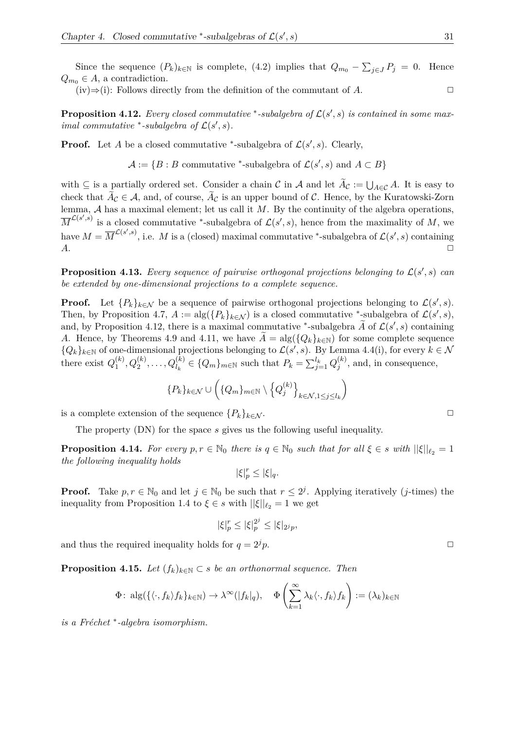Since the sequence $(P_k)_{k\in\mathbb{N}}$ is complete, (4.2) implies that $Q_{m_0} - \sum_{j\in J} P_j = 0$. Hence $Q_{m_0} \in A$, a contradiction.

(iv)⇒(i): Follows directly from the definition of the commutant of $A$. ◻

**Proposition 4.12.** *Every closed commutative* $^*$*-subalgebra of* $\mathcal{L}(s', s)$ *is contained in some maximal commutative* $^*$*-subalgebra of* $\mathcal{L}(s', s)$.

**Proof.** Let $A$ be a closed commutative $^*$-subalgebra of $\mathcal{L}(s', s)$. Clearly,

$$\mathcal{A} := \{B : B \text{ commutative } ^*\text{-subalgebra of } \mathcal{L}(s', s) \text{ and } A \subset B\}$$

with $\subseteq$ is a partially ordered set. Consider a chain $\mathcal{C}$ in $\mathcal{A}$ and let $\widetilde{A}_{\mathcal{C}} := \bigcup_{A\in\mathcal{C}} A$. It is easy to check that $\widetilde{A}_{\mathcal{C}} \in \mathcal{A}$, and, of course, $\widetilde{A}_{\mathcal{C}}$ is an upper bound of $\mathcal{C}$. Hence, by the Kuratowski-Zorn lemma, $\mathcal{A}$ has a maximal element; let us call it $M$. By the continuity of the algebra operations, $\overline{M}^{\mathcal{L}(s',s)}$ is a closed commutative $^*$-subalgebra of $\mathcal{L}(s', s)$, hence from the maximality of $M$, we have $M = \overline{M}^{\mathcal{L}(s',s)}$, i.e. $M$ is a (closed) maximal commutative $^*$-subalgebra of $\mathcal{L}(s', s)$ containing $A$. ◻

**Proposition 4.13.** *Every sequence of pairwise orthogonal projections belonging to* $\mathcal{L}(s', s)$ *can be extended by one-dimensional projections to a complete sequence.*

**Proof.** Let $\{P_k\}_{k\in\mathcal{N}}$ be a sequence of pairwise orthogonal projections belonging to $\mathcal{L}(s', s)$. Then, by Proposition 4.7, $A := \operatorname{alg}(\{P_k\}_{k\in\mathcal{N}})$ is a closed commutative $^*$-subalgebra of $\mathcal{L}(s', s)$, and, by Proposition 4.12, there is a maximal commutative $^*$-subalgebra $\widetilde{A}$ of $\mathcal{L}(s', s)$ containing $A$. Hence, by Theorems 4.9 and 4.11, we have $\widetilde{A} = \operatorname{alg}(\{Q_k\}_{k\in\mathbb{N}})$ for some complete sequence $\{Q_k\}_{k\in\mathbb{N}}$ of one-dimensional projections belonging to $\mathcal{L}(s', s)$. By Lemma 4.4(i), for every $k \in \mathcal{N}$ there exist $Q_1^{(k)}, Q_2^{(k)}, \ldots, Q_{l_k}^{(k)} \in \{Q_m\}_{m\in\mathbb{N}}$ such that $P_k = \sum_{j=1}^{l_k} Q_j^{(k)}$, and, in consequence,

$$\{P_k\}_{k\in\mathcal{N}} \cup \left(\{Q_m\}_{m\in\mathbb{N}} \setminus \left\{Q_j^{(k)}\right\}_{k\in\mathcal{N}, 1\leq j\leq l_k}\right)$$

is a complete extension of the sequence $\{P_k\}_{k\in\mathcal{N}}$. ◻

The property (DN) for the space $s$ gives us the following useful inequality.

**Proposition 4.14.** *For every* $p, r \in \mathbb{N}_0$ *there is* $q \in \mathbb{N}_0$ *such that for all* $\xi \in s$ *with* $||\xi||_{\ell_2} = 1$ *the following inequality holds*

$$|\xi|_p^r \leq |\xi|_q.$$

**Proof.** Take $p, r \in \mathbb{N}_0$ and let $j \in \mathbb{N}_0$ be such that $r \leq 2^j$. Applying iteratively ($j$-times) the inequality from Proposition 1.4 to $\xi \in s$ with $||\xi||_{\ell_2} = 1$ we get

$$|\xi|_p^r \leq |\xi|_p^{2^j} \leq |\xi|_{2^j p},$$

and thus the required inequality holds for $q = 2^j p$. ◻

**Proposition 4.15.** *Let* $(f_k)_{k\in\mathbb{N}} \subset s$ *be an orthonormal sequence. Then*

$$\Phi\colon \operatorname{alg}(\{\langle\cdot, f_k\rangle f_k\}_{k\in\mathbb{N}}) \to \lambda^\infty(|f_k|_q), \quad \Phi\left(\sum_{k=1}^{\infty} \lambda_k \langle\cdot, f_k\rangle f_k\right) := (\lambda_k)_{k\in\mathbb{N}}$$

*is a Fréchet* $^*$*-algebra isomorphism.*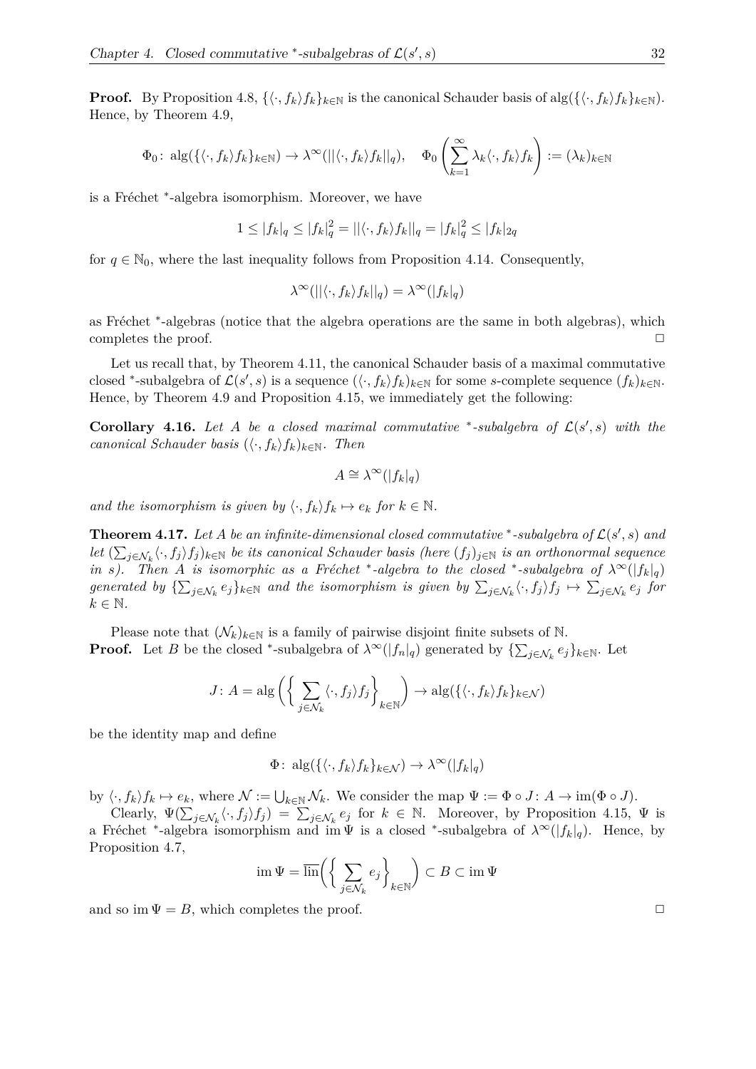**Proof.** By Proposition 4.8, $\{\langle\cdot, f_k\rangle f_k\}_{k\in\mathbb{N}}$ is the canonical Schauder basis of $\operatorname{alg}(\{\langle\cdot, f_k\rangle f_k\}_{k\in\mathbb{N}})$. Hence, by Theorem 4.9,

$$\Phi_0\colon \operatorname{alg}(\{\langle\cdot, f_k\rangle f_k\}_{k\in\mathbb{N}}) \to \lambda^\infty(||\langle\cdot, f_k\rangle f_k||_q), \quad \Phi_0\left(\sum_{k=1}^{\infty} \lambda_k \langle\cdot, f_k\rangle f_k\right) := (\lambda_k)_{k\in\mathbb{N}}$$

is a Fréchet $^*$-algebra isomorphism. Moreover, we have

$$1 \le |f_k|_q \le |f_k|_q^2 = ||\langle\cdot, f_k\rangle f_k||_q = |f_k|_q^2 \le |f_k|_{2q}$$

for $q \in \mathbb{N}_0$, where the last inequality follows from Proposition 4.14. Consequently,

$$\lambda^\infty(||\langle\cdot, f_k\rangle f_k||_q) = \lambda^\infty(|f_k|_q)$$

as Fréchet $^*$-algebras (notice that the algebra operations are the same in both algebras), which completes the proof. $\square$

Let us recall that, by Theorem 4.11, the canonical Schauder basis of a maximal commutative closed $^*$-subalgebra of $\mathcal{L}(s', s)$ is a sequence $(\langle\cdot, f_k\rangle f_k)_{k\in\mathbb{N}}$ for some $s$-complete sequence $(f_k)_{k\in\mathbb{N}}$. Hence, by Theorem 4.9 and Proposition 4.15, we immediately get the following:

**Corollary 4.16.** *Let $A$ be a closed maximal commutative $^*$-subalgebra of $\mathcal{L}(s', s)$ with the canonical Schauder basis $(\langle\cdot, f_k\rangle f_k)_{k\in\mathbb{N}}$. Then*

$$A \cong \lambda^\infty(|f_k|_q)$$

*and the isomorphism is given by $\langle\cdot, f_k\rangle f_k \mapsto e_k$ for $k \in \mathbb{N}$.*

**Theorem 4.17.** *Let $A$ be an infinite-dimensional closed commutative $^*$-subalgebra of $\mathcal{L}(s', s)$ and let $(\sum_{j\in\mathcal{N}_k} \langle\cdot, f_j\rangle f_j)_{k\in\mathbb{N}}$ be its canonical Schauder basis (here $(f_j)_{j\in\mathbb{N}}$ is an orthonormal sequence in $s$). Then $A$ is isomorphic as a Fréchet $^*$-algebra to the closed $^*$-subalgebra of $\lambda^\infty(|f_k|_q)$ generated by $\{\sum_{j\in\mathcal{N}_k} e_j\}_{k\in\mathbb{N}}$ and the isomorphism is given by $\sum_{j\in\mathcal{N}_k} \langle\cdot, f_j\rangle f_j \mapsto \sum_{j\in\mathcal{N}_k} e_j$ for $k \in \mathbb{N}$.*

Please note that $(\mathcal{N}_k)_{k\in\mathbb{N}}$ is a family of pairwise disjoint finite subsets of $\mathbb{N}$.

**Proof.** Let $B$ be the closed $^*$-subalgebra of $\lambda^\infty(|f_n|_q)$ generated by $\{\sum_{j\in\mathcal{N}_k} e_j\}_{k\in\mathbb{N}}$. Let

$$J\colon A = \operatorname{alg}\left(\left\{\sum_{j\in\mathcal{N}_k} \langle\cdot, f_j\rangle f_j\right\}_{k\in\mathbb{N}}\right) \to \operatorname{alg}(\{\langle\cdot, f_k\rangle f_k\}_{k\in\mathcal{N}})$$

be the identity map and define

$$\Phi\colon \operatorname{alg}(\{\langle\cdot, f_k\rangle f_k\}_{k\in\mathcal{N}}) \to \lambda^\infty(|f_k|_q)$$

by $\langle\cdot, f_k\rangle f_k \mapsto e_k$, where $\mathcal{N} := \bigcup_{k\in\mathbb{N}} \mathcal{N}_k$. We consider the map $\Psi := \Phi \circ J\colon A \to \operatorname{im}(\Phi \circ J)$.

Clearly, $\Psi(\sum_{j\in\mathcal{N}_k} \langle\cdot, f_j\rangle f_j) = \sum_{j\in\mathcal{N}_k} e_j$ for $k \in \mathbb{N}$. Moreover, by Proposition 4.15, $\Psi$ is a Fréchet $^*$-algebra isomorphism and $\operatorname{im}\Psi$ is a closed $^*$-subalgebra of $\lambda^\infty(|f_k|_q)$. Hence, by Proposition 4.7,

$$\operatorname{im}\Psi = \overline{\operatorname{lin}}\left(\left\{\sum_{j\in\mathcal{N}_k} e_j\right\}_{k\in\mathbb{N}}\right) \subset B \subset \operatorname{im}\Psi$$

and so $\operatorname{im}\Psi = B$, which completes the proof. $\square$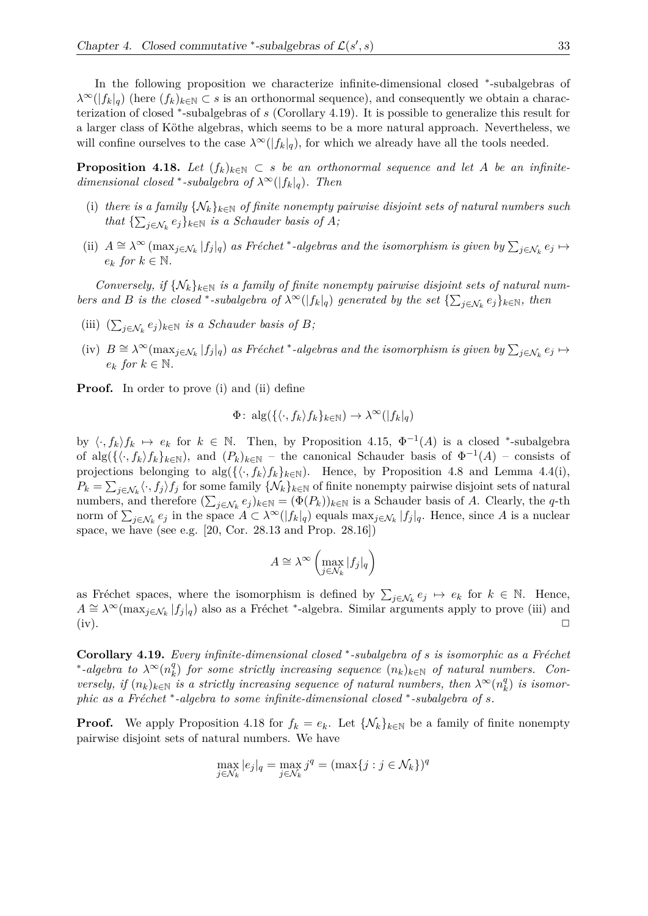In the following proposition we characterize infinite-dimensional closed $^*$-subalgebras of $\lambda^\infty(|f_k|_q)$ (here $(f_k)_{k\in\mathbb{N}} \subset s$ is an orthonormal sequence), and consequently we obtain a characterization of closed $^*$-subalgebras of $s$ (Corollary 4.19). It is possible to generalize this result for a larger class of Köthe algebras, which seems to be a more natural approach. Nevertheless, we will confine ourselves to the case $\lambda^\infty(|f_k|_q)$, for which we already have all the tools needed.

**Proposition 4.18.** *Let $(f_k)_{k\in\mathbb{N}} \subset s$ be an orthonormal sequence and let $A$ be an infinite-dimensional closed $^*$-subalgebra of $\lambda^\infty(|f_k|_q)$. Then*

(i) *there is a family $\{\mathcal{N}_k\}_{k\in\mathbb{N}}$ of finite nonempty pairwise disjoint sets of natural numbers such that $\{\sum_{j\in\mathcal{N}_k} e_j\}_{k\in\mathbb{N}}$ is a Schauder basis of $A$;*

(ii) *$A \cong \lambda^\infty\left(\max_{j\in\mathcal{N}_k} |f_j|_q\right)$ as Fréchet $^*$-algebras and the isomorphism is given by $\sum_{j\in\mathcal{N}_k} e_j \mapsto e_k$ for $k \in \mathbb{N}$.*

*Conversely, if $\{\mathcal{N}_k\}_{k\in\mathbb{N}}$ is a family of finite nonempty pairwise disjoint sets of natural numbers and $B$ is the closed $^*$-subalgebra of $\lambda^\infty(|f_k|_q)$ generated by the set $\{\sum_{j\in\mathcal{N}_k} e_j\}_{k\in\mathbb{N}}$, then*

(iii) *$(\sum_{j\in\mathcal{N}_k} e_j)_{k\in\mathbb{N}}$ is a Schauder basis of $B$;*

(iv) *$B \cong \lambda^\infty(\max_{j\in\mathcal{N}_k} |f_j|_q)$ as Fréchet $^*$-algebras and the isomorphism is given by $\sum_{j\in\mathcal{N}_k} e_j \mapsto e_k$ for $k \in \mathbb{N}$.*

**Proof.** In order to prove (i) and (ii) define

$$\Phi\colon \operatorname{alg}(\{\langle\cdot, f_k\rangle f_k\}_{k\in\mathbb{N}}) \to \lambda^\infty(|f_k|_q)$$

by $\langle\cdot, f_k\rangle f_k \mapsto e_k$ for $k \in \mathbb{N}$. Then, by Proposition 4.15, $\Phi^{-1}(A)$ is a closed $^*$-subalgebra of $\operatorname{alg}(\{\langle\cdot, f_k\rangle f_k\}_{k\in\mathbb{N}})$, and $(P_k)_{k\in\mathbb{N}}$ – the canonical Schauder basis of $\Phi^{-1}(A)$ – consists of projections belonging to $\operatorname{alg}(\{\langle\cdot, f_k\rangle f_k\}_{k\in\mathbb{N}})$. Hence, by Proposition 4.8 and Lemma 4.4(i), $P_k = \sum_{j\in\mathcal{N}_k} \langle\cdot, f_j\rangle f_j$ for some family $\{\mathcal{N}_k\}_{k\in\mathbb{N}}$ of finite nonempty pairwise disjoint sets of natural numbers, and therefore $(\sum_{j\in\mathcal{N}_k} e_j)_{k\in\mathbb{N}} = (\Phi(P_k))_{k\in\mathbb{N}}$ is a Schauder basis of $A$. Clearly, the $q$-th norm of $\sum_{j\in\mathcal{N}_k} e_j$ in the space $A \subset \lambda^\infty(|f_k|_q)$ equals $\max_{j\in\mathcal{N}_k} |f_j|_q$. Hence, since $A$ is a nuclear space, we have (see e.g. [20, Cor. 28.13 and Prop. 28.16])

$$A \cong \lambda^\infty\left(\max_{j\in\mathcal{N}_k} |f_j|_q\right)$$

as Fréchet spaces, where the isomorphism is defined by $\sum_{j\in\mathcal{N}_k} e_j \mapsto e_k$ for $k \in \mathbb{N}$. Hence, $A \cong \lambda^\infty(\max_{j\in\mathcal{N}_k} |f_j|_q)$ also as a Fréchet $^*$-algebra. Similar arguments apply to prove (iii) and (iv). $\square$

**Corollary 4.19.** *Every infinite-dimensional closed $^*$-subalgebra of $s$ is isomorphic as a Fréchet $^*$-algebra to $\lambda^\infty(n_k^q)$ for some strictly increasing sequence $(n_k)_{k\in\mathbb{N}}$ of natural numbers. Conversely, if $(n_k)_{k\in\mathbb{N}}$ is a strictly increasing sequence of natural numbers, then $\lambda^\infty(n_k^q)$ is isomorphic as a Fréchet $^*$-algebra to some infinite-dimensional closed $^*$-subalgebra of $s$.*

**Proof.** We apply Proposition 4.18 for $f_k = e_k$. Let $\{\mathcal{N}_k\}_{k\in\mathbb{N}}$ be a family of finite nonempty pairwise disjoint sets of natural numbers. We have

$$\max_{j\in\mathcal{N}_k} |e_j|_q = \max_{j\in\mathcal{N}_k} j^q = (\max\{j : j \in \mathcal{N}_k\})^q$$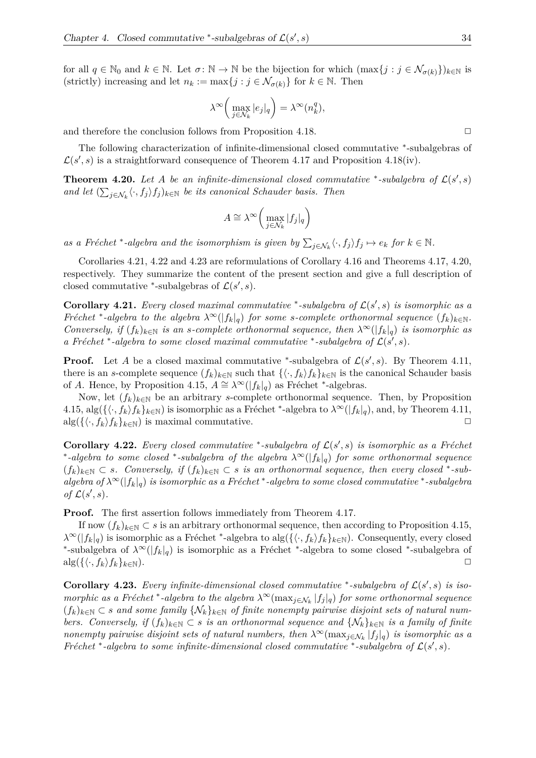for all $q \in \mathbb{N}_0$ and $k \in \mathbb{N}$. Let $\sigma\colon \mathbb{N} \to \mathbb{N}$ be the bijection for which $(\max\{j : j \in \mathcal{N}_{\sigma(k)}\})_{k\in\mathbb{N}}$ is (strictly) increasing and let $n_k := \max\{j : j \in \mathcal{N}_{\sigma(k)}\}$ for $k \in \mathbb{N}$. Then

$$\lambda^\infty\left(\max_{j\in\mathcal{N}_k} |e_j|_q\right) = \lambda^\infty(n_k^q),$$

and therefore the conclusion follows from Proposition 4.18. $\square$

The following characterization of infinite-dimensional closed commutative $^*$-subalgebras of $\mathcal{L}(s', s)$ is a straightforward consequence of Theorem 4.17 and Proposition 4.18(iv).

**Theorem 4.20.** *Let $A$ be an infinite-dimensional closed commutative $^*$-subalgebra of $\mathcal{L}(s', s)$ and let $(\sum_{j\in\mathcal{N}_k}\langle\cdot, f_j\rangle f_j)_{k\in\mathbb{N}}$ be its canonical Schauder basis. Then*

$$A \cong \lambda^\infty\left(\max_{j\in\mathcal{N}_k} |f_j|_q\right)$$

*as a Fréchet $^*$-algebra and the isomorphism is given by $\sum_{j\in\mathcal{N}_k}\langle\cdot, f_j\rangle f_j \mapsto e_k$ for $k \in \mathbb{N}$.*

Corollaries 4.21, 4.22 and 4.23 are reformulations of Corollary 4.16 and Theorems 4.17, 4.20, respectively. They summarize the content of the present section and give a full description of closed commutative $^*$-subalgebras of $\mathcal{L}(s', s)$.

**Corollary 4.21.** *Every closed maximal commutative $^*$-subalgebra of $\mathcal{L}(s', s)$ is isomorphic as a Fréchet $^*$-algebra to the algebra $\lambda^\infty(|f_k|_q)$ for some $s$-complete orthonormal sequence $(f_k)_{k\in\mathbb{N}}$. Conversely, if $(f_k)_{k\in\mathbb{N}}$ is an $s$-complete orthonormal sequence, then $\lambda^\infty(|f_k|_q)$ is isomorphic as a Fréchet $^*$-algebra to some closed maximal commutative $^*$-subalgebra of $\mathcal{L}(s', s)$.*

**Proof.** Let $A$ be a closed maximal commutative $^*$-subalgebra of $\mathcal{L}(s', s)$. By Theorem 4.11, there is an $s$-complete sequence $(f_k)_{k\in\mathbb{N}}$ such that $\{\langle\cdot, f_k\rangle f_k\}_{k\in\mathbb{N}}$ is the canonical Schauder basis of $A$. Hence, by Proposition 4.15, $A \cong \lambda^\infty(|f_k|_q)$ as Fréchet $^*$-algebras.

Now, let $(f_k)_{k\in\mathbb{N}}$ be an arbitrary $s$-complete orthonormal sequence. Then, by Proposition 4.15, $\mathrm{alg}(\{\langle\cdot, f_k\rangle f_k\}_{k\in\mathbb{N}})$ is isomorphic as a Fréchet $^*$-algebra to $\lambda^\infty(|f_k|_q)$, and, by Theorem 4.11, $\mathrm{alg}(\{\langle\cdot, f_k\rangle f_k\}_{k\in\mathbb{N}})$ is maximal commutative. $\square$

**Corollary 4.22.** *Every closed commutative $^*$-subalgebra of $\mathcal{L}(s', s)$ is isomorphic as a Fréchet $^*$-algebra to some closed $^*$-subalgebra of the algebra $\lambda^\infty(|f_k|_q)$ for some orthonormal sequence $(f_k)_{k\in\mathbb{N}} \subset s$. Conversely, if $(f_k)_{k\in\mathbb{N}} \subset s$ is an orthonormal sequence, then every closed $^*$-subalgebra of $\lambda^\infty(|f_k|_q)$ is isomorphic as a Fréchet $^*$-algebra to some closed commutative $^*$-subalgebra of $\mathcal{L}(s', s)$.*

**Proof.** The first assertion follows immediately from Theorem 4.17.

If now $(f_k)_{k\in\mathbb{N}} \subset s$ is an arbitrary orthonormal sequence, then according to Proposition 4.15, $\lambda^\infty(|f_k|_q)$ is isomorphic as a Fréchet $^*$-algebra to $\mathrm{alg}(\{\langle\cdot, f_k\rangle f_k\}_{k\in\mathbb{N}})$. Consequently, every closed $^*$-subalgebra of $\lambda^\infty(|f_k|_q)$ is isomorphic as a Fréchet $^*$-algebra to some closed $^*$-subalgebra of $\mathrm{alg}(\{\langle\cdot, f_k\rangle f_k\}_{k\in\mathbb{N}})$. $\square$

**Corollary 4.23.** *Every infinite-dimensional closed commutative $^*$-subalgebra of $\mathcal{L}(s', s)$ is isomorphic as a Fréchet $^*$-algebra to the algebra $\lambda^\infty(\max_{j\in\mathcal{N}_k}|f_j|_q)$ for some orthonormal sequence $(f_k)_{k\in\mathbb{N}} \subset s$ and some family $\{\mathcal{N}_k\}_{k\in\mathbb{N}}$ of finite nonempty pairwise disjoint sets of natural numbers. Conversely, if $(f_k)_{k\in\mathbb{N}} \subset s$ is an orthonormal sequence and $\{\mathcal{N}_k\}_{k\in\mathbb{N}}$ is a family of finite nonempty pairwise disjoint sets of natural numbers, then $\lambda^\infty(\max_{j\in\mathcal{N}_k}|f_j|_q)$ is isomorphic as a Fréchet $^*$-algebra to some infinite-dimensional closed commutative $^*$-subalgebra of $\mathcal{L}(s', s)$.*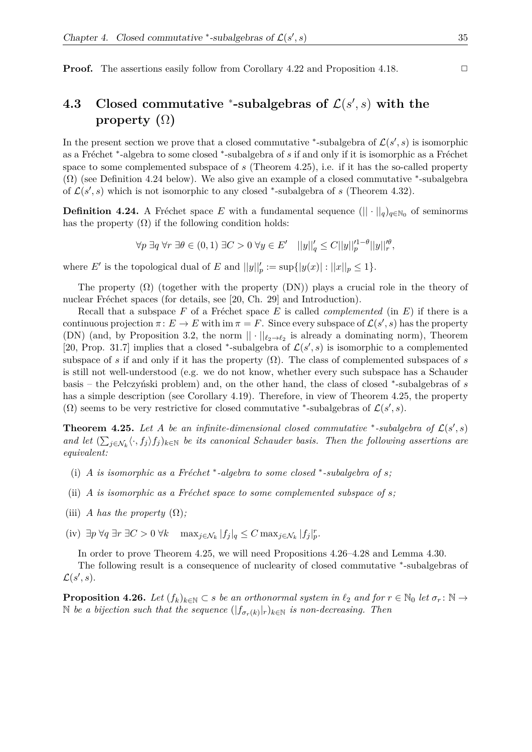**Proof.** The assertions easily follow from Corollary 4.22 and Proposition 4.18. $\square$

## 4.3 Closed commutative $^*$-subalgebras of $\mathcal{L}(s', s)$ with the property $(\Omega)$

In the present section we prove that a closed commutative $^*$-subalgebra of $\mathcal{L}(s', s)$ is isomorphic as a Fréchet $^*$-algebra to some closed $^*$-subalgebra of $s$ if and only if it is isomorphic as a Fréchet space to some complemented subspace of $s$ (Theorem 4.25), i.e. if it has the so-called property $(\Omega)$ (see Definition 4.24 below). We also give an example of a closed commutative $^*$-subalgebra of $\mathcal{L}(s', s)$ which is not isomorphic to any closed $^*$-subalgebra of $s$ (Theorem 4.32).

**Definition 4.24.** A Fréchet space $E$ with a fundamental sequence $(||\cdot||_q)_{q\in\mathbb{N}_0}$ of seminorms has the property $(\Omega)$ if the following condition holds:

$$\forall p\ \exists q\ \forall r\ \exists \theta \in (0,1)\ \exists C>0\ \forall y \in E' \quad ||y||'_q \leq C||y||'^{1-\theta}_p ||y||'^{\theta}_r,$$

where $E'$ is the topological dual of $E$ and $||y||'_p := \sup\{|y(x)| : ||x||_p \leq 1\}$.

The property $(\Omega)$ (together with the property (DN)) plays a crucial role in the theory of nuclear Fréchet spaces (for details, see [20, Ch. 29] and Introduction).

Recall that a subspace $F$ of a Fréchet space $E$ is called *complemented* (in $E$) if there is a continuous projection $\pi\colon E \to E$ with $\operatorname{im}\pi = F$. Since every subspace of $\mathcal{L}(s', s)$ has the property (DN) (and, by Proposition 3.2, the norm $||\cdot||_{\ell_2\to\ell_2}$ is already a dominating norm), Theorem [20, Prop. 31.7] implies that a closed $^*$-subalgebra of $\mathcal{L}(s', s)$ is isomorphic to a complemented subspace of $s$ if and only if it has the property $(\Omega)$. The class of complemented subspaces of $s$ is still not well-understood (e.g. we do not know, whether every such subspace has a Schauder basis – the Pełczyński problem) and, on the other hand, the class of closed $^*$-subalgebras of $s$ has a simple description (see Corollary 4.19). Therefore, in view of Theorem 4.25, the property $(\Omega)$ seems to be very restrictive for closed commutative $^*$-subalgebras of $\mathcal{L}(s', s)$.

**Theorem 4.25.** *Let $A$ be an infinite-dimensional closed commutative $^*$-subalgebra of $\mathcal{L}(s', s)$ and let $(\sum_{j\in\mathcal{N}_k}\langle\cdot, f_j\rangle f_j)_{k\in\mathbb{N}}$ be its canonical Schauder basis. Then the following assertions are equivalent:*

- (i) *$A$ is isomorphic as a Fréchet $^*$-algebra to some closed $^*$-subalgebra of $s$;*
- (ii) *$A$ is isomorphic as a Fréchet space to some complemented subspace of $s$;*
- (iii) *$A$ has the property $(\Omega)$;*
- (iv) $\exists p\ \forall q\ \exists r\ \exists C>0\ \forall k \quad \max_{j\in\mathcal{N}_k}|f_j|_q \leq C\max_{j\in\mathcal{N}_k}|f_j|^r_p$.

In order to prove Theorem 4.25, we will need Propositions 4.26–4.28 and Lemma 4.30.

The following result is a consequence of nuclearity of closed commutative $^*$-subalgebras of $\mathcal{L}(s', s)$.

**Proposition 4.26.** *Let $(f_k)_{k\in\mathbb{N}} \subset s$ be an orthonormal system in $\ell_2$ and for $r \in \mathbb{N}_0$ let $\sigma_r\colon \mathbb{N} \to \mathbb{N}$ be a bijection such that the sequence $(|f_{\sigma_r(k)}|_r)_{k\in\mathbb{N}}$ is non-decreasing. Then*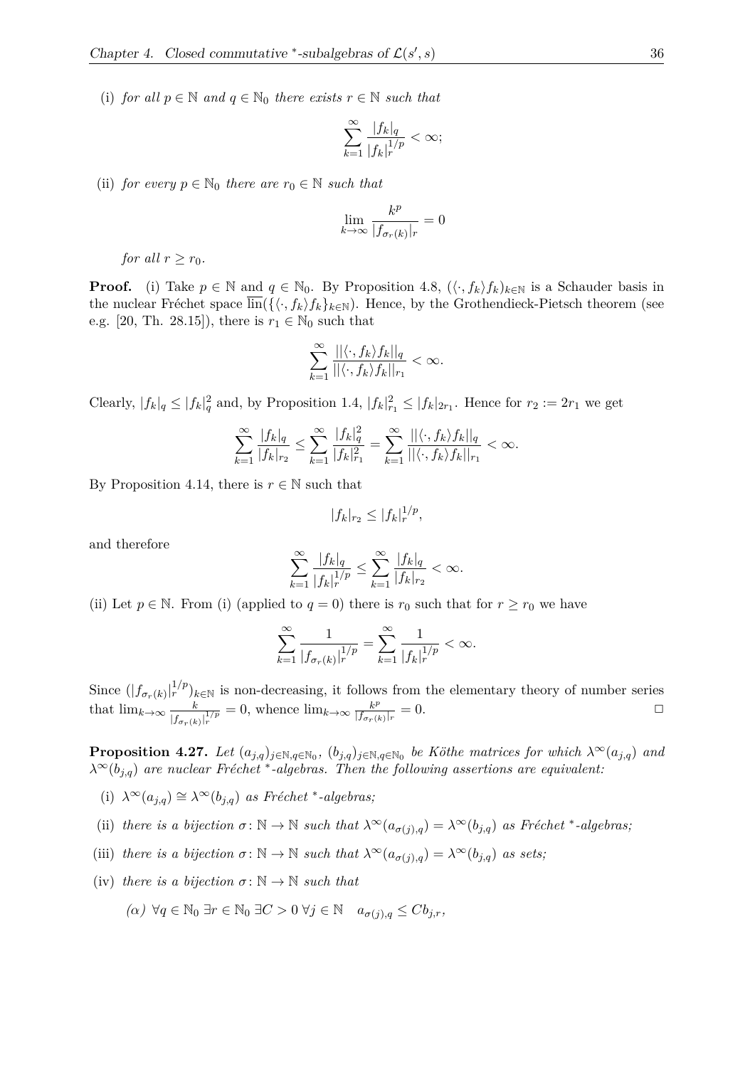(i) *for all* $p \in \mathbb{N}$ *and* $q \in \mathbb{N}_0$ *there exists* $r \in \mathbb{N}$ *such that*

$$\sum_{k=1}^{\infty} \frac{|f_k|_q}{|f_k|_r^{1/p}} < \infty;$$

(ii) *for every* $p \in \mathbb{N}_0$ *there are* $r_0 \in \mathbb{N}$ *such that*

$$\lim_{k\to\infty} \frac{k^p}{|f_{\sigma_r(k)}|_r} = 0$$

*for all* $r \geq r_0$.

**Proof.** (i) Take $p \in \mathbb{N}$ and $q \in \mathbb{N}_0$. By Proposition 4.8, $(\langle\cdot, f_k\rangle f_k)_{k\in\mathbb{N}}$ is a Schauder basis in the nuclear Fréchet space $\overline{\mathrm{lin}}(\{\langle\cdot, f_k\rangle f_k\}_{k\in\mathbb{N}})$. Hence, by the Grothendieck-Pietsch theorem (see e.g. [20, Th. 28.15]), there is $r_1 \in \mathbb{N}_0$ such that

$$\sum_{k=1}^{\infty} \frac{||\langle\cdot, f_k\rangle f_k||_q}{||\langle\cdot, f_k\rangle f_k||_{r_1}} < \infty.$$

Clearly, $|f_k|_q \leq |f_k|_q^2$ and, by Proposition 1.4, $|f_k|_{r_1}^2 \leq |f_k|_{2r_1}$. Hence for $r_2 := 2r_1$ we get

$$\sum_{k=1}^{\infty} \frac{|f_k|_q}{|f_k|_{r_2}} \leq \sum_{k=1}^{\infty} \frac{|f_k|_q^2}{|f_k|_{r_1}^2} = \sum_{k=1}^{\infty} \frac{||\langle\cdot, f_k\rangle f_k||_q}{||\langle\cdot, f_k\rangle f_k||_{r_1}} < \infty.$$

By Proposition 4.14, there is $r \in \mathbb{N}$ such that

$$|f_k|_{r_2} \leq |f_k|_r^{1/p},$$

and therefore

$$\sum_{k=1}^{\infty} \frac{|f_k|_q}{|f_k|_r^{1/p}} \leq \sum_{k=1}^{\infty} \frac{|f_k|_q}{|f_k|_{r_2}} < \infty.$$

(ii) Let $p \in \mathbb{N}$. From (i) (applied to $q = 0$) there is $r_0$ such that for $r \geq r_0$ we have

$$\sum_{k=1}^{\infty} \frac{1}{|f_{\sigma_r(k)}|_r^{1/p}} = \sum_{k=1}^{\infty} \frac{1}{|f_k|_r^{1/p}} < \infty.$$

Since $(|f_{\sigma_r(k)}|_r^{1/p})_{k\in\mathbb{N}}$ is non-decreasing, it follows from the elementary theory of number series that $\lim_{k\to\infty} \frac{k}{|f_{\sigma_r(k)}|_r^{1/p}} = 0$, whence $\lim_{k\to\infty} \frac{k^p}{|f_{\sigma_r(k)}|_r} = 0$. $\square$

**Proposition 4.27.** *Let* $(a_{j,q})_{j\in\mathbb{N},q\in\mathbb{N}_0}$, $(b_{j,q})_{j\in\mathbb{N},q\in\mathbb{N}_0}$ *be Köthe matrices for which* $\lambda^\infty(a_{j,q})$ *and* $\lambda^\infty(b_{j,q})$ *are nuclear Fréchet* $^*$*-algebras. Then the following assertions are equivalent:*

(i) $\lambda^\infty(a_{j,q}) \cong \lambda^\infty(b_{j,q})$ *as Fréchet* $^*$*-algebras;*

(ii) *there is a bijection* $\sigma\colon \mathbb{N} \to \mathbb{N}$ *such that* $\lambda^\infty(a_{\sigma(j),q}) = \lambda^\infty(b_{j,q})$ *as Fréchet* $^*$*-algebras;*

(iii) *there is a bijection* $\sigma\colon \mathbb{N} \to \mathbb{N}$ *such that* $\lambda^\infty(a_{\sigma(j),q}) = \lambda^\infty(b_{j,q})$ *as sets;*

(iv) *there is a bijection* $\sigma\colon \mathbb{N} \to \mathbb{N}$ *such that*

*(α)* $\forall q \in \mathbb{N}_0\ \exists r \in \mathbb{N}_0\ \exists C > 0\ \forall j \in \mathbb{N} \quad a_{\sigma(j),q} \leq C b_{j,r}$,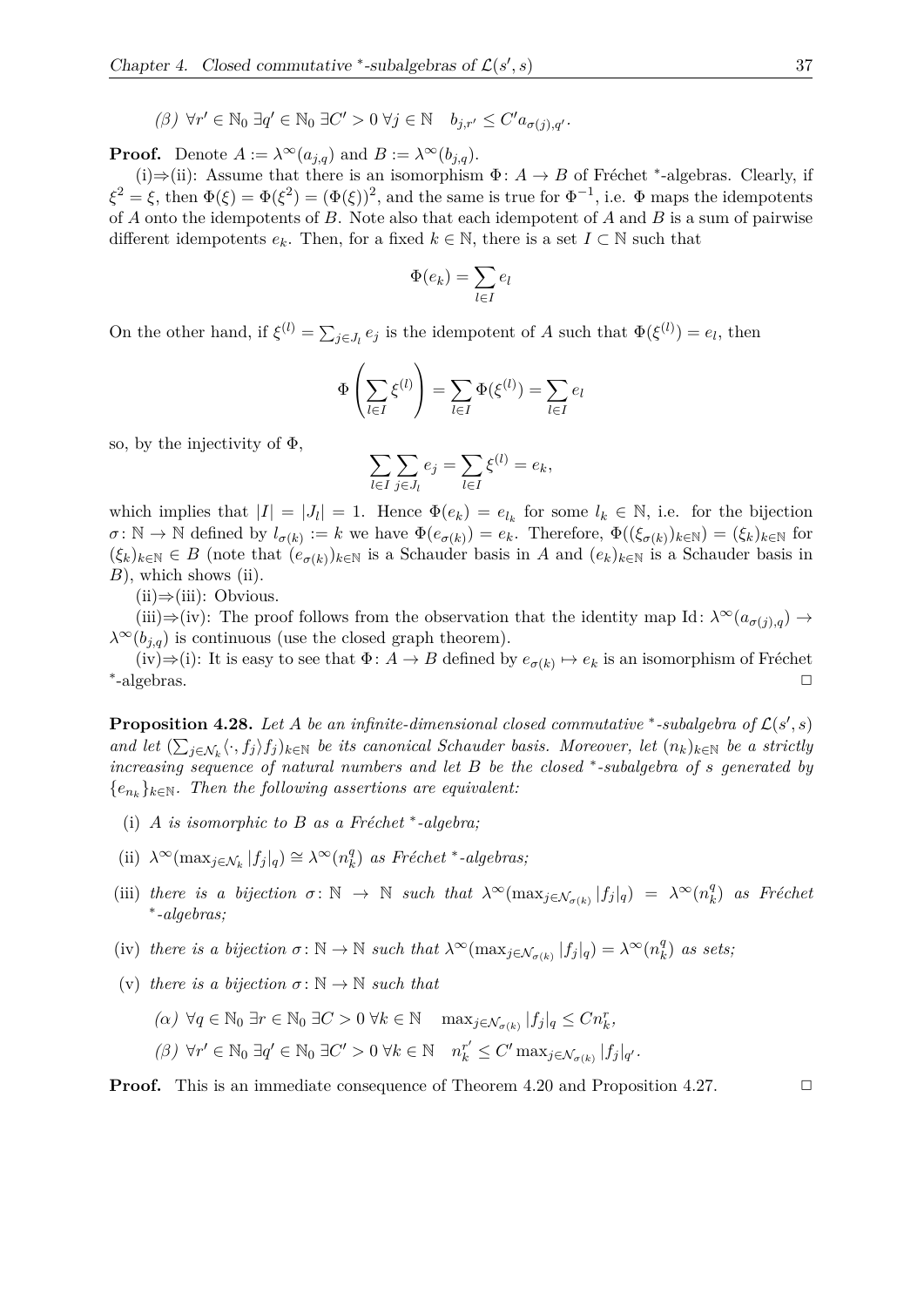*(β)* $\forall r' \in \mathbb{N}_0\ \exists q' \in \mathbb{N}_0\ \exists C' > 0\ \forall j \in \mathbb{N} \quad b_{j,r'} \leq C' a_{\sigma(j),q'}$.

**Proof.** Denote $A := \lambda^\infty(a_{j,q})$ and $B := \lambda^\infty(b_{j,q})$.

(i)⇒(ii): Assume that there is an isomorphism $\Phi\colon A \to B$ of Fréchet $^*$-algebras. Clearly, if $\xi^2 = \xi$, then $\Phi(\xi) = \Phi(\xi^2) = (\Phi(\xi))^2$, and the same is true for $\Phi^{-1}$, i.e. $\Phi$ maps the idempotents of $A$ onto the idempotents of $B$. Note also that each idempotent of $A$ and $B$ is a sum of pairwise different idempotents $e_k$. Then, for a fixed $k \in \mathbb{N}$, there is a set $I \subset \mathbb{N}$ such that

$$\Phi(e_k) = \sum_{l \in I} e_l$$

On the other hand, if $\xi^{(l)} = \sum_{j \in J_l} e_j$ is the idempotent of $A$ such that $\Phi(\xi^{(l)}) = e_l$, then

$$\Phi\left(\sum_{l \in I} \xi^{(l)}\right) = \sum_{l \in I} \Phi(\xi^{(l)}) = \sum_{l \in I} e_l$$

so, by the injectivity of $\Phi$,

$$\sum_{l \in I} \sum_{j \in J_l} e_j = \sum_{l \in I} \xi^{(l)} = e_k,$$

which implies that $|I| = |J_l| = 1$. Hence $\Phi(e_k) = e_{l_k}$ for some $l_k \in \mathbb{N}$, i.e. for the bijection $\sigma\colon \mathbb{N} \to \mathbb{N}$ defined by $l_{\sigma(k)} := k$ we have $\Phi(e_{\sigma(k)}) = e_k$. Therefore, $\Phi((\xi_{\sigma(k)})_{k\in\mathbb{N}}) = (\xi_k)_{k\in\mathbb{N}}$ for $(\xi_k)_{k\in\mathbb{N}} \in B$ (note that $(e_{\sigma(k)})_{k\in\mathbb{N}}$ is a Schauder basis in $A$ and $(e_k)_{k\in\mathbb{N}}$ is a Schauder basis in $B$), which shows (ii).

(ii)⇒(iii): Obvious.

(iii)⇒(iv): The proof follows from the observation that the identity map $\mathrm{Id}\colon \lambda^\infty(a_{\sigma(j),q}) \to \lambda^\infty(b_{j,q})$ is continuous (use the closed graph theorem).

(iv)⇒(i): It is easy to see that $\Phi\colon A \to B$ defined by $e_{\sigma(k)} \mapsto e_k$ is an isomorphism of Fréchet $^*$-algebras. □

**Proposition 4.28.** *Let $A$ be an infinite-dimensional closed commutative $^*$-subalgebra of $\mathcal{L}(s', s)$ and let $(\sum_{j\in\mathcal{N}_k}\langle\cdot, f_j\rangle f_j)_{k\in\mathbb{N}}$ be its canonical Schauder basis. Moreover, let $(n_k)_{k\in\mathbb{N}}$ be a strictly increasing sequence of natural numbers and let $B$ be the closed $^*$-subalgebra of $s$ generated by $\{e_{n_k}\}_{k\in\mathbb{N}}$. Then the following assertions are equivalent:*

(i) *$A$ is isomorphic to $B$ as a Fréchet $^*$-algebra;*

(ii) *$\lambda^\infty(\max_{j\in\mathcal{N}_k}|f_j|_q) \cong \lambda^\infty(n_k^q)$ as Fréchet $^*$-algebras;*

(iii) *there is a bijection $\sigma\colon \mathbb{N} \to \mathbb{N}$ such that $\lambda^\infty(\max_{j\in\mathcal{N}_{\sigma(k)}}|f_j|_q) = \lambda^\infty(n_k^q)$ as Fréchet $^*$-algebras;*

(iv) *there is a bijection $\sigma\colon \mathbb{N} \to \mathbb{N}$ such that $\lambda^\infty(\max_{j\in\mathcal{N}_{\sigma(k)}}|f_j|_q) = \lambda^\infty(n_k^q)$ as sets;*

(v) *there is a bijection $\sigma\colon \mathbb{N} \to \mathbb{N}$ such that*

   *(α)* $\forall q \in \mathbb{N}_0\ \exists r \in \mathbb{N}_0\ \exists C > 0\ \forall k \in \mathbb{N} \quad \max_{j\in\mathcal{N}_{\sigma(k)}}|f_j|_q \leq C n_k^r$,

   *(β)* $\forall r' \in \mathbb{N}_0\ \exists q' \in \mathbb{N}_0\ \exists C' > 0\ \forall k \in \mathbb{N} \quad n_k^{r'} \leq C' \max_{j\in\mathcal{N}_{\sigma(k)}}|f_j|_{q'}$.

**Proof.** This is an immediate consequence of Theorem 4.20 and Proposition 4.27. □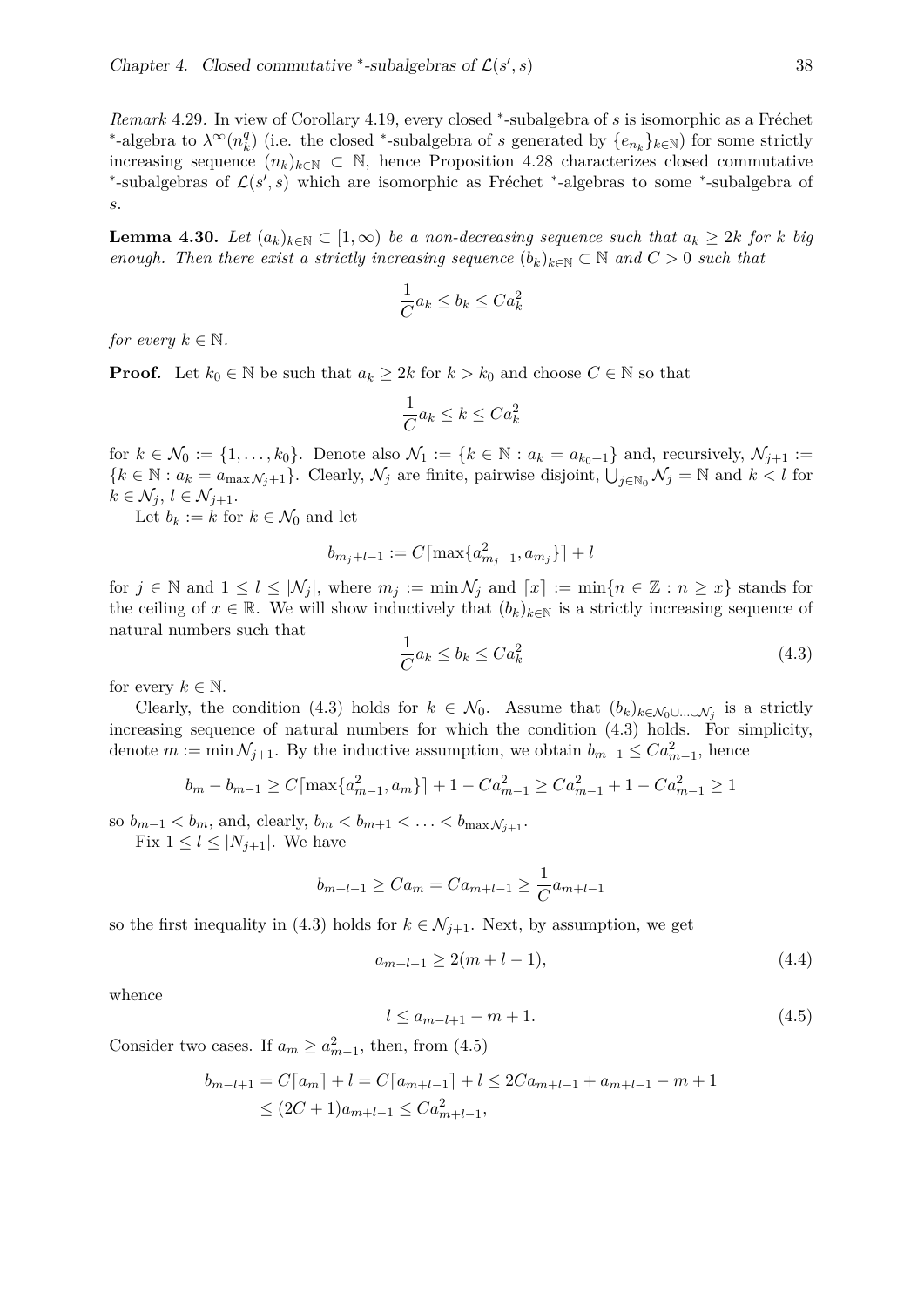*Remark* 4.29. In view of Corollary 4.19, every closed $^*$-subalgebra of $s$ is isomorphic as a Fréchet $^*$-algebra to $\lambda^\infty(n_k^q)$ (i.e. the closed $^*$-subalgebra of $s$ generated by $\{e_{n_k}\}_{k\in\mathbb{N}}$) for some strictly increasing sequence $(n_k)_{k\in\mathbb{N}} \subset \mathbb{N}$, hence Proposition 4.28 characterizes closed commutative $^*$-subalgebras of $\mathcal{L}(s', s)$ which are isomorphic as Fréchet $^*$-algebras to some $^*$-subalgebra of $s$.

**Lemma 4.30.** *Let $(a_k)_{k\in\mathbb{N}} \subset [1,\infty)$ be a non-decreasing sequence such that $a_k \geq 2k$ for $k$ big enough. Then there exist a strictly increasing sequence $(b_k)_{k\in\mathbb{N}} \subset \mathbb{N}$ and $C > 0$ such that*

$$\frac{1}{C}a_k \leq b_k \leq Ca_k^2$$

*for every $k \in \mathbb{N}$.*

**Proof.** Let $k_0 \in \mathbb{N}$ be such that $a_k \geq 2k$ for $k > k_0$ and choose $C \in \mathbb{N}$ so that

$$\frac{1}{C}a_k \leq k \leq Ca_k^2$$

for $k \in \mathcal{N}_0 := \{1, \ldots, k_0\}$. Denote also $\mathcal{N}_1 := \{k \in \mathbb{N} : a_k = a_{k_0+1}\}$ and, recursively, $\mathcal{N}_{j+1} := \{k \in \mathbb{N} : a_k = a_{\max\mathcal{N}_j+1}\}$. Clearly, $\mathcal{N}_j$ are finite, pairwise disjoint, $\bigcup_{j\in\mathbb{N}_0}\mathcal{N}_j = \mathbb{N}$ and $k < l$ for $k \in \mathcal{N}_j$, $l \in \mathcal{N}_{j+1}$.

Let $b_k := k$ for $k \in \mathcal{N}_0$ and let

$$b_{m_j+l-1} := C\lceil\max\{a_{m_j-1}^2, a_{m_j}\}\rceil + l$$

for $j \in \mathbb{N}$ and $1 \leq l \leq |\mathcal{N}_j|$, where $m_j := \min\mathcal{N}_j$ and $\lceil x\rceil := \min\{n \in \mathbb{Z} : n \geq x\}$ stands for the ceiling of $x \in \mathbb{R}$. We will show inductively that $(b_k)_{k\in\mathbb{N}}$ is a strictly increasing sequence of natural numbers such that

$$\frac{1}{C}a_k \leq b_k \leq Ca_k^2 \tag{4.3}$$

for every $k \in \mathbb{N}$.

Clearly, the condition (4.3) holds for $k \in \mathcal{N}_0$. Assume that $(b_k)_{k\in\mathcal{N}_0\cup\ldots\cup\mathcal{N}_j}$ is a strictly increasing sequence of natural numbers for which the condition (4.3) holds. For simplicity, denote $m := \min\mathcal{N}_{j+1}$. By the inductive assumption, we obtain $b_{m-1} \leq Ca_{m-1}^2$, hence

$$b_m - b_{m-1} \geq C\lceil\max\{a_{m-1}^2, a_m\}\rceil + 1 - Ca_{m-1}^2 \geq Ca_{m-1}^2 + 1 - Ca_{m-1}^2 \geq 1$$

so $b_{m-1} < b_m$, and, clearly, $b_m < b_{m+1} < \ldots < b_{\max\mathcal{N}_{j+1}}$.

Fix $1 \leq l \leq |N_{j+1}|$. We have

$$b_{m+l-1} \geq Ca_m = Ca_{m+l-1} \geq \frac{1}{C}a_{m+l-1}$$

so the first inequality in (4.3) holds for $k \in \mathcal{N}_{j+1}$. Next, by assumption, we get

$$a_{m+l-1} \geq 2(m+l-1), \tag{4.4}$$

whence

$$l \leq a_{m-l+1} - m + 1. \tag{4.5}$$

Consider two cases. If $a_m \geq a_{m-1}^2$, then, from (4.5)

$$\begin{aligned}
b_{m-l+1} = C\lceil a_m\rceil + l = C\lceil a_{m+l-1}\rceil + l &\leq 2Ca_{m+l-1} + a_{m+l-1} - m + 1 \\
&\leq (2C+1)a_{m+l-1} \leq Ca_{m+l-1}^2,
\end{aligned}$$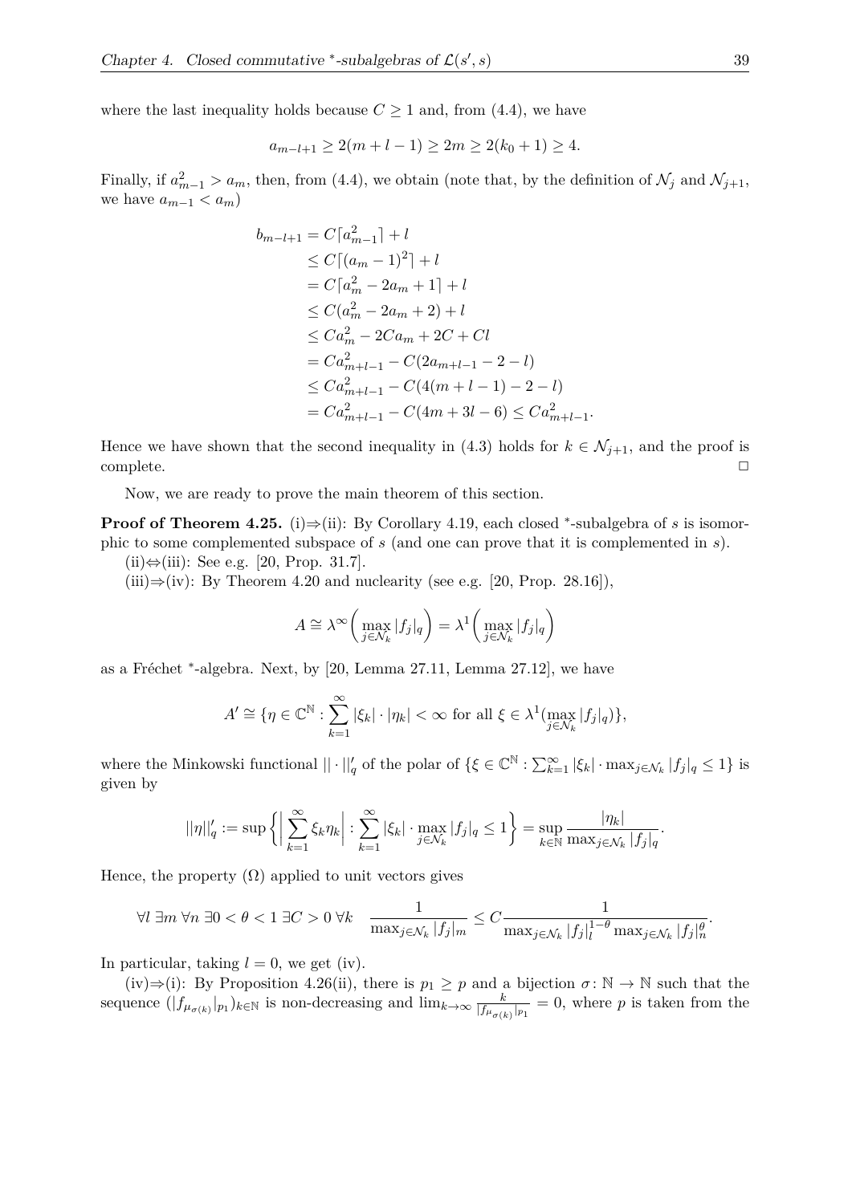where the last inequality holds because $C \geq 1$ and, from (4.4), we have

$$a_{m-l+1} \geq 2(m+l-1) \geq 2m \geq 2(k_0+1) \geq 4.$$

Finally, if $a_{m-1}^2 > a_m$, then, from (4.4), we obtain (note that, by the definition of $\mathcal{N}_j$ and $\mathcal{N}_{j+1}$, we have $a_{m-1} < a_m$)

$$\begin{aligned}
b_{m-l+1} &= C\lceil a_{m-1}^2 \rceil + l \\
&\leq C\lceil (a_m - 1)^2 \rceil + l \\
&= C\lceil a_m^2 - 2a_m + 1 \rceil + l \\
&\leq C(a_m^2 - 2a_m + 2) + l \\
&\leq Ca_m^2 - 2Ca_m + 2C + Cl \\
&= Ca_{m+l-1}^2 - C(2a_{m+l-1} - 2 - l) \\
&\leq Ca_{m+l-1}^2 - C(4(m+l-1) - 2 - l) \\
&= Ca_{m+l-1}^2 - C(4m + 3l - 6) \leq Ca_{m+l-1}^2.
\end{aligned}$$

Hence we have shown that the second inequality in (4.3) holds for $k \in \mathcal{N}_{j+1}$, and the proof is complete. □

Now, we are ready to prove the main theorem of this section.

**Proof of Theorem 4.25.** (i)⇒(ii): By Corollary 4.19, each closed $^*$-subalgebra of $s$ is isomorphic to some complemented subspace of $s$ (and one can prove that it is complemented in $s$).

(ii)⇔(iii): See e.g. [20, Prop. 31.7].

(iii)⇒(iv): By Theorem 4.20 and nuclearity (see e.g. [20, Prop. 28.16]),

$$A \cong \lambda^\infty\Big(\max_{j\in\mathcal{N}_k} |f_j|_q\Big) = \lambda^1\Big(\max_{j\in\mathcal{N}_k} |f_j|_q\Big)$$

as a Fréchet $^*$-algebra. Next, by [20, Lemma 27.11, Lemma 27.12], we have

$$A' \cong \{\eta \in \mathbb{C}^\mathbb{N} : \sum_{k=1}^\infty |\xi_k| \cdot |\eta_k| < \infty \text{ for all } \xi \in \lambda^1(\max_{j\in\mathcal{N}_k} |f_j|_q)\},$$

where the Minkowski functional $||\cdot||_q'$ of the polar of $\{\xi \in \mathbb{C}^\mathbb{N} : \sum_{k=1}^\infty |\xi_k| \cdot \max_{j\in\mathcal{N}_k} |f_j|_q \leq 1\}$ is given by

$$||\eta||_q' := \sup\bigg\{\bigg|\sum_{k=1}^\infty \xi_k\eta_k\bigg| : \sum_{k=1}^\infty |\xi_k| \cdot \max_{j\in\mathcal{N}_k} |f_j|_q \leq 1\bigg\} = \sup_{k\in\mathbb{N}} \frac{|\eta_k|}{\max_{j\in\mathcal{N}_k} |f_j|_q}.$$

Hence, the property $(\Omega)$ applied to unit vectors gives

$$\forall l\ \exists m\ \forall n\ \exists 0<\theta<1\ \exists C>0\ \forall k \quad \frac{1}{\max_{j\in\mathcal{N}_k} |f_j|_m} \leq C\frac{1}{\max_{j\in\mathcal{N}_k} |f_j|_l^{1-\theta} \max_{j\in\mathcal{N}_k} |f_j|_n^\theta}.$$

In particular, taking $l = 0$, we get (iv).

(iv)⇒(i): By Proposition 4.26(ii), there is $p_1 \geq p$ and a bijection $\sigma\colon \mathbb{N} \to \mathbb{N}$ such that the sequence $(|f_{\mu_{\sigma(k)}}|_{p_1})_{k\in\mathbb{N}}$ is non-decreasing and $\lim_{k\to\infty} \frac{k}{|f_{\mu_{\sigma(k)}}|_{p_1}} = 0$, where $p$ is taken from the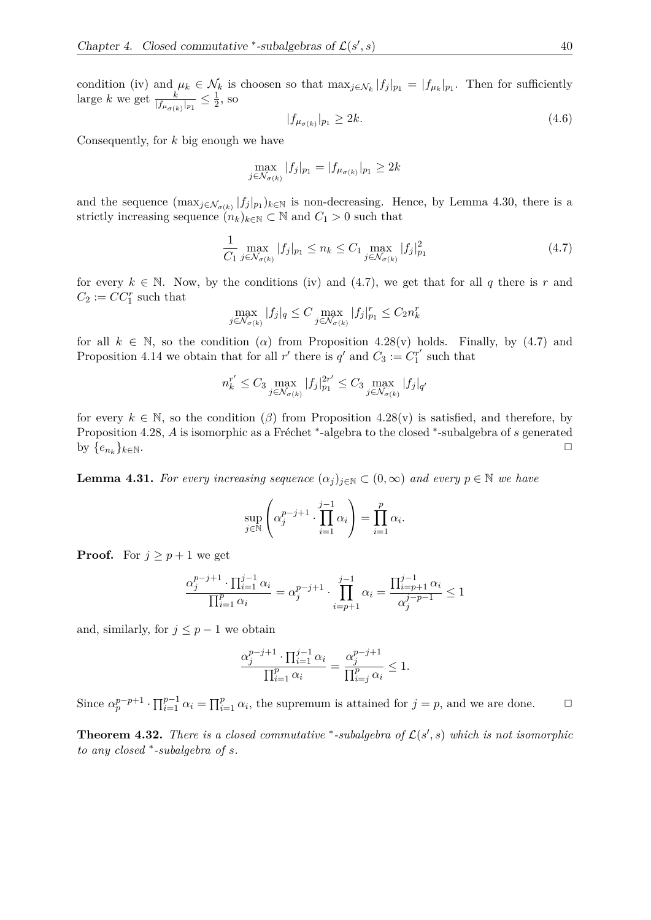condition (iv) and $\mu_k \in \mathcal{N}_k$ is choosen so that $\max_{j \in \mathcal{N}_k} |f_j|_{p_1} = |f_{\mu_k}|_{p_1}$. Then for sufficiently large $k$ we get $\frac{k}{|f_{\mu_{\sigma(k)}}|_{p_1}} \leq \frac{1}{2}$, so

$$|f_{\mu_{\sigma(k)}}|_{p_1} \geq 2k. \tag{4.6}$$

Consequently, for $k$ big enough we have

$$\max_{j \in \mathcal{N}_{\sigma(k)}} |f_j|_{p_1} = |f_{\mu_{\sigma(k)}}|_{p_1} \geq 2k$$

and the sequence $(\max_{j \in \mathcal{N}_{\sigma(k)}} |f_j|_{p_1})_{k \in \mathbb{N}}$ is non-decreasing. Hence, by Lemma 4.30, there is a strictly increasing sequence $(n_k)_{k \in \mathbb{N}} \subset \mathbb{N}$ and $C_1 > 0$ such that

$$\frac{1}{C_1} \max_{j \in \mathcal{N}_{\sigma(k)}} |f_j|_{p_1} \leq n_k \leq C_1 \max_{j \in \mathcal{N}_{\sigma(k)}} |f_j|_{p_1}^2 \tag{4.7}$$

for every $k \in \mathbb{N}$. Now, by the conditions (iv) and (4.7), we get that for all $q$ there is $r$ and $C_2 := CC_1^r$ such that

$$\max_{j \in \mathcal{N}_{\sigma(k)}} |f_j|_q \leq C \max_{j \in \mathcal{N}_{\sigma(k)}} |f_j|_{p_1}^r \leq C_2 n_k^r$$

for all $k \in \mathbb{N}$, so the condition $(\alpha)$ from Proposition 4.28(v) holds. Finally, by (4.7) and Proposition 4.14 we obtain that for all $r'$ there is $q'$ and $C_3 := C_1^{r'}$ such that

$$n_k^{r'} \leq C_3 \max_{j \in \mathcal{N}_{\sigma(k)}} |f_j|_{p_1}^{2r'} \leq C_3 \max_{j \in \mathcal{N}_{\sigma(k)}} |f_j|_{q'}$$

for every $k \in \mathbb{N}$, so the condition $(\beta)$ from Proposition 4.28(v) is satisfied, and therefore, by Proposition 4.28, $A$ is isomorphic as a Fréchet *-algebra to the closed *-subalgebra of $s$ generated by $\{e_{n_k}\}_{k \in \mathbb{N}}$. $\square$

**Lemma 4.31.** *For every increasing sequence $(\alpha_j)_{j \in \mathbb{N}} \subset (0, \infty)$ and every $p \in \mathbb{N}$ we have*

$$\sup_{j \in \mathbb{N}} \left( \alpha_j^{p-j+1} \cdot \prod_{i=1}^{j-1} \alpha_i \right) = \prod_{i=1}^{p} \alpha_i.$$

**Proof.** For $j \geq p + 1$ we get

$$\frac{\alpha_j^{p-j+1} \cdot \prod_{i=1}^{j-1} \alpha_i}{\prod_{i=1}^{p} \alpha_i} = \alpha_j^{p-j+1} \cdot \prod_{i=p+1}^{j-1} \alpha_i = \frac{\prod_{i=p+1}^{j-1} \alpha_i}{\alpha_j^{j-p-1}} \leq 1$$

and, similarly, for $j \leq p - 1$ we obtain

$$\frac{\alpha_j^{p-j+1} \cdot \prod_{i=1}^{j-1} \alpha_i}{\prod_{i=1}^{p} \alpha_i} = \frac{\alpha_j^{p-j+1}}{\prod_{i=j}^{p} \alpha_i} \leq 1.$$

Since $\alpha_p^{p-p+1} \cdot \prod_{i=1}^{p-1} \alpha_i = \prod_{i=1}^{p} \alpha_i$, the supremum is attained for $j = p$, and we are done. $\square$

**Theorem 4.32.** *There is a closed commutative *-subalgebra of $\mathcal{L}(s', s)$ which is not isomorphic to any closed *-subalgebra of $s$.*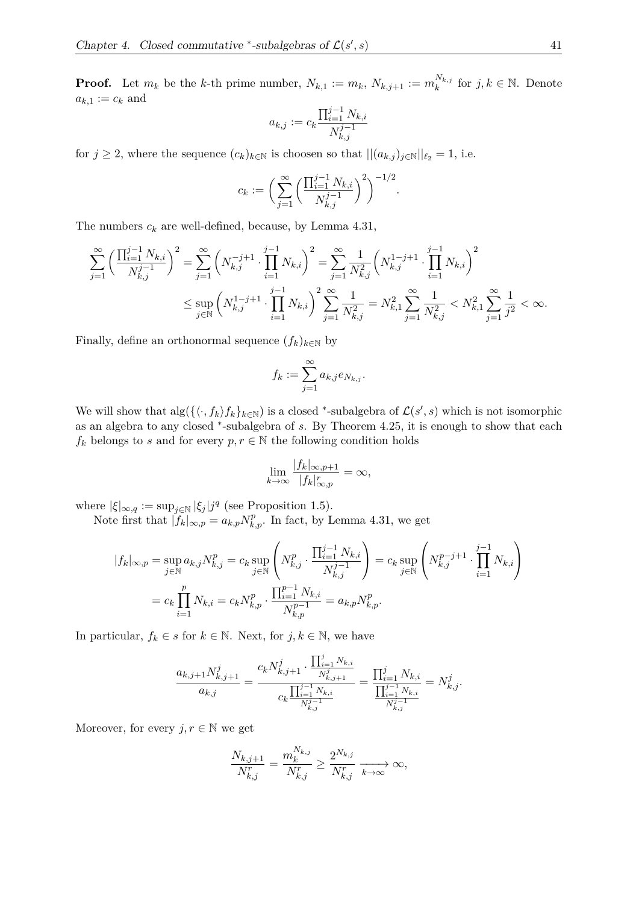**Proof.** Let $m_k$ be the $k$-th prime number, $N_{k,1} := m_k$, $N_{k,j+1} := m_k^{N_{k,j}}$ for $j,k \in \mathbb{N}$. Denote $a_{k,1} := c_k$ and

$$a_{k,j} := c_k \frac{\prod_{i=1}^{j-1} N_{k,i}}{N_{k,j}^{j-1}}$$

for $j \geq 2$, where the sequence $(c_k)_{k\in\mathbb{N}}$ is choosen so that $||(a_{k,j})_{j\in\mathbb{N}}||_{\ell_2} = 1$, i.e.

$$c_k := \Big( \sum_{j=1}^{\infty} \Big( \frac{\prod_{i=1}^{j-1} N_{k,i}}{N_{k,j}^{j-1}} \Big)^2 \Big)^{-1/2}.$$

The numbers $c_k$ are well-defined, because, by Lemma 4.31,

$$\sum_{j=1}^{\infty} \Big( \frac{\prod_{i=1}^{j-1} N_{k,i}}{N_{k,j}^{j-1}} \Big)^2 = \sum_{j=1}^{\infty} \Big( N_{k,j}^{-j+1} \cdot \prod_{i=1}^{j-1} N_{k,i} \Big)^2 = \sum_{j=1}^{\infty} \frac{1}{N_{k,j}^2} \Big( N_{k,j}^{1-j+1} \cdot \prod_{i=1}^{j-1} N_{k,i} \Big)^2$$
$$\leq \sup_{j\in\mathbb{N}} \Big( N_{k,j}^{1-j+1} \cdot \prod_{i=1}^{j-1} N_{k,i} \Big)^2 \sum_{j=1}^{\infty} \frac{1}{N_{k,j}^2} = N_{k,1}^2 \sum_{j=1}^{\infty} \frac{1}{N_{k,j}^2} < N_{k,1}^2 \sum_{j=1}^{\infty} \frac{1}{j^2} < \infty.$$

Finally, define an orthonormal sequence $(f_k)_{k\in\mathbb{N}}$ by

$$f_k := \sum_{j=1}^{\infty} a_{k,j} e_{N_{k,j}}.$$

We will show that $\operatorname{alg}(\{\langle\cdot, f_k\rangle f_k\}_{k\in\mathbb{N}})$ is a closed $^*$-subalgebra of $\mathcal{L}(s', s)$ which is not isomorphic as an algebra to any closed $^*$-subalgebra of $s$. By Theorem 4.25, it is enough to show that each $f_k$ belongs to $s$ and for every $p, r \in \mathbb{N}$ the following condition holds

$$\lim_{k\to\infty} \frac{|f_k|_{\infty,p+1}}{|f_k|_{\infty,p}^r} = \infty,$$

where $|\xi|_{\infty,q} := \sup_{j\in\mathbb{N}} |\xi_j| j^q$ (see Proposition 1.5).

Note first that $|f_k|_{\infty,p} = a_{k,p} N_{k,p}^p$. In fact, by Lemma 4.31, we get

$$|f_k|_{\infty,p} = \sup_{j\in\mathbb{N}} a_{k,j} N_{k,j}^p = c_k \sup_{j\in\mathbb{N}} \left( N_{k,j}^p \cdot \frac{\prod_{i=1}^{j-1} N_{k,i}}{N_{k,j}^{j-1}} \right) = c_k \sup_{j\in\mathbb{N}} \left( N_{k,j}^{p-j+1} \cdot \prod_{i=1}^{j-1} N_{k,i} \right)$$
$$= c_k \prod_{i=1}^{p} N_{k,i} = c_k N_{k,p}^p \cdot \frac{\prod_{i=1}^{p-1} N_{k,i}}{N_{k,p}^{p-1}} = a_{k,p} N_{k,p}^p.$$

In particular, $f_k \in s$ for $k \in \mathbb{N}$. Next, for $j, k \in \mathbb{N}$, we have

$$\frac{a_{k,j+1} N_{k,j+1}^j}{a_{k,j}} = \frac{c_k N_{k,j+1}^j \cdot \frac{\prod_{i=1}^{j} N_{k,i}}{N_{k,j+1}^j}}{c_k \frac{\prod_{i=1}^{j-1} N_{k,i}}{N_{k,j}^{j-1}}} = \frac{\prod_{i=1}^{j} N_{k,i}}{\frac{\prod_{i=1}^{j-1} N_{k,i}}{N_{k,j}^{j-1}}} = N_{k,j}^j.$$

Moreover, for every $j, r \in \mathbb{N}$ we get

$$\frac{N_{k,j+1}}{N_{k,j}^r} = \frac{m_k^{N_{k,j}}}{N_{k,j}^r} \geq \frac{2^{N_{k,j}}}{N_{k,j}^r} \xrightarrow[k\to\infty]{} \infty,$$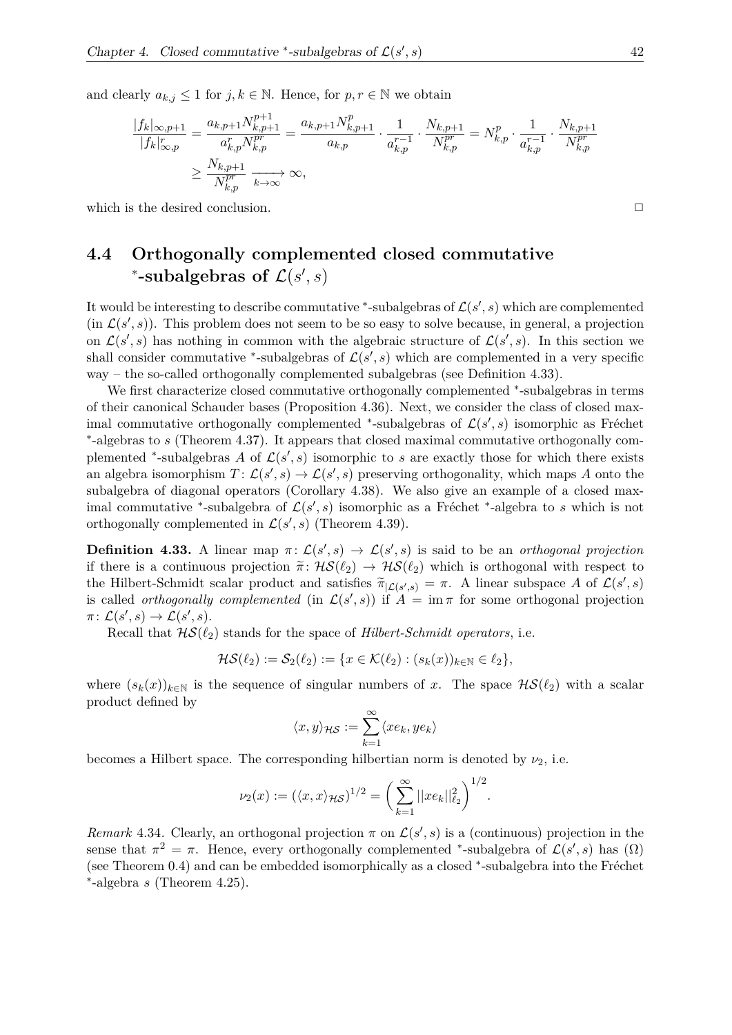and clearly $a_{k,j} \leq 1$ for $j, k \in \mathbb{N}$. Hence, for $p, r \in \mathbb{N}$ we obtain

$$\frac{|f_k|_{\infty,p+1}}{|f_k|^r_{\infty,p}} = \frac{a_{k,p+1}N^{p+1}_{k,p+1}}{a^r_{k,p}N^{pr}_{k,p}} = \frac{a_{k,p+1}N^p_{k,p+1}}{a_{k,p}} \cdot \frac{1}{a^{r-1}_{k,p}} \cdot \frac{N_{k,p+1}}{N^{pr}_{k,p}} = N^p_{k,p} \cdot \frac{1}{a^{r-1}_{k,p}} \cdot \frac{N_{k,p+1}}{N^{pr}_{k,p}}$$
$$\geq \frac{N_{k,p+1}}{N^{pr}_{k,p}} \xrightarrow[k\to\infty]{} \infty,$$

which is the desired conclusion. □

## 4.4 Orthogonally complemented closed commutative $^*$-subalgebras of $\mathcal{L}(s', s)$

It would be interesting to describe commutative $^*$-subalgebras of $\mathcal{L}(s', s)$ which are complemented (in $\mathcal{L}(s', s)$). This problem does not seem to be so easy to solve because, in general, a projection on $\mathcal{L}(s', s)$ has nothing in common with the algebraic structure of $\mathcal{L}(s', s)$. In this section we shall consider commutative $^*$-subalgebras of $\mathcal{L}(s', s)$ which are complemented in a very specific way – the so-called orthogonally complemented subalgebras (see Definition 4.33).

We first characterize closed commutative orthogonally complemented $^*$-subalgebras in terms of their canonical Schauder bases (Proposition 4.36). Next, we consider the class of closed maximal commutative orthogonally complemented $^*$-subalgebras of $\mathcal{L}(s', s)$ isomorphic as Fréchet $^*$-algebras to $s$ (Theorem 4.37). It appears that closed maximal commutative orthogonally complemented $^*$-subalgebras $A$ of $\mathcal{L}(s', s)$ isomorphic to $s$ are exactly those for which there exists an algebra isomorphism $T\colon \mathcal{L}(s', s) \to \mathcal{L}(s', s)$ preserving orthogonality, which maps $A$ onto the subalgebra of diagonal operators (Corollary 4.38). We also give an example of a closed maximal commutative $^*$-subalgebra of $\mathcal{L}(s', s)$ isomorphic as a Fréchet $^*$-algebra to $s$ which is not orthogonally complemented in $\mathcal{L}(s', s)$ (Theorem 4.39).

**Definition 4.33.** A linear map $\pi\colon \mathcal{L}(s', s) \to \mathcal{L}(s', s)$ is said to be an *orthogonal projection* if there is a continuous projection $\widetilde{\pi}\colon \mathcal{HS}(\ell_2) \to \mathcal{HS}(\ell_2)$ which is orthogonal with respect to the Hilbert-Schmidt scalar product and satisfies $\widetilde{\pi}_{|\mathcal{L}(s',s)} = \pi$. A linear subspace $A$ of $\mathcal{L}(s', s)$ is called *orthogonally complemented* (in $\mathcal{L}(s', s)$) if $A = \operatorname{im} \pi$ for some orthogonal projection $\pi\colon \mathcal{L}(s', s) \to \mathcal{L}(s', s)$.

Recall that $\mathcal{HS}(\ell_2)$ stands for the space of *Hilbert-Schmidt operators*, i.e.

$$\mathcal{HS}(\ell_2) := \mathcal{S}_2(\ell_2) := \{x \in \mathcal{K}(\ell_2) : (s_k(x))_{k\in\mathbb{N}} \in \ell_2\},$$

where $(s_k(x))_{k\in\mathbb{N}}$ is the sequence of singular numbers of $x$. The space $\mathcal{HS}(\ell_2)$ with a scalar product defined by

$$\langle x, y\rangle_{\mathcal{HS}} := \sum_{k=1}^{\infty} \langle xe_k, ye_k\rangle$$

becomes a Hilbert space. The corresponding hilbertian norm is denoted by $\nu_2$, i.e.

$$\nu_2(x) := (\langle x, x\rangle_{\mathcal{HS}})^{1/2} = \bigg(\sum_{k=1}^{\infty} ||xe_k||^2_{\ell_2}\bigg)^{1/2}.$$

*Remark* 4.34. Clearly, an orthogonal projection $\pi$ on $\mathcal{L}(s', s)$ is a (continuous) projection in the sense that $\pi^2 = \pi$. Hence, every orthogonally complemented $^*$-subalgebra of $\mathcal{L}(s', s)$ has $(\Omega)$ (see Theorem 0.4) and can be embedded isomorphically as a closed $^*$-subalgebra into the Fréchet $^*$-algebra $s$ (Theorem 4.25).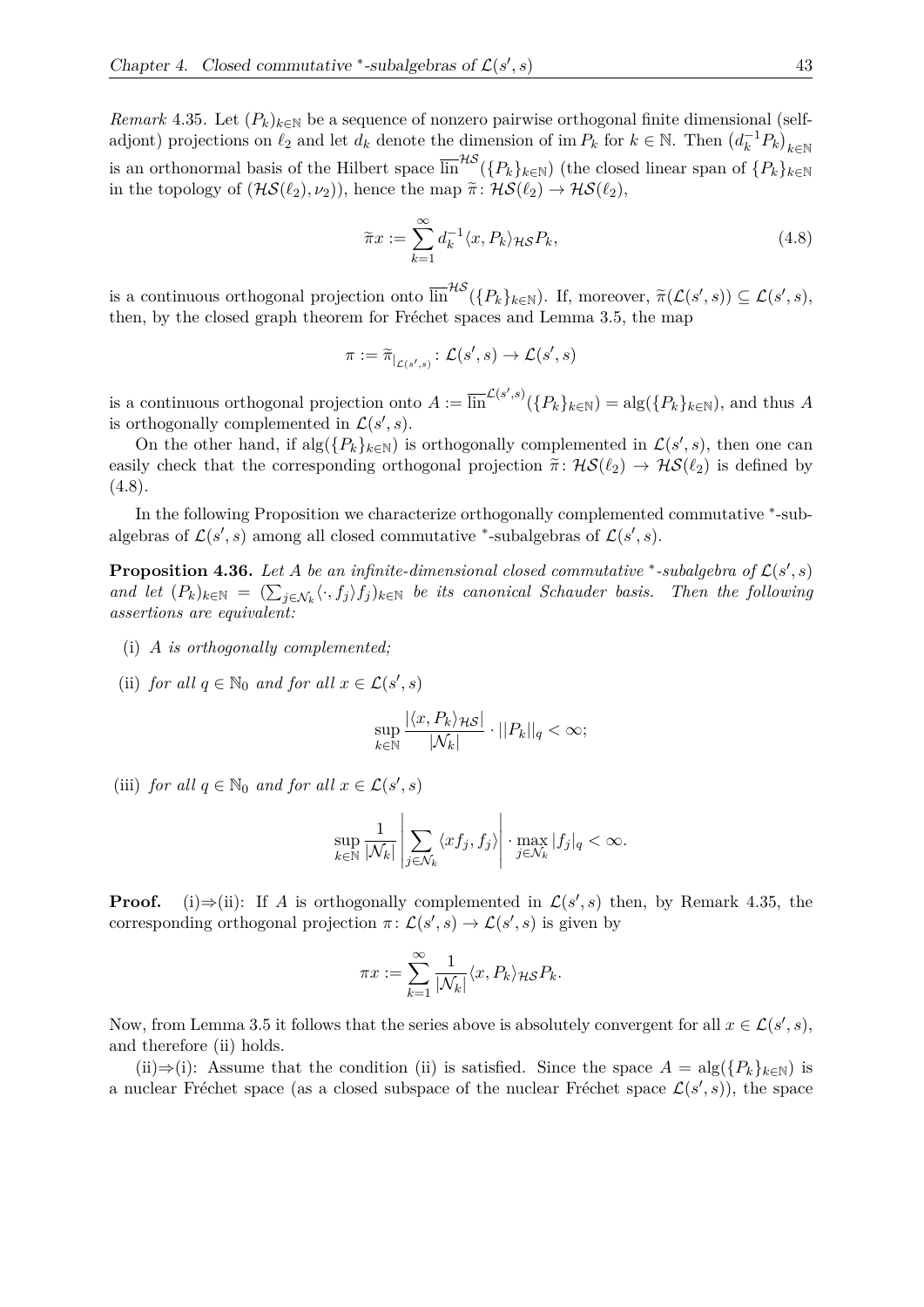*Remark* 4.35. Let $(P_k)_{k\in\mathbb{N}}$ be a sequence of nonzero pairwise orthogonal finite dimensional (selfadjont) projections on $\ell_2$ and let $d_k$ denote the dimension of $\operatorname{im} P_k$ for $k \in \mathbb{N}$. Then $(d_k^{-1}P_k)_{k\in\mathbb{N}}$ is an orthonormal basis of the Hilbert space $\overline{\operatorname{lin}}^{\mathcal{HS}}(\{P_k\}_{k\in\mathbb{N}})$ (the closed linear span of $\{P_k\}_{k\in\mathbb{N}}$ in the topology of $(\mathcal{HS}(\ell_2), \nu_2)$), hence the map $\widetilde{\pi}\colon \mathcal{HS}(\ell_2) \to \mathcal{HS}(\ell_2)$,

$$\widetilde{\pi}x := \sum_{k=1}^{\infty} d_k^{-1}\langle x, P_k\rangle_{\mathcal{HS}} P_k, \tag{4.8}$$

is a continuous orthogonal projection onto $\overline{\operatorname{lin}}^{\mathcal{HS}}(\{P_k\}_{k\in\mathbb{N}})$. If, moreover, $\widetilde{\pi}(\mathcal{L}(s', s)) \subseteq \mathcal{L}(s', s)$, then, by the closed graph theorem for Fréchet spaces and Lemma 3.5, the map

$$\pi := \widetilde{\pi}_{|_{\mathcal{L}(s',s)}}\colon \mathcal{L}(s', s) \to \mathcal{L}(s', s)$$

is a continuous orthogonal projection onto $A := \overline{\operatorname{lin}}^{\mathcal{L}(s',s)}(\{P_k\}_{k\in\mathbb{N}}) = \operatorname{alg}(\{P_k\}_{k\in\mathbb{N}})$, and thus $A$ is orthogonally complemented in $\mathcal{L}(s', s)$.

On the other hand, if $\operatorname{alg}(\{P_k\}_{k\in\mathbb{N}})$ is orthogonally complemented in $\mathcal{L}(s', s)$, then one can easily check that the corresponding orthogonal projection $\widetilde{\pi}\colon \mathcal{HS}(\ell_2) \to \mathcal{HS}(\ell_2)$ is defined by (4.8).

In the following Proposition we characterize orthogonally complemented commutative $^*$-subalgebras of $\mathcal{L}(s', s)$ among all closed commutative $^*$-subalgebras of $\mathcal{L}(s', s)$.

**Proposition 4.36.** *Let $A$ be an infinite-dimensional closed commutative $^*$-subalgebra of $\mathcal{L}(s', s)$ and let $(P_k)_{k\in\mathbb{N}} = (\sum_{j\in\mathcal{N}_k}\langle \cdot, f_j\rangle f_j)_{k\in\mathbb{N}}$ be its canonical Schauder basis. Then the following assertions are equivalent:*

(i) *$A$ is orthogonally complemented;*

(ii) *for all $q \in \mathbb{N}_0$ and for all $x \in \mathcal{L}(s', s)$*

$$\sup_{k\in\mathbb{N}} \frac{|\langle x, P_k\rangle_{\mathcal{HS}}|}{|\mathcal{N}_k|} \cdot ||P_k||_q < \infty;$$

(iii) *for all $q \in \mathbb{N}_0$ and for all $x \in \mathcal{L}(s', s)$*

$$\sup_{k\in\mathbb{N}} \frac{1}{|\mathcal{N}_k|} \left| \sum_{j\in\mathcal{N}_k} \langle x f_j, f_j\rangle \right| \cdot \max_{j\in\mathcal{N}_k} |f_j|_q < \infty.$$

**Proof.** (i)⇒(ii): If $A$ is orthogonally complemented in $\mathcal{L}(s', s)$ then, by Remark 4.35, the corresponding orthogonal projection $\pi\colon \mathcal{L}(s', s) \to \mathcal{L}(s', s)$ is given by

$$\pi x := \sum_{k=1}^{\infty} \frac{1}{|\mathcal{N}_k|}\langle x, P_k\rangle_{\mathcal{HS}} P_k.$$

Now, from Lemma 3.5 it follows that the series above is absolutely convergent for all $x \in \mathcal{L}(s', s)$, and therefore (ii) holds.

(ii)⇒(i): Assume that the condition (ii) is satisfied. Since the space $A = \operatorname{alg}(\{P_k\}_{k\in\mathbb{N}})$ is a nuclear Fréchet space (as a closed subspace of the nuclear Fréchet space $\mathcal{L}(s', s)$), the space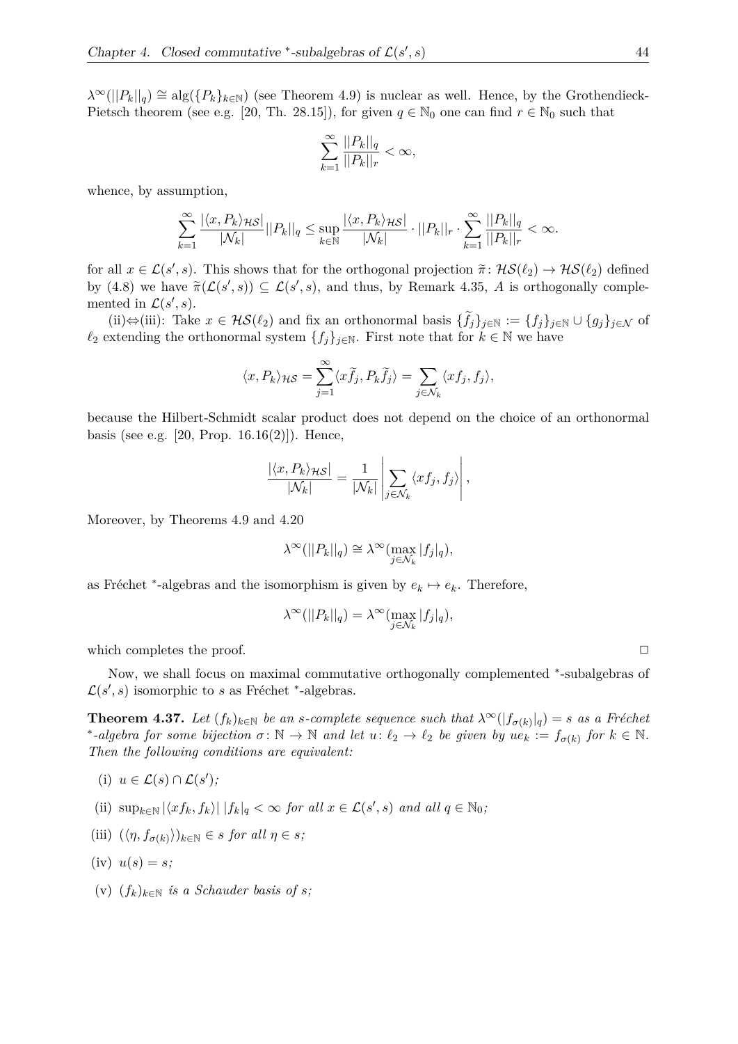$\lambda^\infty(||P_k||_q) \cong \mathrm{alg}(\{P_k\}_{k\in\mathbb{N}})$ (see Theorem 4.9) is nuclear as well. Hence, by the Grothendieck-Pietsch theorem (see e.g. [20, Th. 28.15]), for given $q \in \mathbb{N}_0$ one can find $r \in \mathbb{N}_0$ such that

$$\sum_{k=1}^{\infty} \frac{||P_k||_q}{||P_k||_r} < \infty,$$

whence, by assumption,

$$\sum_{k=1}^{\infty} \frac{|\langle x, P_k\rangle_{\mathcal{HS}}|}{|\mathcal{N}_k|} ||P_k||_q \leq \sup_{k\in\mathbb{N}} \frac{|\langle x, P_k\rangle_{\mathcal{HS}}|}{|\mathcal{N}_k|} \cdot ||P_k||_r \cdot \sum_{k=1}^{\infty} \frac{||P_k||_q}{||P_k||_r} < \infty.$$

for all $x \in \mathcal{L}(s', s)$. This shows that for the orthogonal projection $\widetilde{\pi}\colon \mathcal{HS}(\ell_2) \to \mathcal{HS}(\ell_2)$ defined by (4.8) we have $\widetilde{\pi}(\mathcal{L}(s', s)) \subseteq \mathcal{L}(s', s)$, and thus, by Remark 4.35, $A$ is orthogonally complemented in $\mathcal{L}(s', s)$.

(ii)⇔(iii): Take $x \in \mathcal{HS}(\ell_2)$ and fix an orthonormal basis $\{\widetilde{f}_j\}_{j\in\mathbb{N}} := \{f_j\}_{j\in\mathbb{N}} \cup \{g_j\}_{j\in\mathcal{N}}$ of $\ell_2$ extending the orthonormal system $\{f_j\}_{j\in\mathbb{N}}$. First note that for $k \in \mathbb{N}$ we have

$$\langle x, P_k\rangle_{\mathcal{HS}} = \sum_{j=1}^{\infty} \langle x\widetilde{f}_j, P_k\widetilde{f}_j\rangle = \sum_{j\in\mathcal{N}_k} \langle xf_j, f_j\rangle,$$

because the Hilbert-Schmidt scalar product does not depend on the choice of an orthonormal basis (see e.g. [20, Prop. 16.16(2)]). Hence,

$$\frac{|\langle x, P_k\rangle_{\mathcal{HS}}|}{|\mathcal{N}_k|} = \frac{1}{|\mathcal{N}_k|}\left|\sum_{j\in\mathcal{N}_k} \langle xf_j, f_j\rangle\right|,$$

Moreover, by Theorems 4.9 and 4.20

$$\lambda^\infty(||P_k||_q) \cong \lambda^\infty(\max_{j\in\mathcal{N}_k} |f_j|_q),$$

as Fréchet $^*$-algebras and the isomorphism is given by $e_k \mapsto e_k$. Therefore,

$$\lambda^\infty(||P_k||_q) = \lambda^\infty(\max_{j\in\mathcal{N}_k} |f_j|_q),$$

which completes the proof. □

Now, we shall focus on maximal commutative orthogonally complemented $^*$-subalgebras of $\mathcal{L}(s', s)$ isomorphic to $s$ as Fréchet $^*$-algebras.

**Theorem 4.37.** *Let $(f_k)_{k\in\mathbb{N}}$ be an $s$-complete sequence such that $\lambda^\infty(|f_{\sigma(k)}|_q) = s$ as a Fréchet $^*$-algebra for some bijection $\sigma\colon \mathbb{N} \to \mathbb{N}$ and let $u\colon \ell_2 \to \ell_2$ be given by $ue_k := f_{\sigma(k)}$ for $k \in \mathbb{N}$. Then the following conditions are equivalent:*

- (i) *$u \in \mathcal{L}(s) \cap \mathcal{L}(s')$;*
- (ii) *$\sup_{k\in\mathbb{N}} |\langle xf_k, f_k\rangle|\, |f_k|_q < \infty$ for all $x \in \mathcal{L}(s', s)$ and all $q \in \mathbb{N}_0$;*
- (iii) *$(\langle \eta, f_{\sigma(k)}\rangle)_{k\in\mathbb{N}} \in s$ for all $\eta \in s$;*
- (iv) *$u(s) = s$;*
- (v) *$(f_k)_{k\in\mathbb{N}}$ is a Schauder basis of $s$;*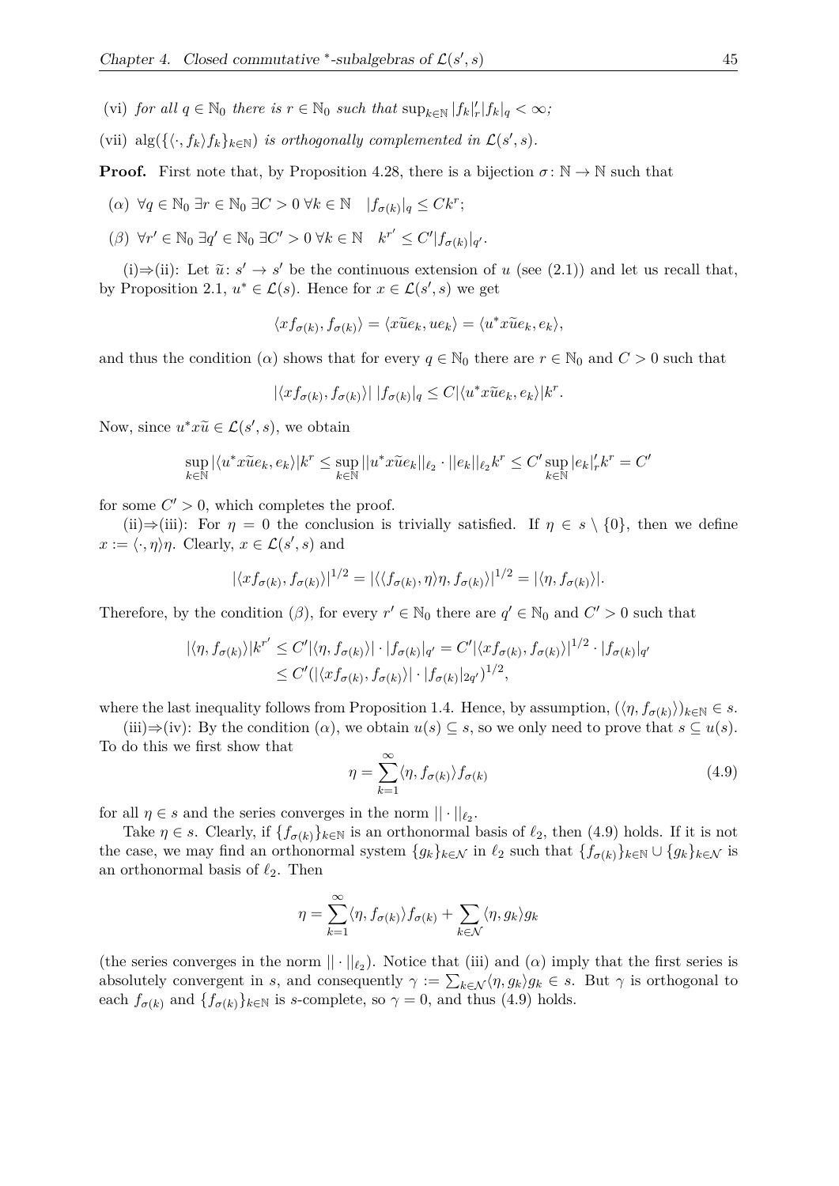(vi) *for all* $q \in \mathbb{N}_0$ *there is* $r \in \mathbb{N}_0$ *such that* $\sup_{k\in\mathbb{N}} |f_k|'_r |f_k|_q < \infty$*;*

(vii) $\operatorname{alg}(\{\langle\cdot, f_k\rangle f_k\}_{k\in\mathbb{N}})$ *is orthogonally complemented in* $\mathcal{L}(s', s)$*.*

**Proof.** First note that, by Proposition 4.28, there is a bijection $\sigma\colon \mathbb{N} \to \mathbb{N}$ such that

($\alpha$) $\forall q \in \mathbb{N}_0\ \exists r \in \mathbb{N}_0\ \exists C > 0\ \forall k \in \mathbb{N} \quad |f_{\sigma(k)}|_q \leq Ck^r$;

($\beta$) $\forall r' \in \mathbb{N}_0\ \exists q' \in \mathbb{N}_0\ \exists C' > 0\ \forall k \in \mathbb{N} \quad k^{r'} \leq C'|f_{\sigma(k)}|_{q'}$.

(i)$\Rightarrow$(ii): Let $\widetilde{u}\colon s' \to s'$ be the continuous extension of $u$ (see (2.1)) and let us recall that, by Proposition 2.1, $u^* \in \mathcal{L}(s)$. Hence for $x \in \mathcal{L}(s', s)$ we get

$$\langle xf_{\sigma(k)}, f_{\sigma(k)}\rangle = \langle x\widetilde{u}e_k, ue_k\rangle = \langle u^*x\widetilde{u}e_k, e_k\rangle,$$

and thus the condition ($\alpha$) shows that for every $q \in \mathbb{N}_0$ there are $r \in \mathbb{N}_0$ and $C > 0$ such that

$$|\langle xf_{\sigma(k)}, f_{\sigma(k)}\rangle|\ |f_{\sigma(k)}|_q \leq C|\langle u^*x\widetilde{u}e_k, e_k\rangle|k^r.$$

Now, since $u^*x\widetilde{u} \in \mathcal{L}(s', s)$, we obtain

$$\sup_{k\in\mathbb{N}} |\langle u^*x\widetilde{u}e_k, e_k\rangle|k^r \leq \sup_{k\in\mathbb{N}} ||u^*x\widetilde{u}e_k||_{\ell_2} \cdot ||e_k||_{\ell_2} k^r \leq C' \sup_{k\in\mathbb{N}} |e_k|'_r k^r = C'$$

for some $C' > 0$, which completes the proof.

(ii)$\Rightarrow$(iii): For $\eta = 0$ the conclusion is trivially satisfied. If $\eta \in s \setminus \{0\}$, then we define $x := \langle\cdot, \eta\rangle\eta$. Clearly, $x \in \mathcal{L}(s', s)$ and

$$|\langle xf_{\sigma(k)}, f_{\sigma(k)}\rangle|^{1/2} = |\langle\langle f_{\sigma(k)}, \eta\rangle\eta, f_{\sigma(k)}\rangle|^{1/2} = |\langle \eta, f_{\sigma(k)}\rangle|.$$

Therefore, by the condition ($\beta$), for every $r' \in \mathbb{N}_0$ there are $q' \in \mathbb{N}_0$ and $C' > 0$ such that

$$\begin{aligned}
|\langle \eta, f_{\sigma(k)}\rangle|k^{r'} &\leq C'|\langle \eta, f_{\sigma(k)}\rangle| \cdot |f_{\sigma(k)}|_{q'} = C'|\langle xf_{\sigma(k)}, f_{\sigma(k)}\rangle|^{1/2} \cdot |f_{\sigma(k)}|_{q'} \\
&\leq C'(|\langle xf_{\sigma(k)}, f_{\sigma(k)}\rangle| \cdot |f_{\sigma(k)}|_{2q'})^{1/2},
\end{aligned}$$

where the last inequality follows from Proposition 1.4. Hence, by assumption, $(\langle \eta, f_{\sigma(k)}\rangle)_{k\in\mathbb{N}} \in s$.

(iii)$\Rightarrow$(iv): By the condition ($\alpha$), we obtain $u(s) \subseteq s$, so we only need to prove that $s \subseteq u(s)$. To do this we first show that

$$\eta = \sum_{k=1}^{\infty} \langle \eta, f_{\sigma(k)}\rangle f_{\sigma(k)} \tag{4.9}$$

for all $\eta \in s$ and the series converges in the norm $||\cdot||_{\ell_2}$.

Take $\eta \in s$. Clearly, if $\{f_{\sigma(k)}\}_{k\in\mathbb{N}}$ is an orthonormal basis of $\ell_2$, then (4.9) holds. If it is not the case, we may find an orthonormal system $\{g_k\}_{k\in\mathcal{N}}$ in $\ell_2$ such that $\{f_{\sigma(k)}\}_{k\in\mathbb{N}} \cup \{g_k\}_{k\in\mathcal{N}}$ is an orthonormal basis of $\ell_2$. Then

$$\eta = \sum_{k=1}^{\infty} \langle \eta, f_{\sigma(k)}\rangle f_{\sigma(k)} + \sum_{k\in\mathcal{N}} \langle \eta, g_k\rangle g_k$$

(the series converges in the norm $||\cdot||_{\ell_2}$). Notice that (iii) and ($\alpha$) imply that the first series is absolutely convergent in $s$, and consequently $\gamma := \sum_{k\in\mathcal{N}} \langle \eta, g_k\rangle g_k \in s$. But $\gamma$ is orthogonal to each $f_{\sigma(k)}$ and $\{f_{\sigma(k)}\}_{k\in\mathbb{N}}$ is $s$-complete, so $\gamma = 0$, and thus (4.9) holds.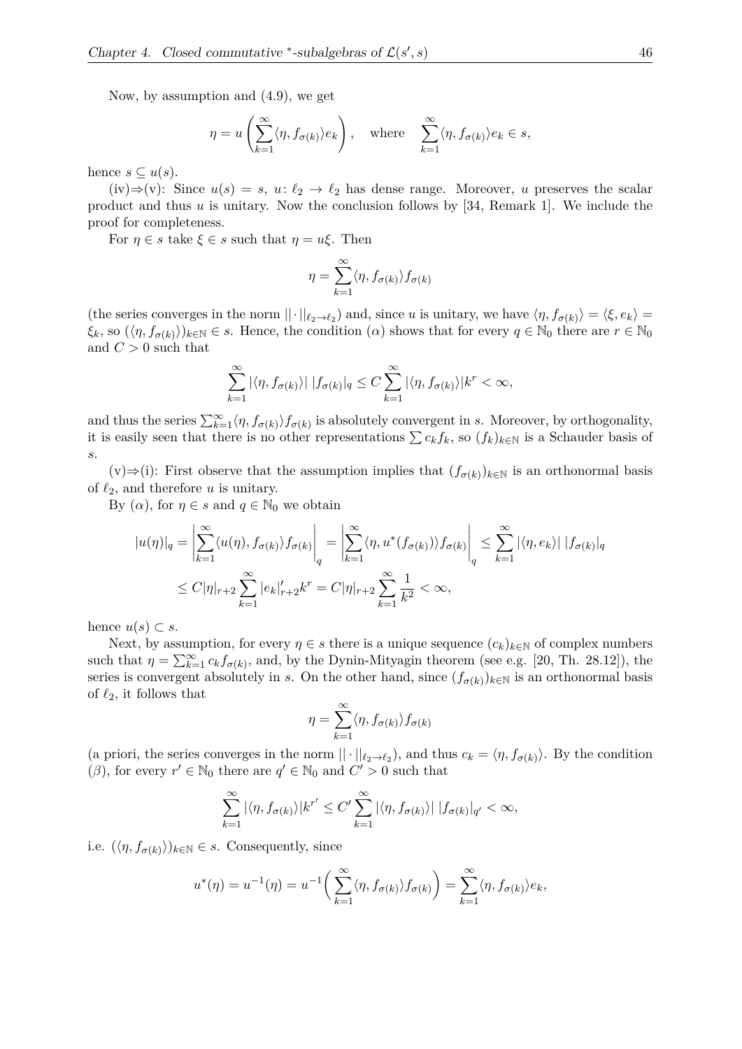Now, by assumption and (4.9), we get

$$\eta = u\left(\sum_{k=1}^{\infty}\langle \eta, f_{\sigma(k)}\rangle e_k\right), \quad \text{where} \quad \sum_{k=1}^{\infty}\langle \eta, f_{\sigma(k)}\rangle e_k \in s,$$

hence $s \subseteq u(s)$.

(iv)⇒(v): Since $u(s) = s$, $u\colon \ell_2 \to \ell_2$ has dense range. Moreover, $u$ preserves the scalar product and thus $u$ is unitary. Now the conclusion follows by [34, Remark 1]. We include the proof for completeness.

For $\eta \in s$ take $\xi \in s$ such that $\eta = u\xi$. Then

$$\eta = \sum_{k=1}^{\infty}\langle \eta, f_{\sigma(k)}\rangle f_{\sigma(k)}$$

(the series converges in the norm $||\cdot||_{\ell_2\to\ell_2}$) and, since $u$ is unitary, we have $\langle \eta, f_{\sigma(k)}\rangle = \langle \xi, e_k\rangle = \xi_k$, so $(\langle \eta, f_{\sigma(k)}\rangle)_{k\in\mathbb{N}} \in s$. Hence, the condition $(\alpha)$ shows that for every $q \in \mathbb{N}_0$ there are $r \in \mathbb{N}_0$ and $C > 0$ such that

$$\sum_{k=1}^{\infty}|\langle \eta, f_{\sigma(k)}\rangle|\,|f_{\sigma(k)}|_q \le C\sum_{k=1}^{\infty}|\langle \eta, f_{\sigma(k)}\rangle|k^r < \infty,$$

and thus the series $\sum_{k=1}^{\infty}\langle \eta, f_{\sigma(k)}\rangle f_{\sigma(k)}$ is absolutely convergent in $s$. Moreover, by orthogonality, it is easily seen that there is no other representations $\sum c_k f_k$, so $(f_k)_{k\in\mathbb{N}}$ is a Schauder basis of $s$.

(v)⇒(i): First observe that the assumption implies that $(f_{\sigma(k)})_{k\in\mathbb{N}}$ is an orthonormal basis of $\ell_2$, and therefore $u$ is unitary.

By $(\alpha)$, for $\eta \in s$ and $q \in \mathbb{N}_0$ we obtain

$$\begin{aligned}
|u(\eta)|_q &= \left|\sum_{k=1}^{\infty}\langle u(\eta), f_{\sigma(k)}\rangle f_{\sigma(k)}\right|_q = \left|\sum_{k=1}^{\infty}\langle \eta, u^*(f_{\sigma(k)})\rangle f_{\sigma(k)}\right|_q \le \sum_{k=1}^{\infty}|\langle \eta, e_k\rangle|\,|f_{\sigma(k)}|_q \\
&\le C|\eta|_{r+2}\sum_{k=1}^{\infty}|e_k|'_{r+2}k^r = C|\eta|_{r+2}\sum_{k=1}^{\infty}\frac{1}{k^2} < \infty,
\end{aligned}$$

hence $u(s) \subset s$.

Next, by assumption, for every $\eta \in s$ there is a unique sequence $(c_k)_{k\in\mathbb{N}}$ of complex numbers such that $\eta = \sum_{k=1}^{\infty} c_k f_{\sigma(k)}$, and, by the Dynin-Mityagin theorem (see e.g. [20, Th. 28.12]), the series is convergent absolutely in $s$. On the other hand, since $(f_{\sigma(k)})_{k\in\mathbb{N}}$ is an orthonormal basis of $\ell_2$, it follows that

$$\eta = \sum_{k=1}^{\infty}\langle \eta, f_{\sigma(k)}\rangle f_{\sigma(k)}$$

(a priori, the series converges in the norm $||\cdot||_{\ell_2\to\ell_2}$), and thus $c_k = \langle \eta, f_{\sigma(k)}\rangle$. By the condition $(\beta)$, for every $r' \in \mathbb{N}_0$ there are $q' \in \mathbb{N}_0$ and $C' > 0$ such that

$$\sum_{k=1}^{\infty}|\langle \eta, f_{\sigma(k)}\rangle|k^{r'} \le C'\sum_{k=1}^{\infty}|\langle \eta, f_{\sigma(k)}\rangle|\,|f_{\sigma(k)}|_{q'} < \infty,$$

i.e. $(\langle \eta, f_{\sigma(k)}\rangle)_{k\in\mathbb{N}} \in s$. Consequently, since

$$u^*(\eta) = u^{-1}(\eta) = u^{-1}\Big(\sum_{k=1}^{\infty}\langle \eta, f_{\sigma(k)}\rangle f_{\sigma(k)}\Big) = \sum_{k=1}^{\infty}\langle \eta, f_{\sigma(k)}\rangle e_k,$$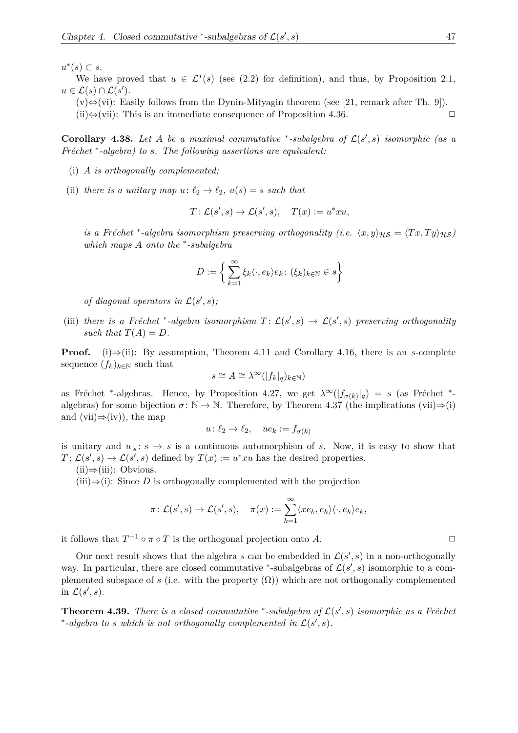$u^*(s) \subset s$.

We have proved that $u \in \mathcal{L}^*(s)$ (see (2.2) for definition), and thus, by Proposition 2.1, $u \in \mathcal{L}(s) \cap \mathcal{L}(s')$.

(v)⇔(vi): Easily follows from the Dynin-Mityagin theorem (see [21, remark after Th. 9]).

(ii)⇔(vii): This is an immediate consequence of Proposition 4.36. ◻

**Corollary 4.38.** *Let $A$ be a maximal commutative $^*$-subalgebra of $\mathcal{L}(s', s)$ isomorphic (as a Fréchet $^*$-algebra) to $s$. The following assertions are equivalent:*

- (i) *$A$ is orthogonally complemented;*
- (ii) *there is a unitary map $u\colon \ell_2 \to \ell_2$, $u(s) = s$ such that*

$$T\colon \mathcal{L}(s', s) \to \mathcal{L}(s', s), \quad T(x) := u^* x u,$$

*is a Fréchet $^*$-algebra isomorphism preserving orthogonality (i.e. $\langle x, y\rangle_{\mathcal{HS}} = \langle Tx, Ty\rangle_{\mathcal{HS}}$) which maps $A$ onto the $^*$-subalgebra*

$$D := \Big\{ \sum_{k=1}^{\infty} \xi_k \langle \cdot, e_k\rangle e_k \colon (\xi_k)_{k\in\mathbb{N}} \in s \Big\}$$

*of diagonal operators in $\mathcal{L}(s', s)$;*

- (iii) *there is a Fréchet $^*$-algebra isomorphism $T\colon \mathcal{L}(s', s) \to \mathcal{L}(s', s)$ preserving orthogonality such that $T(A) = D$.*

**Proof.** (i)⇒(ii): By assumption, Theorem 4.11 and Corollary 4.16, there is an $s$-complete sequence $(f_k)_{k\in\mathbb{N}}$ such that

$$s \cong A \cong \lambda^\infty(|f_k|_q)_{k\in\mathbb{N}})$$

as Fréchet $^*$-algebras. Hence, by Proposition 4.27, we get $\lambda^\infty(|f_{\sigma(k)}|_q) = s$ (as Fréchet $^*$-algebras) for some bijection $\sigma\colon \mathbb{N} \to \mathbb{N}$. Therefore, by Theorem 4.37 (the implications (vii)⇒(i) and (vii)⇒(iv)), the map

$$u\colon \ell_2 \to \ell_2, \quad ue_k := f_{\sigma(k)}$$

is unitary and $u_{|s}\colon s \to s$ is a continuous automorphism of $s$. Now, it is easy to show that $T\colon \mathcal{L}(s', s) \to \mathcal{L}(s', s)$ defined by $T(x) := u^* x u$ has the desired properties.

(ii)⇒(iii): Obvious.

(iii)⇒(i): Since $D$ is orthogonally complemented with the projection

$$\pi\colon \mathcal{L}(s', s) \to \mathcal{L}(s', s), \quad \pi(x) := \sum_{k=1}^{\infty} \langle xe_k, e_k\rangle \langle \cdot, e_k\rangle e_k,$$

it follows that $T^{-1} \circ \pi \circ T$ is the orthogonal projection onto $A$. ◻

Our next result shows that the algebra $s$ can be embedded in $\mathcal{L}(s', s)$ in a non-orthogonally way. In particular, there are closed commutative $^*$-subalgebras of $\mathcal{L}(s', s)$ isomorphic to a complemented subspace of $s$ (i.e. with the property $(\Omega)$) which are not orthogonally complemented in $\mathcal{L}(s', s)$.

**Theorem 4.39.** *There is a closed commutative $^*$-subalgebra of $\mathcal{L}(s', s)$ isomorphic as a Fréchet $^*$-algebra to $s$ which is not orthogonally complemented in $\mathcal{L}(s', s)$.*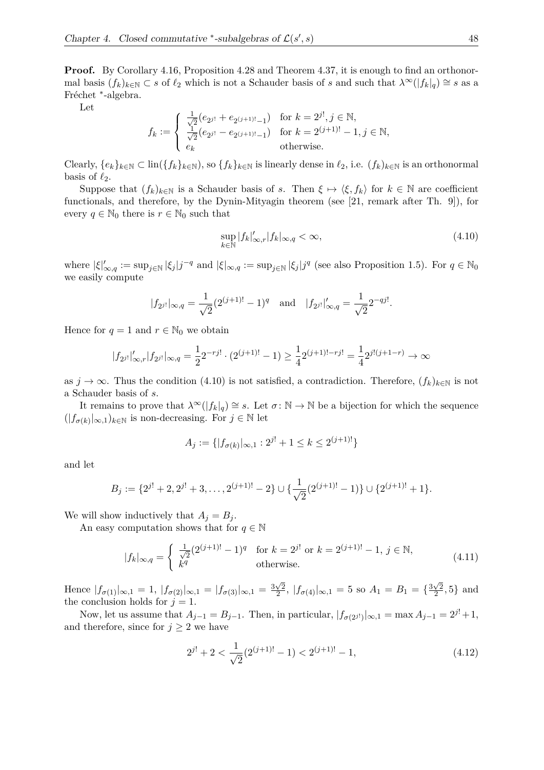**Proof.** By Corollary 4.16, Proposition 4.28 and Theorem 4.37, it is enough to find an orthonormal basis $(f_k)_{k\in\mathbb{N}} \subset s$ of $\ell_2$ which is not a Schauder basis of $s$ and such that $\lambda^\infty(|f_k|_q) \cong s$ as a Fréchet $^*$-algebra.

Let

$$f_k := \begin{cases} \frac{1}{\sqrt{2}}(e_{2^{j!}} + e_{2^{(j+1)!}-1}) & \text{for } k = 2^{j!}, j \in \mathbb{N}, \\ \frac{1}{\sqrt{2}}(e_{2^{j!}} - e_{2^{(j+1)!}-1}) & \text{for } k = 2^{(j+1)!}-1, j \in \mathbb{N}, \\ e_k & \text{otherwise.} \end{cases}$$

Clearly, $\{e_k\}_{k\in\mathbb{N}} \subset \operatorname{lin}(\{f_k\}_{k\in\mathbb{N}})$, so $\{f_k\}_{k\in\mathbb{N}}$ is linearly dense in $\ell_2$, i.e. $(f_k)_{k\in\mathbb{N}}$ is an orthonormal basis of $\ell_2$.

Suppose that $(f_k)_{k\in\mathbb{N}}$ is a Schauder basis of $s$. Then $\xi \mapsto \langle \xi, f_k\rangle$ for $k \in \mathbb{N}$ are coefficient functionals, and therefore, by the Dynin-Mityagin theorem (see [21, remark after Th. 9]), for every $q \in \mathbb{N}_0$ there is $r \in \mathbb{N}_0$ such that

$$\sup_{k\in\mathbb{N}} |f_k|'_{\infty,r} |f_k|_{\infty,q} < \infty, \tag{4.10}$$

where $|\xi|'_{\infty,q} := \sup_{j\in\mathbb{N}} |\xi_j| j^{-q}$ and $|\xi|_{\infty,q} := \sup_{j\in\mathbb{N}} |\xi_j| j^q$ (see also Proposition 1.5). For $q \in \mathbb{N}_0$ we easily compute

$$|f_{2^{j!}}|_{\infty,q} = \frac{1}{\sqrt{2}}(2^{(j+1)!}-1)^q \quad \text{and} \quad |f_{2^{j!}}|'_{\infty,q} = \frac{1}{\sqrt{2}} 2^{-qj!}.$$

Hence for $q = 1$ and $r \in \mathbb{N}_0$ we obtain

$$|f_{2^{j!}}|'_{\infty,r} |f_{2^{j!}}|_{\infty,q} = \frac{1}{2} 2^{-rj!} \cdot (2^{(j+1)!}-1) \geq \frac{1}{4} 2^{(j+1)!-rj!} = \frac{1}{4} 2^{j!(j+1-r)} \to \infty$$

as $j \to \infty$. Thus the condition (4.10) is not satisfied, a contradiction. Therefore, $(f_k)_{k\in\mathbb{N}}$ is not a Schauder basis of $s$.

It remains to prove that $\lambda^\infty(|f_k|_q) \cong s$. Let $\sigma\colon \mathbb{N} \to \mathbb{N}$ be a bijection for which the sequence $(|f_{\sigma(k)}|_{\infty,1})_{k\in\mathbb{N}}$ is non-decreasing. For $j \in \mathbb{N}$ let

$$A_j := \{|f_{\sigma(k)}|_{\infty,1} : 2^{j!}+1 \leq k \leq 2^{(j+1)!}\}$$

and let

$$B_j := \{2^{j!}+2, 2^{j!}+3, \ldots, 2^{(j+1)!}-2\} \cup \{\frac{1}{\sqrt{2}}(2^{(j+1)!}-1)\} \cup \{2^{(j+1)!}+1\}.$$

We will show inductively that $A_j = B_j$.

An easy computation shows that for $q \in \mathbb{N}$

$$|f_k|_{\infty,q} = \begin{cases} \frac{1}{\sqrt{2}}(2^{(j+1)!}-1)^q & \text{for } k = 2^{j!} \text{ or } k = 2^{(j+1)!}-1,\ j \in \mathbb{N}, \\ k^q & \text{otherwise.} \end{cases} \tag{4.11}$$

Hence $|f_{\sigma(1)}|_{\infty,1} = 1$, $|f_{\sigma(2)}|_{\infty,1} = |f_{\sigma(3)}|_{\infty,1} = \frac{3\sqrt{2}}{2}$, $|f_{\sigma(4)}|_{\infty,1} = 5$ so $A_1 = B_1 = \{\frac{3\sqrt{2}}{2}, 5\}$ and the conclusion holds for $j = 1$.

Now, let us assume that $A_{j-1} = B_{j-1}$. Then, in particular, $|f_{\sigma(2^{j!})}|_{\infty,1} = \max A_{j-1} = 2^{j!}+1$, and therefore, since for $j \geq 2$ we have

$$2^{j!} + 2 < \frac{1}{\sqrt{2}}(2^{(j+1)!}-1) < 2^{(j+1)!}-1, \tag{4.12}$$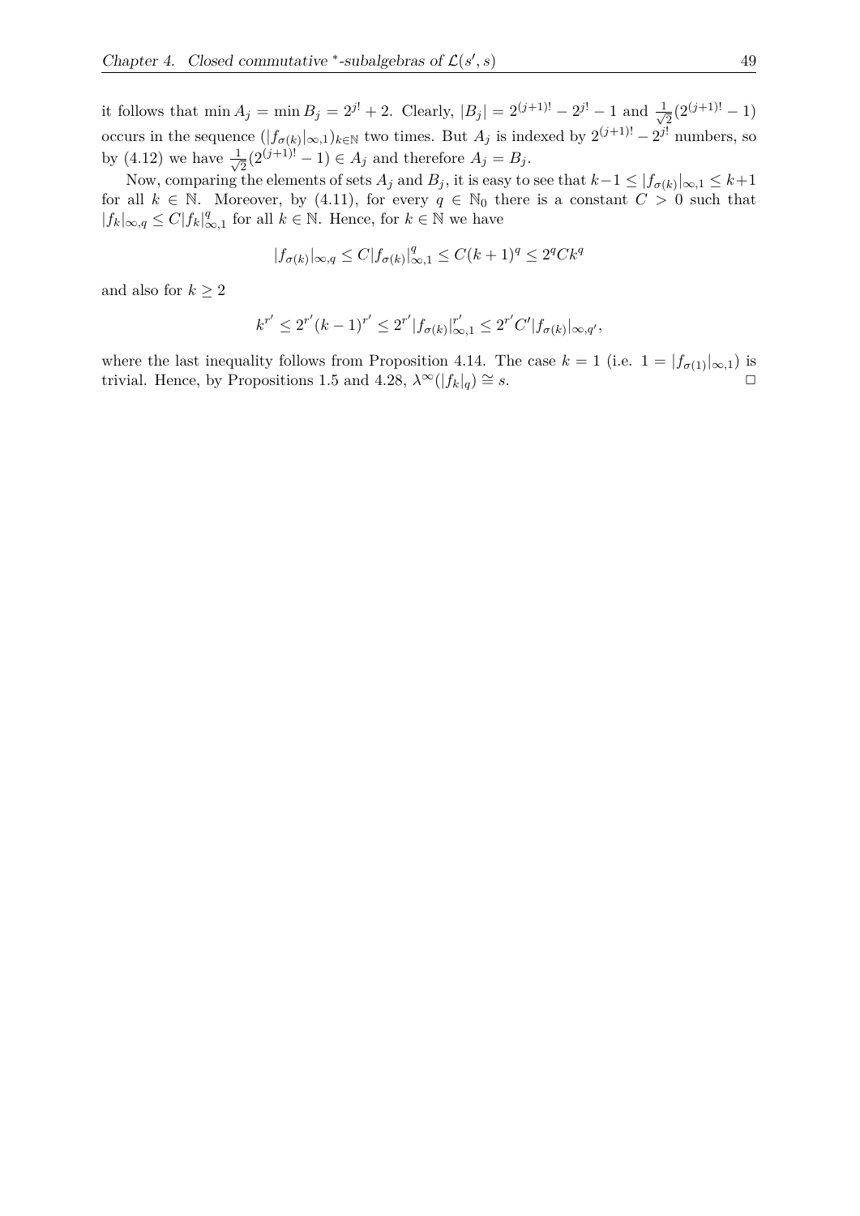it follows that $\min A_j = \min B_j = 2^{j!} + 2$. Clearly, $|B_j| = 2^{(j+1)!} - 2^{j!} - 1$ and $\frac{1}{\sqrt{2}}(2^{(j+1)!} - 1)$ occurs in the sequence $(|f_{\sigma(k)}|_{\infty,1})_{k\in\mathbb{N}}$ two times. But $A_j$ is indexed by $2^{(j+1)!} - 2^{j!}$ numbers, so by (4.12) we have $\frac{1}{\sqrt{2}}(2^{(j+1)!} - 1) \in A_j$ and therefore $A_j = B_j$.

Now, comparing the elements of sets $A_j$ and $B_j$, it is easy to see that $k-1 \leq |f_{\sigma(k)}|_{\infty,1} \leq k+1$ for all $k \in \mathbb{N}$. Moreover, by (4.11), for every $q \in \mathbb{N}_0$ there is a constant $C > 0$ such that $|f_k|_{\infty,q} \leq C|f_k|_{\infty,1}^q$ for all $k \in \mathbb{N}$. Hence, for $k \in \mathbb{N}$ we have

$$|f_{\sigma(k)}|_{\infty,q} \leq C|f_{\sigma(k)}|_{\infty,1}^q \leq C(k+1)^q \leq 2^q C k^q$$

and also for $k \geq 2$

$$k^{r'} \leq 2^{r'}(k-1)^{r'} \leq 2^{r'}|f_{\sigma(k)}|_{\infty,1}^{r'} \leq 2^{r'}C'|f_{\sigma(k)}|_{\infty,q'},$$

where the last inequality follows from Proposition 4.14. The case $k = 1$ (i.e. $1 = |f_{\sigma(1)}|_{\infty,1}$) is trivial. Hence, by Propositions 1.5 and 4.28, $\lambda^\infty(|f_k|_q) \cong s$. $\square$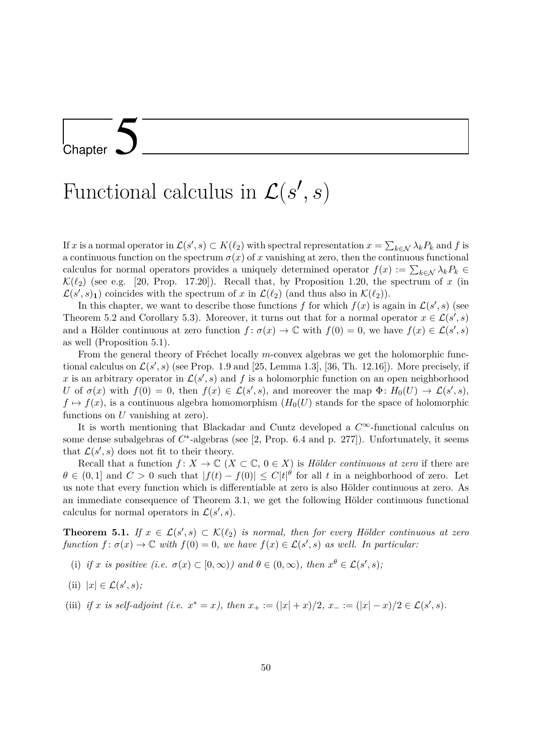# Chapter 5

# Functional calculus in $\mathcal{L}(s', s)$

If $x$ is a normal operator in $\mathcal{L}(s', s) \subset K(\ell_2)$ with spectral representation $x = \sum_{k\in\mathcal{N}} \lambda_k P_k$ and $f$ is a continuous function on the spectrum $\sigma(x)$ of $x$ vanishing at zero, then the continuous functional calculus for normal operators provides a uniquely determined operator $f(x) := \sum_{k\in\mathcal{N}} \lambda_k P_k \in \mathcal{K}(\ell_2)$ (see e.g. [20, Prop. 17.20]). Recall that, by Proposition 1.20, the spectrum of $x$ (in $\mathcal{L}(s', s)_{\mathbf{1}}$) coincides with the spectrum of $x$ in $\mathcal{L}(\ell_2)$ (and thus also in $\mathcal{K}(\ell_2)$).

In this chapter, we want to describe those functions $f$ for which $f(x)$ is again in $\mathcal{L}(s', s)$ (see Theorem 5.2 and Corollary 5.3). Moreover, it turns out that for a normal operator $x \in \mathcal{L}(s', s)$ and a Hölder continuous at zero function $f\colon \sigma(x) \to \mathbb{C}$ with $f(0) = 0$, we have $f(x) \in \mathcal{L}(s', s)$ as well (Proposition 5.1).

From the general theory of Fréchet locally $m$-convex algebras we get the holomorphic functional calculus on $\mathcal{L}(s', s)$ (see Prop. 1.9 and [25, Lemma 1.3], [36, Th. 12.16]). More precisely, if $x$ is an arbitrary operator in $\mathcal{L}(s', s)$ and $f$ is a holomorphic function on an open neighborhood $U$ of $\sigma(x)$ with $f(0) = 0$, then $f(x) \in \mathcal{L}(s', s)$, and moreover the map $\Phi\colon H_0(U) \to \mathcal{L}(s', s)$, $f \mapsto f(x)$, is a continuous algebra homomorphism ($H_0(U)$ stands for the space of holomorphic functions on $U$ vanishing at zero).

It is worth mentioning that Blackadar and Cuntz developed a $C^\infty$-functional calculus on some dense subalgebras of $C^*$-algebras (see [2, Prop. 6.4 and p. 277]). Unfortunately, it seems that $\mathcal{L}(s', s)$ does not fit to their theory.

Recall that a function $f\colon X \to \mathbb{C}$ ($X \subset \mathbb{C}$, $0 \in X$) is *Hölder continuous at zero* if there are $\theta \in (0, 1]$ and $C > 0$ such that $|f(t) - f(0)| \le C|t|^\theta$ for all $t$ in a neighborhood of zero. Let us note that every function which is differentiable at zero is also Hölder continuous at zero. As an immediate consequence of Theorem 3.1, we get the following Hölder continuous functional calculus for normal operators in $\mathcal{L}(s', s)$.

**Theorem 5.1.** *If $x \in \mathcal{L}(s', s) \subset \mathcal{K}(\ell_2)$ is normal, then for every Hölder continuous at zero function $f\colon \sigma(x) \to \mathbb{C}$ with $f(0) = 0$, we have $f(x) \in \mathcal{L}(s', s)$ as well. In particular:*

(i) *if $x$ is positive (i.e. $\sigma(x) \subset [0, \infty)$) and $\theta \in (0, \infty)$, then $x^\theta \in \mathcal{L}(s', s)$;*

(ii) *$|x| \in \mathcal{L}(s', s)$;*

(iii) *if $x$ is self-adjoint (i.e. $x^* = x$), then $x_+ := (|x| + x)/2$, $x_- := (|x| - x)/2 \in \mathcal{L}(s', s)$.*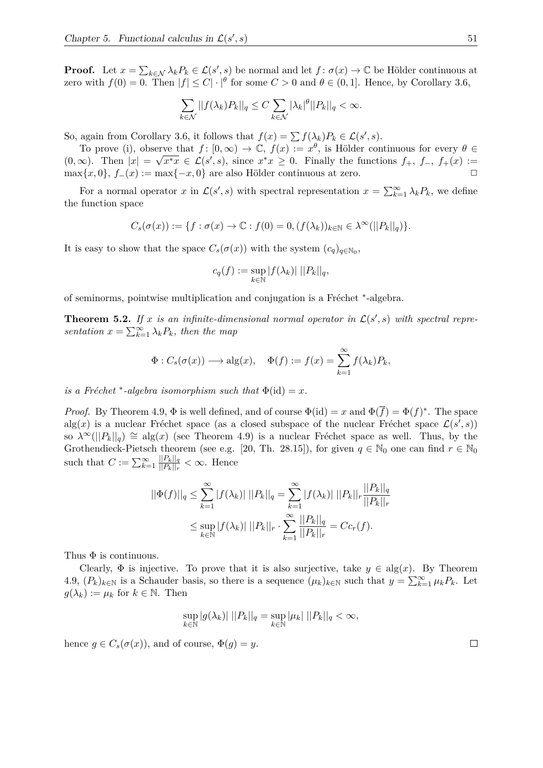**Proof.** Let $x = \sum_{k\in\mathcal{N}} \lambda_k P_k \in \mathcal{L}(s', s)$ be normal and let $f\colon \sigma(x) \to \mathbb{C}$ be Hölder continuous at zero with $f(0) = 0$. Then $|f| \leq C|\cdot|^\theta$ for some $C > 0$ and $\theta \in (0, 1]$. Hence, by Corollary 3.6,

$$\sum_{k\in\mathcal{N}} ||f(\lambda_k)P_k||_q \leq C \sum_{k\in\mathcal{N}} |\lambda_k|^\theta ||P_k||_q < \infty.$$

So, again from Corollary 3.6, it follows that $f(x) = \sum f(\lambda_k)P_k \in \mathcal{L}(s', s)$.

To prove (i), observe that $f\colon [0, \infty) \to \mathbb{C}$, $f(x) := x^\theta$, is Hölder continuous for every $\theta \in (0, \infty)$. Then $|x| = \sqrt{x^*x} \in \mathcal{L}(s', s)$, since $x^*x \geq 0$. Finally the functions $f_+$, $f_-$, $f_+(x) := \max\{x, 0\}$, $f_-(x) := \max\{-x, 0\}$ are also Hölder continuous at zero. $\square$

For a normal operator $x$ in $\mathcal{L}(s', s)$ with spectral representation $x = \sum_{k=1}^\infty \lambda_k P_k$, we define the function space

$$C_s(\sigma(x)) := \{f : \sigma(x) \to \mathbb{C} : f(0) = 0, (f(\lambda_k))_{k\in\mathbb{N}} \in \lambda^\infty(||P_k||_q)\}.$$

It is easy to show that the space $C_s(\sigma(x))$ with the system $(c_q)_{q\in\mathbb{N}_0}$,

$$c_q(f) := \sup_{k\in\mathbb{N}} |f(\lambda_k)|\; ||P_k||_q,$$

of seminorms, pointwise multiplication and conjugation is a Fréchet $^*$-algebra.

**Theorem 5.2.** *If $x$ is an infinite-dimensional normal operator in $\mathcal{L}(s', s)$ with spectral representation $x = \sum_{k=1}^\infty \lambda_k P_k$, then the map*

$$\Phi : C_s(\sigma(x)) \longrightarrow \operatorname{alg}(x), \quad \Phi(f) := f(x) = \sum_{k=1}^\infty f(\lambda_k)P_k,$$

*is a Fréchet $^*$-algebra isomorphism such that $\Phi(\mathrm{id}) = x$.*

*Proof.* By Theorem 4.9, $\Phi$ is well defined, and of course $\Phi(\mathrm{id}) = x$ and $\Phi(\overline{f}) = \Phi(f)^*$. The space $\operatorname{alg}(x)$ is a nuclear Fréchet space (as a closed subspace of the nuclear Fréchet space $\mathcal{L}(s', s)$) so $\lambda^\infty(||P_k||_q) \cong \operatorname{alg}(x)$ (see Theorem 4.9) is a nuclear Fréchet space as well. Thus, by the Grothendieck-Pietsch theorem (see e.g. [20, Th. 28.15]), for given $q \in \mathbb{N}_0$ one can find $r \in \mathbb{N}_0$ such that $C := \sum_{k=1}^\infty \frac{||P_k||_q}{||P_k||_r} < \infty$. Hence

$$\begin{aligned}
||\Phi(f)||_q &\leq \sum_{k=1}^\infty |f(\lambda_k)|\; ||P_k||_q = \sum_{k=1}^\infty |f(\lambda_k)|\; ||P_k||_r \frac{||P_k||_q}{||P_k||_r} \\
&\leq \sup_{k\in\mathbb{N}} |f(\lambda_k)|\; ||P_k||_r \cdot \sum_{k=1}^\infty \frac{||P_k||_q}{||P_k||_r} = Cc_r(f).
\end{aligned}$$

Thus $\Phi$ is continuous.

Clearly, $\Phi$ is injective. To prove that it is also surjective, take $y \in \operatorname{alg}(x)$. By Theorem 4.9, $(P_k)_{k\in\mathbb{N}}$ is a Schauder basis, so there is a sequence $(\mu_k)_{k\in\mathbb{N}}$ such that $y = \sum_{k=1}^\infty \mu_k P_k$. Let $g(\lambda_k) := \mu_k$ for $k \in \mathbb{N}$. Then

$$\sup_{k\in\mathbb{N}} |g(\lambda_k)|\; ||P_k||_q = \sup_{k\in\mathbb{N}} |\mu_k|\; ||P_k||_q < \infty,$$

hence $g \in C_s(\sigma(x))$, and of course, $\Phi(g) = y$. $\square$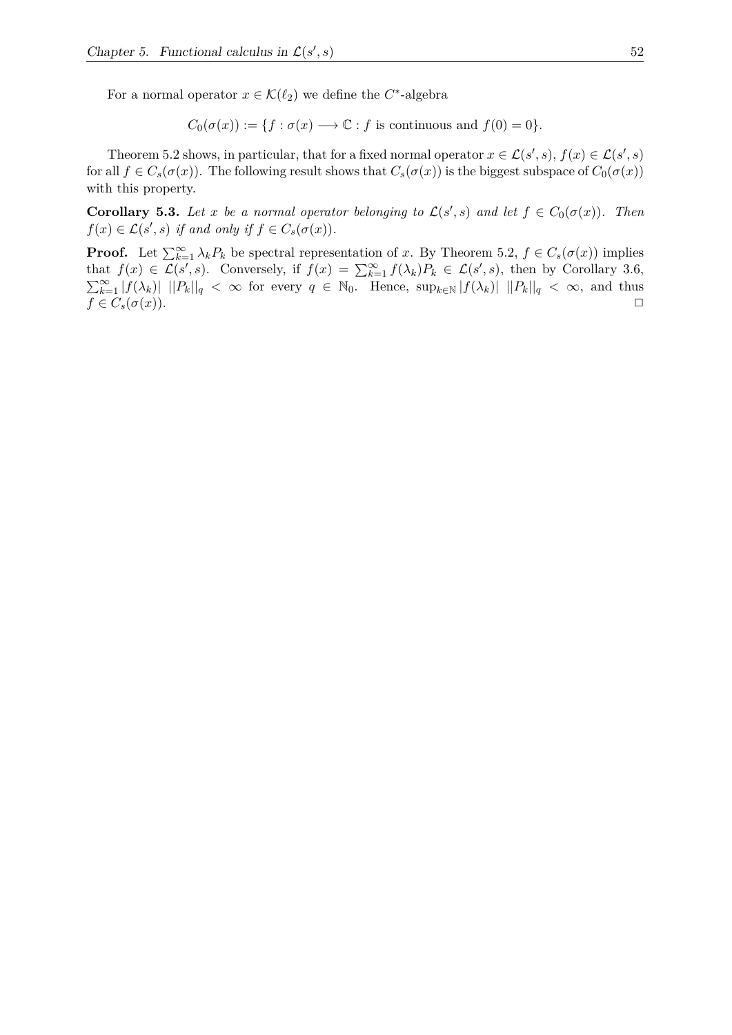For a normal operator $x \in \mathcal{K}(\ell_2)$ we define the $C^*$-algebra

$$C_0(\sigma(x)) := \{f : \sigma(x) \longrightarrow \mathbb{C} : f \text{ is continuous and } f(0) = 0\}.$$

Theorem 5.2 shows, in particular, that for a fixed normal operator $x \in \mathcal{L}(s', s)$, $f(x) \in \mathcal{L}(s', s)$ for all $f \in C_s(\sigma(x))$. The following result shows that $C_s(\sigma(x))$ is the biggest subspace of $C_0(\sigma(x))$ with this property.

**Corollary 5.3.** *Let $x$ be a normal operator belonging to $\mathcal{L}(s', s)$ and let $f \in C_0(\sigma(x))$. Then $f(x) \in \mathcal{L}(s', s)$ if and only if $f \in C_s(\sigma(x))$.*

**Proof.** Let $\sum_{k=1}^{\infty} \lambda_k P_k$ be spectral representation of $x$. By Theorem 5.2, $f \in C_s(\sigma(x))$ implies that $f(x) \in \mathcal{L}(s', s)$. Conversely, if $f(x) = \sum_{k=1}^{\infty} f(\lambda_k) P_k \in \mathcal{L}(s', s)$, then by Corollary 3.6, $\sum_{k=1}^{\infty} |f(\lambda_k)| \; ||P_k||_q < \infty$ for every $q \in \mathbb{N}_0$. Hence, $\sup_{k \in \mathbb{N}} |f(\lambda_k)| \; ||P_k||_q < \infty$, and thus $f \in C_s(\sigma(x))$. $\square$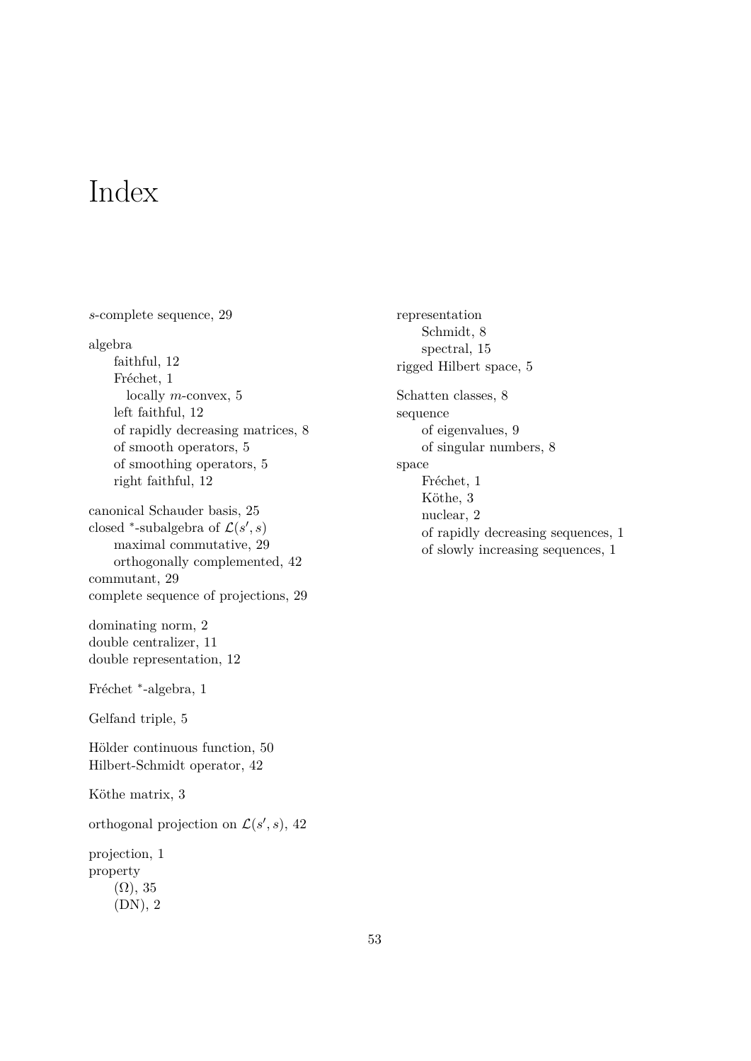# Index

$s$-complete sequence, 29

algebra
- faithful, 12
- Fréchet, 1
  - locally $m$-convex, 5
- left faithful, 12
- of rapidly decreasing matrices, 8
- of smooth operators, 5
- of smoothing operators, 5
- right faithful, 12

canonical Schauder basis, 25
closed $^*$-subalgebra of $\mathcal{L}(s', s)$
- maximal commutative, 29
- orthogonally complemented, 42

commutant, 29
complete sequence of projections, 29

dominating norm, 2
double centralizer, 11
double representation, 12

Fréchet $^*$-algebra, 1

Gelfand triple, 5

Hölder continuous function, 50
Hilbert-Schmidt operator, 42

Köthe matrix, 3

orthogonal projection on $\mathcal{L}(s', s)$, 42

projection, 1
property
- $(\Omega)$, 35
- (DN), 2

representation
- Schmidt, 8
- spectral, 15

rigged Hilbert space, 5

Schatten classes, 8
sequence
- of eigenvalues, 9
- of singular numbers, 8

space
- Fréchet, 1
- Köthe, 3
- nuclear, 2
- of rapidly decreasing sequences, 1
- of slowly increasing sequences, 1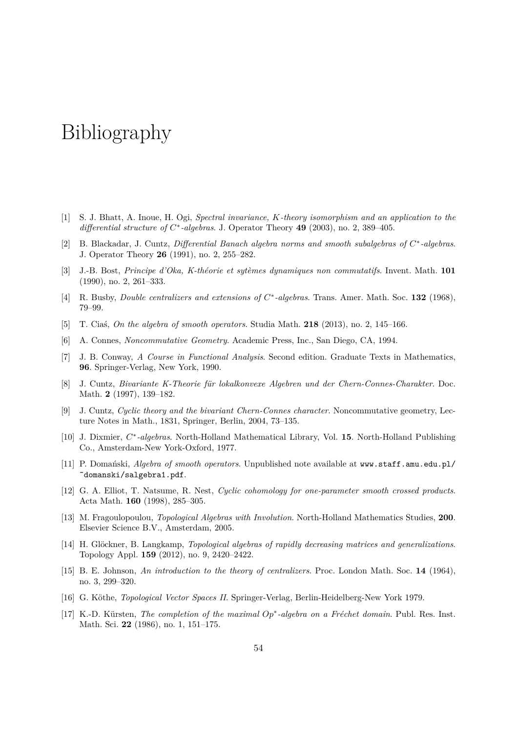# Bibliography

[1] S. J. Bhatt, A. Inoue, H. Ogi, *Spectral invariance, $K$-theory isomorphism and an application to the differential structure of $C^*$-algebras*. J. Operator Theory **49** (2003), no. 2, 389–405.

[2] B. Blackadar, J. Cuntz, *Differential Banach algebra norms and smooth subalgebras of $C^*$-algebras*. J. Operator Theory **26** (1991), no. 2, 255–282.

[3] J.-B. Bost, *Principe d'Oka, K-théorie et sytèmes dynamiques non commutatifs*. Invent. Math. **101** (1990), no. 2, 261–333.

[4] R. Busby, *Double centralizers and extensions of $C^*$-algebras*. Trans. Amer. Math. Soc. **132** (1968), 79–99.

[5] T. Ciaś, *On the algebra of smooth operators*. Studia Math. **218** (2013), no. 2, 145–166.

[6] A. Connes, *Noncommutative Geometry*. Academic Press, Inc., San Diego, CA, 1994.

[7] J. B. Conway, *A Course in Functional Analysis*. Second edition. Graduate Texts in Mathematics, **96**. Springer-Verlag, New York, 1990.

[8] J. Cuntz, *Bivariante K-Theorie für lokalkonvexe Algebren und der Chern-Connes-Charakter*. Doc. Math. **2** (1997), 139–182.

[9] J. Cuntz, *Cyclic theory and the bivariant Chern-Connes character*. Noncommutative geometry, Lecture Notes in Math., 1831, Springer, Berlin, 2004, 73–135.

[10] J. Dixmier, *$C^*$-algebras*. North-Holland Mathematical Library, Vol. **15**. North-Holland Publishing Co., Amsterdam-New York-Oxford, 1977.

[11] P. Domański, *Algebra of smooth operators*. Unpublished note available at `www.staff.amu.edu.pl/~domanski/salgebra1.pdf`.

[12] G. A. Elliot, T. Natsume, R. Nest, *Cyclic cohomology for one-parameter smooth crossed products*. Acta Math. **160** (1998), 285–305.

[13] M. Fragoulopoulou, *Topological Algebras with Involution*. North-Holland Mathematics Studies, **200**. Elsevier Science B.V., Amsterdam, 2005.

[14] H. Glöckner, B. Langkamp, *Topological algebras of rapidly decreasing matrices and generalizations*. Topology Appl. **159** (2012), no. 9, 2420–2422.

[15] B. E. Johnson, *An introduction to the theory of centralizers*. Proc. London Math. Soc. **14** (1964), no. 3, 299–320.

[16] G. Köthe, *Topological Vector Spaces II*. Springer-Verlag, Berlin-Heidelberg-New York 1979.

[17] K.-D. Kürsten, *The completion of the maximal $Op^*$-algebra on a Fréchet domain*. Publ. Res. Inst. Math. Sci. **22** (1986), no. 1, 151–175.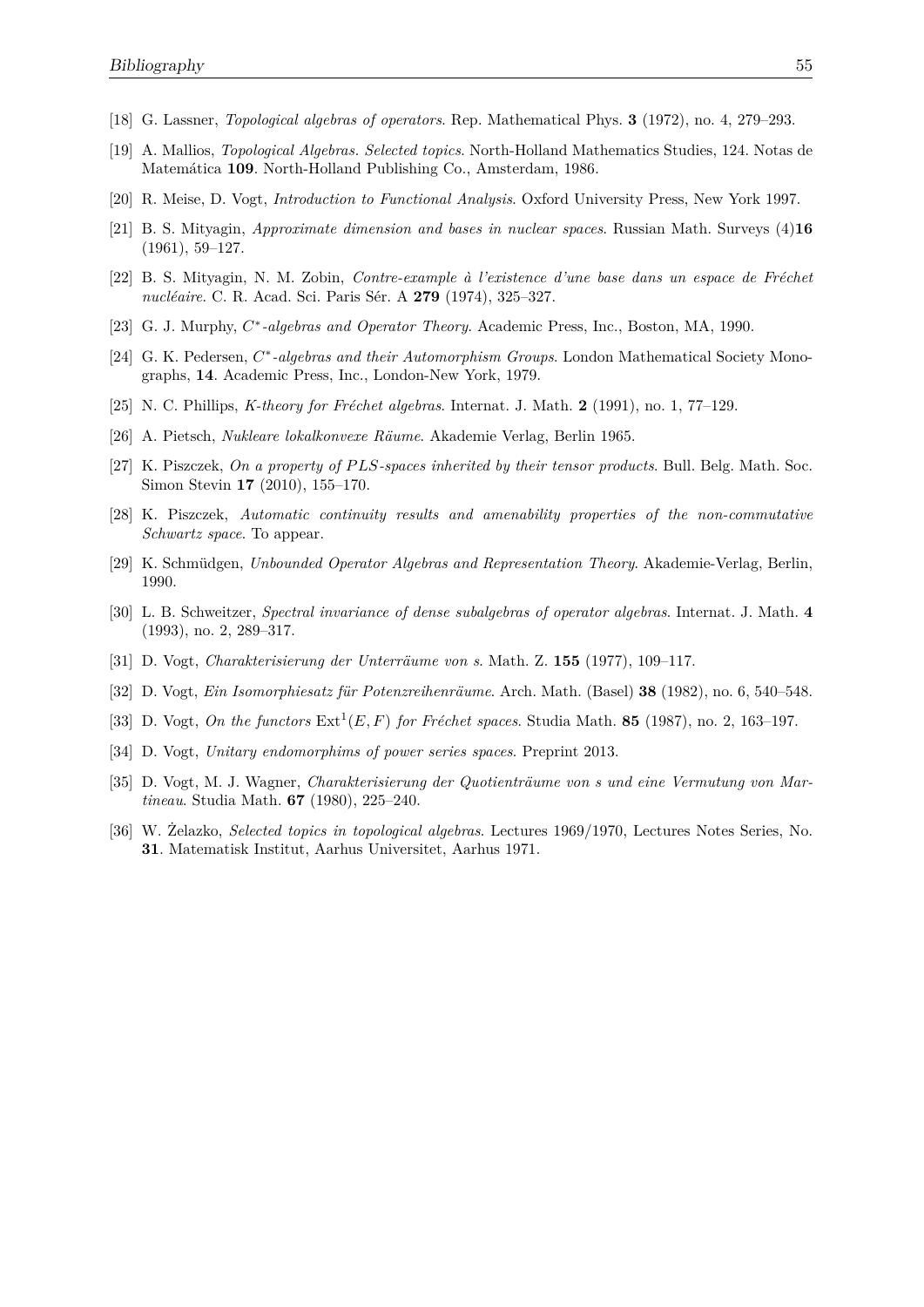[18] G. Lassner, *Topological algebras of operators*. Rep. Mathematical Phys. **3** (1972), no. 4, 279–293.

[19] A. Mallios, *Topological Algebras. Selected topics*. North-Holland Mathematics Studies, 124. Notas de Matemática **109**. North-Holland Publishing Co., Amsterdam, 1986.

[20] R. Meise, D. Vogt, *Introduction to Functional Analysis*. Oxford University Press, New York 1997.

[21] B. S. Mityagin, *Approximate dimension and bases in nuclear spaces*. Russian Math. Surveys (4)**16** (1961), 59–127.

[22] B. S. Mityagin, N. M. Zobin, *Contre-example à l'existence d'une base dans un espace de Fréchet nucléaire*. C. R. Acad. Sci. Paris Sér. A **279** (1974), 325–327.

[23] G. J. Murphy, *$C^*$-algebras and Operator Theory*. Academic Press, Inc., Boston, MA, 1990.

[24] G. K. Pedersen, *$C^*$-algebras and their Automorphism Groups*. London Mathematical Society Monographs, **14**. Academic Press, Inc., London-New York, 1979.

[25] N. C. Phillips, *K-theory for Fréchet algebras*. Internat. J. Math. **2** (1991), no. 1, 77–129.

[26] A. Pietsch, *Nukleare lokalkonvexe Räume*. Akademie Verlag, Berlin 1965.

[27] K. Piszczek, *On a property of $PLS$-spaces inherited by their tensor products*. Bull. Belg. Math. Soc. Simon Stevin **17** (2010), 155–170.

[28] K. Piszczek, *Automatic continuity results and amenability properties of the non-commutative Schwartz space*. To appear.

[29] K. Schmüdgen, *Unbounded Operator Algebras and Representation Theory*. Akademie-Verlag, Berlin, 1990.

[30] L. B. Schweitzer, *Spectral invariance of dense subalgebras of operator algebras*. Internat. J. Math. **4** (1993), no. 2, 289–317.

[31] D. Vogt, *Charakterisierung der Unterräume von s*. Math. Z. **155** (1977), 109–117.

[32] D. Vogt, *Ein Isomorphiesatz für Potenzreihenräume*. Arch. Math. (Basel) **38** (1982), no. 6, 540–548.

[33] D. Vogt, *On the functors* $\mathrm{Ext}^1(E, F)$ *for Fréchet spaces*. Studia Math. **85** (1987), no. 2, 163–197.

[34] D. Vogt, *Unitary endomorphims of power series spaces*. Preprint 2013.

[35] D. Vogt, M. J. Wagner, *Charakterisierung der Quotienträume von s und eine Vermutung von Martineau*. Studia Math. **67** (1980), 225–240.

[36] W. Żelazko, *Selected topics in topological algebras*. Lectures 1969/1970, Lectures Notes Series, No. **31**. Matematisk Institut, Aarhus Universitet, Aarhus 1971.